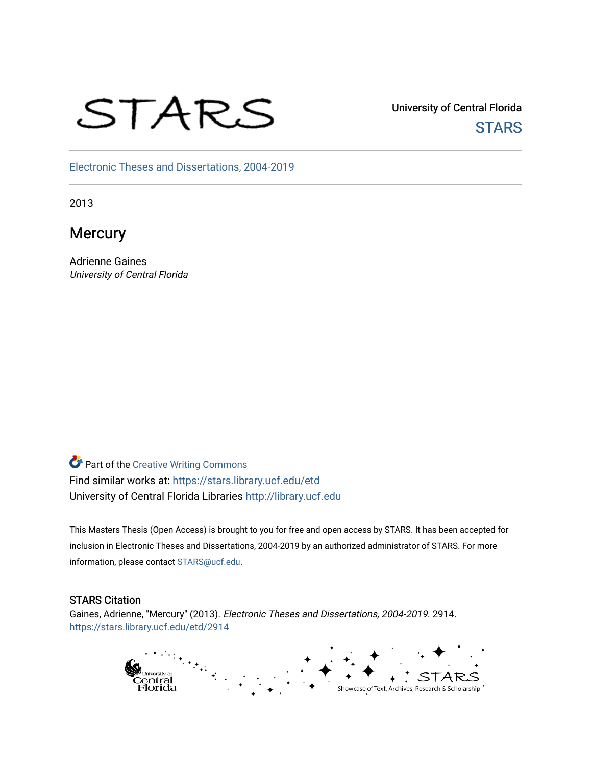STARS

University of Central Florida
STARS

Electronic Theses and Dissertations, 2004-2019

2013

# Mercury

Adrienne Gaines
*University of Central Florida*

Part of the Creative Writing Commons
Find similar works at: https://stars.library.ucf.edu/etd
University of Central Florida Libraries http://library.ucf.edu

This Masters Thesis (Open Access) is brought to you for free and open access by STARS. It has been accepted for inclusion in Electronic Theses and Dissertations, 2004-2019 by an authorized administrator of STARS. For more information, please contact STARS@ucf.edu.

## STARS Citation

Gaines, Adrienne, "Mercury" (2013). *Electronic Theses and Dissertations, 2004-2019*. 2914.
https://stars.library.ucf.edu/etd/2914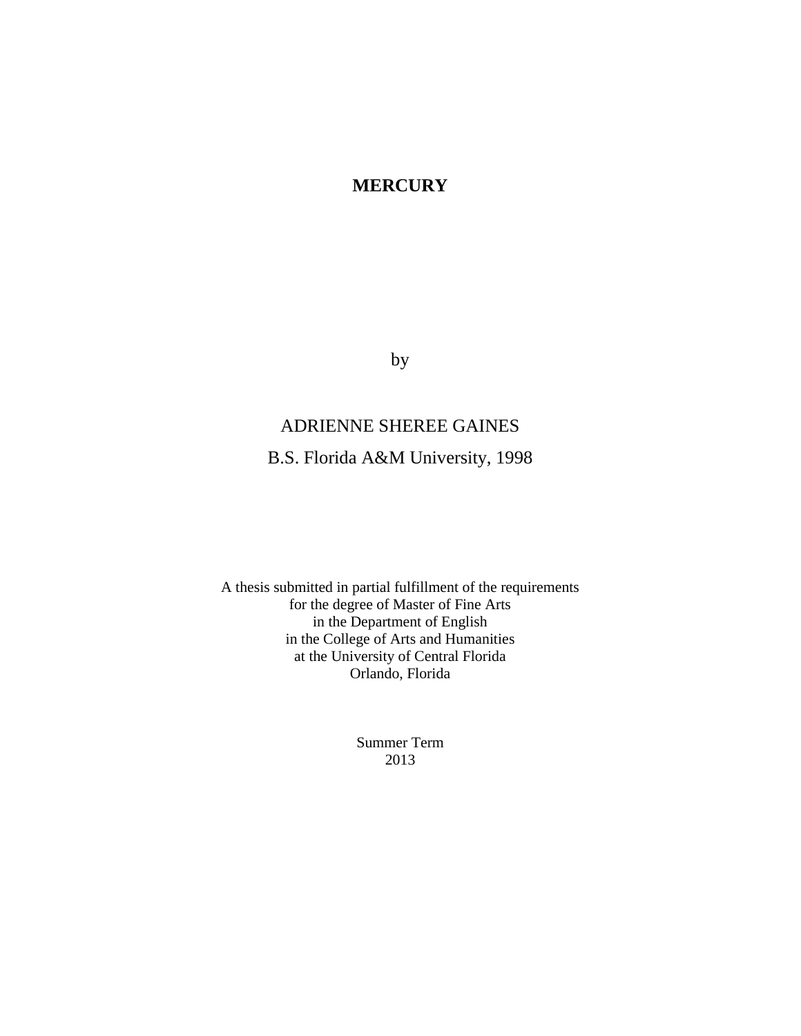# MERCURY

by

ADRIENNE SHEREE GAINES

B.S. Florida A&M University, 1998

A thesis submitted in partial fulfillment of the requirements
for the degree of Master of Fine Arts
in the Department of English
in the College of Arts and Humanities
at the University of Central Florida
Orlando, Florida

Summer Term
2013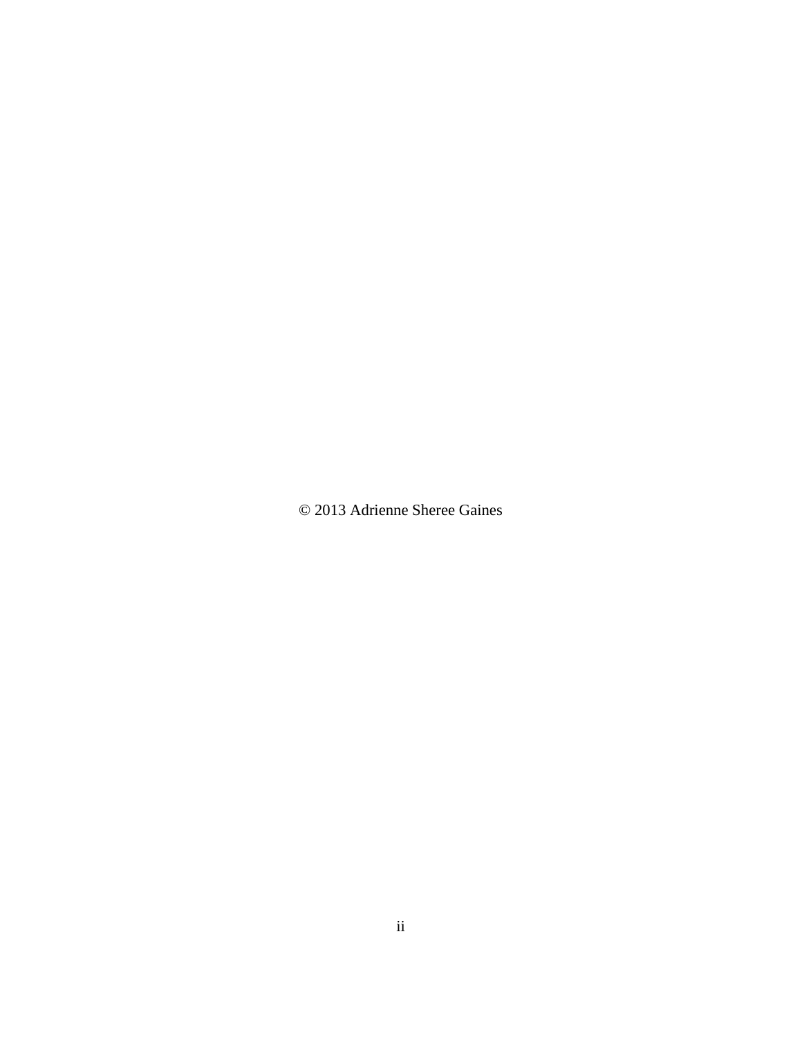© 2013 Adrienne Sheree Gaines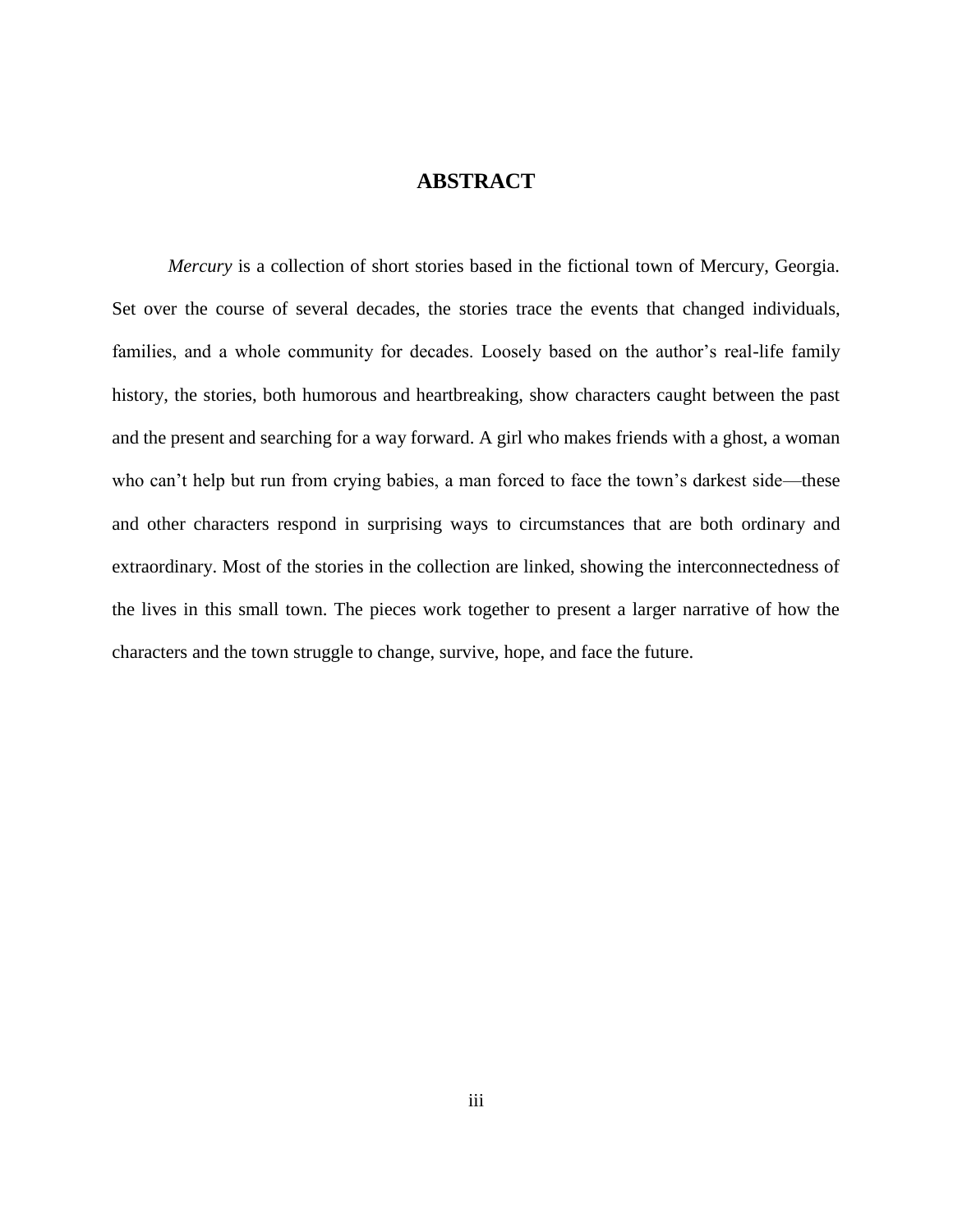# ABSTRACT

*Mercury* is a collection of short stories based in the fictional town of Mercury, Georgia. Set over the course of several decades, the stories trace the events that changed individuals, families, and a whole community for decades. Loosely based on the author's real-life family history, the stories, both humorous and heartbreaking, show characters caught between the past and the present and searching for a way forward. A girl who makes friends with a ghost, a woman who can't help but run from crying babies, a man forced to face the town's darkest side—these and other characters respond in surprising ways to circumstances that are both ordinary and extraordinary. Most of the stories in the collection are linked, showing the interconnectedness of the lives in this small town. The pieces work together to present a larger narrative of how the characters and the town struggle to change, survive, hope, and face the future.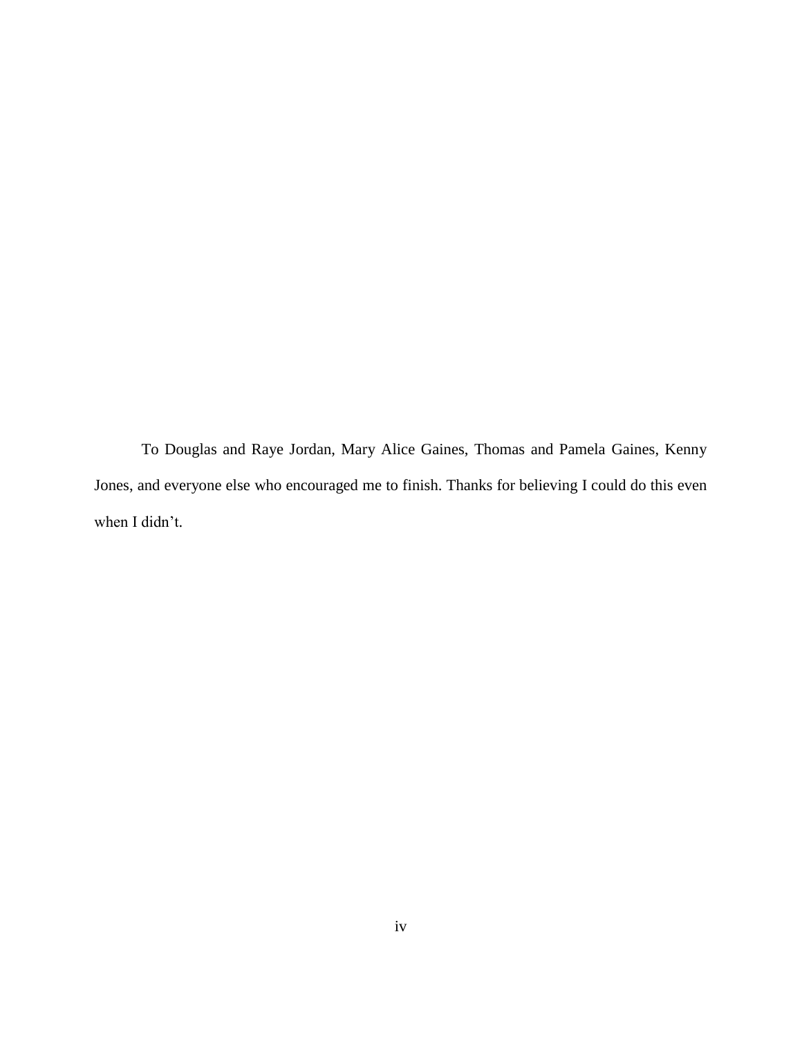To Douglas and Raye Jordan, Mary Alice Gaines, Thomas and Pamela Gaines, Kenny Jones, and everyone else who encouraged me to finish. Thanks for believing I could do this even when I didn't.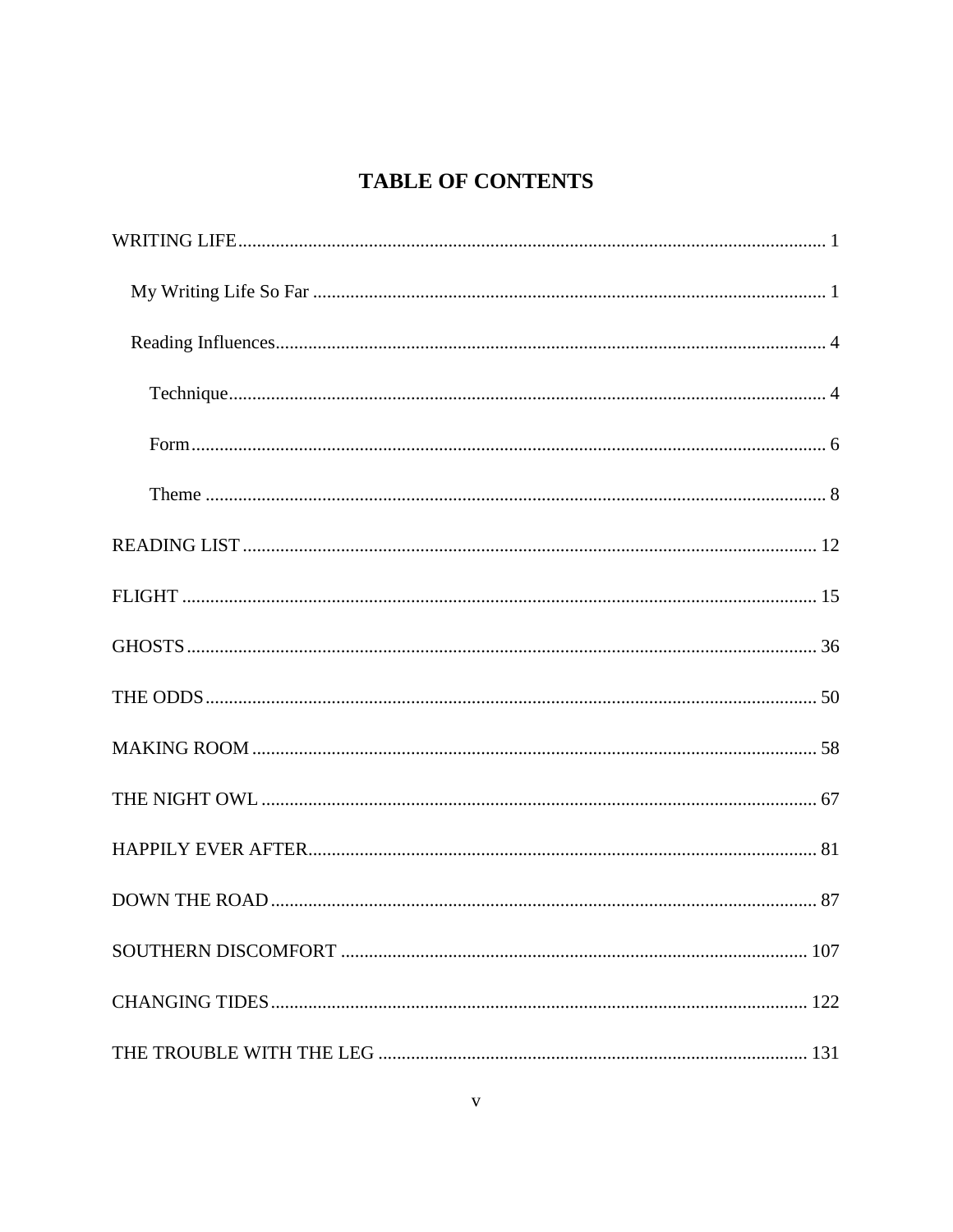# TABLE OF CONTENTS

WRITING LIFE ........................................................ 1

- My Writing Life So Far ........................................................ 1
- Reading Influences ........................................................ 4
  - Technique ........................................................ 4
  - Form ........................................................ 6
  - Theme ........................................................ 8

READING LIST ........................................................ 12

FLIGHT ........................................................ 15

GHOSTS ........................................................ 36

THE ODDS ........................................................ 50

MAKING ROOM ........................................................ 58

THE NIGHT OWL ........................................................ 67

HAPPILY EVER AFTER ........................................................ 81

DOWN THE ROAD ........................................................ 87

SOUTHERN DISCOMFORT ........................................................ 107

CHANGING TIDES ........................................................ 122

THE TROUBLE WITH THE LEG ........................................................ 131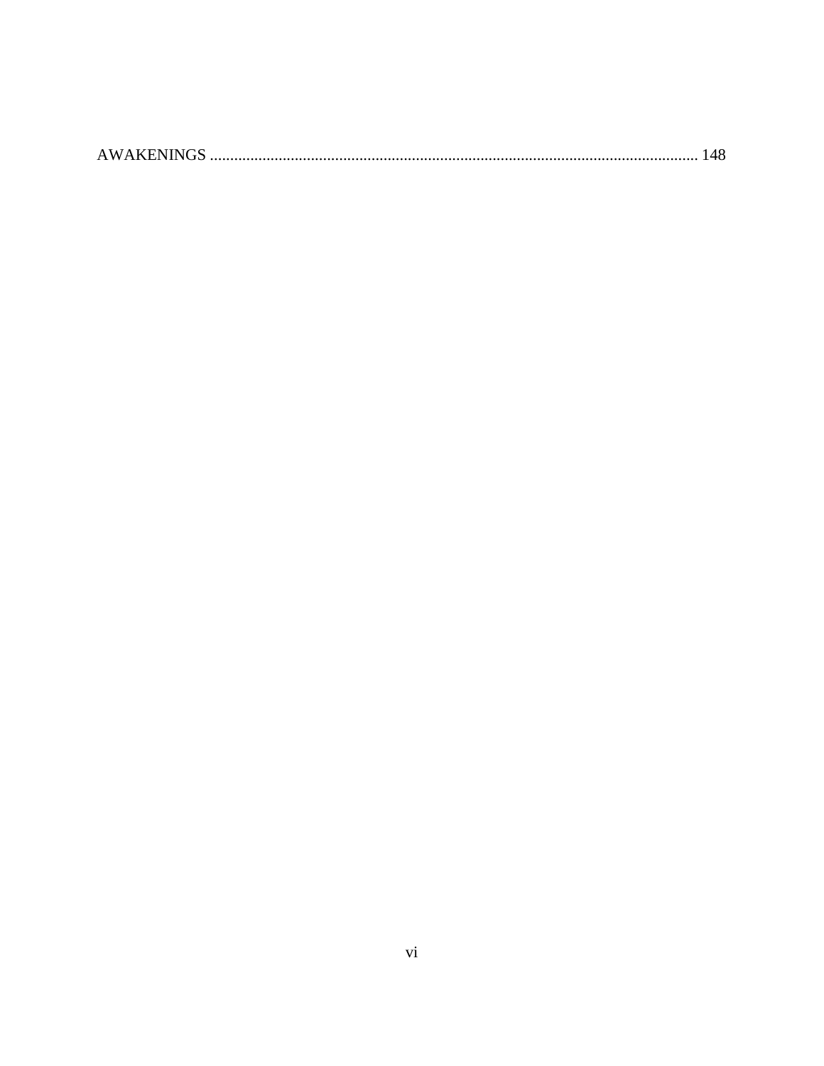AWAKENINGS ........................................................................................................................ 148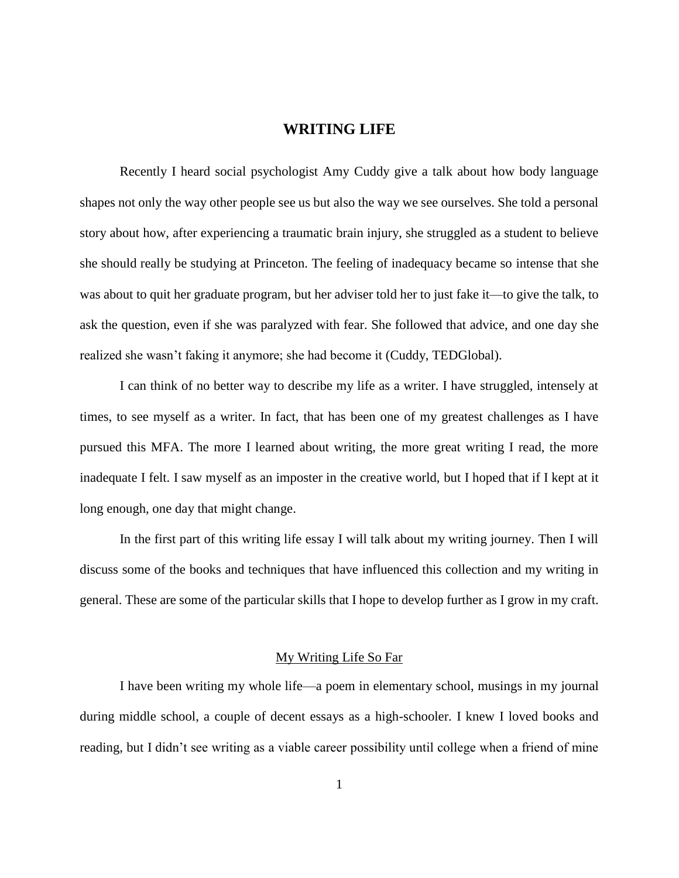# WRITING LIFE

Recently I heard social psychologist Amy Cuddy give a talk about how body language shapes not only the way other people see us but also the way we see ourselves. She told a personal story about how, after experiencing a traumatic brain injury, she struggled as a student to believe she should really be studying at Princeton. The feeling of inadequacy became so intense that she was about to quit her graduate program, but her adviser told her to just fake it—to give the talk, to ask the question, even if she was paralyzed with fear. She followed that advice, and one day she realized she wasn't faking it anymore; she had become it (Cuddy, TEDGlobal).

I can think of no better way to describe my life as a writer. I have struggled, intensely at times, to see myself as a writer. In fact, that has been one of my greatest challenges as I have pursued this MFA. The more I learned about writing, the more great writing I read, the more inadequate I felt. I saw myself as an imposter in the creative world, but I hoped that if I kept at it long enough, one day that might change.

In the first part of this writing life essay I will talk about my writing journey. Then I will discuss some of the books and techniques that have influenced this collection and my writing in general. These are some of the particular skills that I hope to develop further as I grow in my craft.

## My Writing Life So Far

I have been writing my whole life—a poem in elementary school, musings in my journal during middle school, a couple of decent essays as a high-schooler. I knew I loved books and reading, but I didn't see writing as a viable career possibility until college when a friend of mine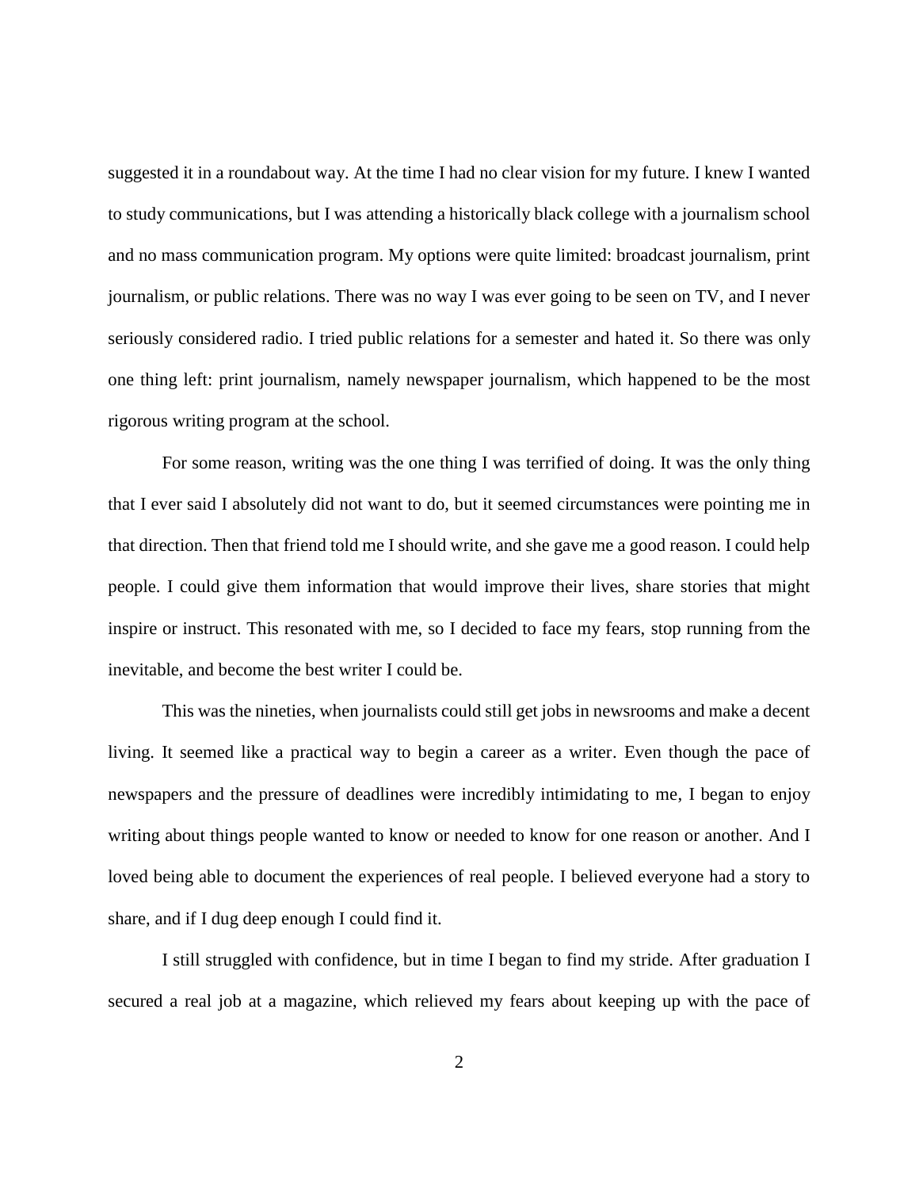suggested it in a roundabout way. At the time I had no clear vision for my future. I knew I wanted to study communications, but I was attending a historically black college with a journalism school and no mass communication program. My options were quite limited: broadcast journalism, print journalism, or public relations. There was no way I was ever going to be seen on TV, and I never seriously considered radio. I tried public relations for a semester and hated it. So there was only one thing left: print journalism, namely newspaper journalism, which happened to be the most rigorous writing program at the school.

For some reason, writing was the one thing I was terrified of doing. It was the only thing that I ever said I absolutely did not want to do, but it seemed circumstances were pointing me in that direction. Then that friend told me I should write, and she gave me a good reason. I could help people. I could give them information that would improve their lives, share stories that might inspire or instruct. This resonated with me, so I decided to face my fears, stop running from the inevitable, and become the best writer I could be.

This was the nineties, when journalists could still get jobs in newsrooms and make a decent living. It seemed like a practical way to begin a career as a writer. Even though the pace of newspapers and the pressure of deadlines were incredibly intimidating to me, I began to enjoy writing about things people wanted to know or needed to know for one reason or another. And I loved being able to document the experiences of real people. I believed everyone had a story to share, and if I dug deep enough I could find it.

I still struggled with confidence, but in time I began to find my stride. After graduation I secured a real job at a magazine, which relieved my fears about keeping up with the pace of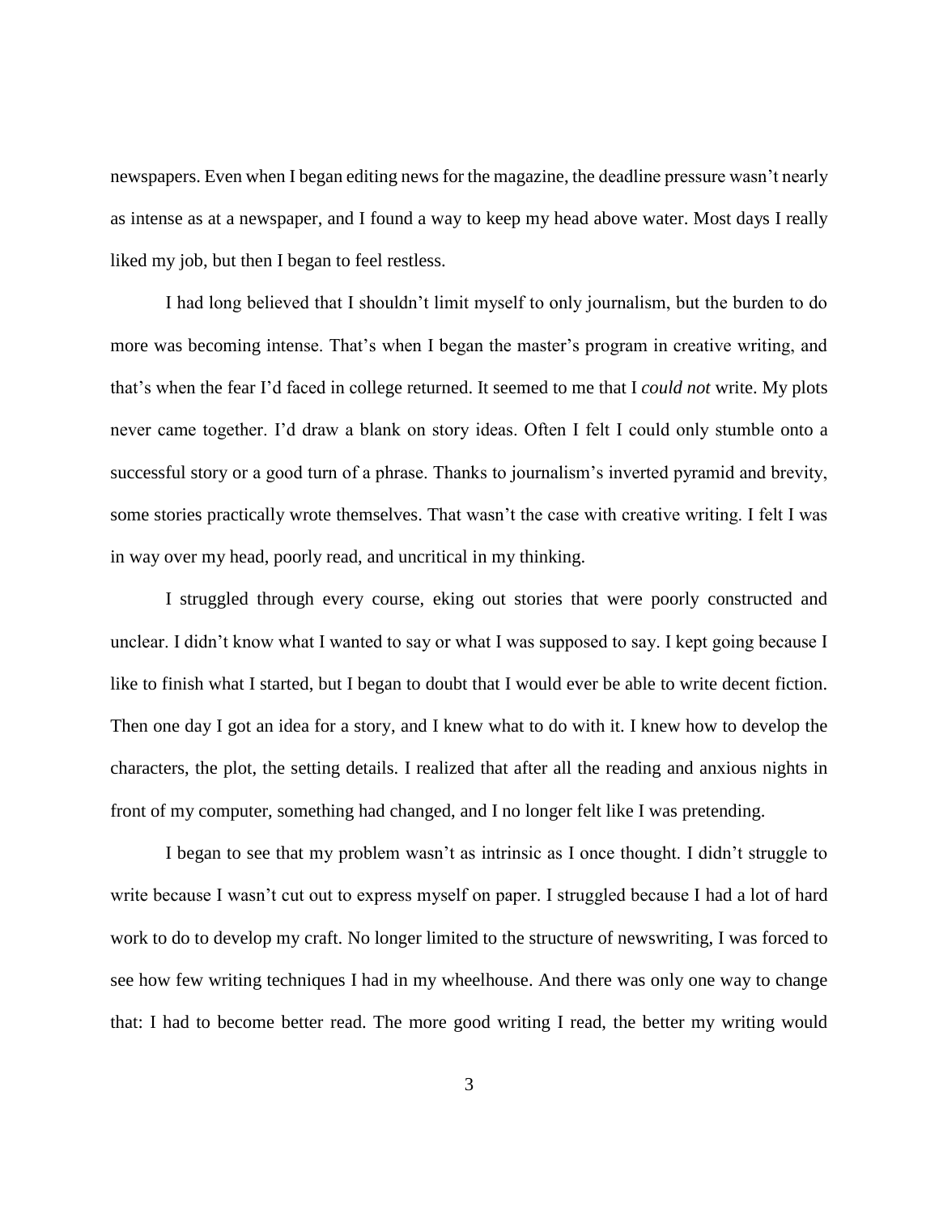newspapers. Even when I began editing news for the magazine, the deadline pressure wasn't nearly as intense as at a newspaper, and I found a way to keep my head above water. Most days I really liked my job, but then I began to feel restless.

I had long believed that I shouldn't limit myself to only journalism, but the burden to do more was becoming intense. That's when I began the master's program in creative writing, and that's when the fear I'd faced in college returned. It seemed to me that I *could not* write. My plots never came together. I'd draw a blank on story ideas. Often I felt I could only stumble onto a successful story or a good turn of a phrase. Thanks to journalism's inverted pyramid and brevity, some stories practically wrote themselves. That wasn't the case with creative writing. I felt I was in way over my head, poorly read, and uncritical in my thinking.

I struggled through every course, eking out stories that were poorly constructed and unclear. I didn't know what I wanted to say or what I was supposed to say. I kept going because I like to finish what I started, but I began to doubt that I would ever be able to write decent fiction. Then one day I got an idea for a story, and I knew what to do with it. I knew how to develop the characters, the plot, the setting details. I realized that after all the reading and anxious nights in front of my computer, something had changed, and I no longer felt like I was pretending.

I began to see that my problem wasn't as intrinsic as I once thought. I didn't struggle to write because I wasn't cut out to express myself on paper. I struggled because I had a lot of hard work to do to develop my craft. No longer limited to the structure of newswriting, I was forced to see how few writing techniques I had in my wheelhouse. And there was only one way to change that: I had to become better read. The more good writing I read, the better my writing would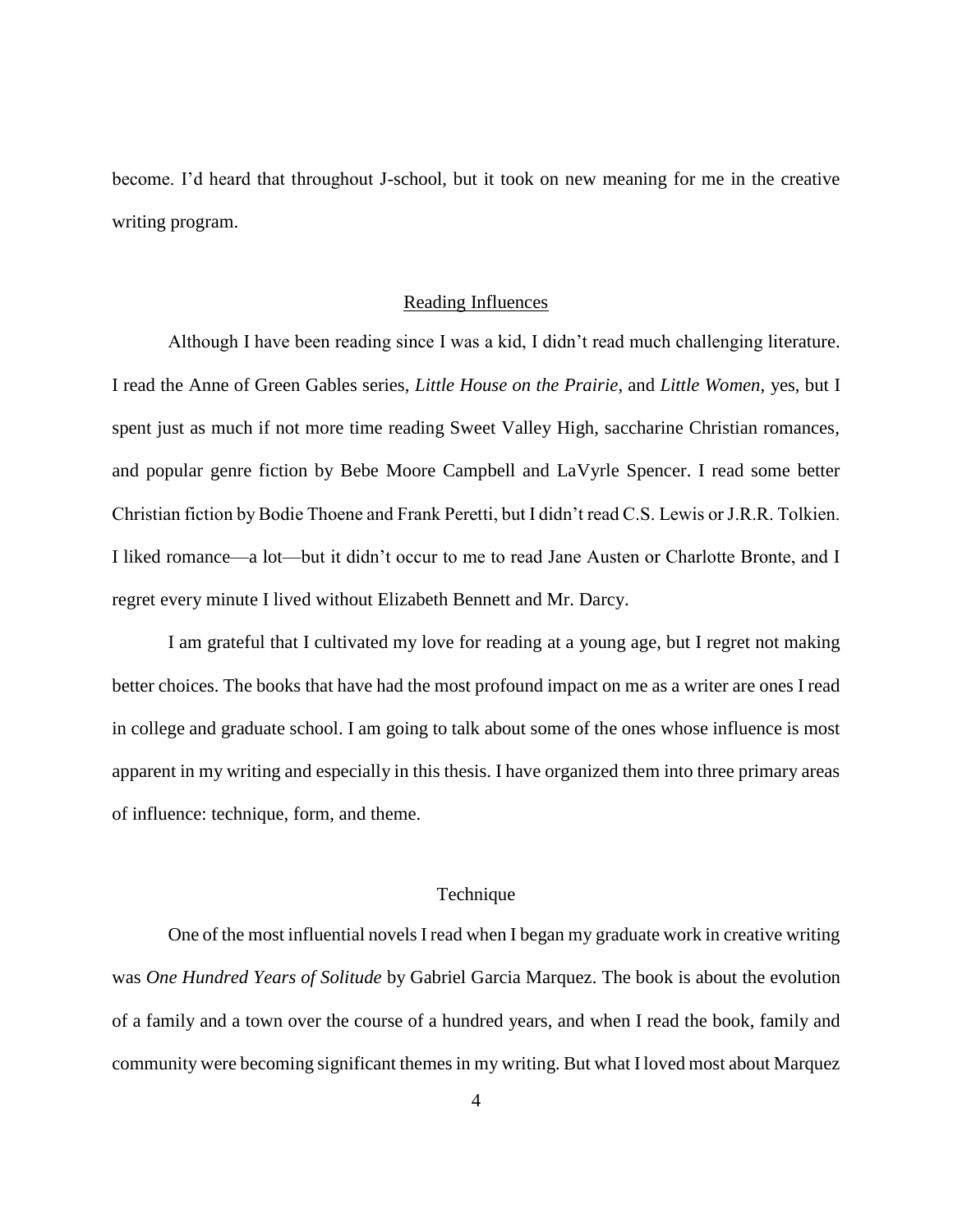become. I'd heard that throughout J-school, but it took on new meaning for me in the creative writing program.

## Reading Influences

Although I have been reading since I was a kid, I didn't read much challenging literature. I read the Anne of Green Gables series, *Little House on the Prairie*, and *Little Women*, yes, but I spent just as much if not more time reading Sweet Valley High, saccharine Christian romances, and popular genre fiction by Bebe Moore Campbell and LaVyrle Spencer. I read some better Christian fiction by Bodie Thoene and Frank Peretti, but I didn't read C.S. Lewis or J.R.R. Tolkien. I liked romance—a lot—but it didn't occur to me to read Jane Austen or Charlotte Bronte, and I regret every minute I lived without Elizabeth Bennett and Mr. Darcy.

I am grateful that I cultivated my love for reading at a young age, but I regret not making better choices. The books that have had the most profound impact on me as a writer are ones I read in college and graduate school. I am going to talk about some of the ones whose influence is most apparent in my writing and especially in this thesis. I have organized them into three primary areas of influence: technique, form, and theme.

### Technique

One of the most influential novels I read when I began my graduate work in creative writing was *One Hundred Years of Solitude* by Gabriel Garcia Marquez. The book is about the evolution of a family and a town over the course of a hundred years, and when I read the book, family and community were becoming significant themes in my writing. But what I loved most about Marquez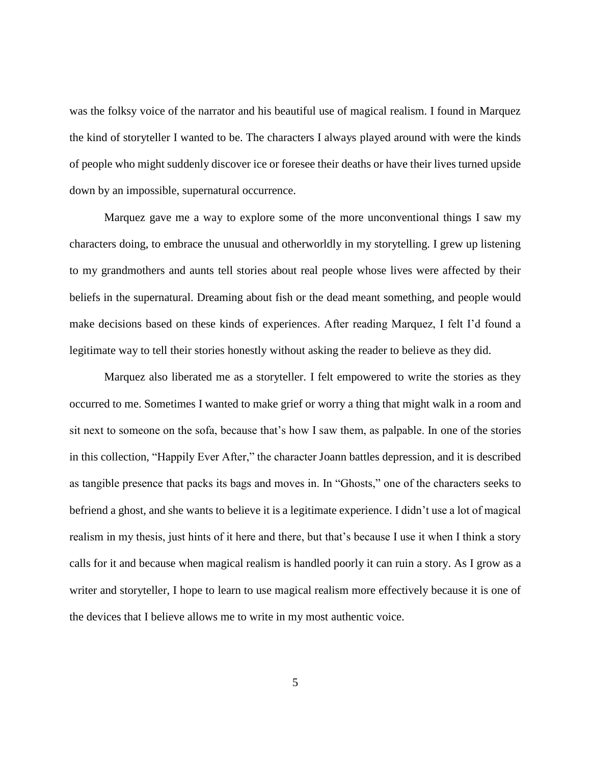was the folksy voice of the narrator and his beautiful use of magical realism. I found in Marquez the kind of storyteller I wanted to be. The characters I always played around with were the kinds of people who might suddenly discover ice or foresee their deaths or have their lives turned upside down by an impossible, supernatural occurrence.

Marquez gave me a way to explore some of the more unconventional things I saw my characters doing, to embrace the unusual and otherworldly in my storytelling. I grew up listening to my grandmothers and aunts tell stories about real people whose lives were affected by their beliefs in the supernatural. Dreaming about fish or the dead meant something, and people would make decisions based on these kinds of experiences. After reading Marquez, I felt I'd found a legitimate way to tell their stories honestly without asking the reader to believe as they did.

Marquez also liberated me as a storyteller. I felt empowered to write the stories as they occurred to me. Sometimes I wanted to make grief or worry a thing that might walk in a room and sit next to someone on the sofa, because that's how I saw them, as palpable. In one of the stories in this collection, "Happily Ever After," the character Joann battles depression, and it is described as tangible presence that packs its bags and moves in. In "Ghosts," one of the characters seeks to befriend a ghost, and she wants to believe it is a legitimate experience. I didn't use a lot of magical realism in my thesis, just hints of it here and there, but that's because I use it when I think a story calls for it and because when magical realism is handled poorly it can ruin a story. As I grow as a writer and storyteller, I hope to learn to use magical realism more effectively because it is one of the devices that I believe allows me to write in my most authentic voice.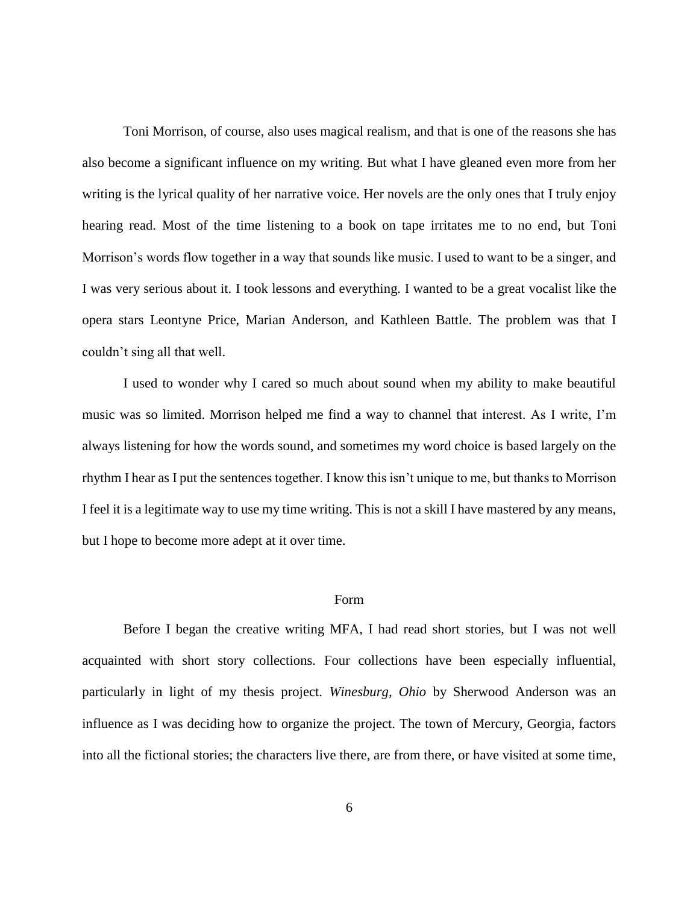Toni Morrison, of course, also uses magical realism, and that is one of the reasons she has also become a significant influence on my writing. But what I have gleaned even more from her writing is the lyrical quality of her narrative voice. Her novels are the only ones that I truly enjoy hearing read. Most of the time listening to a book on tape irritates me to no end, but Toni Morrison's words flow together in a way that sounds like music. I used to want to be a singer, and I was very serious about it. I took lessons and everything. I wanted to be a great vocalist like the opera stars Leontyne Price, Marian Anderson, and Kathleen Battle. The problem was that I couldn't sing all that well.

I used to wonder why I cared so much about sound when my ability to make beautiful music was so limited. Morrison helped me find a way to channel that interest. As I write, I'm always listening for how the words sound, and sometimes my word choice is based largely on the rhythm I hear as I put the sentences together. I know this isn't unique to me, but thanks to Morrison I feel it is a legitimate way to use my time writing. This is not a skill I have mastered by any means, but I hope to become more adept at it over time.

## Form

Before I began the creative writing MFA, I had read short stories, but I was not well acquainted with short story collections. Four collections have been especially influential, particularly in light of my thesis project. *Winesburg, Ohio* by Sherwood Anderson was an influence as I was deciding how to organize the project. The town of Mercury, Georgia, factors into all the fictional stories; the characters live there, are from there, or have visited at some time,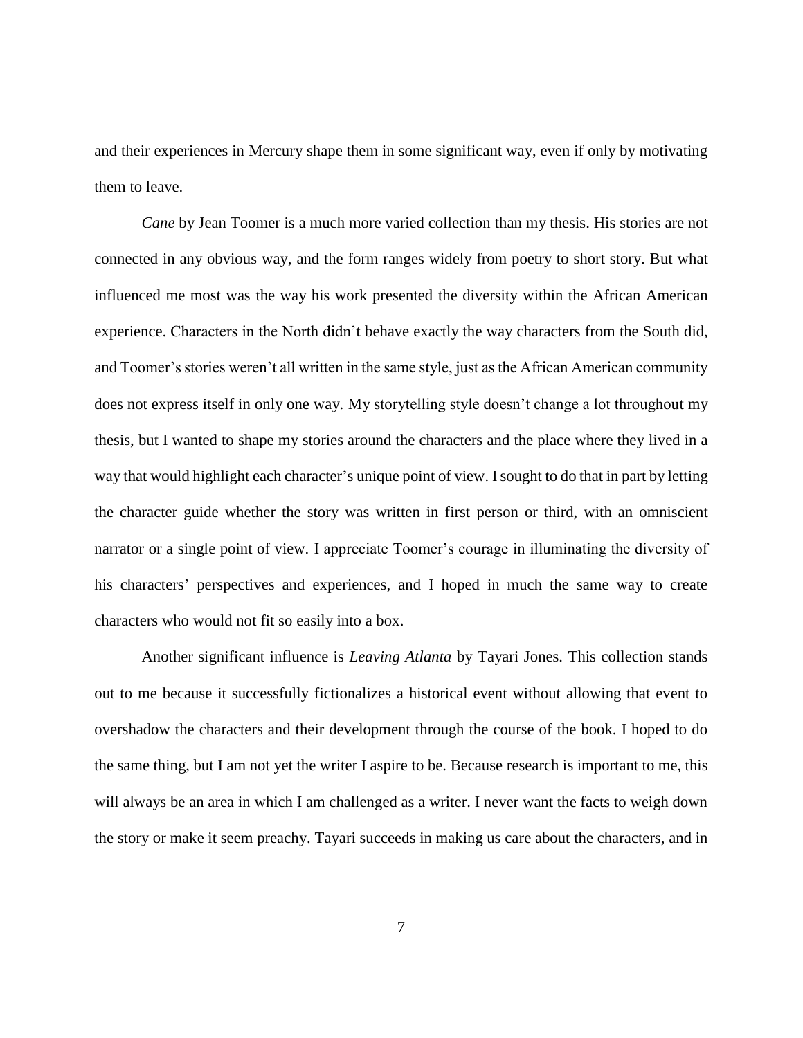and their experiences in Mercury shape them in some significant way, even if only by motivating them to leave.

*Cane* by Jean Toomer is a much more varied collection than my thesis. His stories are not connected in any obvious way, and the form ranges widely from poetry to short story. But what influenced me most was the way his work presented the diversity within the African American experience. Characters in the North didn't behave exactly the way characters from the South did, and Toomer's stories weren't all written in the same style, just as the African American community does not express itself in only one way. My storytelling style doesn't change a lot throughout my thesis, but I wanted to shape my stories around the characters and the place where they lived in a way that would highlight each character's unique point of view. I sought to do that in part by letting the character guide whether the story was written in first person or third, with an omniscient narrator or a single point of view. I appreciate Toomer's courage in illuminating the diversity of his characters' perspectives and experiences, and I hoped in much the same way to create characters who would not fit so easily into a box.

Another significant influence is *Leaving Atlanta* by Tayari Jones. This collection stands out to me because it successfully fictionalizes a historical event without allowing that event to overshadow the characters and their development through the course of the book. I hoped to do the same thing, but I am not yet the writer I aspire to be. Because research is important to me, this will always be an area in which I am challenged as a writer. I never want the facts to weigh down the story or make it seem preachy. Tayari succeeds in making us care about the characters, and in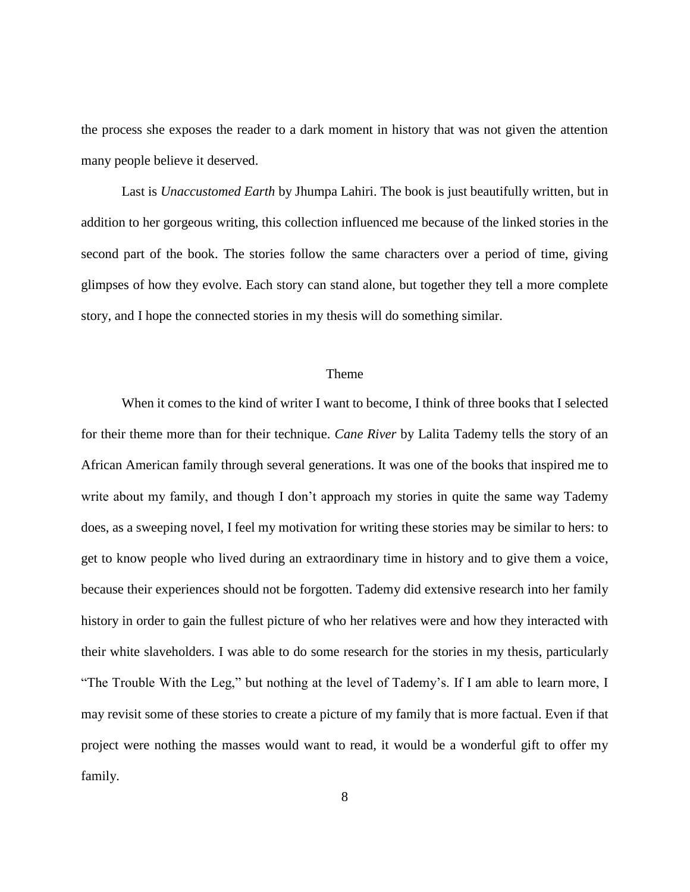the process she exposes the reader to a dark moment in history that was not given the attention many people believe it deserved.

Last is *Unaccustomed Earth* by Jhumpa Lahiri. The book is just beautifully written, but in addition to her gorgeous writing, this collection influenced me because of the linked stories in the second part of the book. The stories follow the same characters over a period of time, giving glimpses of how they evolve. Each story can stand alone, but together they tell a more complete story, and I hope the connected stories in my thesis will do something similar.

## Theme

When it comes to the kind of writer I want to become, I think of three books that I selected for their theme more than for their technique. *Cane River* by Lalita Tademy tells the story of an African American family through several generations. It was one of the books that inspired me to write about my family, and though I don't approach my stories in quite the same way Tademy does, as a sweeping novel, I feel my motivation for writing these stories may be similar to hers: to get to know people who lived during an extraordinary time in history and to give them a voice, because their experiences should not be forgotten. Tademy did extensive research into her family history in order to gain the fullest picture of who her relatives were and how they interacted with their white slaveholders. I was able to do some research for the stories in my thesis, particularly "The Trouble With the Leg," but nothing at the level of Tademy's. If I am able to learn more, I may revisit some of these stories to create a picture of my family that is more factual. Even if that project were nothing the masses would want to read, it would be a wonderful gift to offer my family.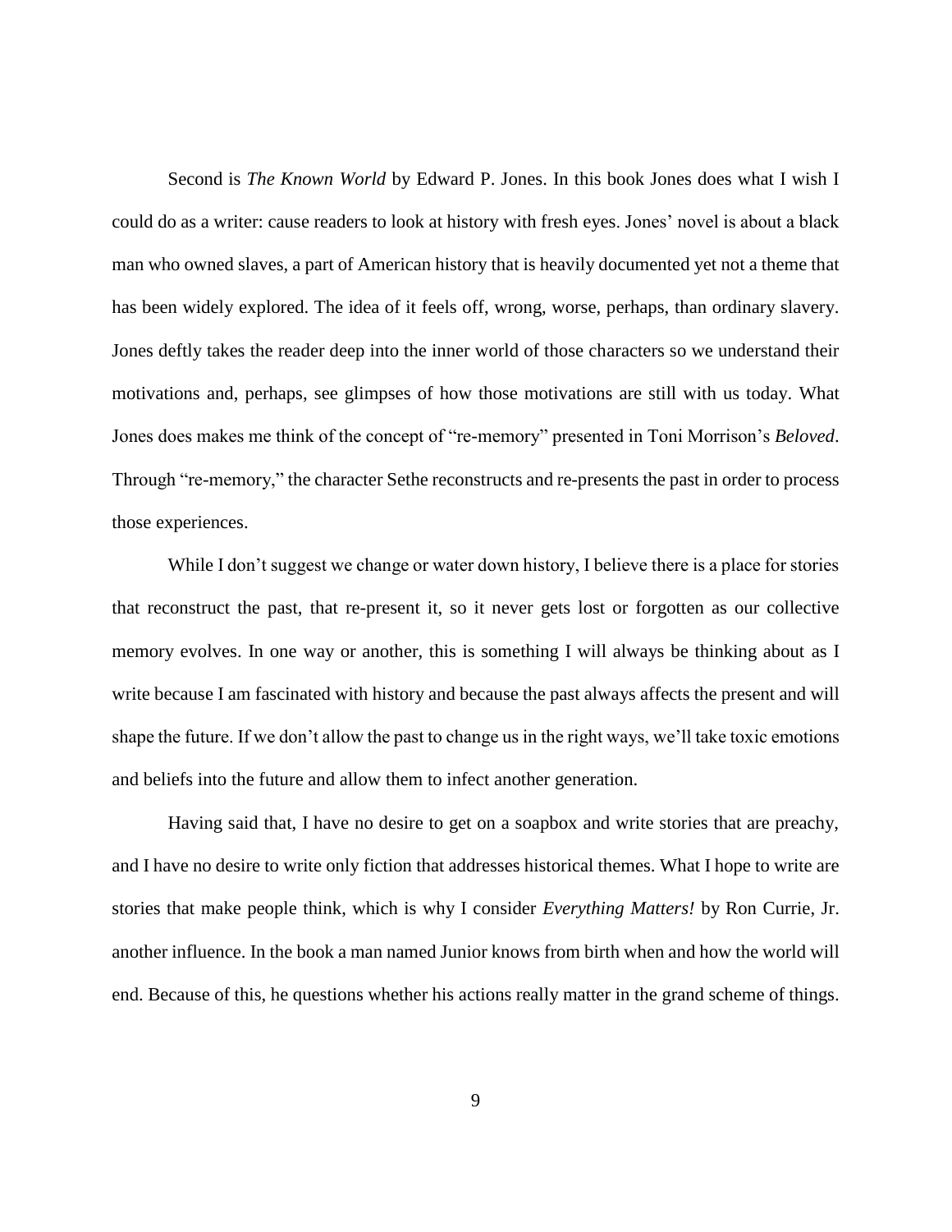Second is *The Known World* by Edward P. Jones. In this book Jones does what I wish I could do as a writer: cause readers to look at history with fresh eyes. Jones' novel is about a black man who owned slaves, a part of American history that is heavily documented yet not a theme that has been widely explored. The idea of it feels off, wrong, worse, perhaps, than ordinary slavery. Jones deftly takes the reader deep into the inner world of those characters so we understand their motivations and, perhaps, see glimpses of how those motivations are still with us today. What Jones does makes me think of the concept of "re-memory" presented in Toni Morrison's *Beloved*. Through "re-memory," the character Sethe reconstructs and re-presents the past in order to process those experiences.

While I don't suggest we change or water down history, I believe there is a place for stories that reconstruct the past, that re-present it, so it never gets lost or forgotten as our collective memory evolves. In one way or another, this is something I will always be thinking about as I write because I am fascinated with history and because the past always affects the present and will shape the future. If we don't allow the past to change us in the right ways, we'll take toxic emotions and beliefs into the future and allow them to infect another generation.

Having said that, I have no desire to get on a soapbox and write stories that are preachy, and I have no desire to write only fiction that addresses historical themes. What I hope to write are stories that make people think, which is why I consider *Everything Matters!* by Ron Currie, Jr. another influence. In the book a man named Junior knows from birth when and how the world will end. Because of this, he questions whether his actions really matter in the grand scheme of things.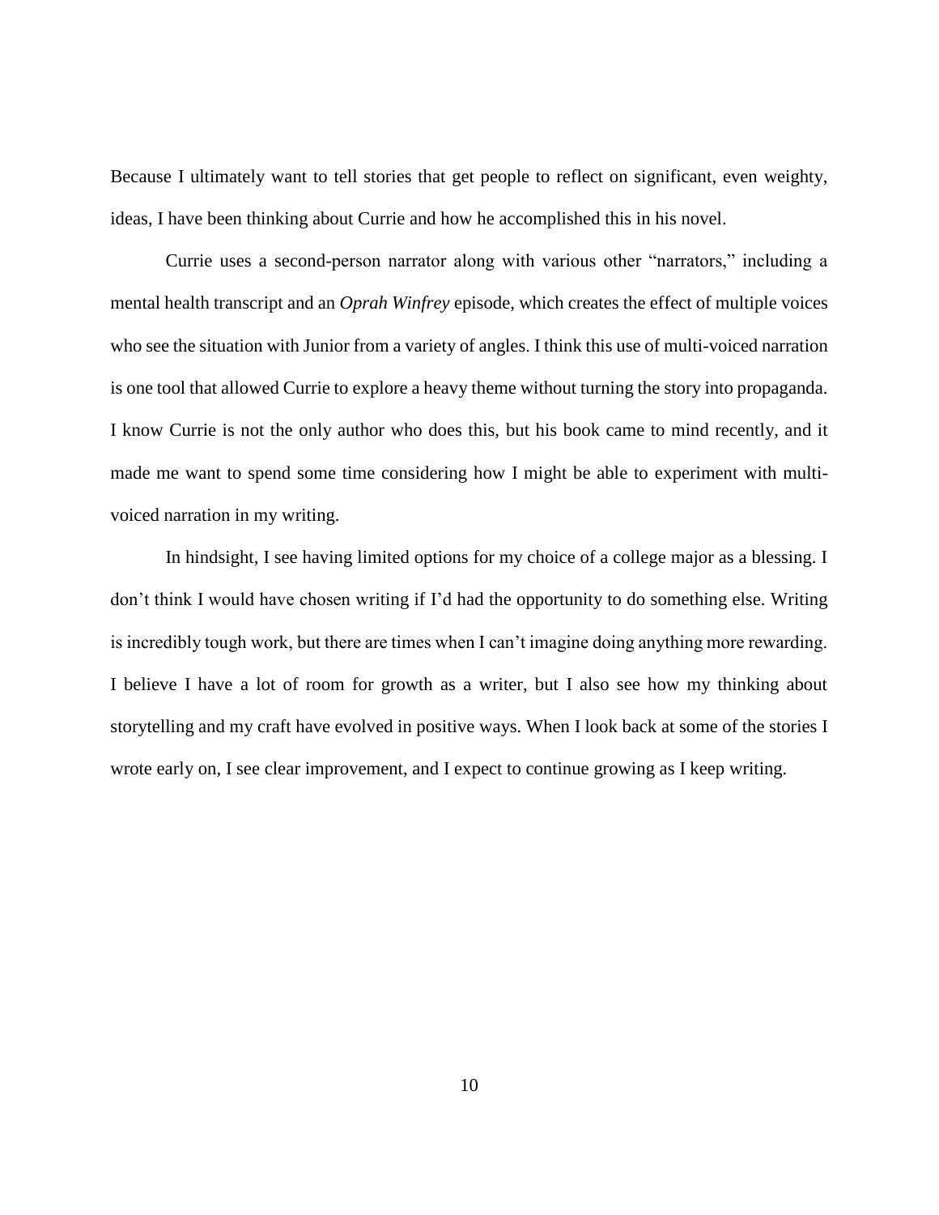Because I ultimately want to tell stories that get people to reflect on significant, even weighty, ideas, I have been thinking about Currie and how he accomplished this in his novel.

Currie uses a second-person narrator along with various other "narrators," including a mental health transcript and an *Oprah Winfrey* episode, which creates the effect of multiple voices who see the situation with Junior from a variety of angles. I think this use of multi-voiced narration is one tool that allowed Currie to explore a heavy theme without turning the story into propaganda. I know Currie is not the only author who does this, but his book came to mind recently, and it made me want to spend some time considering how I might be able to experiment with multi-voiced narration in my writing.

In hindsight, I see having limited options for my choice of a college major as a blessing. I don't think I would have chosen writing if I'd had the opportunity to do something else. Writing is incredibly tough work, but there are times when I can't imagine doing anything more rewarding. I believe I have a lot of room for growth as a writer, but I also see how my thinking about storytelling and my craft have evolved in positive ways. When I look back at some of the stories I wrote early on, I see clear improvement, and I expect to continue growing as I keep writing.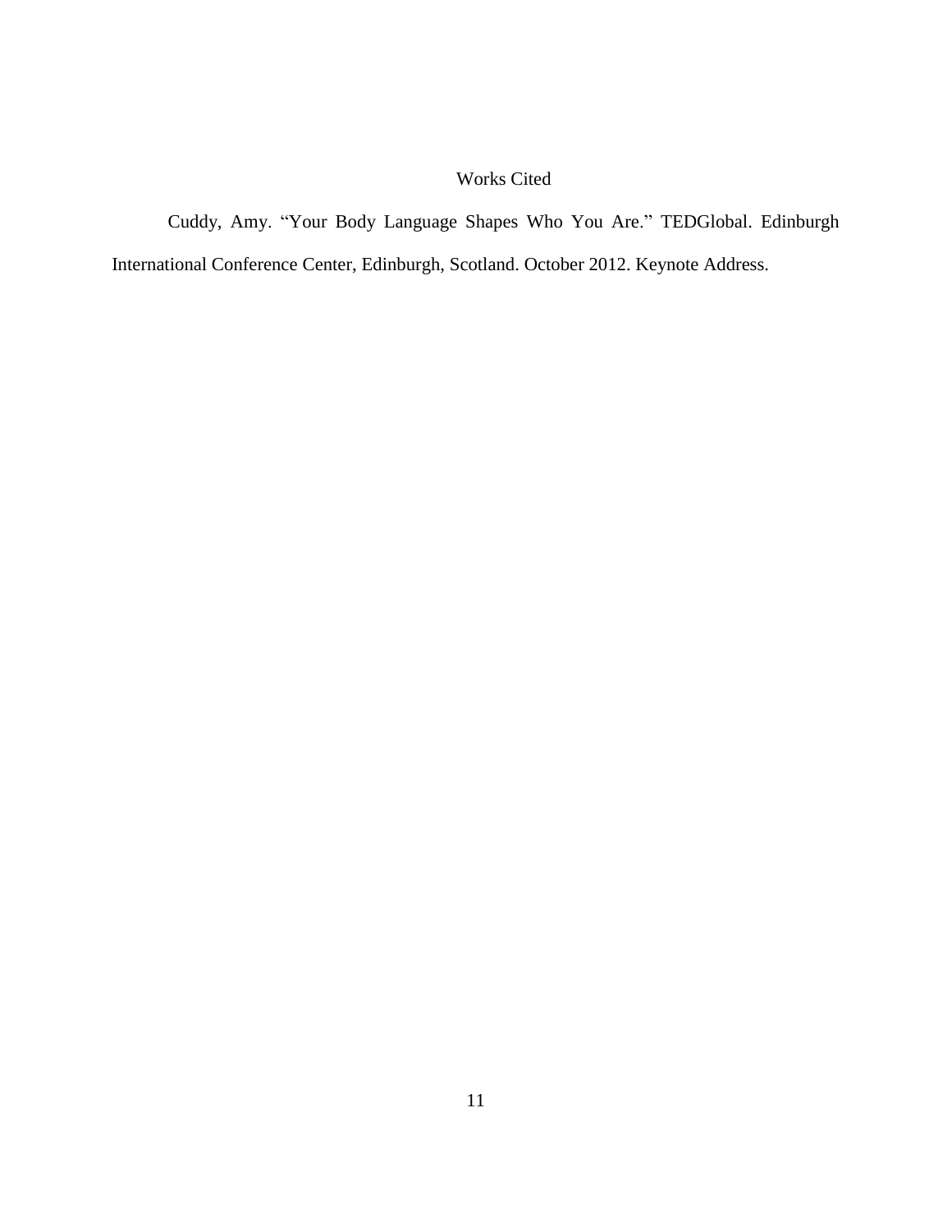# Works Cited

Cuddy, Amy. "Your Body Language Shapes Who You Are." TEDGlobal. Edinburgh International Conference Center, Edinburgh, Scotland. October 2012. Keynote Address.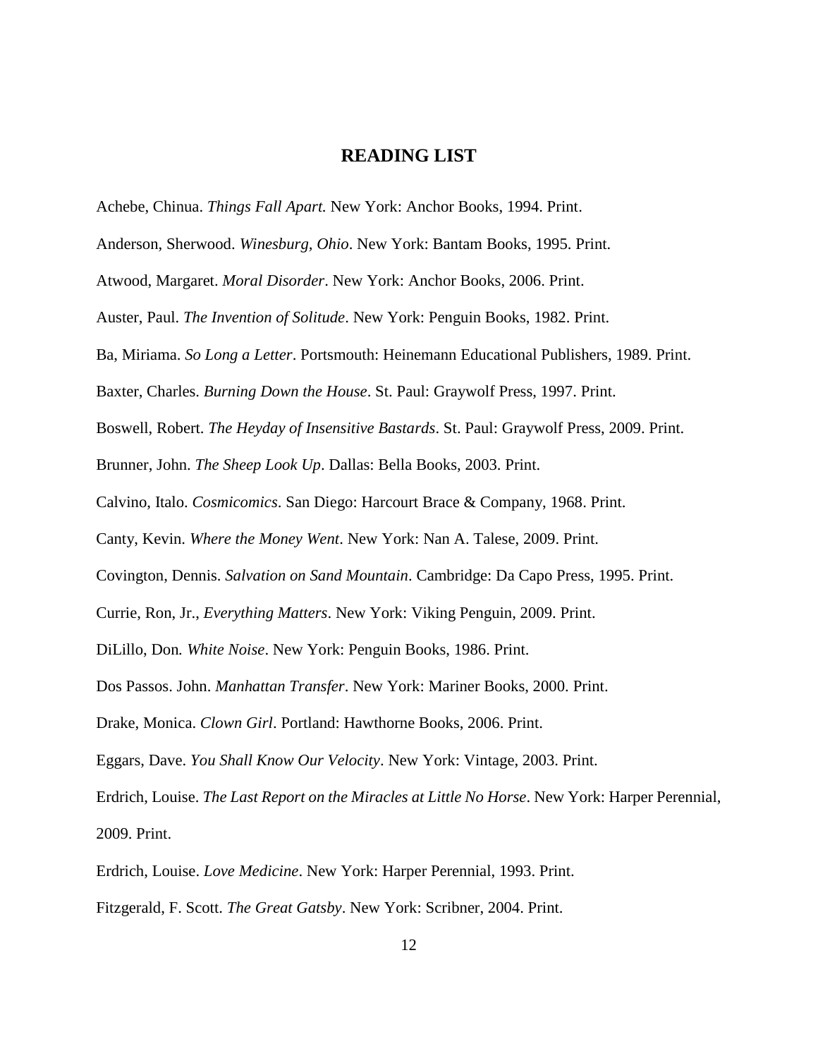## READING LIST

Achebe, Chinua. *Things Fall Apart.* New York: Anchor Books, 1994. Print.

Anderson, Sherwood. *Winesburg, Ohio*. New York: Bantam Books, 1995. Print.

Atwood, Margaret. *Moral Disorder*. New York: Anchor Books, 2006. Print.

Auster, Paul. *The Invention of Solitude*. New York: Penguin Books, 1982. Print.

Ba, Miriama. *So Long a Letter*. Portsmouth: Heinemann Educational Publishers, 1989. Print.

Baxter, Charles. *Burning Down the House*. St. Paul: Graywolf Press, 1997. Print.

Boswell, Robert. *The Heyday of Insensitive Bastards*. St. Paul: Graywolf Press, 2009. Print.

Brunner, John. *The Sheep Look Up*. Dallas: Bella Books, 2003. Print.

Calvino, Italo. *Cosmicomics*. San Diego: Harcourt Brace & Company, 1968. Print.

Canty, Kevin. *Where the Money Went*. New York: Nan A. Talese, 2009. Print.

Covington, Dennis. *Salvation on Sand Mountain*. Cambridge: Da Capo Press, 1995. Print.

Currie, Ron, Jr., *Everything Matters*. New York: Viking Penguin, 2009. Print.

DiLillo, Don. *White Noise*. New York: Penguin Books, 1986. Print.

Dos Passos. John. *Manhattan Transfer*. New York: Mariner Books, 2000. Print.

Drake, Monica. *Clown Girl*. Portland: Hawthorne Books, 2006. Print.

Eggars, Dave. *You Shall Know Our Velocity*. New York: Vintage, 2003. Print.

Erdrich, Louise. *The Last Report on the Miracles at Little No Horse*. New York: Harper Perennial, 2009. Print.

Erdrich, Louise. *Love Medicine*. New York: Harper Perennial, 1993. Print.

Fitzgerald, F. Scott. *The Great Gatsby*. New York: Scribner, 2004. Print.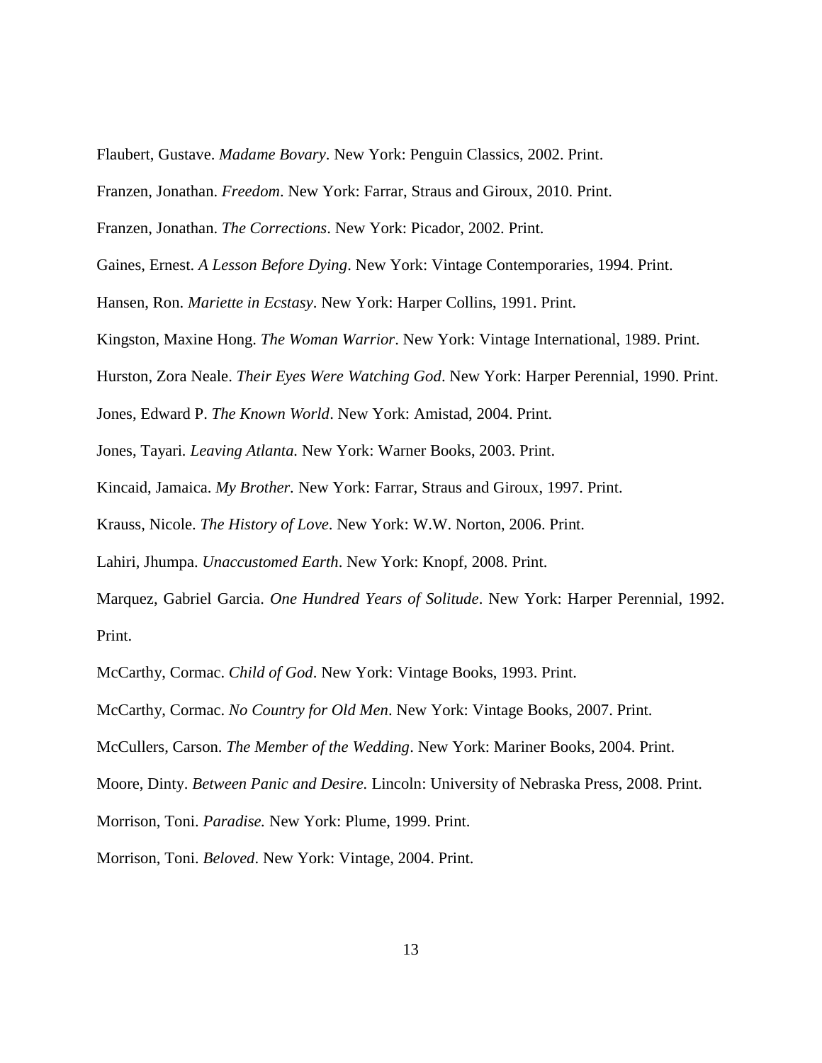Flaubert, Gustave. *Madame Bovary*. New York: Penguin Classics, 2002. Print.

Franzen, Jonathan. *Freedom*. New York: Farrar, Straus and Giroux, 2010. Print.

Franzen, Jonathan. *The Corrections*. New York: Picador, 2002. Print.

Gaines, Ernest. *A Lesson Before Dying*. New York: Vintage Contemporaries, 1994. Print.

Hansen, Ron. *Mariette in Ecstasy*. New York: Harper Collins, 1991. Print.

Kingston, Maxine Hong. *The Woman Warrior*. New York: Vintage International, 1989. Print.

Hurston, Zora Neale. *Their Eyes Were Watching God*. New York: Harper Perennial, 1990. Print.

Jones, Edward P. *The Known World*. New York: Amistad, 2004. Print.

Jones, Tayari. *Leaving Atlanta.* New York: Warner Books, 2003. Print.

Kincaid, Jamaica. *My Brother.* New York: Farrar, Straus and Giroux, 1997. Print.

Krauss, Nicole. *The History of Love*. New York: W.W. Norton, 2006. Print.

Lahiri, Jhumpa. *Unaccustomed Earth*. New York: Knopf, 2008. Print.

Marquez, Gabriel Garcia. *One Hundred Years of Solitude*. New York: Harper Perennial, 1992. Print.

McCarthy, Cormac. *Child of God*. New York: Vintage Books, 1993. Print.

McCarthy, Cormac. *No Country for Old Men*. New York: Vintage Books, 2007. Print.

McCullers, Carson. *The Member of the Wedding*. New York: Mariner Books, 2004. Print.

Moore, Dinty. *Between Panic and Desire.* Lincoln: University of Nebraska Press, 2008. Print.

Morrison, Toni. *Paradise.* New York: Plume, 1999. Print.

Morrison, Toni. *Beloved*. New York: Vintage, 2004. Print.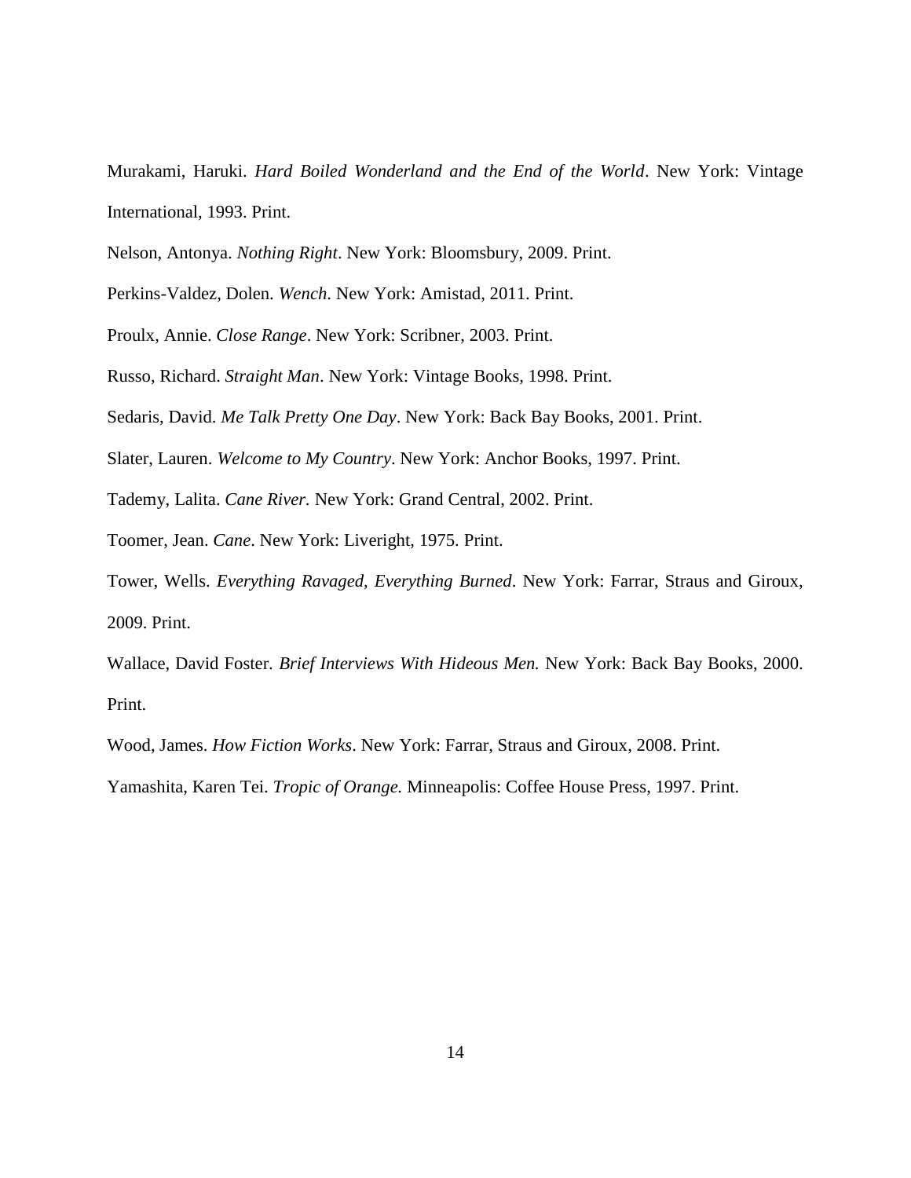Murakami, Haruki. *Hard Boiled Wonderland and the End of the World*. New York: Vintage International, 1993. Print.

Nelson, Antonya. *Nothing Right*. New York: Bloomsbury, 2009. Print.

Perkins-Valdez, Dolen. *Wench*. New York: Amistad, 2011. Print.

Proulx, Annie. *Close Range*. New York: Scribner, 2003. Print.

Russo, Richard. *Straight Man*. New York: Vintage Books, 1998. Print.

Sedaris, David. *Me Talk Pretty One Day*. New York: Back Bay Books, 2001. Print.

Slater, Lauren. *Welcome to My Country*. New York: Anchor Books, 1997. Print.

Tademy, Lalita. *Cane River.* New York: Grand Central, 2002. Print.

Toomer, Jean. *Cane*. New York: Liveright, 1975. Print.

Tower, Wells. *Everything Ravaged, Everything Burned*. New York: Farrar, Straus and Giroux, 2009. Print.

Wallace, David Foster. *Brief Interviews With Hideous Men.* New York: Back Bay Books, 2000. Print.

Wood, James. *How Fiction Works*. New York: Farrar, Straus and Giroux, 2008. Print.

Yamashita, Karen Tei. *Tropic of Orange.* Minneapolis: Coffee House Press, 1997. Print.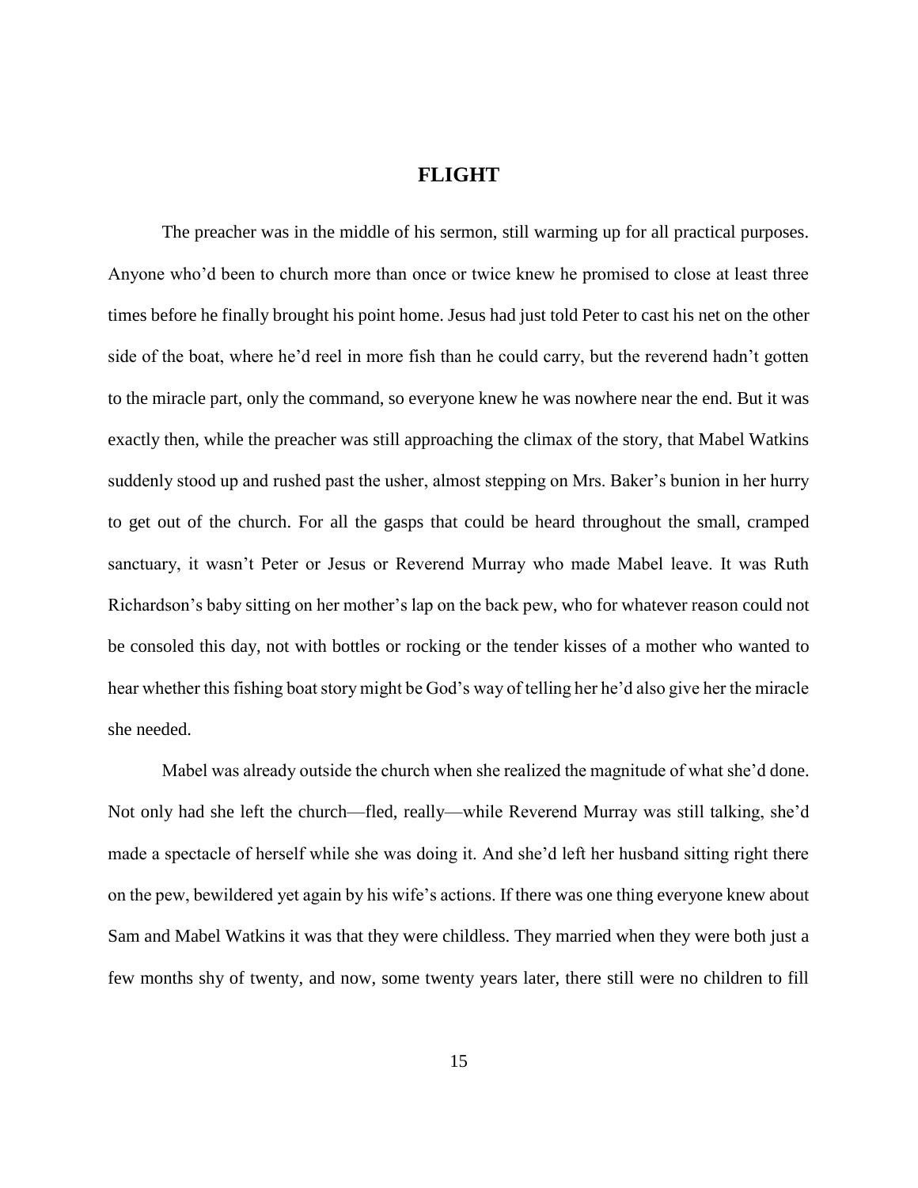# FLIGHT

The preacher was in the middle of his sermon, still warming up for all practical purposes. Anyone who'd been to church more than once or twice knew he promised to close at least three times before he finally brought his point home. Jesus had just told Peter to cast his net on the other side of the boat, where he'd reel in more fish than he could carry, but the reverend hadn't gotten to the miracle part, only the command, so everyone knew he was nowhere near the end. But it was exactly then, while the preacher was still approaching the climax of the story, that Mabel Watkins suddenly stood up and rushed past the usher, almost stepping on Mrs. Baker's bunion in her hurry to get out of the church. For all the gasps that could be heard throughout the small, cramped sanctuary, it wasn't Peter or Jesus or Reverend Murray who made Mabel leave. It was Ruth Richardson's baby sitting on her mother's lap on the back pew, who for whatever reason could not be consoled this day, not with bottles or rocking or the tender kisses of a mother who wanted to hear whether this fishing boat story might be God's way of telling her he'd also give her the miracle she needed.

Mabel was already outside the church when she realized the magnitude of what she'd done. Not only had she left the church—fled, really—while Reverend Murray was still talking, she'd made a spectacle of herself while she was doing it. And she'd left her husband sitting right there on the pew, bewildered yet again by his wife's actions. If there was one thing everyone knew about Sam and Mabel Watkins it was that they were childless. They married when they were both just a few months shy of twenty, and now, some twenty years later, there still were no children to fill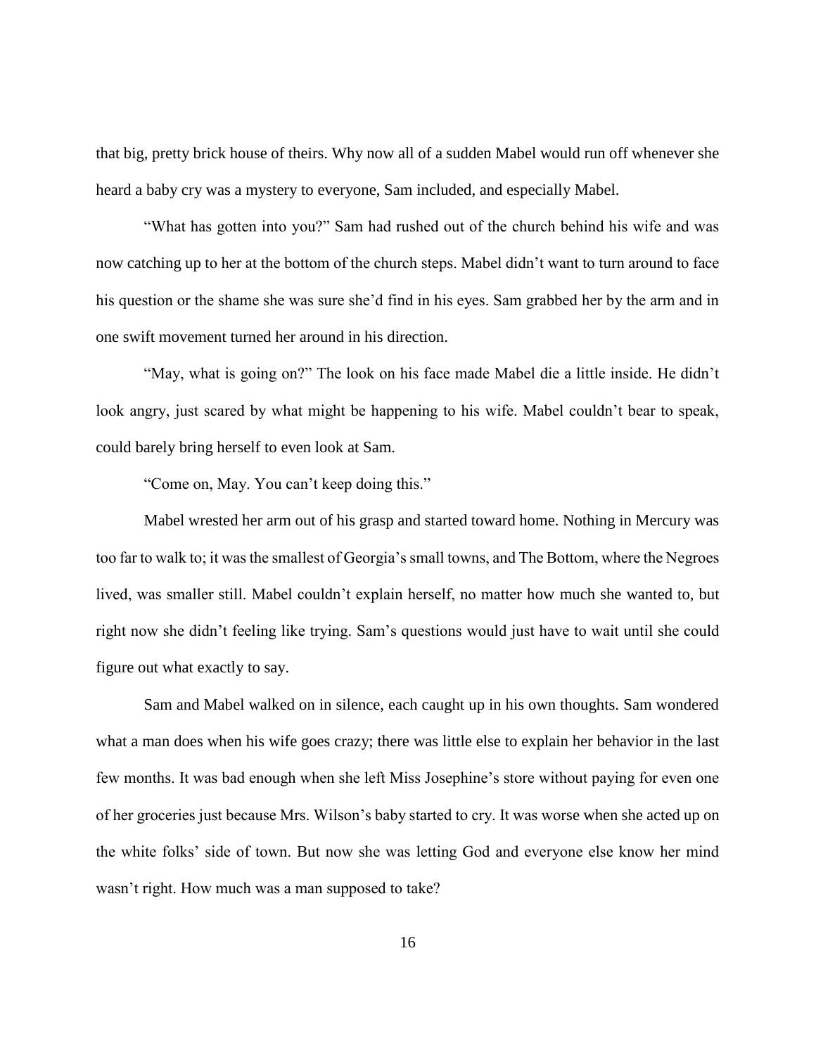that big, pretty brick house of theirs. Why now all of a sudden Mabel would run off whenever she heard a baby cry was a mystery to everyone, Sam included, and especially Mabel.

"What has gotten into you?" Sam had rushed out of the church behind his wife and was now catching up to her at the bottom of the church steps. Mabel didn't want to turn around to face his question or the shame she was sure she'd find in his eyes. Sam grabbed her by the arm and in one swift movement turned her around in his direction.

"May, what is going on?" The look on his face made Mabel die a little inside. He didn't look angry, just scared by what might be happening to his wife. Mabel couldn't bear to speak, could barely bring herself to even look at Sam.

"Come on, May. You can't keep doing this."

Mabel wrested her arm out of his grasp and started toward home. Nothing in Mercury was too far to walk to; it was the smallest of Georgia's small towns, and The Bottom, where the Negroes lived, was smaller still. Mabel couldn't explain herself, no matter how much she wanted to, but right now she didn't feeling like trying. Sam's questions would just have to wait until she could figure out what exactly to say.

Sam and Mabel walked on in silence, each caught up in his own thoughts. Sam wondered what a man does when his wife goes crazy; there was little else to explain her behavior in the last few months. It was bad enough when she left Miss Josephine's store without paying for even one of her groceries just because Mrs. Wilson's baby started to cry. It was worse when she acted up on the white folks' side of town. But now she was letting God and everyone else know her mind wasn't right. How much was a man supposed to take?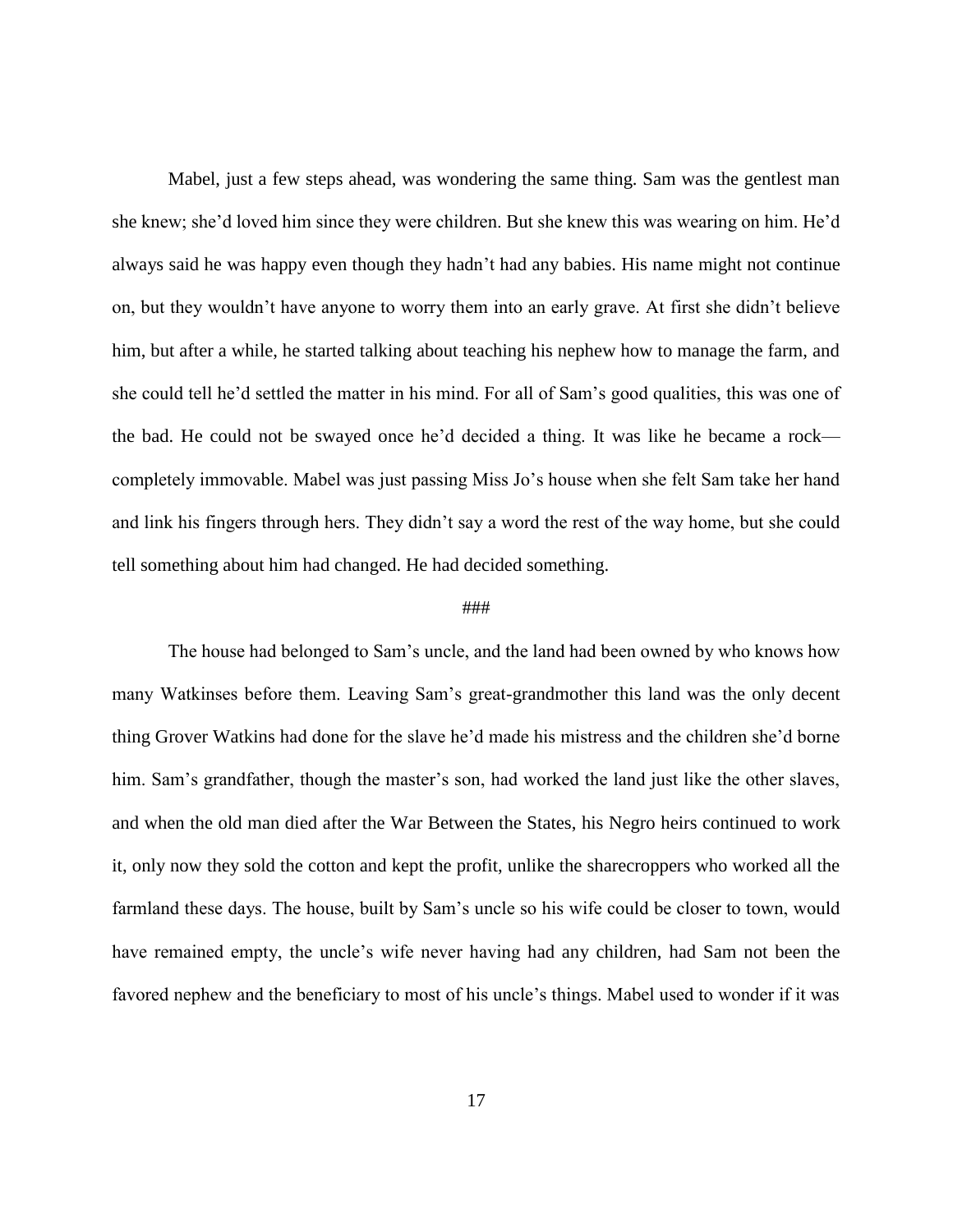Mabel, just a few steps ahead, was wondering the same thing. Sam was the gentlest man she knew; she'd loved him since they were children. But she knew this was wearing on him. He'd always said he was happy even though they hadn't had any babies. His name might not continue on, but they wouldn't have anyone to worry them into an early grave. At first she didn't believe him, but after a while, he started talking about teaching his nephew how to manage the farm, and she could tell he'd settled the matter in his mind. For all of Sam's good qualities, this was one of the bad. He could not be swayed once he'd decided a thing. It was like he became a rock—completely immovable. Mabel was just passing Miss Jo's house when she felt Sam take her hand and link his fingers through hers. They didn't say a word the rest of the way home, but she could tell something about him had changed. He had decided something.

###

The house had belonged to Sam's uncle, and the land had been owned by who knows how many Watkinses before them. Leaving Sam's great-grandmother this land was the only decent thing Grover Watkins had done for the slave he'd made his mistress and the children she'd borne him. Sam's grandfather, though the master's son, had worked the land just like the other slaves, and when the old man died after the War Between the States, his Negro heirs continued to work it, only now they sold the cotton and kept the profit, unlike the sharecroppers who worked all the farmland these days. The house, built by Sam's uncle so his wife could be closer to town, would have remained empty, the uncle's wife never having had any children, had Sam not been the favored nephew and the beneficiary to most of his uncle's things. Mabel used to wonder if it was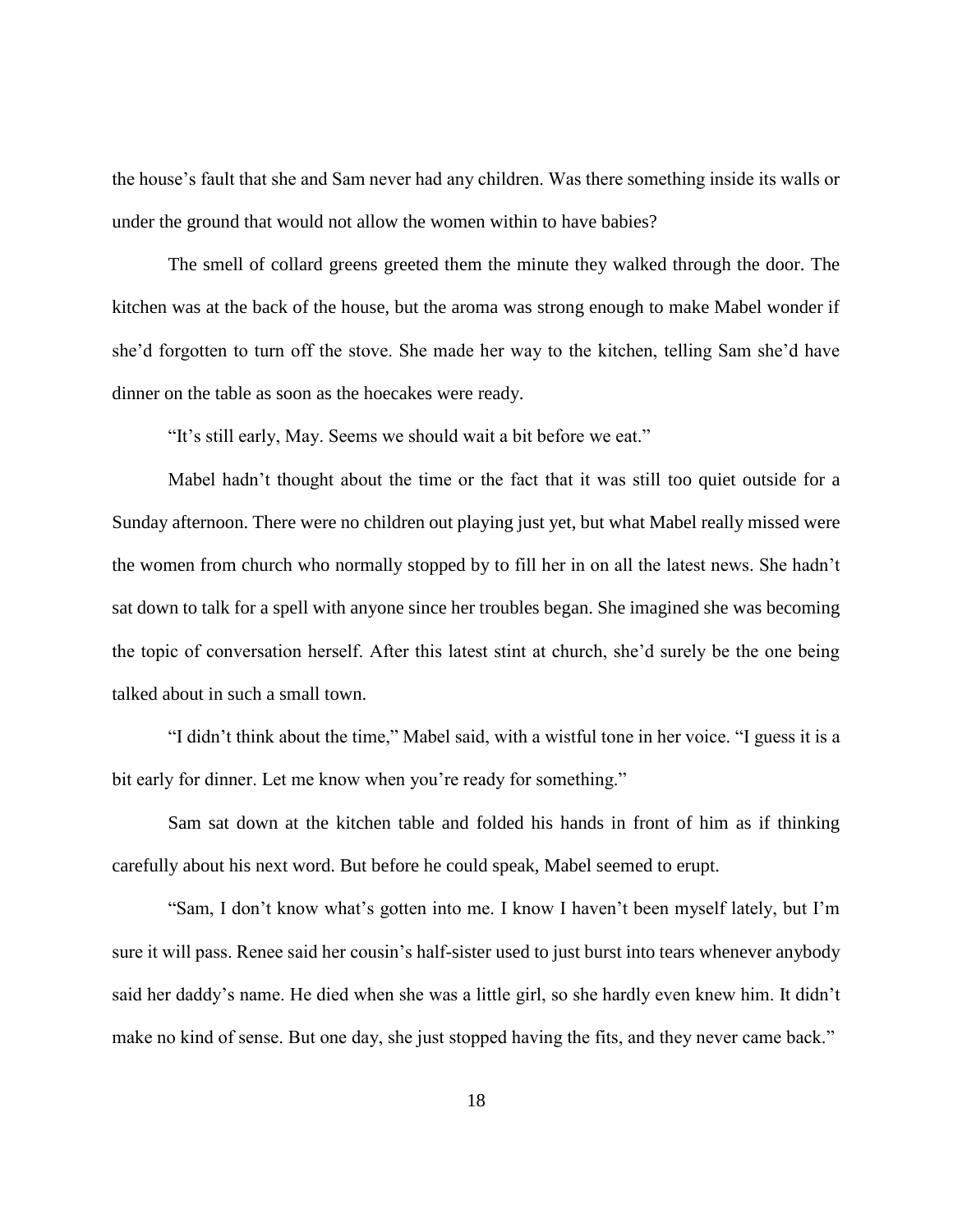the house's fault that she and Sam never had any children. Was there something inside its walls or under the ground that would not allow the women within to have babies?

The smell of collard greens greeted them the minute they walked through the door. The kitchen was at the back of the house, but the aroma was strong enough to make Mabel wonder if she'd forgotten to turn off the stove. She made her way to the kitchen, telling Sam she'd have dinner on the table as soon as the hoecakes were ready.

"It's still early, May. Seems we should wait a bit before we eat."

Mabel hadn't thought about the time or the fact that it was still too quiet outside for a Sunday afternoon. There were no children out playing just yet, but what Mabel really missed were the women from church who normally stopped by to fill her in on all the latest news. She hadn't sat down to talk for a spell with anyone since her troubles began. She imagined she was becoming the topic of conversation herself. After this latest stint at church, she'd surely be the one being talked about in such a small town.

"I didn't think about the time," Mabel said, with a wistful tone in her voice. "I guess it is a bit early for dinner. Let me know when you're ready for something."

Sam sat down at the kitchen table and folded his hands in front of him as if thinking carefully about his next word. But before he could speak, Mabel seemed to erupt.

"Sam, I don't know what's gotten into me. I know I haven't been myself lately, but I'm sure it will pass. Renee said her cousin's half-sister used to just burst into tears whenever anybody said her daddy's name. He died when she was a little girl, so she hardly even knew him. It didn't make no kind of sense. But one day, she just stopped having the fits, and they never came back."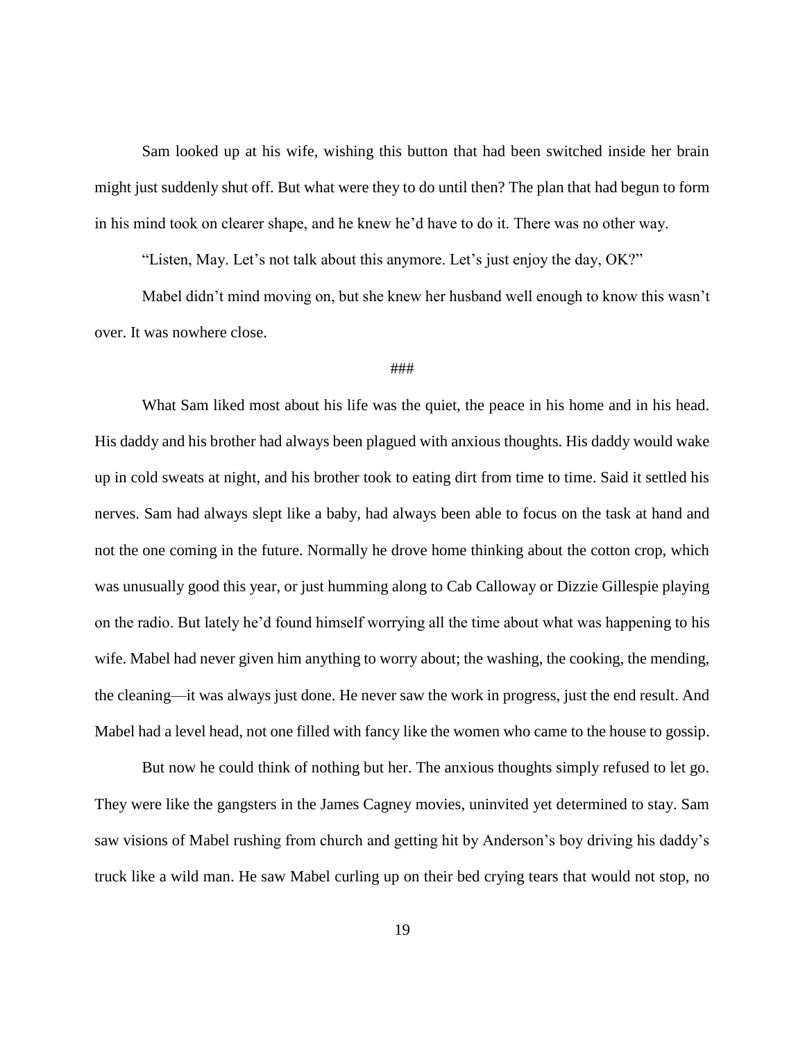Sam looked up at his wife, wishing this button that had been switched inside her brain might just suddenly shut off. But what were they to do until then? The plan that had begun to form in his mind took on clearer shape, and he knew he'd have to do it. There was no other way.

"Listen, May. Let's not talk about this anymore. Let's just enjoy the day, OK?"

Mabel didn't mind moving on, but she knew her husband well enough to know this wasn't over. It was nowhere close.

###

What Sam liked most about his life was the quiet, the peace in his home and in his head. His daddy and his brother had always been plagued with anxious thoughts. His daddy would wake up in cold sweats at night, and his brother took to eating dirt from time to time. Said it settled his nerves. Sam had always slept like a baby, had always been able to focus on the task at hand and not the one coming in the future. Normally he drove home thinking about the cotton crop, which was unusually good this year, or just humming along to Cab Calloway or Dizzie Gillespie playing on the radio. But lately he'd found himself worrying all the time about what was happening to his wife. Mabel had never given him anything to worry about; the washing, the cooking, the mending, the cleaning—it was always just done. He never saw the work in progress, just the end result. And Mabel had a level head, not one filled with fancy like the women who came to the house to gossip.

But now he could think of nothing but her. The anxious thoughts simply refused to let go. They were like the gangsters in the James Cagney movies, uninvited yet determined to stay. Sam saw visions of Mabel rushing from church and getting hit by Anderson's boy driving his daddy's truck like a wild man. He saw Mabel curling up on their bed crying tears that would not stop, no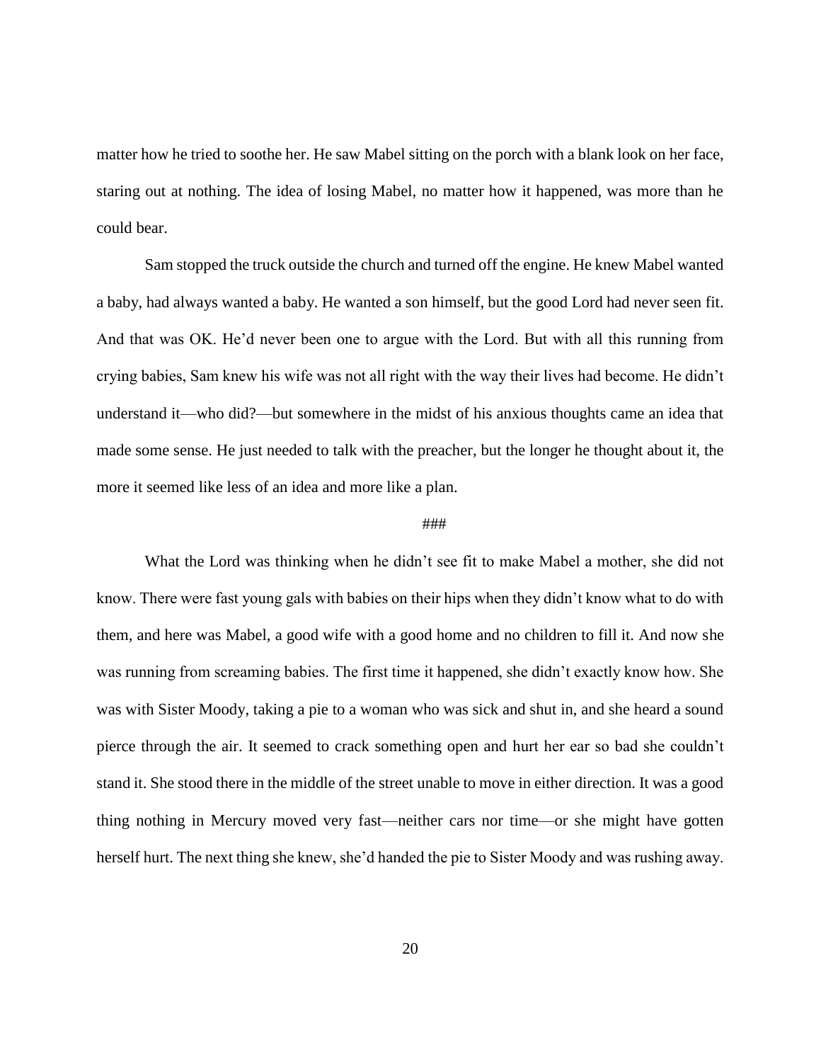matter how he tried to soothe her. He saw Mabel sitting on the porch with a blank look on her face, staring out at nothing. The idea of losing Mabel, no matter how it happened, was more than he could bear.

Sam stopped the truck outside the church and turned off the engine. He knew Mabel wanted a baby, had always wanted a baby. He wanted a son himself, but the good Lord had never seen fit. And that was OK. He'd never been one to argue with the Lord. But with all this running from crying babies, Sam knew his wife was not all right with the way their lives had become. He didn't understand it—who did?—but somewhere in the midst of his anxious thoughts came an idea that made some sense. He just needed to talk with the preacher, but the longer he thought about it, the more it seemed like less of an idea and more like a plan.

###

What the Lord was thinking when he didn't see fit to make Mabel a mother, she did not know. There were fast young gals with babies on their hips when they didn't know what to do with them, and here was Mabel, a good wife with a good home and no children to fill it. And now she was running from screaming babies. The first time it happened, she didn't exactly know how. She was with Sister Moody, taking a pie to a woman who was sick and shut in, and she heard a sound pierce through the air. It seemed to crack something open and hurt her ear so bad she couldn't stand it. She stood there in the middle of the street unable to move in either direction. It was a good thing nothing in Mercury moved very fast—neither cars nor time—or she might have gotten herself hurt. The next thing she knew, she'd handed the pie to Sister Moody and was rushing away.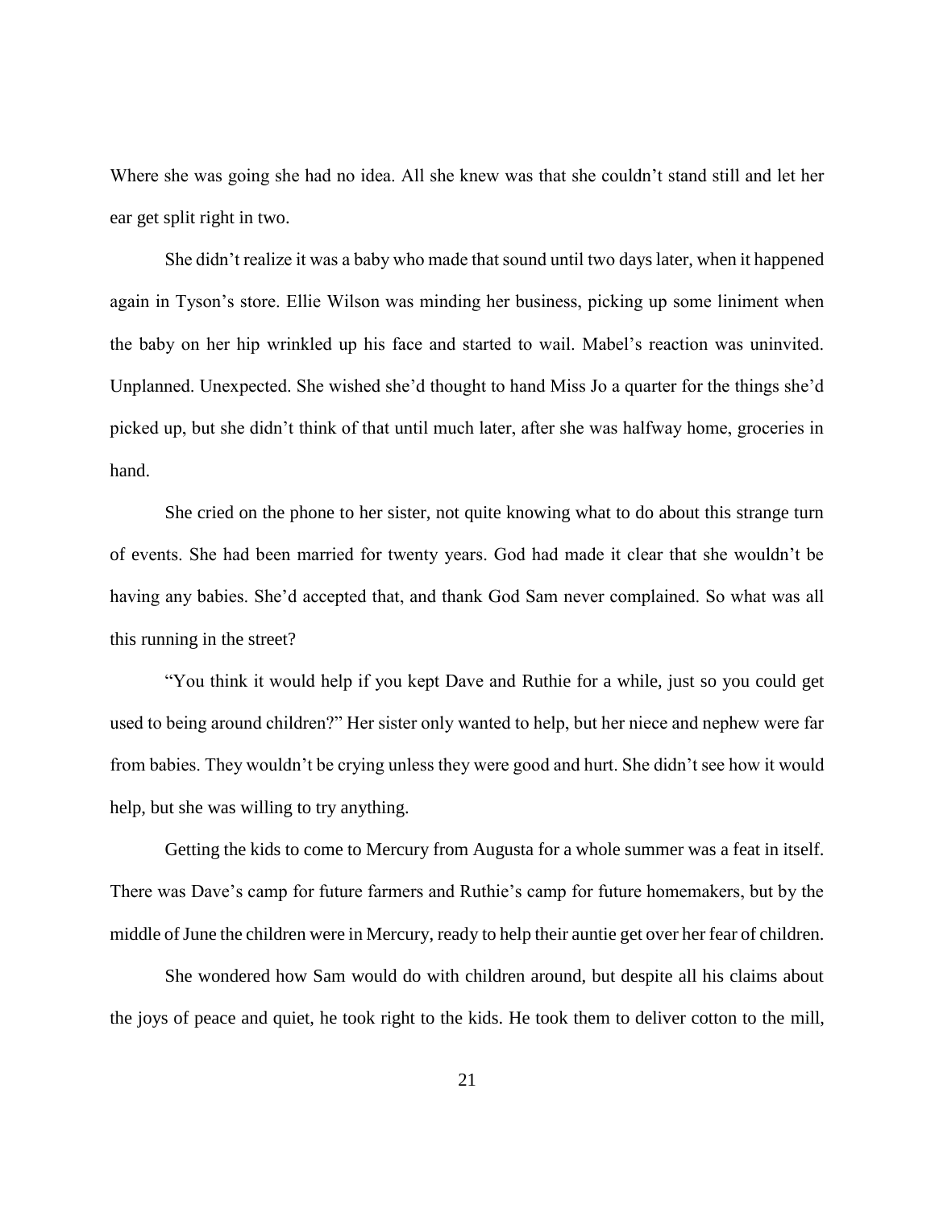Where she was going she had no idea. All she knew was that she couldn't stand still and let her ear get split right in two.

She didn't realize it was a baby who made that sound until two days later, when it happened again in Tyson's store. Ellie Wilson was minding her business, picking up some liniment when the baby on her hip wrinkled up his face and started to wail. Mabel's reaction was uninvited. Unplanned. Unexpected. She wished she'd thought to hand Miss Jo a quarter for the things she'd picked up, but she didn't think of that until much later, after she was halfway home, groceries in hand.

She cried on the phone to her sister, not quite knowing what to do about this strange turn of events. She had been married for twenty years. God had made it clear that she wouldn't be having any babies. She'd accepted that, and thank God Sam never complained. So what was all this running in the street?

"You think it would help if you kept Dave and Ruthie for a while, just so you could get used to being around children?" Her sister only wanted to help, but her niece and nephew were far from babies. They wouldn't be crying unless they were good and hurt. She didn't see how it would help, but she was willing to try anything.

Getting the kids to come to Mercury from Augusta for a whole summer was a feat in itself. There was Dave's camp for future farmers and Ruthie's camp for future homemakers, but by the middle of June the children were in Mercury, ready to help their auntie get over her fear of children.

She wondered how Sam would do with children around, but despite all his claims about the joys of peace and quiet, he took right to the kids. He took them to deliver cotton to the mill,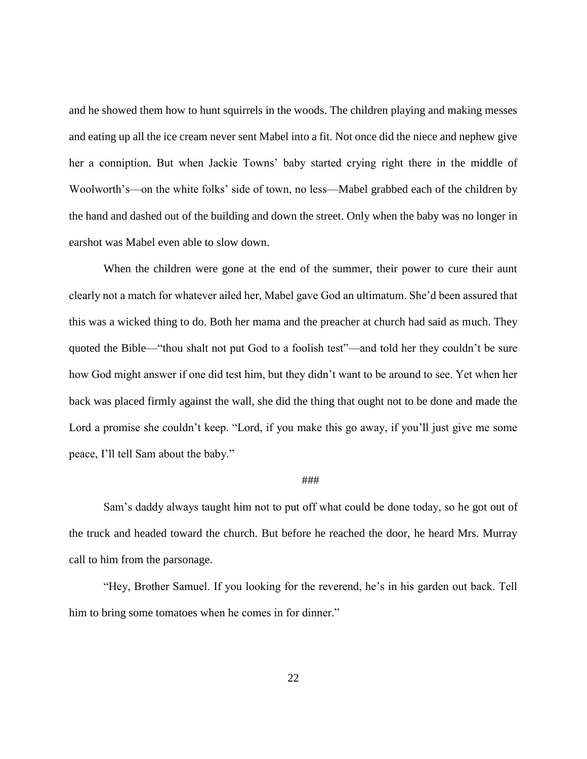and he showed them how to hunt squirrels in the woods. The children playing and making messes and eating up all the ice cream never sent Mabel into a fit. Not once did the niece and nephew give her a conniption. But when Jackie Towns' baby started crying right there in the middle of Woolworth's—on the white folks' side of town, no less—Mabel grabbed each of the children by the hand and dashed out of the building and down the street. Only when the baby was no longer in earshot was Mabel even able to slow down.

When the children were gone at the end of the summer, their power to cure their aunt clearly not a match for whatever ailed her, Mabel gave God an ultimatum. She'd been assured that this was a wicked thing to do. Both her mama and the preacher at church had said as much. They quoted the Bible—"thou shalt not put God to a foolish test"—and told her they couldn't be sure how God might answer if one did test him, but they didn't want to be around to see. Yet when her back was placed firmly against the wall, she did the thing that ought not to be done and made the Lord a promise she couldn't keep. "Lord, if you make this go away, if you'll just give me some peace, I'll tell Sam about the baby."

###

Sam's daddy always taught him not to put off what could be done today, so he got out of the truck and headed toward the church. But before he reached the door, he heard Mrs. Murray call to him from the parsonage.

"Hey, Brother Samuel. If you looking for the reverend, he's in his garden out back. Tell him to bring some tomatoes when he comes in for dinner."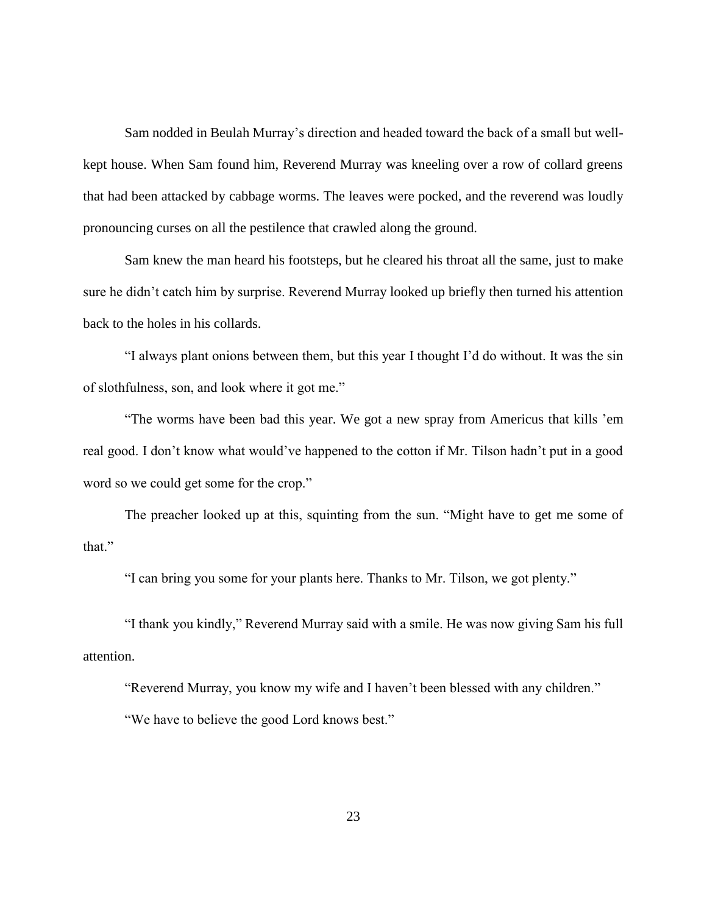Sam nodded in Beulah Murray's direction and headed toward the back of a small but well-kept house. When Sam found him, Reverend Murray was kneeling over a row of collard greens that had been attacked by cabbage worms. The leaves were pocked, and the reverend was loudly pronouncing curses on all the pestilence that crawled along the ground.

Sam knew the man heard his footsteps, but he cleared his throat all the same, just to make sure he didn't catch him by surprise. Reverend Murray looked up briefly then turned his attention back to the holes in his collards.

"I always plant onions between them, but this year I thought I'd do without. It was the sin of slothfulness, son, and look where it got me."

"The worms have been bad this year. We got a new spray from Americus that kills 'em real good. I don't know what would've happened to the cotton if Mr. Tilson hadn't put in a good word so we could get some for the crop."

The preacher looked up at this, squinting from the sun. "Might have to get me some of that."

"I can bring you some for your plants here. Thanks to Mr. Tilson, we got plenty."

"I thank you kindly," Reverend Murray said with a smile. He was now giving Sam his full attention.

"Reverend Murray, you know my wife and I haven't been blessed with any children."

"We have to believe the good Lord knows best."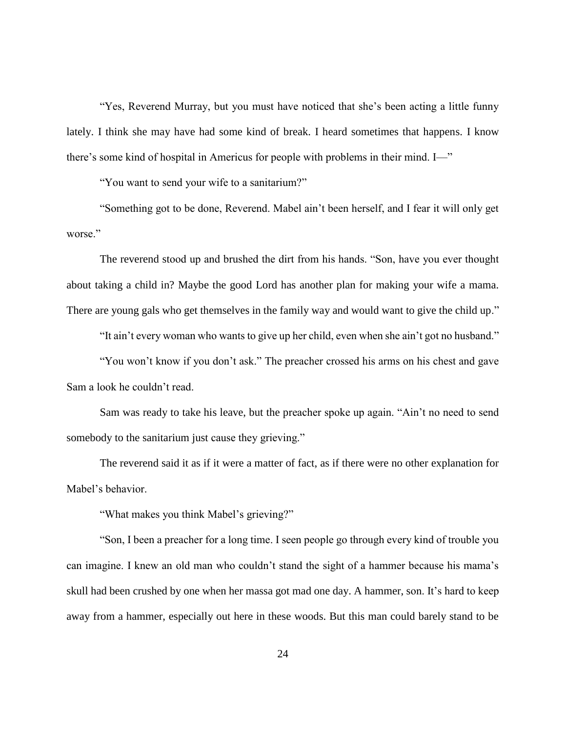"Yes, Reverend Murray, but you must have noticed that she's been acting a little funny lately. I think she may have had some kind of break. I heard sometimes that happens. I know there's some kind of hospital in Americus for people with problems in their mind. I—"

"You want to send your wife to a sanitarium?"

"Something got to be done, Reverend. Mabel ain't been herself, and I fear it will only get worse."

The reverend stood up and brushed the dirt from his hands. "Son, have you ever thought about taking a child in? Maybe the good Lord has another plan for making your wife a mama. There are young gals who get themselves in the family way and would want to give the child up."

"It ain't every woman who wants to give up her child, even when she ain't got no husband."

"You won't know if you don't ask." The preacher crossed his arms on his chest and gave Sam a look he couldn't read.

Sam was ready to take his leave, but the preacher spoke up again. "Ain't no need to send somebody to the sanitarium just cause they grieving."

The reverend said it as if it were a matter of fact, as if there were no other explanation for Mabel's behavior.

"What makes you think Mabel's grieving?"

"Son, I been a preacher for a long time. I seen people go through every kind of trouble you can imagine. I knew an old man who couldn't stand the sight of a hammer because his mama's skull had been crushed by one when her massa got mad one day. A hammer, son. It's hard to keep away from a hammer, especially out here in these woods. But this man could barely stand to be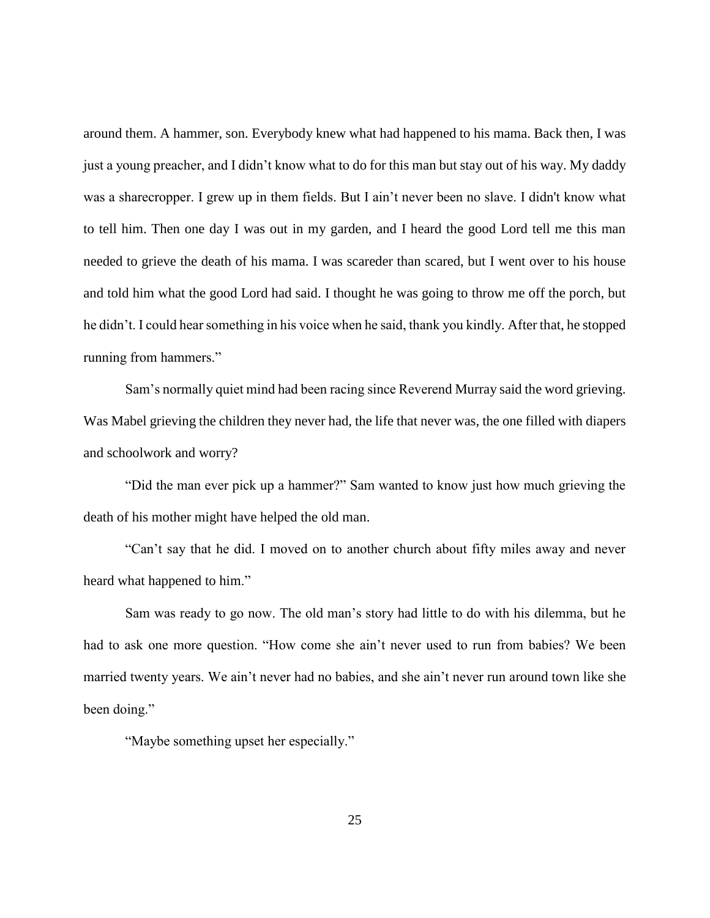around them. A hammer, son. Everybody knew what had happened to his mama. Back then, I was just a young preacher, and I didn't know what to do for this man but stay out of his way. My daddy was a sharecropper. I grew up in them fields. But I ain't never been no slave. I didn't know what to tell him. Then one day I was out in my garden, and I heard the good Lord tell me this man needed to grieve the death of his mama. I was scareder than scared, but I went over to his house and told him what the good Lord had said. I thought he was going to throw me off the porch, but he didn't. I could hear something in his voice when he said, thank you kindly. After that, he stopped running from hammers."

Sam's normally quiet mind had been racing since Reverend Murray said the word grieving. Was Mabel grieving the children they never had, the life that never was, the one filled with diapers and schoolwork and worry?

"Did the man ever pick up a hammer?" Sam wanted to know just how much grieving the death of his mother might have helped the old man.

"Can't say that he did. I moved on to another church about fifty miles away and never heard what happened to him."

Sam was ready to go now. The old man's story had little to do with his dilemma, but he had to ask one more question. "How come she ain't never used to run from babies? We been married twenty years. We ain't never had no babies, and she ain't never run around town like she been doing."

"Maybe something upset her especially."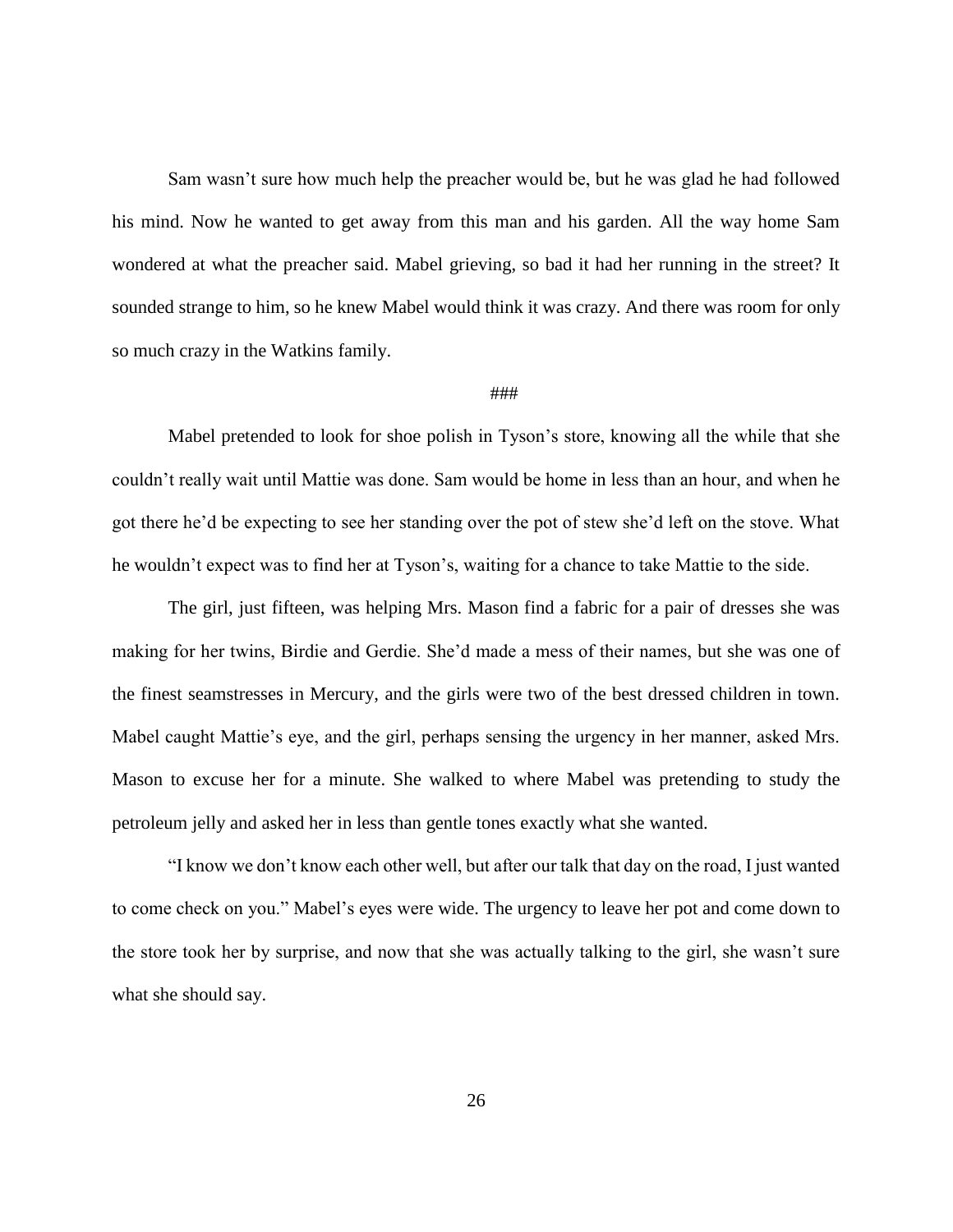Sam wasn't sure how much help the preacher would be, but he was glad he had followed his mind. Now he wanted to get away from this man and his garden. All the way home Sam wondered at what the preacher said. Mabel grieving, so bad it had her running in the street? It sounded strange to him, so he knew Mabel would think it was crazy. And there was room for only so much crazy in the Watkins family.

###

Mabel pretended to look for shoe polish in Tyson's store, knowing all the while that she couldn't really wait until Mattie was done. Sam would be home in less than an hour, and when he got there he'd be expecting to see her standing over the pot of stew she'd left on the stove. What he wouldn't expect was to find her at Tyson's, waiting for a chance to take Mattie to the side.

The girl, just fifteen, was helping Mrs. Mason find a fabric for a pair of dresses she was making for her twins, Birdie and Gerdie. She'd made a mess of their names, but she was one of the finest seamstresses in Mercury, and the girls were two of the best dressed children in town. Mabel caught Mattie's eye, and the girl, perhaps sensing the urgency in her manner, asked Mrs. Mason to excuse her for a minute. She walked to where Mabel was pretending to study the petroleum jelly and asked her in less than gentle tones exactly what she wanted.

"I know we don't know each other well, but after our talk that day on the road, I just wanted to come check on you." Mabel's eyes were wide. The urgency to leave her pot and come down to the store took her by surprise, and now that she was actually talking to the girl, she wasn't sure what she should say.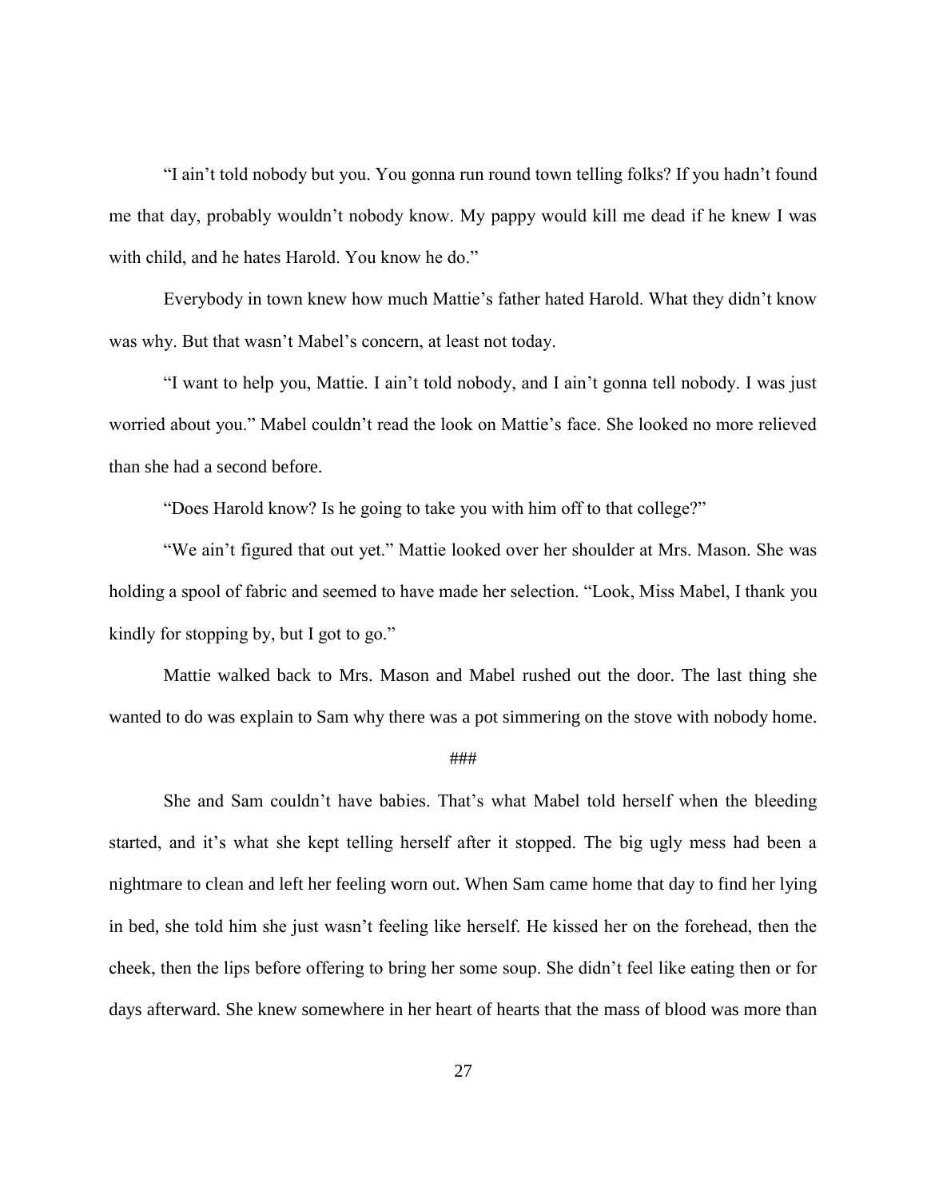"I ain't told nobody but you. You gonna run round town telling folks? If you hadn't found me that day, probably wouldn't nobody know. My pappy would kill me dead if he knew I was with child, and he hates Harold. You know he do."

Everybody in town knew how much Mattie's father hated Harold. What they didn't know was why. But that wasn't Mabel's concern, at least not today.

"I want to help you, Mattie. I ain't told nobody, and I ain't gonna tell nobody. I was just worried about you." Mabel couldn't read the look on Mattie's face. She looked no more relieved than she had a second before.

"Does Harold know? Is he going to take you with him off to that college?"

"We ain't figured that out yet." Mattie looked over her shoulder at Mrs. Mason. She was holding a spool of fabric and seemed to have made her selection. "Look, Miss Mabel, I thank you kindly for stopping by, but I got to go."

Mattie walked back to Mrs. Mason and Mabel rushed out the door. The last thing she wanted to do was explain to Sam why there was a pot simmering on the stove with nobody home.

###

She and Sam couldn't have babies. That's what Mabel told herself when the bleeding started, and it's what she kept telling herself after it stopped. The big ugly mess had been a nightmare to clean and left her feeling worn out. When Sam came home that day to find her lying in bed, she told him she just wasn't feeling like herself. He kissed her on the forehead, then the cheek, then the lips before offering to bring her some soup. She didn't feel like eating then or for days afterward. She knew somewhere in her heart of hearts that the mass of blood was more than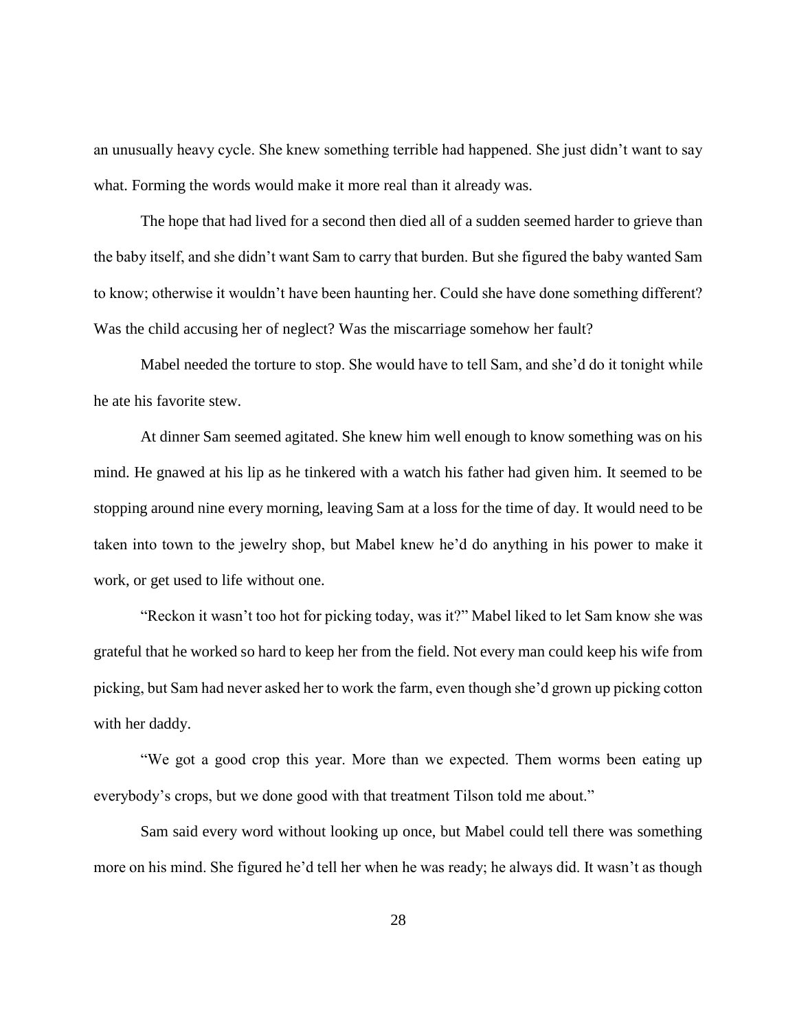an unusually heavy cycle. She knew something terrible had happened. She just didn't want to say what. Forming the words would make it more real than it already was.

The hope that had lived for a second then died all of a sudden seemed harder to grieve than the baby itself, and she didn't want Sam to carry that burden. But she figured the baby wanted Sam to know; otherwise it wouldn't have been haunting her. Could she have done something different? Was the child accusing her of neglect? Was the miscarriage somehow her fault?

Mabel needed the torture to stop. She would have to tell Sam, and she'd do it tonight while he ate his favorite stew.

At dinner Sam seemed agitated. She knew him well enough to know something was on his mind. He gnawed at his lip as he tinkered with a watch his father had given him. It seemed to be stopping around nine every morning, leaving Sam at a loss for the time of day. It would need to be taken into town to the jewelry shop, but Mabel knew he'd do anything in his power to make it work, or get used to life without one.

"Reckon it wasn't too hot for picking today, was it?" Mabel liked to let Sam know she was grateful that he worked so hard to keep her from the field. Not every man could keep his wife from picking, but Sam had never asked her to work the farm, even though she'd grown up picking cotton with her daddy.

"We got a good crop this year. More than we expected. Them worms been eating up everybody's crops, but we done good with that treatment Tilson told me about."

Sam said every word without looking up once, but Mabel could tell there was something more on his mind. She figured he'd tell her when he was ready; he always did. It wasn't as though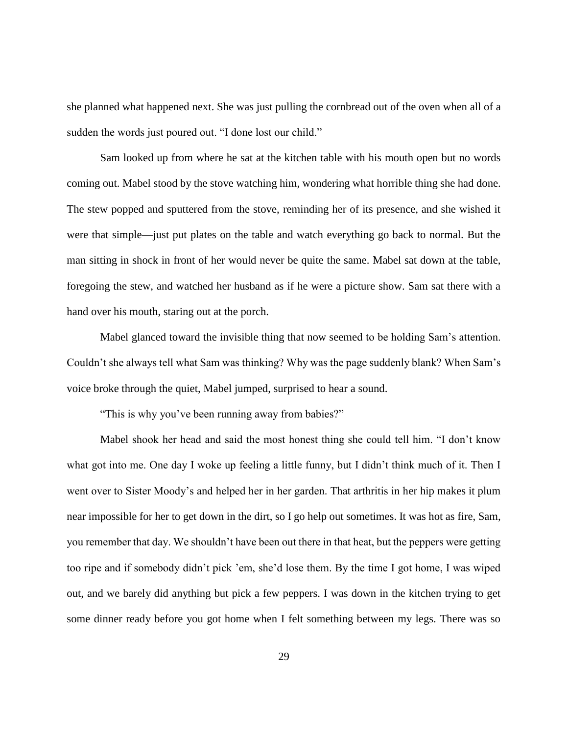she planned what happened next. She was just pulling the cornbread out of the oven when all of a sudden the words just poured out. "I done lost our child."

Sam looked up from where he sat at the kitchen table with his mouth open but no words coming out. Mabel stood by the stove watching him, wondering what horrible thing she had done. The stew popped and sputtered from the stove, reminding her of its presence, and she wished it were that simple—just put plates on the table and watch everything go back to normal. But the man sitting in shock in front of her would never be quite the same. Mabel sat down at the table, foregoing the stew, and watched her husband as if he were a picture show. Sam sat there with a hand over his mouth, staring out at the porch.

Mabel glanced toward the invisible thing that now seemed to be holding Sam's attention. Couldn't she always tell what Sam was thinking? Why was the page suddenly blank? When Sam's voice broke through the quiet, Mabel jumped, surprised to hear a sound.

"This is why you've been running away from babies?"

Mabel shook her head and said the most honest thing she could tell him. "I don't know what got into me. One day I woke up feeling a little funny, but I didn't think much of it. Then I went over to Sister Moody's and helped her in her garden. That arthritis in her hip makes it plum near impossible for her to get down in the dirt, so I go help out sometimes. It was hot as fire, Sam, you remember that day. We shouldn't have been out there in that heat, but the peppers were getting too ripe and if somebody didn't pick 'em, she'd lose them. By the time I got home, I was wiped out, and we barely did anything but pick a few peppers. I was down in the kitchen trying to get some dinner ready before you got home when I felt something between my legs. There was so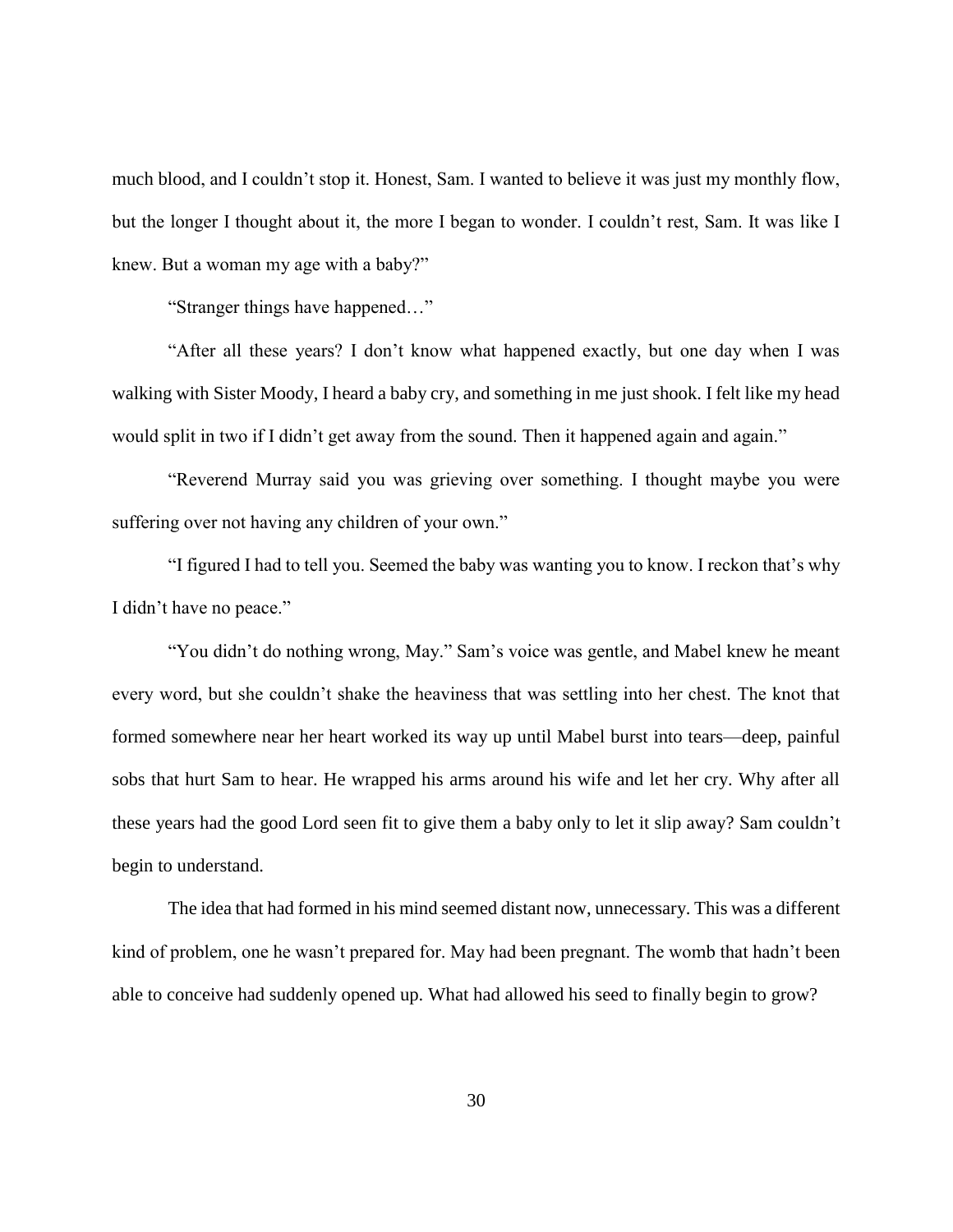much blood, and I couldn't stop it. Honest, Sam. I wanted to believe it was just my monthly flow, but the longer I thought about it, the more I began to wonder. I couldn't rest, Sam. It was like I knew. But a woman my age with a baby?"

"Stranger things have happened…"

"After all these years? I don't know what happened exactly, but one day when I was walking with Sister Moody, I heard a baby cry, and something in me just shook. I felt like my head would split in two if I didn't get away from the sound. Then it happened again and again."

"Reverend Murray said you was grieving over something. I thought maybe you were suffering over not having any children of your own."

"I figured I had to tell you. Seemed the baby was wanting you to know. I reckon that's why I didn't have no peace."

"You didn't do nothing wrong, May." Sam's voice was gentle, and Mabel knew he meant every word, but she couldn't shake the heaviness that was settling into her chest. The knot that formed somewhere near her heart worked its way up until Mabel burst into tears—deep, painful sobs that hurt Sam to hear. He wrapped his arms around his wife and let her cry. Why after all these years had the good Lord seen fit to give them a baby only to let it slip away? Sam couldn't begin to understand.

The idea that had formed in his mind seemed distant now, unnecessary. This was a different kind of problem, one he wasn't prepared for. May had been pregnant. The womb that hadn't been able to conceive had suddenly opened up. What had allowed his seed to finally begin to grow?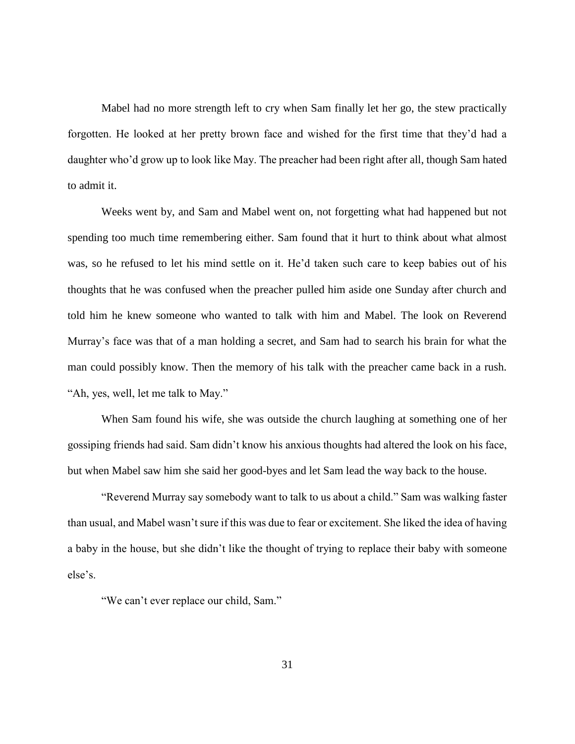Mabel had no more strength left to cry when Sam finally let her go, the stew practically forgotten. He looked at her pretty brown face and wished for the first time that they'd had a daughter who'd grow up to look like May. The preacher had been right after all, though Sam hated to admit it.

Weeks went by, and Sam and Mabel went on, not forgetting what had happened but not spending too much time remembering either. Sam found that it hurt to think about what almost was, so he refused to let his mind settle on it. He'd taken such care to keep babies out of his thoughts that he was confused when the preacher pulled him aside one Sunday after church and told him he knew someone who wanted to talk with him and Mabel. The look on Reverend Murray's face was that of a man holding a secret, and Sam had to search his brain for what the man could possibly know. Then the memory of his talk with the preacher came back in a rush. "Ah, yes, well, let me talk to May."

When Sam found his wife, she was outside the church laughing at something one of her gossiping friends had said. Sam didn't know his anxious thoughts had altered the look on his face, but when Mabel saw him she said her good-byes and let Sam lead the way back to the house.

"Reverend Murray say somebody want to talk to us about a child." Sam was walking faster than usual, and Mabel wasn't sure if this was due to fear or excitement. She liked the idea of having a baby in the house, but she didn't like the thought of trying to replace their baby with someone else's.

"We can't ever replace our child, Sam."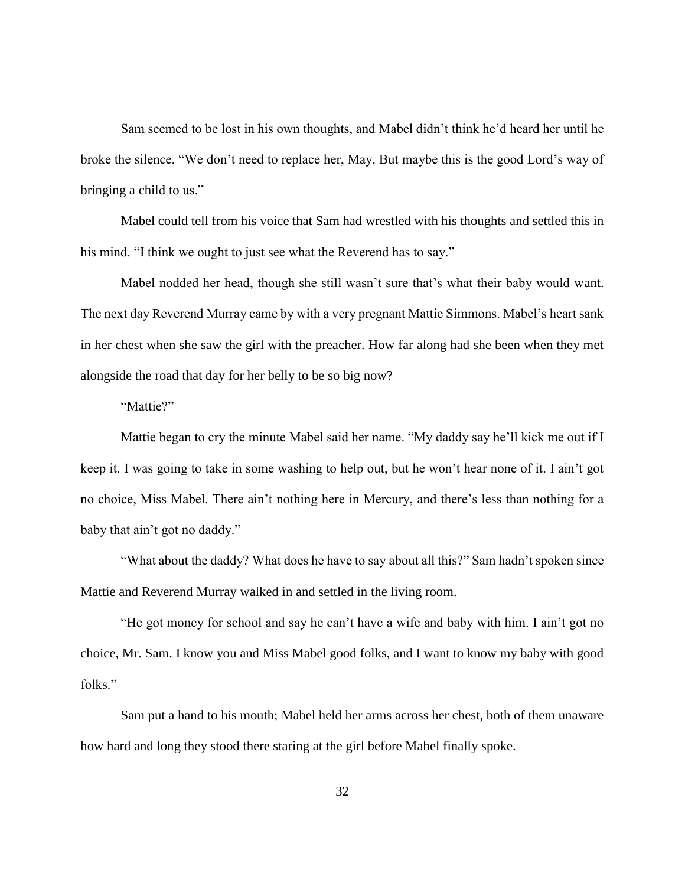Sam seemed to be lost in his own thoughts, and Mabel didn't think he'd heard her until he broke the silence. "We don't need to replace her, May. But maybe this is the good Lord's way of bringing a child to us."

Mabel could tell from his voice that Sam had wrestled with his thoughts and settled this in his mind. "I think we ought to just see what the Reverend has to say."

Mabel nodded her head, though she still wasn't sure that's what their baby would want. The next day Reverend Murray came by with a very pregnant Mattie Simmons. Mabel's heart sank in her chest when she saw the girl with the preacher. How far along had she been when they met alongside the road that day for her belly to be so big now?

"Mattie?"

Mattie began to cry the minute Mabel said her name. "My daddy say he'll kick me out if I keep it. I was going to take in some washing to help out, but he won't hear none of it. I ain't got no choice, Miss Mabel. There ain't nothing here in Mercury, and there's less than nothing for a baby that ain't got no daddy."

"What about the daddy? What does he have to say about all this?" Sam hadn't spoken since Mattie and Reverend Murray walked in and settled in the living room.

"He got money for school and say he can't have a wife and baby with him. I ain't got no choice, Mr. Sam. I know you and Miss Mabel good folks, and I want to know my baby with good folks."

Sam put a hand to his mouth; Mabel held her arms across her chest, both of them unaware how hard and long they stood there staring at the girl before Mabel finally spoke.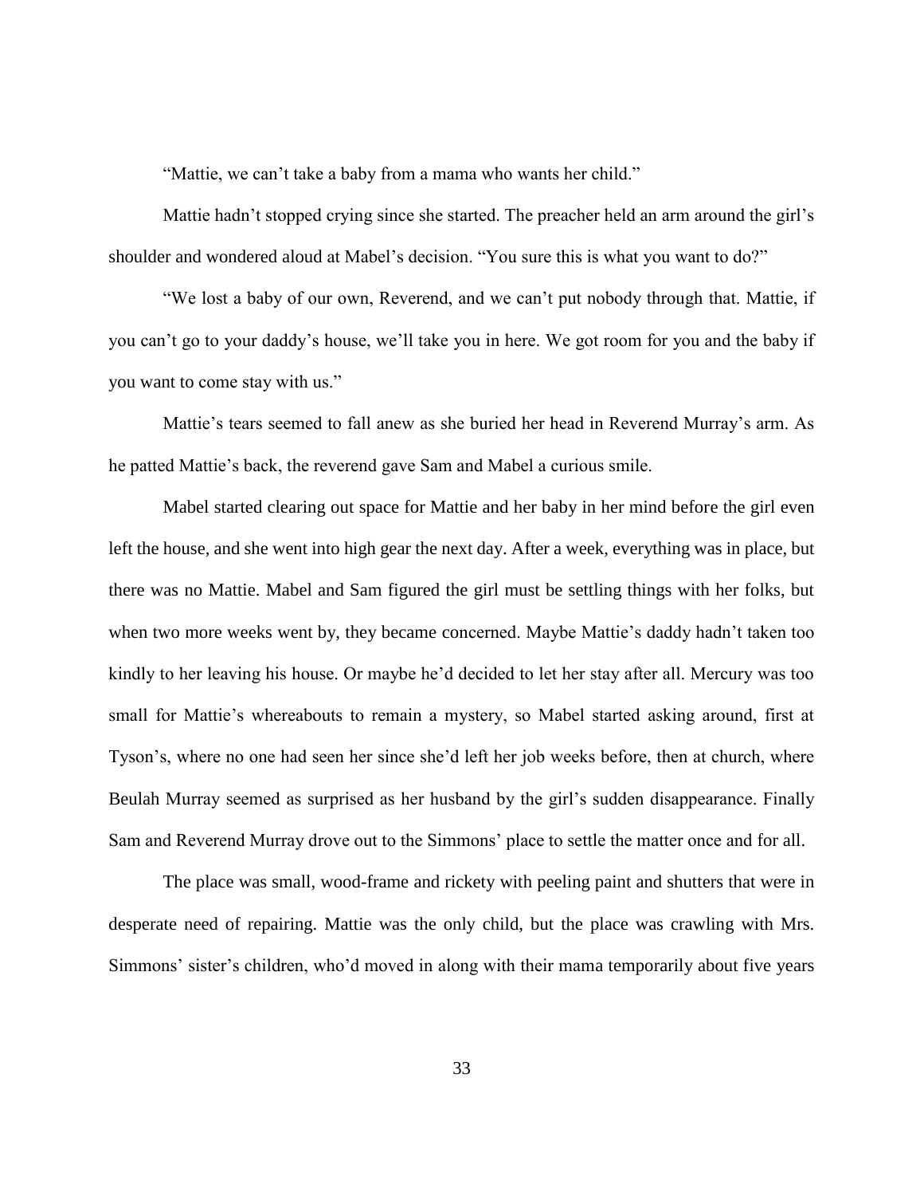"Mattie, we can't take a baby from a mama who wants her child."

Mattie hadn't stopped crying since she started. The preacher held an arm around the girl's shoulder and wondered aloud at Mabel's decision. "You sure this is what you want to do?"

"We lost a baby of our own, Reverend, and we can't put nobody through that. Mattie, if you can't go to your daddy's house, we'll take you in here. We got room for you and the baby if you want to come stay with us."

Mattie's tears seemed to fall anew as she buried her head in Reverend Murray's arm. As he patted Mattie's back, the reverend gave Sam and Mabel a curious smile.

Mabel started clearing out space for Mattie and her baby in her mind before the girl even left the house, and she went into high gear the next day. After a week, everything was in place, but there was no Mattie. Mabel and Sam figured the girl must be settling things with her folks, but when two more weeks went by, they became concerned. Maybe Mattie's daddy hadn't taken too kindly to her leaving his house. Or maybe he'd decided to let her stay after all. Mercury was too small for Mattie's whereabouts to remain a mystery, so Mabel started asking around, first at Tyson's, where no one had seen her since she'd left her job weeks before, then at church, where Beulah Murray seemed as surprised as her husband by the girl's sudden disappearance. Finally Sam and Reverend Murray drove out to the Simmons' place to settle the matter once and for all.

The place was small, wood-frame and rickety with peeling paint and shutters that were in desperate need of repairing. Mattie was the only child, but the place was crawling with Mrs. Simmons' sister's children, who'd moved in along with their mama temporarily about five years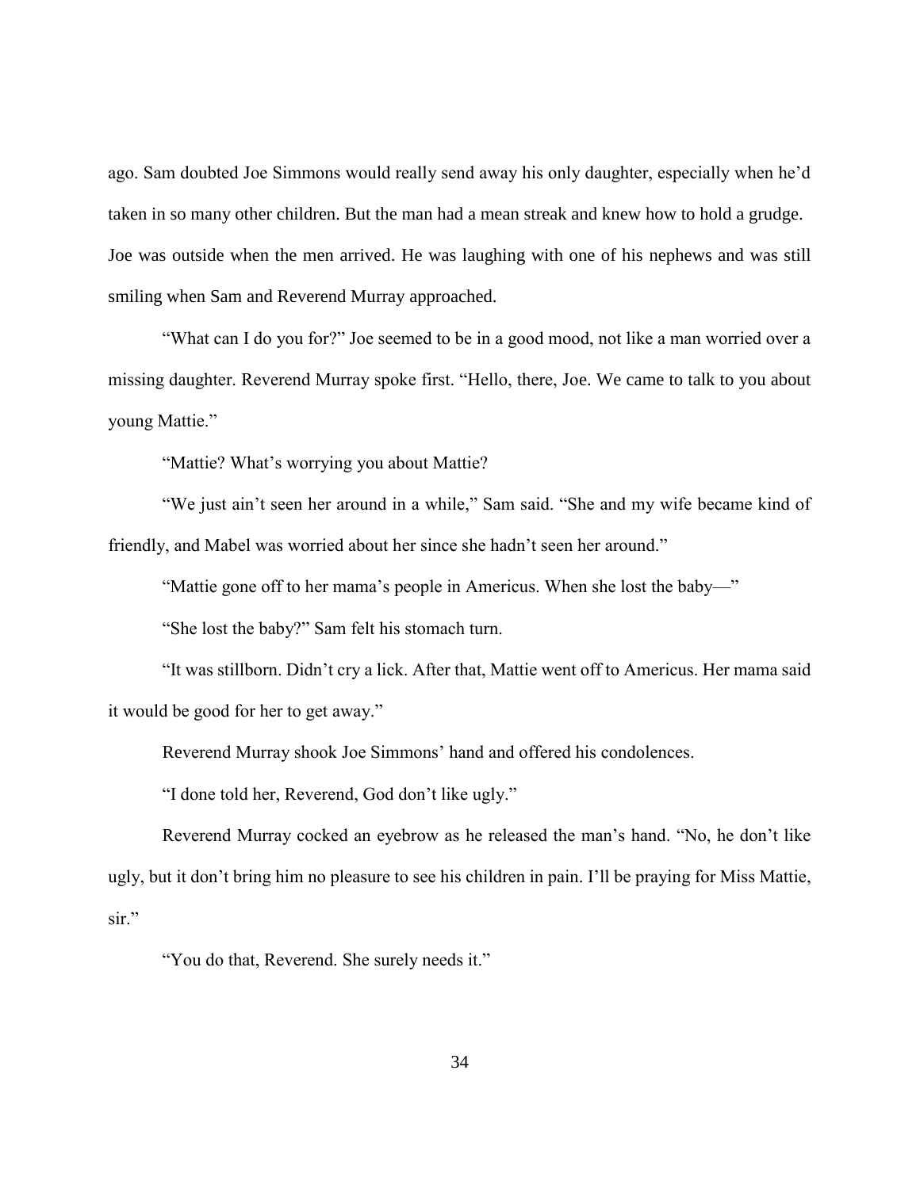ago. Sam doubted Joe Simmons would really send away his only daughter, especially when he'd taken in so many other children. But the man had a mean streak and knew how to hold a grudge. Joe was outside when the men arrived. He was laughing with one of his nephews and was still smiling when Sam and Reverend Murray approached.

"What can I do you for?" Joe seemed to be in a good mood, not like a man worried over a missing daughter. Reverend Murray spoke first. "Hello, there, Joe. We came to talk to you about young Mattie."

"Mattie? What's worrying you about Mattie?

"We just ain't seen her around in a while," Sam said. "She and my wife became kind of friendly, and Mabel was worried about her since she hadn't seen her around."

"Mattie gone off to her mama's people in Americus. When she lost the baby—"

"She lost the baby?" Sam felt his stomach turn.

"It was stillborn. Didn't cry a lick. After that, Mattie went off to Americus. Her mama said it would be good for her to get away."

Reverend Murray shook Joe Simmons' hand and offered his condolences.

"I done told her, Reverend, God don't like ugly."

Reverend Murray cocked an eyebrow as he released the man's hand. "No, he don't like ugly, but it don't bring him no pleasure to see his children in pain. I'll be praying for Miss Mattie, sir."

"You do that, Reverend. She surely needs it."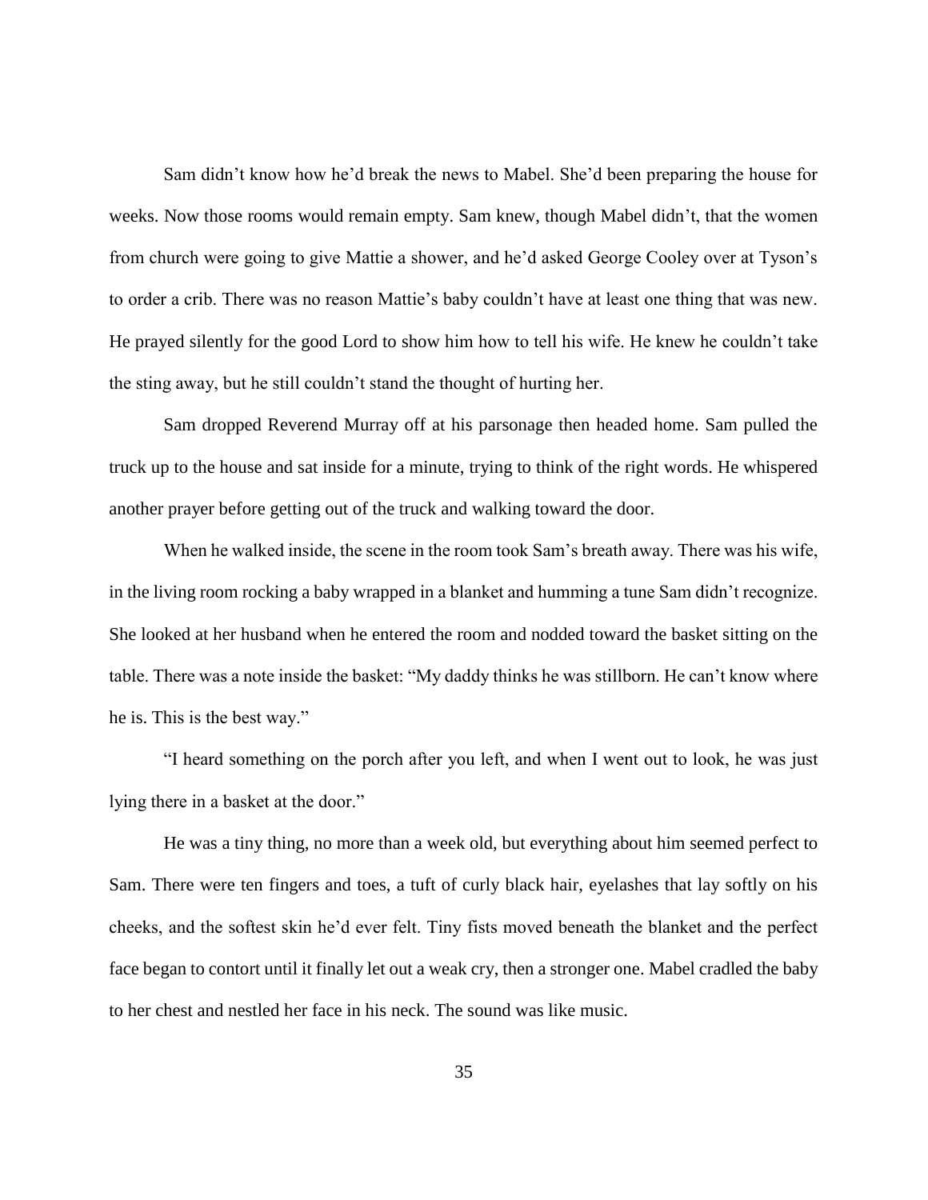Sam didn't know how he'd break the news to Mabel. She'd been preparing the house for weeks. Now those rooms would remain empty. Sam knew, though Mabel didn't, that the women from church were going to give Mattie a shower, and he'd asked George Cooley over at Tyson's to order a crib. There was no reason Mattie's baby couldn't have at least one thing that was new. He prayed silently for the good Lord to show him how to tell his wife. He knew he couldn't take the sting away, but he still couldn't stand the thought of hurting her.

Sam dropped Reverend Murray off at his parsonage then headed home. Sam pulled the truck up to the house and sat inside for a minute, trying to think of the right words. He whispered another prayer before getting out of the truck and walking toward the door.

When he walked inside, the scene in the room took Sam's breath away. There was his wife, in the living room rocking a baby wrapped in a blanket and humming a tune Sam didn't recognize. She looked at her husband when he entered the room and nodded toward the basket sitting on the table. There was a note inside the basket: "My daddy thinks he was stillborn. He can't know where he is. This is the best way."

"I heard something on the porch after you left, and when I went out to look, he was just lying there in a basket at the door."

He was a tiny thing, no more than a week old, but everything about him seemed perfect to Sam. There were ten fingers and toes, a tuft of curly black hair, eyelashes that lay softly on his cheeks, and the softest skin he'd ever felt. Tiny fists moved beneath the blanket and the perfect face began to contort until it finally let out a weak cry, then a stronger one. Mabel cradled the baby to her chest and nestled her face in his neck. The sound was like music.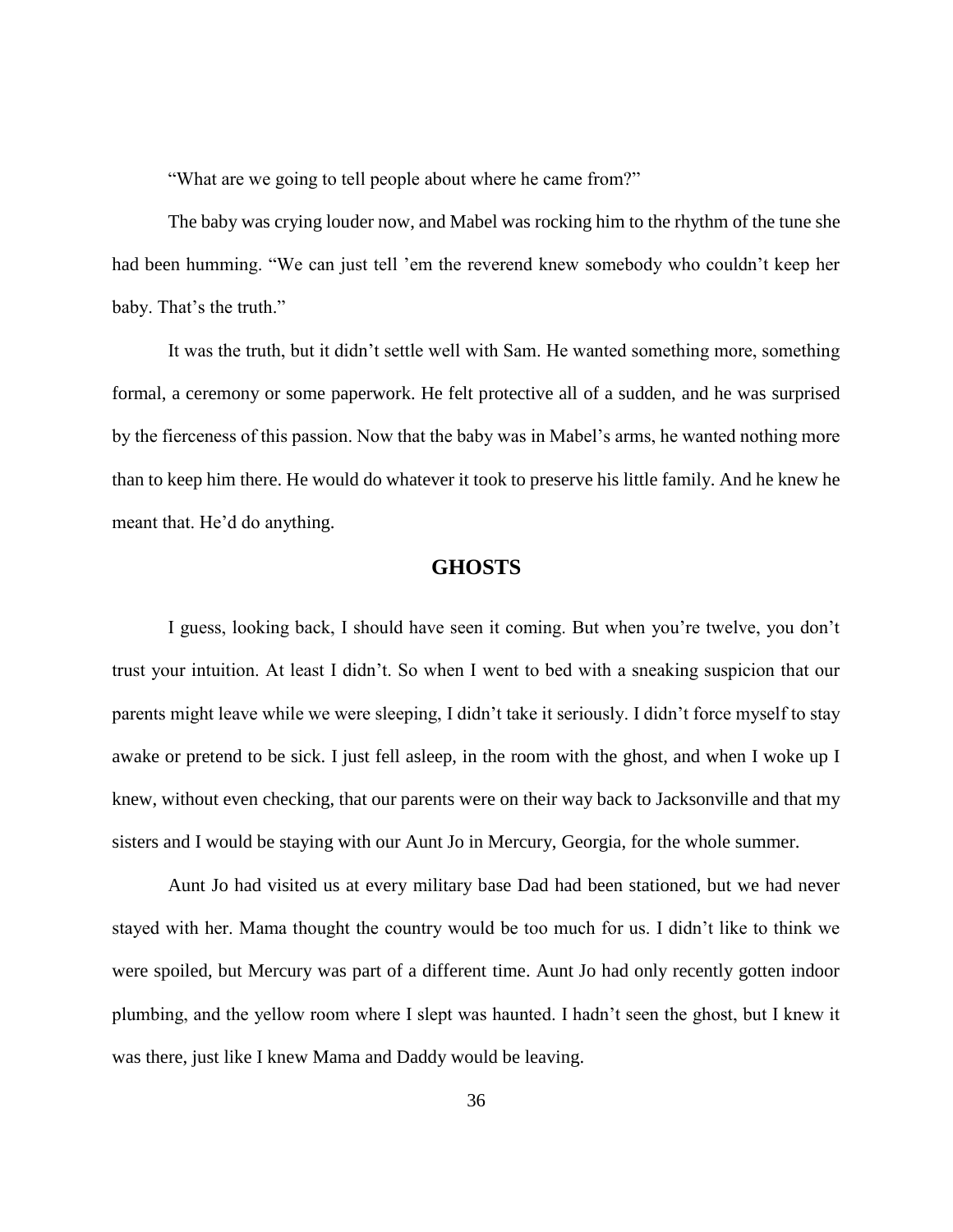"What are we going to tell people about where he came from?"

The baby was crying louder now, and Mabel was rocking him to the rhythm of the tune she had been humming. "We can just tell 'em the reverend knew somebody who couldn't keep her baby. That's the truth."

It was the truth, but it didn't settle well with Sam. He wanted something more, something formal, a ceremony or some paperwork. He felt protective all of a sudden, and he was surprised by the fierceness of this passion. Now that the baby was in Mabel's arms, he wanted nothing more than to keep him there. He would do whatever it took to preserve his little family. And he knew he meant that. He'd do anything.

## GHOSTS

I guess, looking back, I should have seen it coming. But when you're twelve, you don't trust your intuition. At least I didn't. So when I went to bed with a sneaking suspicion that our parents might leave while we were sleeping, I didn't take it seriously. I didn't force myself to stay awake or pretend to be sick. I just fell asleep, in the room with the ghost, and when I woke up I knew, without even checking, that our parents were on their way back to Jacksonville and that my sisters and I would be staying with our Aunt Jo in Mercury, Georgia, for the whole summer.

Aunt Jo had visited us at every military base Dad had been stationed, but we had never stayed with her. Mama thought the country would be too much for us. I didn't like to think we were spoiled, but Mercury was part of a different time. Aunt Jo had only recently gotten indoor plumbing, and the yellow room where I slept was haunted. I hadn't seen the ghost, but I knew it was there, just like I knew Mama and Daddy would be leaving.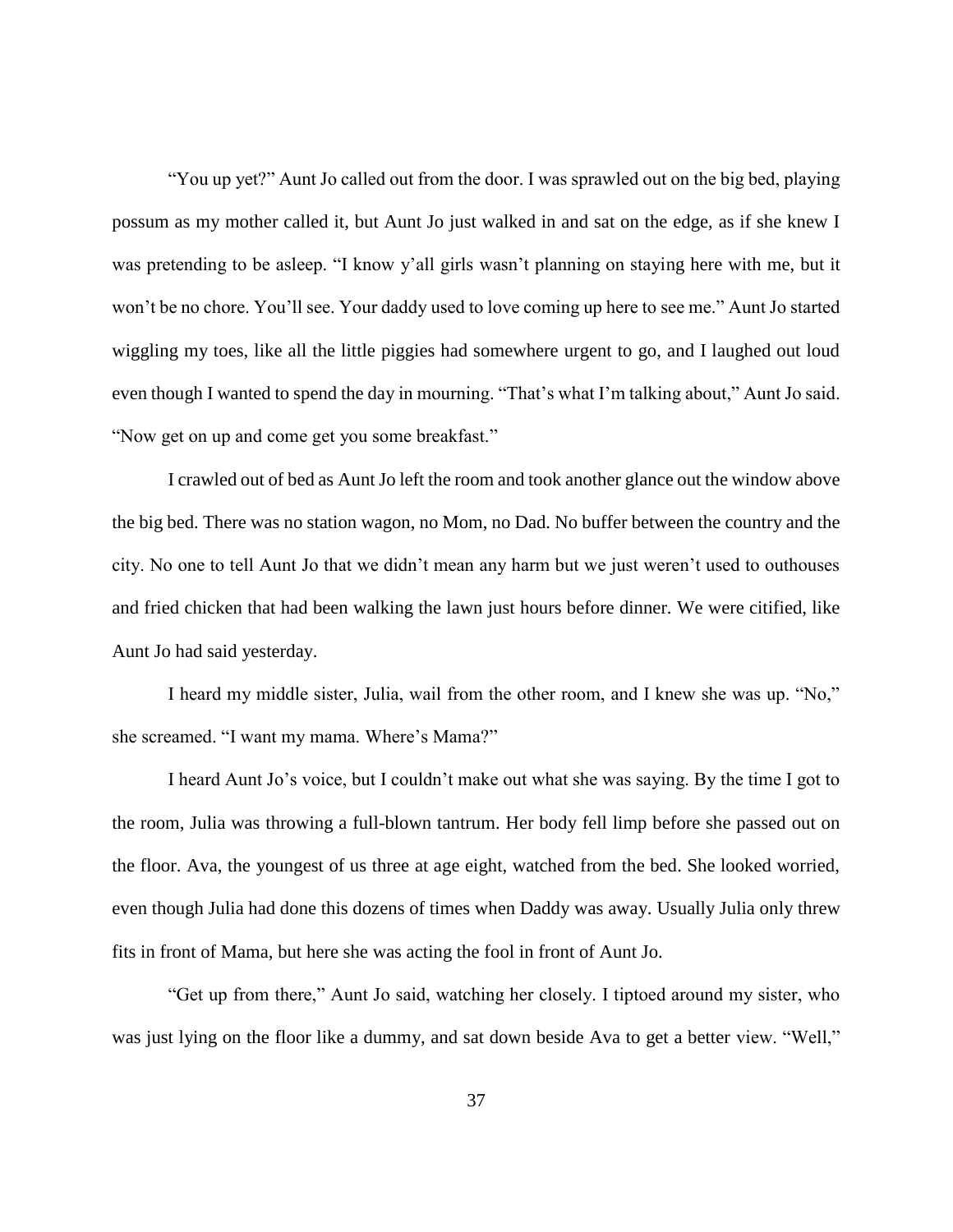"You up yet?" Aunt Jo called out from the door. I was sprawled out on the big bed, playing possum as my mother called it, but Aunt Jo just walked in and sat on the edge, as if she knew I was pretending to be asleep. "I know y'all girls wasn't planning on staying here with me, but it won't be no chore. You'll see. Your daddy used to love coming up here to see me." Aunt Jo started wiggling my toes, like all the little piggies had somewhere urgent to go, and I laughed out loud even though I wanted to spend the day in mourning. "That's what I'm talking about," Aunt Jo said. "Now get on up and come get you some breakfast."

I crawled out of bed as Aunt Jo left the room and took another glance out the window above the big bed. There was no station wagon, no Mom, no Dad. No buffer between the country and the city. No one to tell Aunt Jo that we didn't mean any harm but we just weren't used to outhouses and fried chicken that had been walking the lawn just hours before dinner. We were citified, like Aunt Jo had said yesterday.

I heard my middle sister, Julia, wail from the other room, and I knew she was up. "No," she screamed. "I want my mama. Where's Mama?"

I heard Aunt Jo's voice, but I couldn't make out what she was saying. By the time I got to the room, Julia was throwing a full-blown tantrum. Her body fell limp before she passed out on the floor. Ava, the youngest of us three at age eight, watched from the bed. She looked worried, even though Julia had done this dozens of times when Daddy was away. Usually Julia only threw fits in front of Mama, but here she was acting the fool in front of Aunt Jo.

"Get up from there," Aunt Jo said, watching her closely. I tiptoed around my sister, who was just lying on the floor like a dummy, and sat down beside Ava to get a better view. "Well,"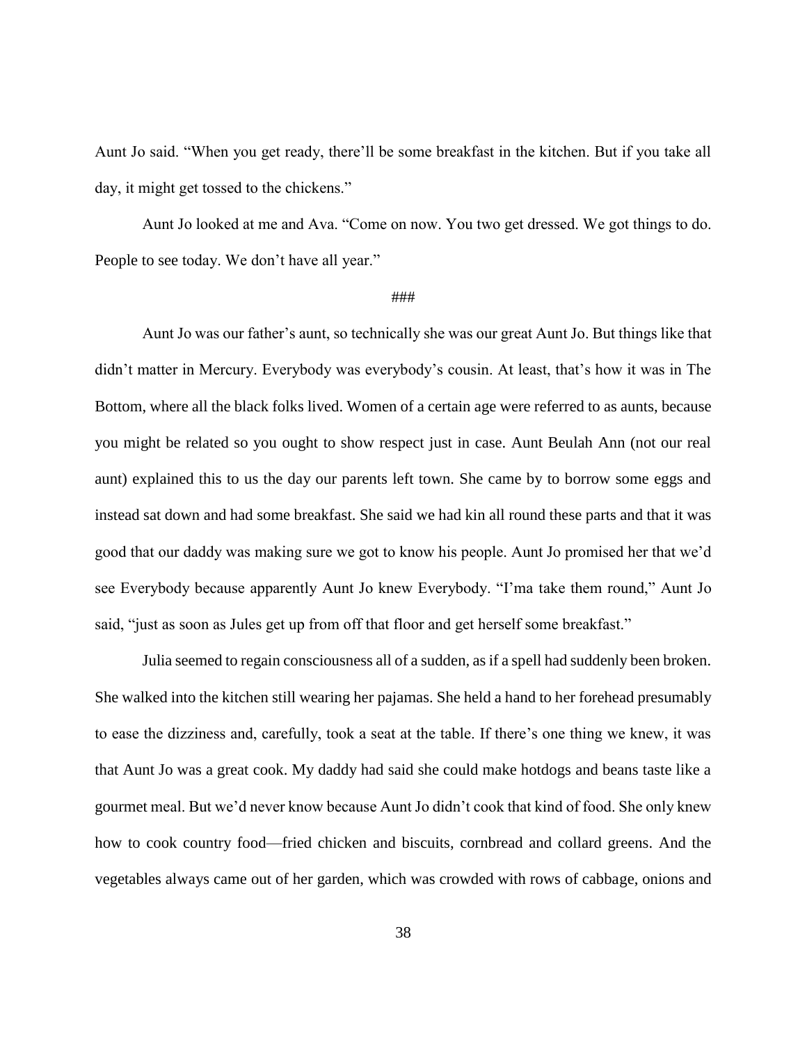Aunt Jo said. "When you get ready, there'll be some breakfast in the kitchen. But if you take all day, it might get tossed to the chickens."

Aunt Jo looked at me and Ava. "Come on now. You two get dressed. We got things to do. People to see today. We don't have all year."

###

Aunt Jo was our father's aunt, so technically she was our great Aunt Jo. But things like that didn't matter in Mercury. Everybody was everybody's cousin. At least, that's how it was in The Bottom, where all the black folks lived. Women of a certain age were referred to as aunts, because you might be related so you ought to show respect just in case. Aunt Beulah Ann (not our real aunt) explained this to us the day our parents left town. She came by to borrow some eggs and instead sat down and had some breakfast. She said we had kin all round these parts and that it was good that our daddy was making sure we got to know his people. Aunt Jo promised her that we'd see Everybody because apparently Aunt Jo knew Everybody. "I'ma take them round," Aunt Jo said, "just as soon as Jules get up from off that floor and get herself some breakfast."

Julia seemed to regain consciousness all of a sudden, as if a spell had suddenly been broken. She walked into the kitchen still wearing her pajamas. She held a hand to her forehead presumably to ease the dizziness and, carefully, took a seat at the table. If there's one thing we knew, it was that Aunt Jo was a great cook. My daddy had said she could make hotdogs and beans taste like a gourmet meal. But we'd never know because Aunt Jo didn't cook that kind of food. She only knew how to cook country food—fried chicken and biscuits, cornbread and collard greens. And the vegetables always came out of her garden, which was crowded with rows of cabbage, onions and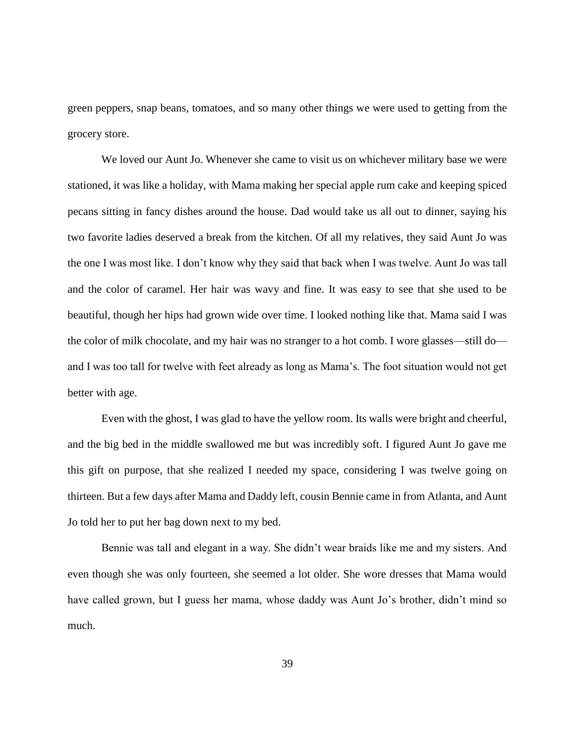green peppers, snap beans, tomatoes, and so many other things we were used to getting from the grocery store.

We loved our Aunt Jo. Whenever she came to visit us on whichever military base we were stationed, it was like a holiday, with Mama making her special apple rum cake and keeping spiced pecans sitting in fancy dishes around the house. Dad would take us all out to dinner, saying his two favorite ladies deserved a break from the kitchen. Of all my relatives, they said Aunt Jo was the one I was most like. I don't know why they said that back when I was twelve. Aunt Jo was tall and the color of caramel. Her hair was wavy and fine. It was easy to see that she used to be beautiful, though her hips had grown wide over time. I looked nothing like that. Mama said I was the color of milk chocolate, and my hair was no stranger to a hot comb. I wore glasses—still do—and I was too tall for twelve with feet already as long as Mama's. The foot situation would not get better with age.

Even with the ghost, I was glad to have the yellow room. Its walls were bright and cheerful, and the big bed in the middle swallowed me but was incredibly soft. I figured Aunt Jo gave me this gift on purpose, that she realized I needed my space, considering I was twelve going on thirteen. But a few days after Mama and Daddy left, cousin Bennie came in from Atlanta, and Aunt Jo told her to put her bag down next to my bed.

Bennie was tall and elegant in a way. She didn't wear braids like me and my sisters. And even though she was only fourteen, she seemed a lot older. She wore dresses that Mama would have called grown, but I guess her mama, whose daddy was Aunt Jo's brother, didn't mind so much.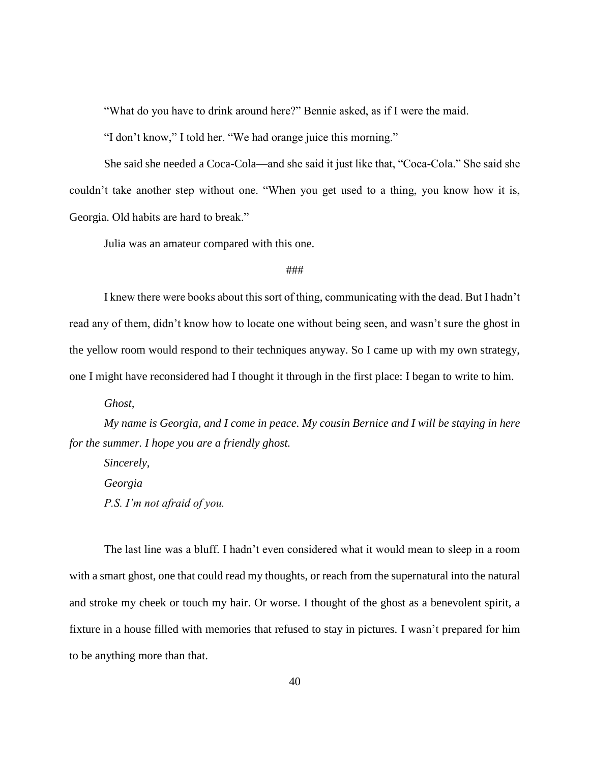"What do you have to drink around here?" Bennie asked, as if I were the maid.

"I don't know," I told her. "We had orange juice this morning."

She said she needed a Coca-Cola—and she said it just like that, "Coca-Cola." She said she couldn't take another step without one. "When you get used to a thing, you know how it is, Georgia. Old habits are hard to break."

Julia was an amateur compared with this one.

###

I knew there were books about this sort of thing, communicating with the dead. But I hadn't read any of them, didn't know how to locate one without being seen, and wasn't sure the ghost in the yellow room would respond to their techniques anyway. So I came up with my own strategy, one I might have reconsidered had I thought it through in the first place: I began to write to him.

*Ghost,*

*My name is Georgia, and I come in peace. My cousin Bernice and I will be staying in here for the summer. I hope you are a friendly ghost.*

*Sincerely,*

*Georgia*

*P.S. I'm not afraid of you.*

The last line was a bluff. I hadn't even considered what it would mean to sleep in a room with a smart ghost, one that could read my thoughts, or reach from the supernatural into the natural and stroke my cheek or touch my hair. Or worse. I thought of the ghost as a benevolent spirit, a fixture in a house filled with memories that refused to stay in pictures. I wasn't prepared for him to be anything more than that.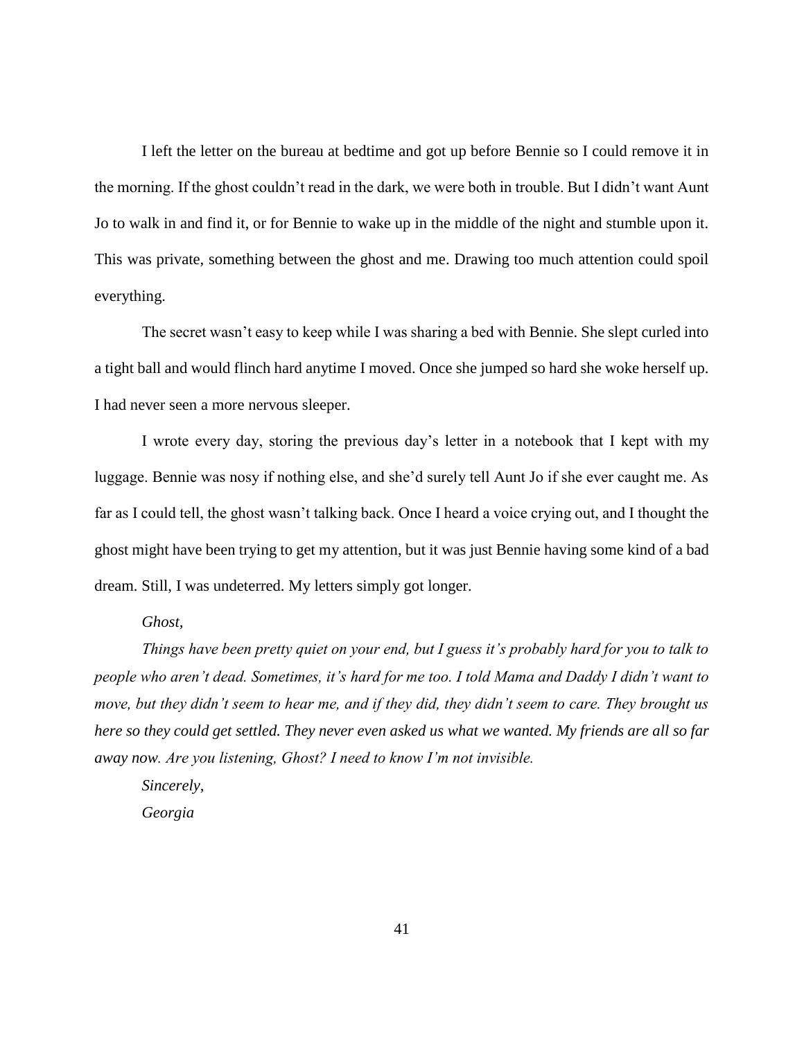I left the letter on the bureau at bedtime and got up before Bennie so I could remove it in the morning. If the ghost couldn't read in the dark, we were both in trouble. But I didn't want Aunt Jo to walk in and find it, or for Bennie to wake up in the middle of the night and stumble upon it. This was private, something between the ghost and me. Drawing too much attention could spoil everything.

The secret wasn't easy to keep while I was sharing a bed with Bennie. She slept curled into a tight ball and would flinch hard anytime I moved. Once she jumped so hard she woke herself up. I had never seen a more nervous sleeper.

I wrote every day, storing the previous day's letter in a notebook that I kept with my luggage. Bennie was nosy if nothing else, and she'd surely tell Aunt Jo if she ever caught me. As far as I could tell, the ghost wasn't talking back. Once I heard a voice crying out, and I thought the ghost might have been trying to get my attention, but it was just Bennie having some kind of a bad dream. Still, I was undeterred. My letters simply got longer.

*Ghost,*

*Things have been pretty quiet on your end, but I guess it's probably hard for you to talk to people who aren't dead. Sometimes, it's hard for me too. I told Mama and Daddy I didn't want to move, but they didn't seem to hear me, and if they did, they didn't seem to care. They brought us here so they could get settled. They never even asked us what we wanted. My friends are all so far away now. Are you listening, Ghost? I need to know I'm not invisible.*

*Sincerely,*

*Georgia*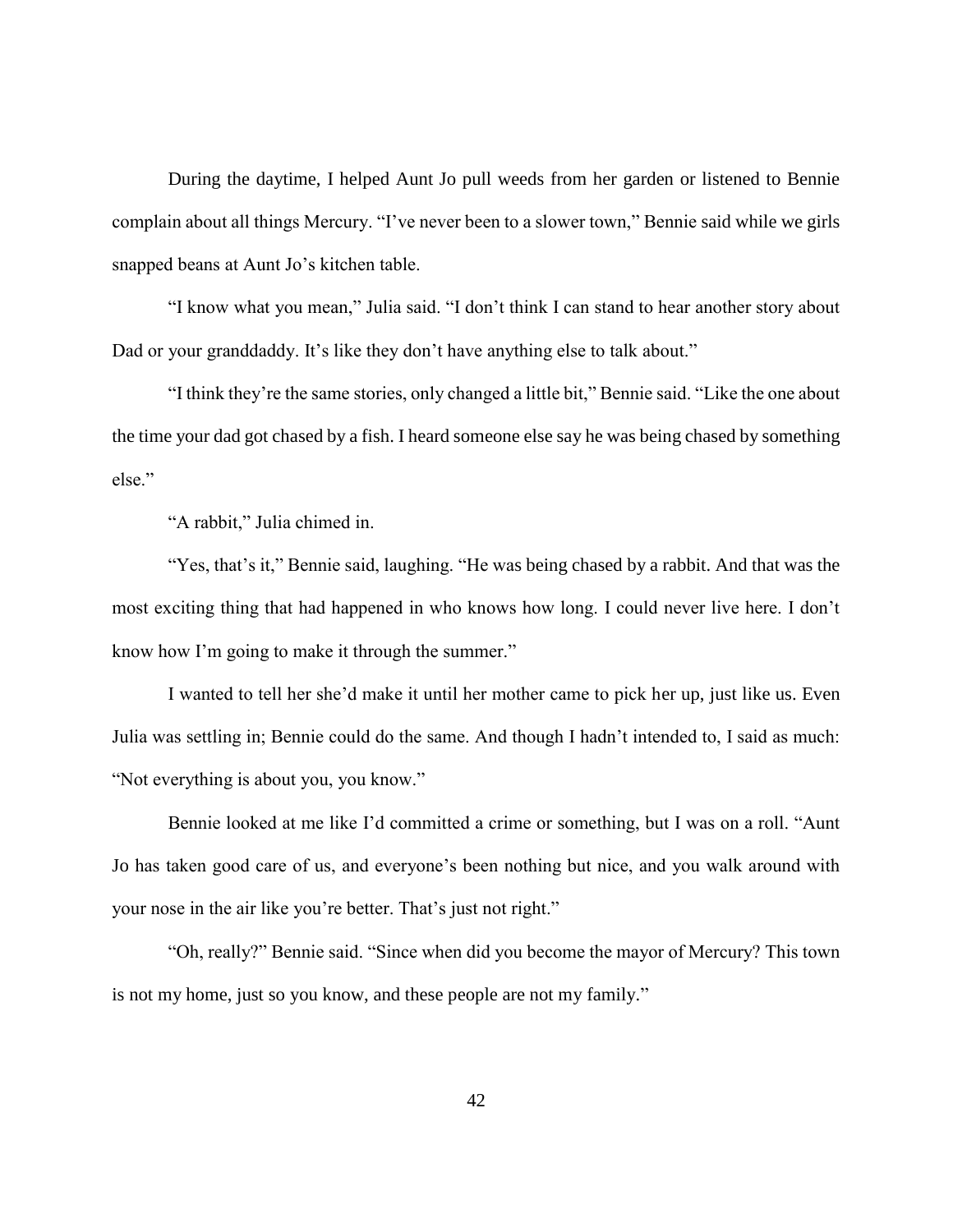During the daytime, I helped Aunt Jo pull weeds from her garden or listened to Bennie complain about all things Mercury. "I've never been to a slower town," Bennie said while we girls snapped beans at Aunt Jo's kitchen table.

"I know what you mean," Julia said. "I don't think I can stand to hear another story about Dad or your granddaddy. It's like they don't have anything else to talk about."

"I think they're the same stories, only changed a little bit," Bennie said. "Like the one about the time your dad got chased by a fish. I heard someone else say he was being chased by something else."

"A rabbit," Julia chimed in.

"Yes, that's it," Bennie said, laughing. "He was being chased by a rabbit. And that was the most exciting thing that had happened in who knows how long. I could never live here. I don't know how I'm going to make it through the summer."

I wanted to tell her she'd make it until her mother came to pick her up, just like us. Even Julia was settling in; Bennie could do the same. And though I hadn't intended to, I said as much: "Not everything is about you, you know."

Bennie looked at me like I'd committed a crime or something, but I was on a roll. "Aunt Jo has taken good care of us, and everyone's been nothing but nice, and you walk around with your nose in the air like you're better. That's just not right."

"Oh, really?" Bennie said. "Since when did you become the mayor of Mercury? This town is not my home, just so you know, and these people are not my family."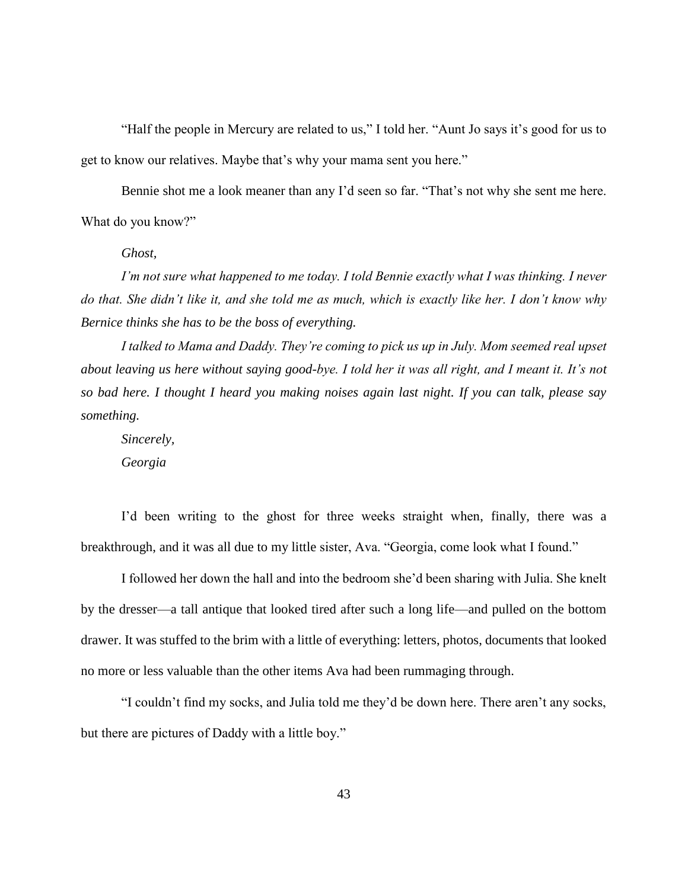"Half the people in Mercury are related to us," I told her. "Aunt Jo says it's good for us to get to know our relatives. Maybe that's why your mama sent you here."

Bennie shot me a look meaner than any I'd seen so far. "That's not why she sent me here. What do you know?"

*Ghost,*

*I'm not sure what happened to me today. I told Bennie exactly what I was thinking. I never do that. She didn't like it, and she told me as much, which is exactly like her. I don't know why Bernice thinks she has to be the boss of everything.*

*I talked to Mama and Daddy. They're coming to pick us up in July. Mom seemed real upset about leaving us here without saying good-bye. I told her it was all right, and I meant it. It's not so bad here. I thought I heard you making noises again last night. If you can talk, please say something.*

*Sincerely,*

*Georgia*

I'd been writing to the ghost for three weeks straight when, finally, there was a breakthrough, and it was all due to my little sister, Ava. "Georgia, come look what I found."

I followed her down the hall and into the bedroom she'd been sharing with Julia. She knelt by the dresser—a tall antique that looked tired after such a long life—and pulled on the bottom drawer. It was stuffed to the brim with a little of everything: letters, photos, documents that looked no more or less valuable than the other items Ava had been rummaging through.

"I couldn't find my socks, and Julia told me they'd be down here. There aren't any socks, but there are pictures of Daddy with a little boy."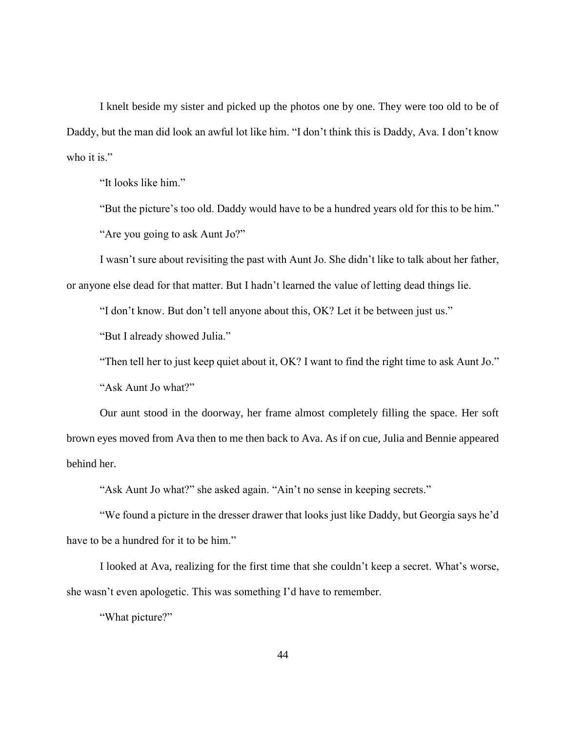I knelt beside my sister and picked up the photos one by one. They were too old to be of Daddy, but the man did look an awful lot like him. "I don't think this is Daddy, Ava. I don't know who it is."

"It looks like him."

"But the picture's too old. Daddy would have to be a hundred years old for this to be him."

"Are you going to ask Aunt Jo?"

I wasn't sure about revisiting the past with Aunt Jo. She didn't like to talk about her father, or anyone else dead for that matter. But I hadn't learned the value of letting dead things lie.

"I don't know. But don't tell anyone about this, OK? Let it be between just us."

"But I already showed Julia."

"Then tell her to just keep quiet about it, OK? I want to find the right time to ask Aunt Jo."

"Ask Aunt Jo what?"

Our aunt stood in the doorway, her frame almost completely filling the space. Her soft brown eyes moved from Ava then to me then back to Ava. As if on cue, Julia and Bennie appeared behind her.

"Ask Aunt Jo what?" she asked again. "Ain't no sense in keeping secrets."

"We found a picture in the dresser drawer that looks just like Daddy, but Georgia says he'd have to be a hundred for it to be him."

I looked at Ava, realizing for the first time that she couldn't keep a secret. What's worse, she wasn't even apologetic. This was something I'd have to remember.

"What picture?"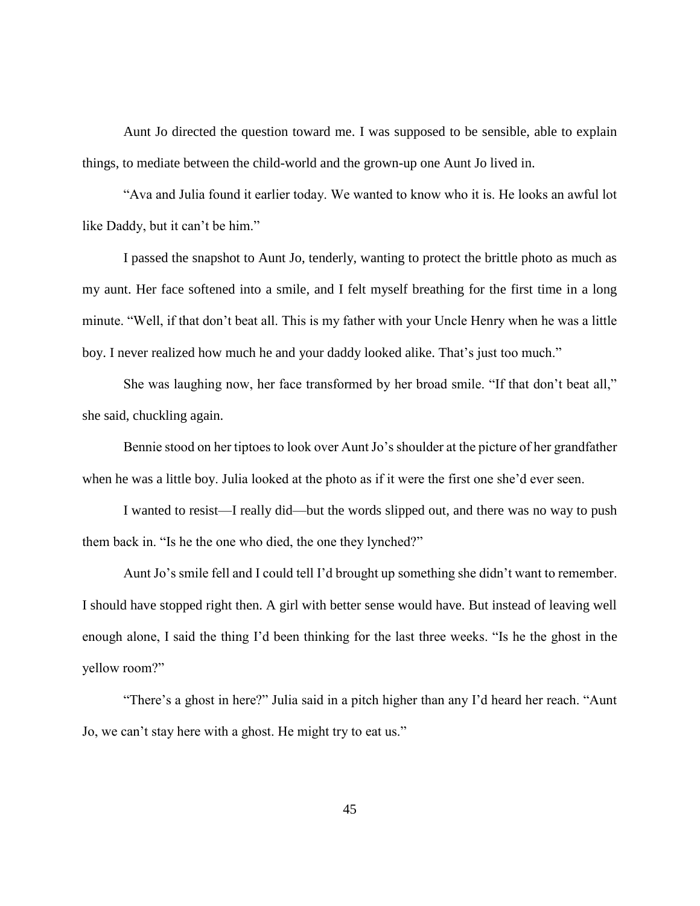Aunt Jo directed the question toward me. I was supposed to be sensible, able to explain things, to mediate between the child-world and the grown-up one Aunt Jo lived in.

"Ava and Julia found it earlier today. We wanted to know who it is. He looks an awful lot like Daddy, but it can't be him."

I passed the snapshot to Aunt Jo, tenderly, wanting to protect the brittle photo as much as my aunt. Her face softened into a smile, and I felt myself breathing for the first time in a long minute. "Well, if that don't beat all. This is my father with your Uncle Henry when he was a little boy. I never realized how much he and your daddy looked alike. That's just too much."

She was laughing now, her face transformed by her broad smile. "If that don't beat all," she said, chuckling again.

Bennie stood on her tiptoes to look over Aunt Jo's shoulder at the picture of her grandfather when he was a little boy. Julia looked at the photo as if it were the first one she'd ever seen.

I wanted to resist—I really did—but the words slipped out, and there was no way to push them back in. "Is he the one who died, the one they lynched?"

Aunt Jo's smile fell and I could tell I'd brought up something she didn't want to remember. I should have stopped right then. A girl with better sense would have. But instead of leaving well enough alone, I said the thing I'd been thinking for the last three weeks. "Is he the ghost in the yellow room?"

"There's a ghost in here?" Julia said in a pitch higher than any I'd heard her reach. "Aunt Jo, we can't stay here with a ghost. He might try to eat us."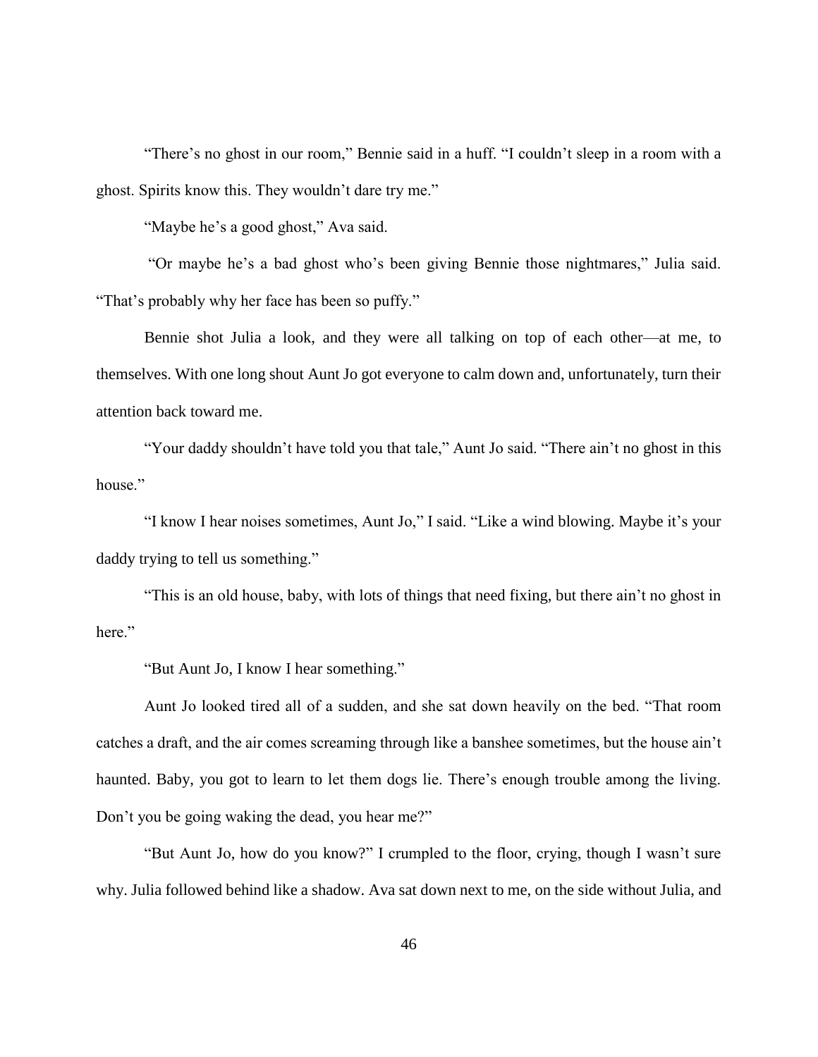"There's no ghost in our room," Bennie said in a huff. "I couldn't sleep in a room with a ghost. Spirits know this. They wouldn't dare try me."

"Maybe he's a good ghost," Ava said.

"Or maybe he's a bad ghost who's been giving Bennie those nightmares," Julia said. "That's probably why her face has been so puffy."

Bennie shot Julia a look, and they were all talking on top of each other—at me, to themselves. With one long shout Aunt Jo got everyone to calm down and, unfortunately, turn their attention back toward me.

"Your daddy shouldn't have told you that tale," Aunt Jo said. "There ain't no ghost in this house."

"I know I hear noises sometimes, Aunt Jo," I said. "Like a wind blowing. Maybe it's your daddy trying to tell us something."

"This is an old house, baby, with lots of things that need fixing, but there ain't no ghost in here."

"But Aunt Jo, I know I hear something."

Aunt Jo looked tired all of a sudden, and she sat down heavily on the bed. "That room catches a draft, and the air comes screaming through like a banshee sometimes, but the house ain't haunted. Baby, you got to learn to let them dogs lie. There's enough trouble among the living. Don't you be going waking the dead, you hear me?"

"But Aunt Jo, how do you know?" I crumpled to the floor, crying, though I wasn't sure why. Julia followed behind like a shadow. Ava sat down next to me, on the side without Julia, and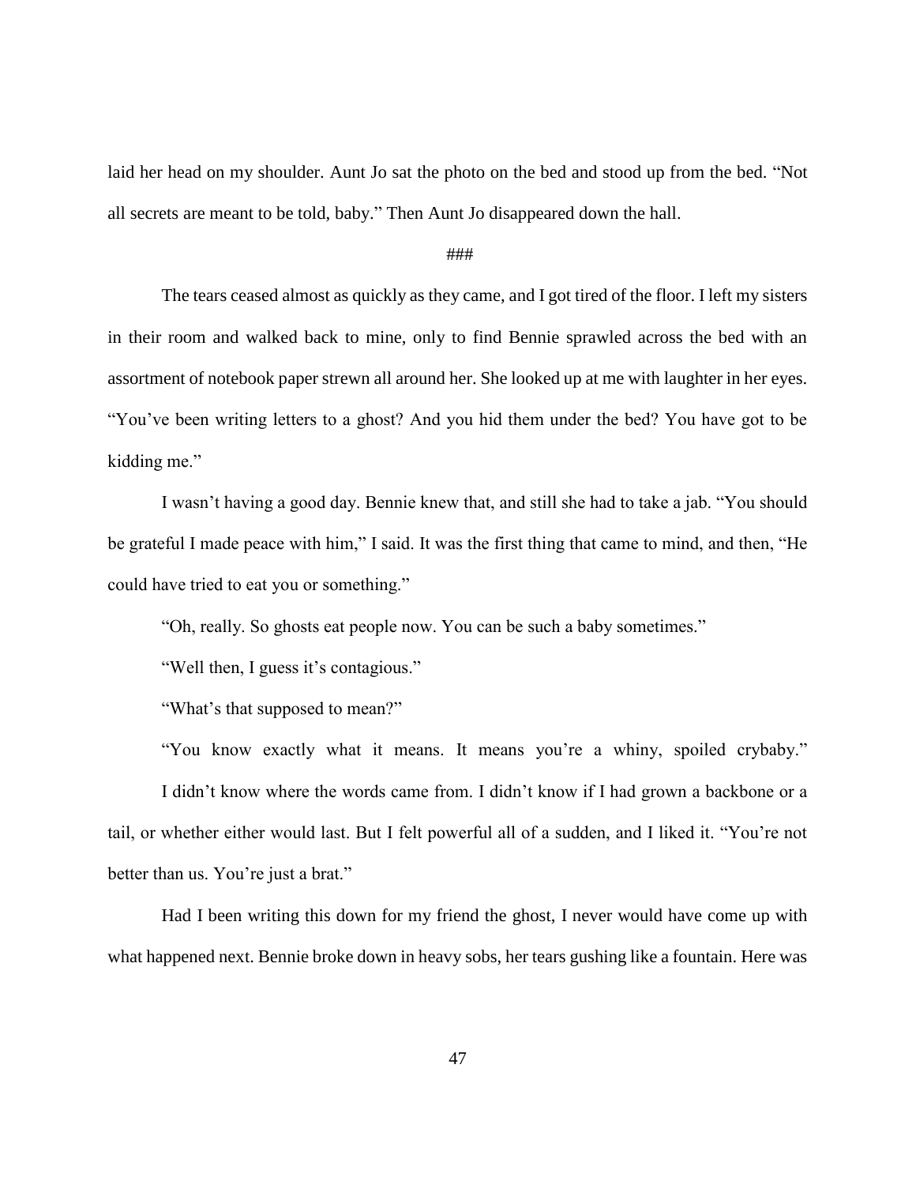laid her head on my shoulder. Aunt Jo sat the photo on the bed and stood up from the bed. "Not all secrets are meant to be told, baby." Then Aunt Jo disappeared down the hall.

###

The tears ceased almost as quickly as they came, and I got tired of the floor. I left my sisters in their room and walked back to mine, only to find Bennie sprawled across the bed with an assortment of notebook paper strewn all around her. She looked up at me with laughter in her eyes. "You've been writing letters to a ghost? And you hid them under the bed? You have got to be kidding me."

I wasn't having a good day. Bennie knew that, and still she had to take a jab. "You should be grateful I made peace with him," I said. It was the first thing that came to mind, and then, "He could have tried to eat you or something."

"Oh, really. So ghosts eat people now. You can be such a baby sometimes."

"Well then, I guess it's contagious."

"What's that supposed to mean?"

"You know exactly what it means. It means you're a whiny, spoiled crybaby."

I didn't know where the words came from. I didn't know if I had grown a backbone or a tail, or whether either would last. But I felt powerful all of a sudden, and I liked it. "You're not better than us. You're just a brat."

Had I been writing this down for my friend the ghost, I never would have come up with what happened next. Bennie broke down in heavy sobs, her tears gushing like a fountain. Here was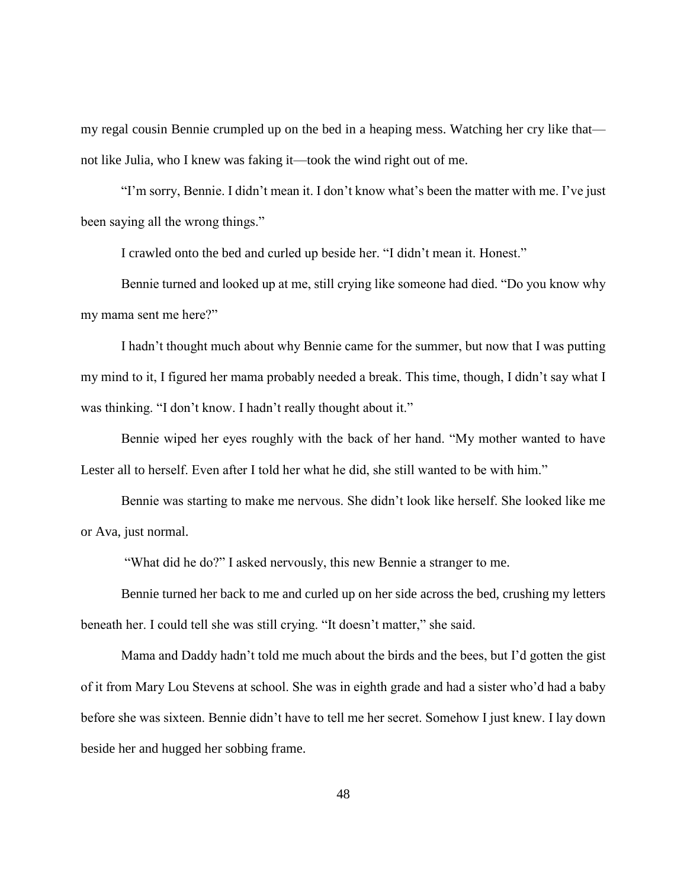my regal cousin Bennie crumpled up on the bed in a heaping mess. Watching her cry like that—not like Julia, who I knew was faking it—took the wind right out of me.

"I'm sorry, Bennie. I didn't mean it. I don't know what's been the matter with me. I've just been saying all the wrong things."

I crawled onto the bed and curled up beside her. "I didn't mean it. Honest."

Bennie turned and looked up at me, still crying like someone had died. "Do you know why my mama sent me here?"

I hadn't thought much about why Bennie came for the summer, but now that I was putting my mind to it, I figured her mama probably needed a break. This time, though, I didn't say what I was thinking. "I don't know. I hadn't really thought about it."

Bennie wiped her eyes roughly with the back of her hand. "My mother wanted to have Lester all to herself. Even after I told her what he did, she still wanted to be with him."

Bennie was starting to make me nervous. She didn't look like herself. She looked like me or Ava, just normal.

"What did he do?" I asked nervously, this new Bennie a stranger to me.

Bennie turned her back to me and curled up on her side across the bed, crushing my letters beneath her. I could tell she was still crying. "It doesn't matter," she said.

Mama and Daddy hadn't told me much about the birds and the bees, but I'd gotten the gist of it from Mary Lou Stevens at school. She was in eighth grade and had a sister who'd had a baby before she was sixteen. Bennie didn't have to tell me her secret. Somehow I just knew. I lay down beside her and hugged her sobbing frame.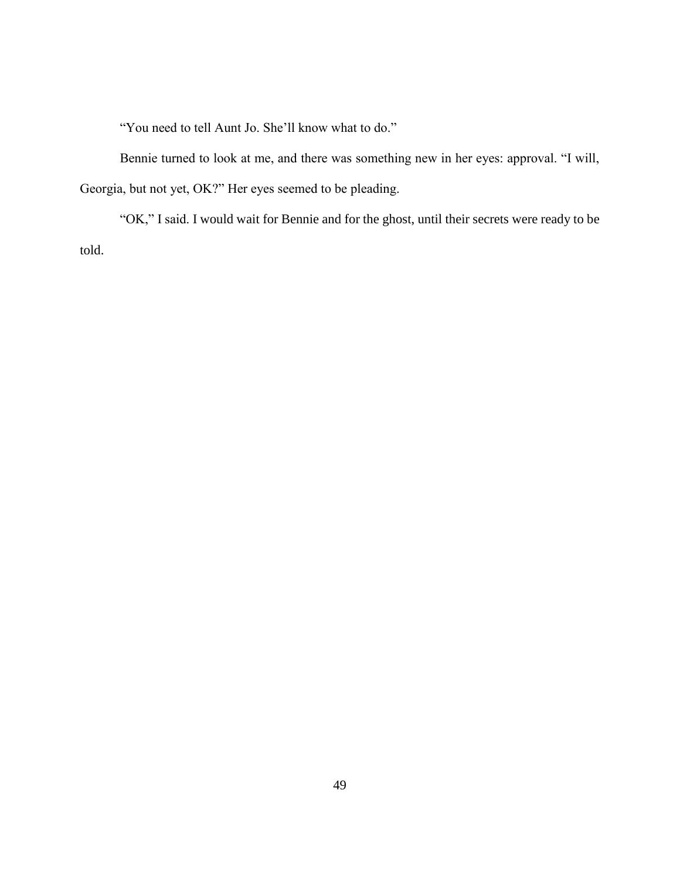"You need to tell Aunt Jo. She'll know what to do."

Bennie turned to look at me, and there was something new in her eyes: approval. "I will, Georgia, but not yet, OK?" Her eyes seemed to be pleading.

"OK," I said. I would wait for Bennie and for the ghost, until their secrets were ready to be told.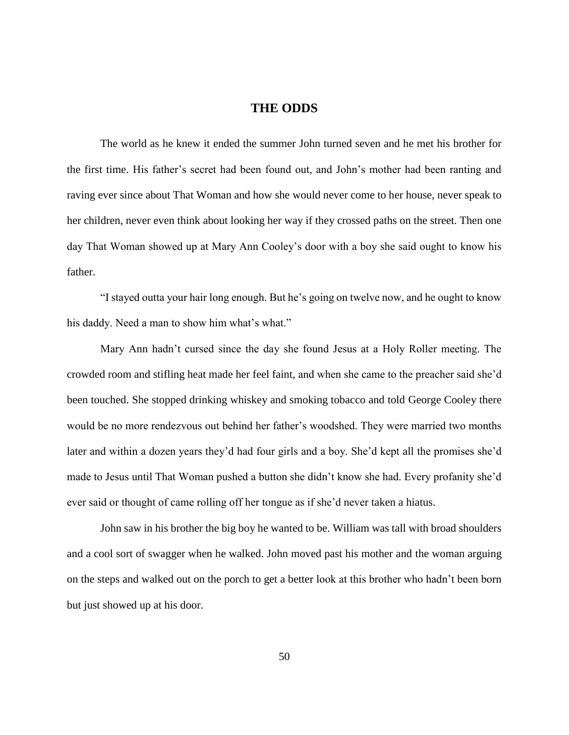## THE ODDS

The world as he knew it ended the summer John turned seven and he met his brother for the first time. His father's secret had been found out, and John's mother had been ranting and raving ever since about That Woman and how she would never come to her house, never speak to her children, never even think about looking her way if they crossed paths on the street. Then one day That Woman showed up at Mary Ann Cooley's door with a boy she said ought to know his father.

"I stayed outta your hair long enough. But he's going on twelve now, and he ought to know his daddy. Need a man to show him what's what."

Mary Ann hadn't cursed since the day she found Jesus at a Holy Roller meeting. The crowded room and stifling heat made her feel faint, and when she came to the preacher said she'd been touched. She stopped drinking whiskey and smoking tobacco and told George Cooley there would be no more rendezvous out behind her father's woodshed. They were married two months later and within a dozen years they'd had four girls and a boy. She'd kept all the promises she'd made to Jesus until That Woman pushed a button she didn't know she had. Every profanity she'd ever said or thought of came rolling off her tongue as if she'd never taken a hiatus.

John saw in his brother the big boy he wanted to be. William was tall with broad shoulders and a cool sort of swagger when he walked. John moved past his mother and the woman arguing on the steps and walked out on the porch to get a better look at this brother who hadn't been born but just showed up at his door.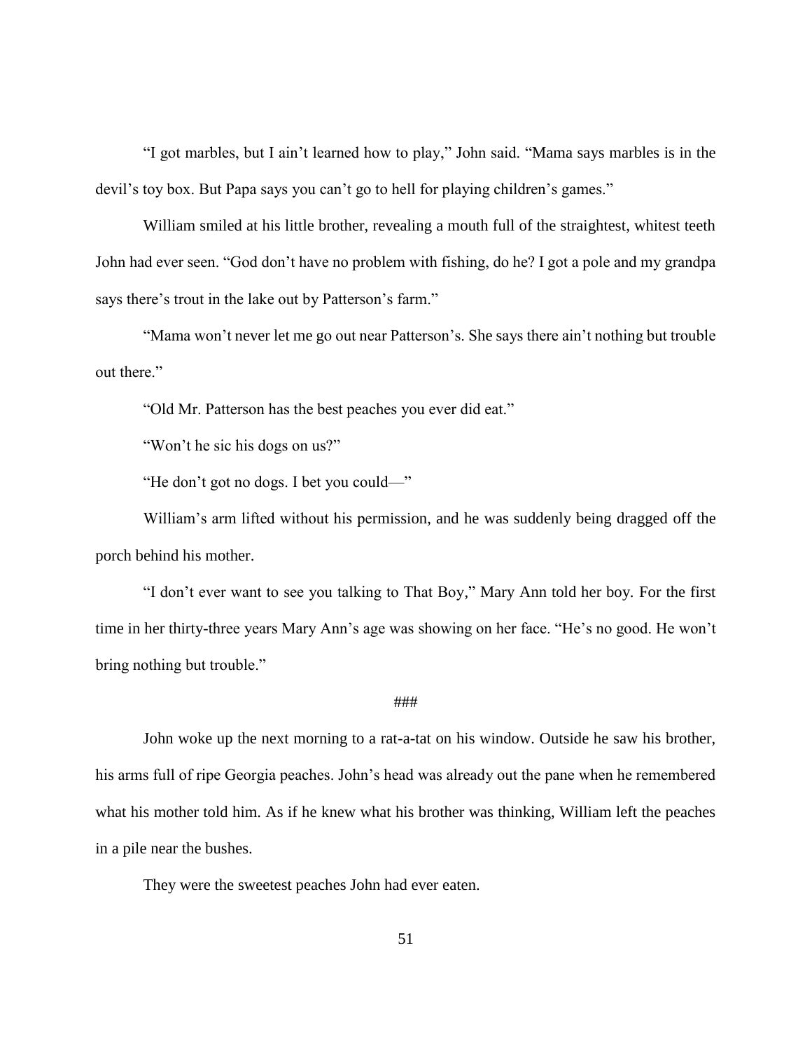"I got marbles, but I ain't learned how to play," John said. "Mama says marbles is in the devil's toy box. But Papa says you can't go to hell for playing children's games."

William smiled at his little brother, revealing a mouth full of the straightest, whitest teeth John had ever seen. "God don't have no problem with fishing, do he? I got a pole and my grandpa says there's trout in the lake out by Patterson's farm."

"Mama won't never let me go out near Patterson's. She says there ain't nothing but trouble out there."

"Old Mr. Patterson has the best peaches you ever did eat."

"Won't he sic his dogs on us?"

"He don't got no dogs. I bet you could—"

William's arm lifted without his permission, and he was suddenly being dragged off the porch behind his mother.

"I don't ever want to see you talking to That Boy," Mary Ann told her boy. For the first time in her thirty-three years Mary Ann's age was showing on her face. "He's no good. He won't bring nothing but trouble."

###

John woke up the next morning to a rat-a-tat on his window. Outside he saw his brother, his arms full of ripe Georgia peaches. John's head was already out the pane when he remembered what his mother told him. As if he knew what his brother was thinking, William left the peaches in a pile near the bushes.

They were the sweetest peaches John had ever eaten.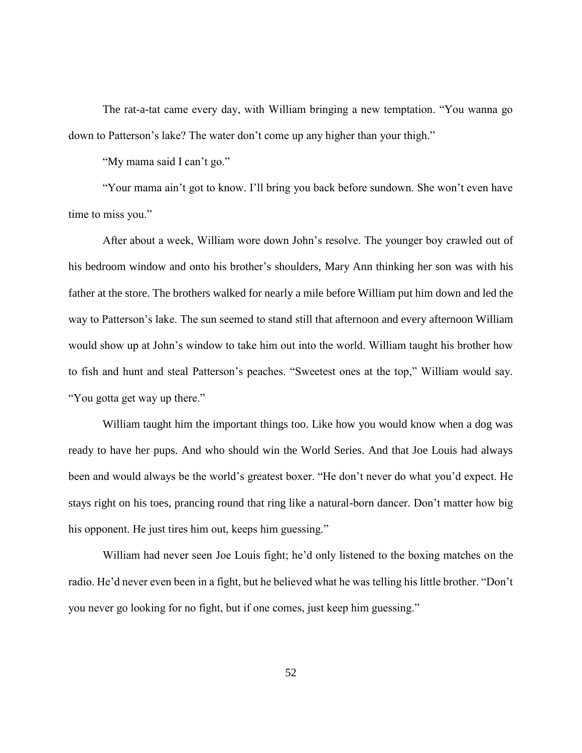The rat-a-tat came every day, with William bringing a new temptation. "You wanna go down to Patterson's lake? The water don't come up any higher than your thigh."

"My mama said I can't go."

"Your mama ain't got to know. I'll bring you back before sundown. She won't even have time to miss you."

After about a week, William wore down John's resolve. The younger boy crawled out of his bedroom window and onto his brother's shoulders, Mary Ann thinking her son was with his father at the store. The brothers walked for nearly a mile before William put him down and led the way to Patterson's lake. The sun seemed to stand still that afternoon and every afternoon William would show up at John's window to take him out into the world. William taught his brother how to fish and hunt and steal Patterson's peaches. "Sweetest ones at the top," William would say. "You gotta get way up there."

William taught him the important things too. Like how you would know when a dog was ready to have her pups. And who should win the World Series. And that Joe Louis had always been and would always be the world's greatest boxer. "He don't never do what you'd expect. He stays right on his toes, prancing round that ring like a natural-born dancer. Don't matter how big his opponent. He just tires him out, keeps him guessing."

William had never seen Joe Louis fight; he'd only listened to the boxing matches on the radio. He'd never even been in a fight, but he believed what he was telling his little brother. "Don't you never go looking for no fight, but if one comes, just keep him guessing."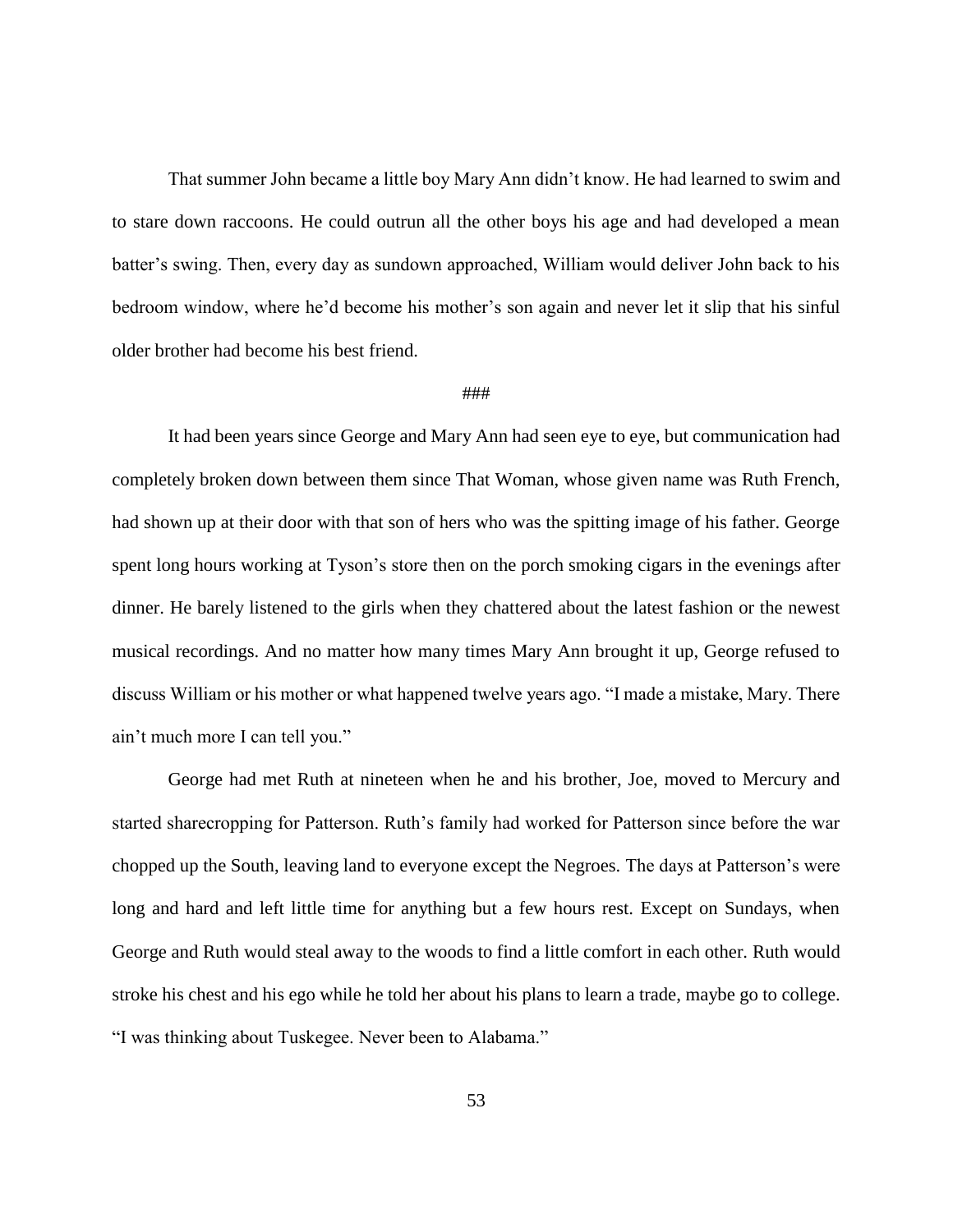That summer John became a little boy Mary Ann didn't know. He had learned to swim and to stare down raccoons. He could outrun all the other boys his age and had developed a mean batter's swing. Then, every day as sundown approached, William would deliver John back to his bedroom window, where he'd become his mother's son again and never let it slip that his sinful older brother had become his best friend.

###

It had been years since George and Mary Ann had seen eye to eye, but communication had completely broken down between them since That Woman, whose given name was Ruth French, had shown up at their door with that son of hers who was the spitting image of his father. George spent long hours working at Tyson's store then on the porch smoking cigars in the evenings after dinner. He barely listened to the girls when they chattered about the latest fashion or the newest musical recordings. And no matter how many times Mary Ann brought it up, George refused to discuss William or his mother or what happened twelve years ago. "I made a mistake, Mary. There ain't much more I can tell you."

George had met Ruth at nineteen when he and his brother, Joe, moved to Mercury and started sharecropping for Patterson. Ruth's family had worked for Patterson since before the war chopped up the South, leaving land to everyone except the Negroes. The days at Patterson's were long and hard and left little time for anything but a few hours rest. Except on Sundays, when George and Ruth would steal away to the woods to find a little comfort in each other. Ruth would stroke his chest and his ego while he told her about his plans to learn a trade, maybe go to college. "I was thinking about Tuskegee. Never been to Alabama."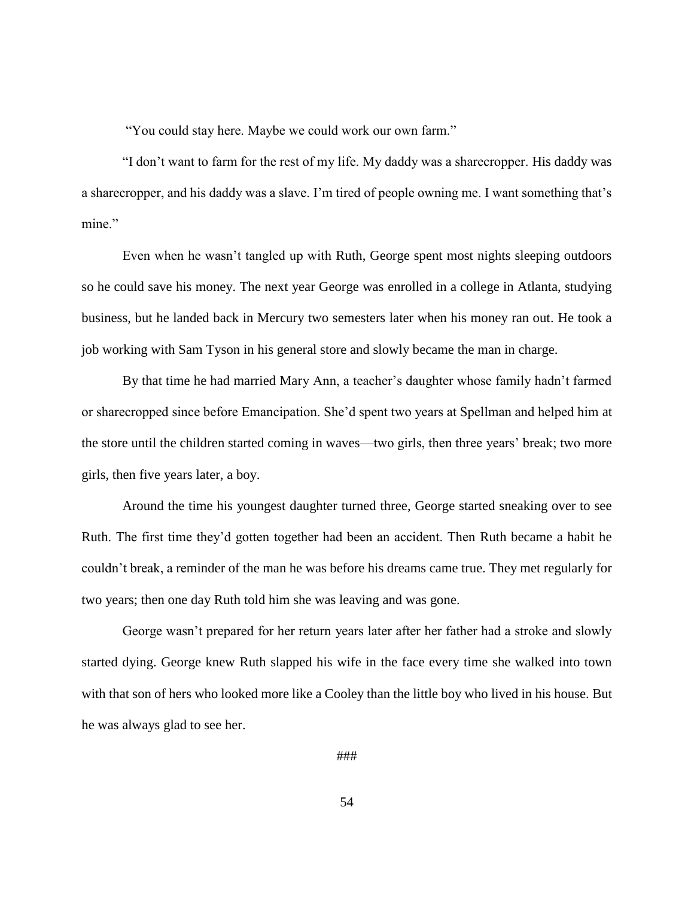"You could stay here. Maybe we could work our own farm."

"I don't want to farm for the rest of my life. My daddy was a sharecropper. His daddy was a sharecropper, and his daddy was a slave. I'm tired of people owning me. I want something that's mine."

Even when he wasn't tangled up with Ruth, George spent most nights sleeping outdoors so he could save his money. The next year George was enrolled in a college in Atlanta, studying business, but he landed back in Mercury two semesters later when his money ran out. He took a job working with Sam Tyson in his general store and slowly became the man in charge.

By that time he had married Mary Ann, a teacher's daughter whose family hadn't farmed or sharecropped since before Emancipation. She'd spent two years at Spellman and helped him at the store until the children started coming in waves—two girls, then three years' break; two more girls, then five years later, a boy.

Around the time his youngest daughter turned three, George started sneaking over to see Ruth. The first time they'd gotten together had been an accident. Then Ruth became a habit he couldn't break, a reminder of the man he was before his dreams came true. They met regularly for two years; then one day Ruth told him she was leaving and was gone.

George wasn't prepared for her return years later after her father had a stroke and slowly started dying. George knew Ruth slapped his wife in the face every time she walked into town with that son of hers who looked more like a Cooley than the little boy who lived in his house. But he was always glad to see her.

###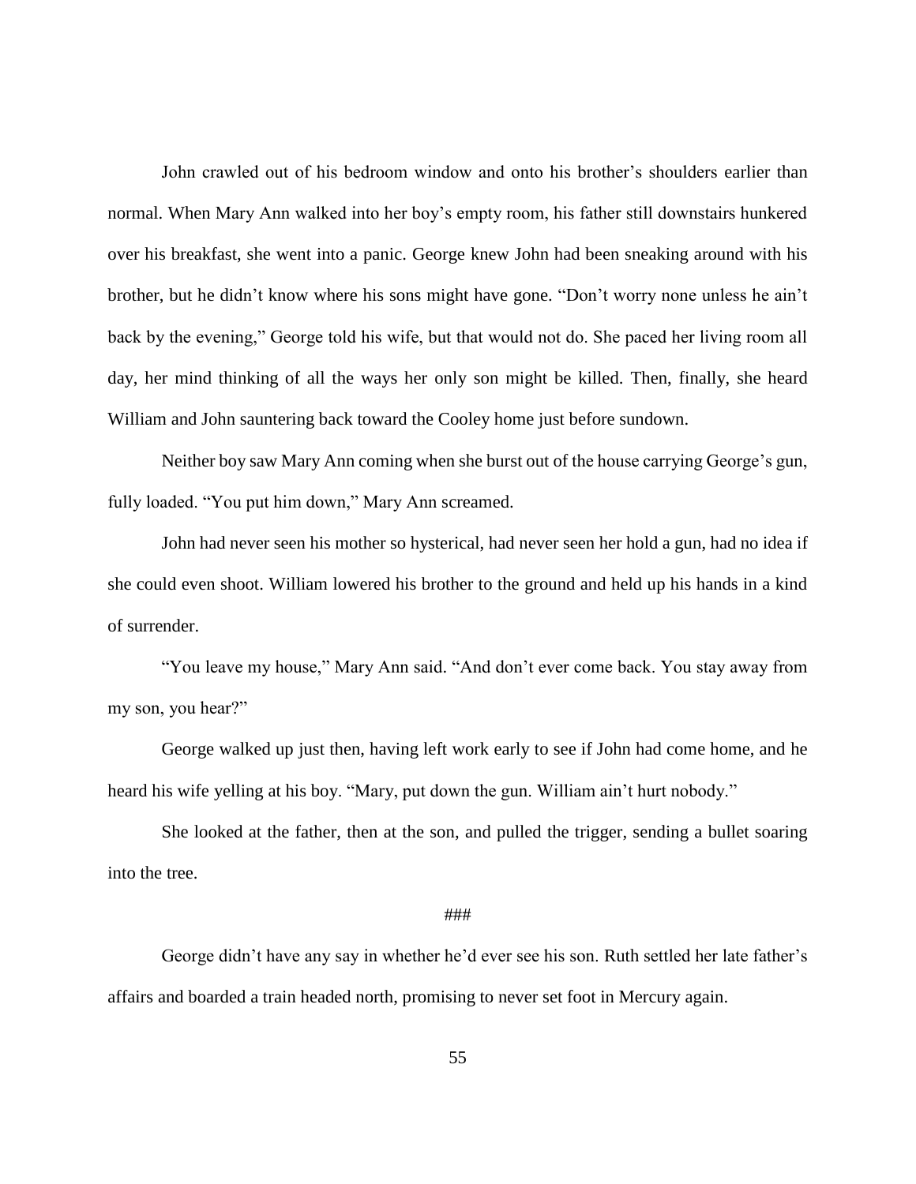John crawled out of his bedroom window and onto his brother's shoulders earlier than normal. When Mary Ann walked into her boy's empty room, his father still downstairs hunkered over his breakfast, she went into a panic. George knew John had been sneaking around with his brother, but he didn't know where his sons might have gone. "Don't worry none unless he ain't back by the evening," George told his wife, but that would not do. She paced her living room all day, her mind thinking of all the ways her only son might be killed. Then, finally, she heard William and John sauntering back toward the Cooley home just before sundown.

Neither boy saw Mary Ann coming when she burst out of the house carrying George's gun, fully loaded. "You put him down," Mary Ann screamed.

John had never seen his mother so hysterical, had never seen her hold a gun, had no idea if she could even shoot. William lowered his brother to the ground and held up his hands in a kind of surrender.

"You leave my house," Mary Ann said. "And don't ever come back. You stay away from my son, you hear?"

George walked up just then, having left work early to see if John had come home, and he heard his wife yelling at his boy. "Mary, put down the gun. William ain't hurt nobody."

She looked at the father, then at the son, and pulled the trigger, sending a bullet soaring into the tree.

###

George didn't have any say in whether he'd ever see his son. Ruth settled her late father's affairs and boarded a train headed north, promising to never set foot in Mercury again.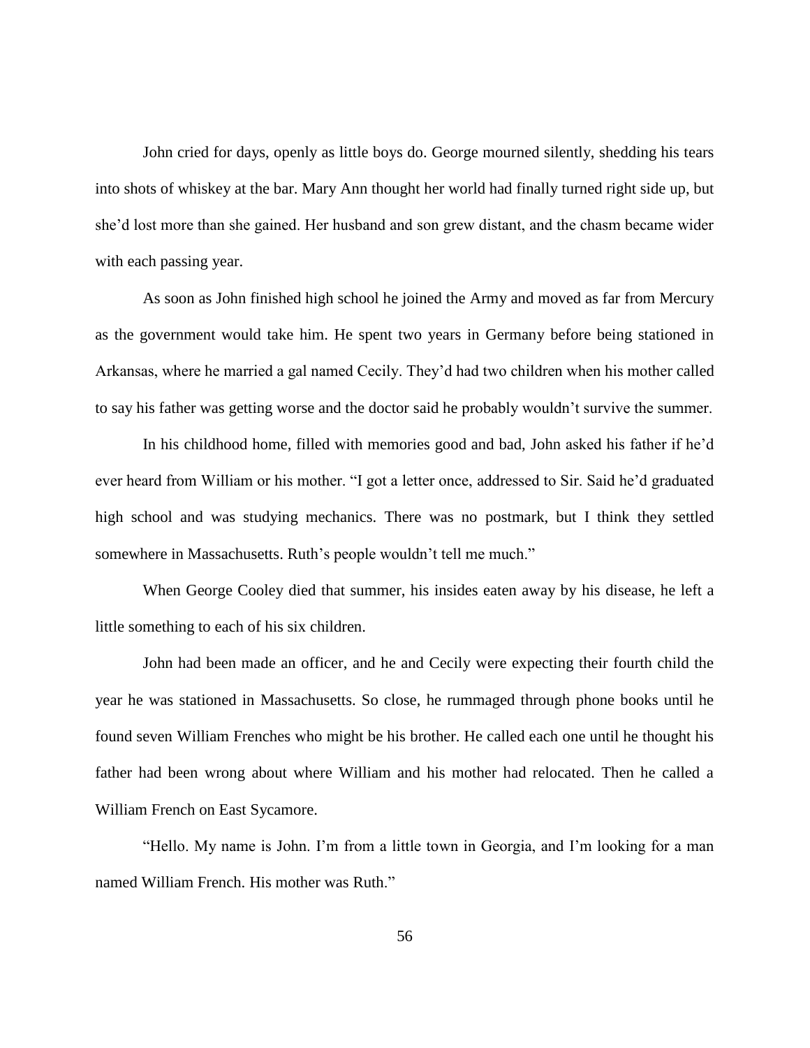John cried for days, openly as little boys do. George mourned silently, shedding his tears into shots of whiskey at the bar. Mary Ann thought her world had finally turned right side up, but she'd lost more than she gained. Her husband and son grew distant, and the chasm became wider with each passing year.

As soon as John finished high school he joined the Army and moved as far from Mercury as the government would take him. He spent two years in Germany before being stationed in Arkansas, where he married a gal named Cecily. They'd had two children when his mother called to say his father was getting worse and the doctor said he probably wouldn't survive the summer.

In his childhood home, filled with memories good and bad, John asked his father if he'd ever heard from William or his mother. "I got a letter once, addressed to Sir. Said he'd graduated high school and was studying mechanics. There was no postmark, but I think they settled somewhere in Massachusetts. Ruth's people wouldn't tell me much."

When George Cooley died that summer, his insides eaten away by his disease, he left a little something to each of his six children.

John had been made an officer, and he and Cecily were expecting their fourth child the year he was stationed in Massachusetts. So close, he rummaged through phone books until he found seven William Frenches who might be his brother. He called each one until he thought his father had been wrong about where William and his mother had relocated. Then he called a William French on East Sycamore.

"Hello. My name is John. I'm from a little town in Georgia, and I'm looking for a man named William French. His mother was Ruth."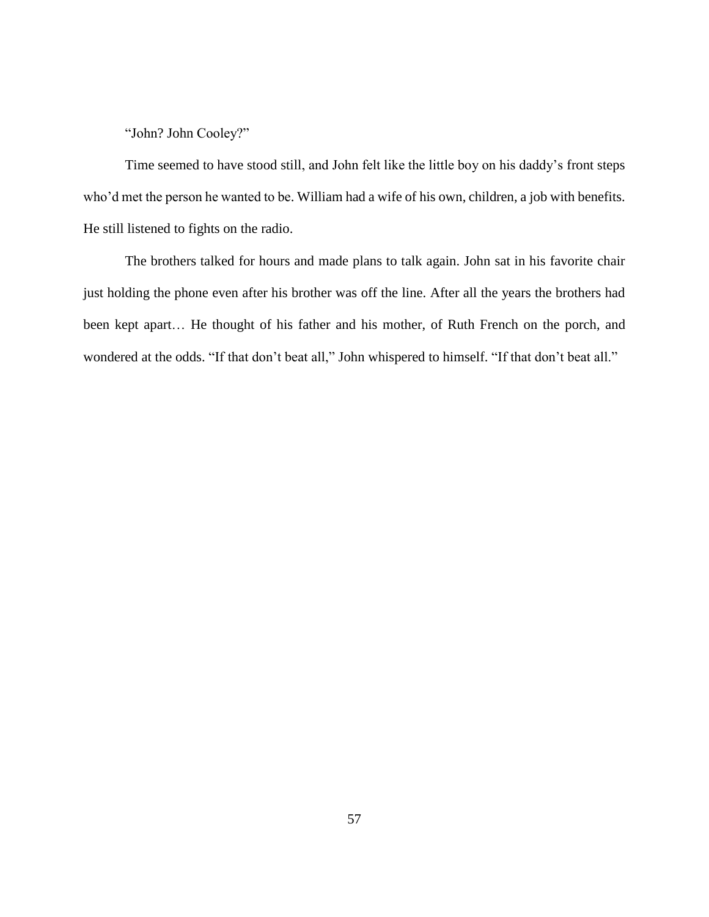"John? John Cooley?"

Time seemed to have stood still, and John felt like the little boy on his daddy's front steps who'd met the person he wanted to be. William had a wife of his own, children, a job with benefits. He still listened to fights on the radio.

The brothers talked for hours and made plans to talk again. John sat in his favorite chair just holding the phone even after his brother was off the line. After all the years the brothers had been kept apart… He thought of his father and his mother, of Ruth French on the porch, and wondered at the odds. "If that don't beat all," John whispered to himself. "If that don't beat all."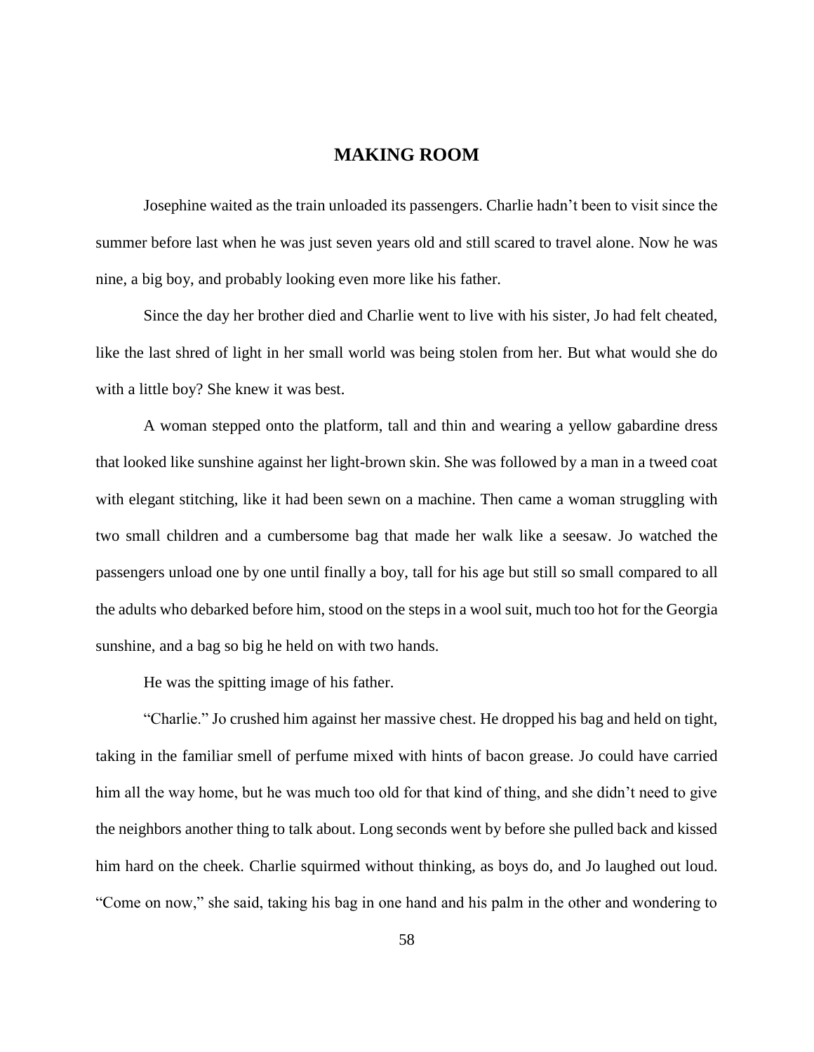# MAKING ROOM

Josephine waited as the train unloaded its passengers. Charlie hadn't been to visit since the summer before last when he was just seven years old and still scared to travel alone. Now he was nine, a big boy, and probably looking even more like his father.

Since the day her brother died and Charlie went to live with his sister, Jo had felt cheated, like the last shred of light in her small world was being stolen from her. But what would she do with a little boy? She knew it was best.

A woman stepped onto the platform, tall and thin and wearing a yellow gabardine dress that looked like sunshine against her light-brown skin. She was followed by a man in a tweed coat with elegant stitching, like it had been sewn on a machine. Then came a woman struggling with two small children and a cumbersome bag that made her walk like a seesaw. Jo watched the passengers unload one by one until finally a boy, tall for his age but still so small compared to all the adults who debarked before him, stood on the steps in a wool suit, much too hot for the Georgia sunshine, and a bag so big he held on with two hands.

He was the spitting image of his father.

"Charlie." Jo crushed him against her massive chest. He dropped his bag and held on tight, taking in the familiar smell of perfume mixed with hints of bacon grease. Jo could have carried him all the way home, but he was much too old for that kind of thing, and she didn't need to give the neighbors another thing to talk about. Long seconds went by before she pulled back and kissed him hard on the cheek. Charlie squirmed without thinking, as boys do, and Jo laughed out loud. "Come on now," she said, taking his bag in one hand and his palm in the other and wondering to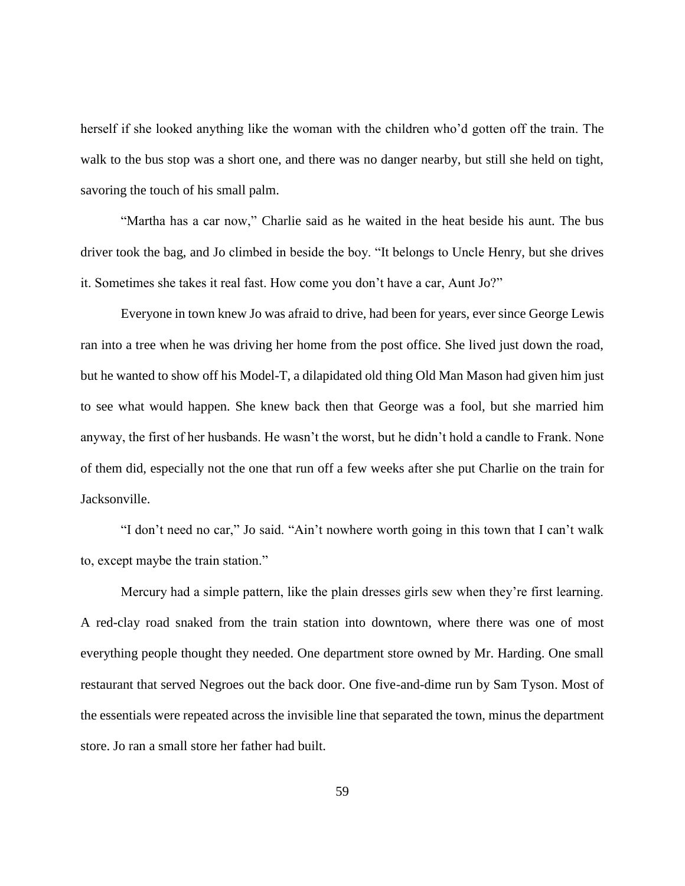herself if she looked anything like the woman with the children who'd gotten off the train. The walk to the bus stop was a short one, and there was no danger nearby, but still she held on tight, savoring the touch of his small palm.

"Martha has a car now," Charlie said as he waited in the heat beside his aunt. The bus driver took the bag, and Jo climbed in beside the boy. "It belongs to Uncle Henry, but she drives it. Sometimes she takes it real fast. How come you don't have a car, Aunt Jo?"

Everyone in town knew Jo was afraid to drive, had been for years, ever since George Lewis ran into a tree when he was driving her home from the post office. She lived just down the road, but he wanted to show off his Model-T, a dilapidated old thing Old Man Mason had given him just to see what would happen. She knew back then that George was a fool, but she married him anyway, the first of her husbands. He wasn't the worst, but he didn't hold a candle to Frank. None of them did, especially not the one that run off a few weeks after she put Charlie on the train for Jacksonville.

"I don't need no car," Jo said. "Ain't nowhere worth going in this town that I can't walk to, except maybe the train station."

Mercury had a simple pattern, like the plain dresses girls sew when they're first learning. A red-clay road snaked from the train station into downtown, where there was one of most everything people thought they needed. One department store owned by Mr. Harding. One small restaurant that served Negroes out the back door. One five-and-dime run by Sam Tyson. Most of the essentials were repeated across the invisible line that separated the town, minus the department store. Jo ran a small store her father had built.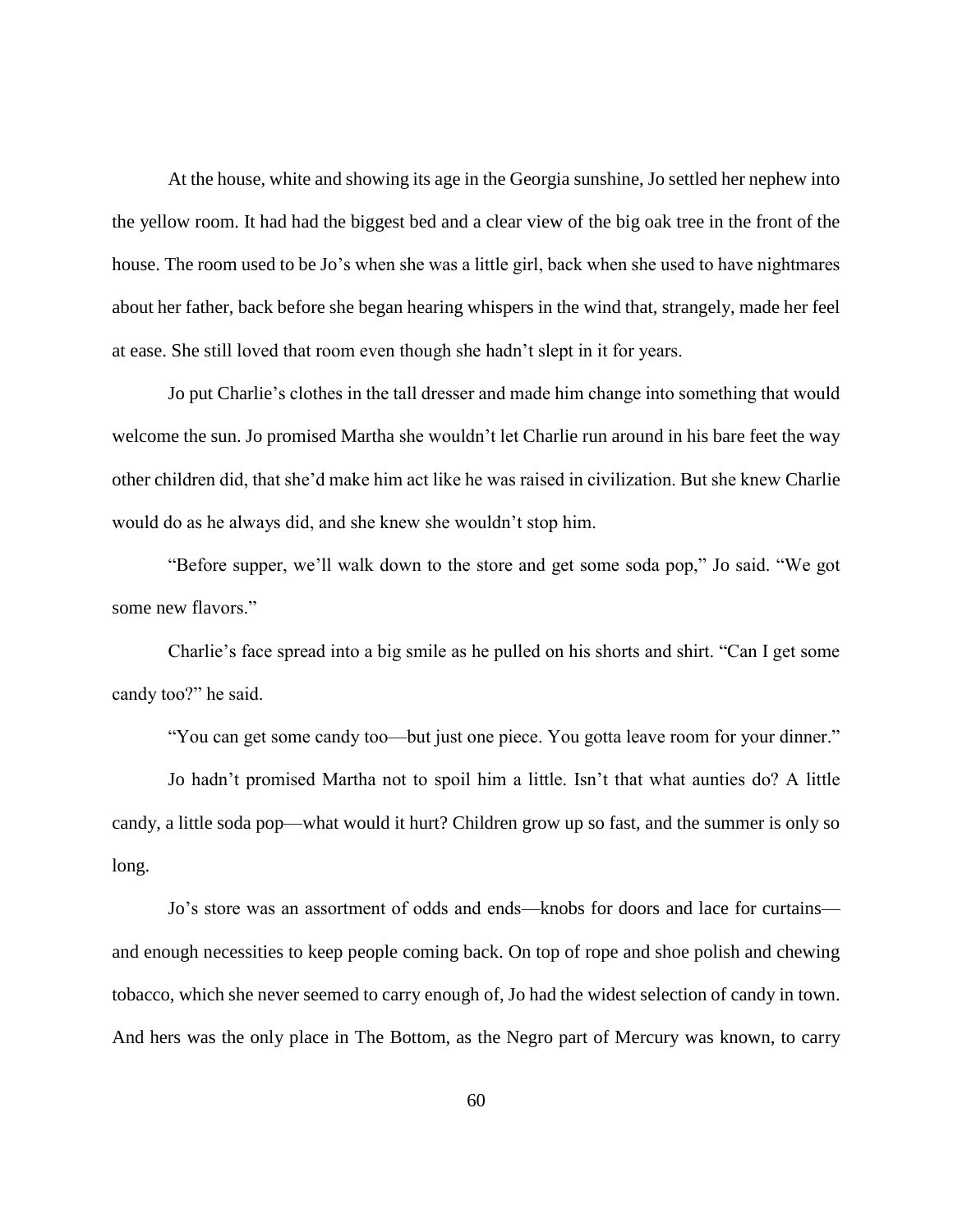At the house, white and showing its age in the Georgia sunshine, Jo settled her nephew into the yellow room. It had had the biggest bed and a clear view of the big oak tree in the front of the house. The room used to be Jo's when she was a little girl, back when she used to have nightmares about her father, back before she began hearing whispers in the wind that, strangely, made her feel at ease. She still loved that room even though she hadn't slept in it for years.

Jo put Charlie's clothes in the tall dresser and made him change into something that would welcome the sun. Jo promised Martha she wouldn't let Charlie run around in his bare feet the way other children did, that she'd make him act like he was raised in civilization. But she knew Charlie would do as he always did, and she knew she wouldn't stop him.

"Before supper, we'll walk down to the store and get some soda pop," Jo said. "We got some new flavors."

Charlie's face spread into a big smile as he pulled on his shorts and shirt. "Can I get some candy too?" he said.

"You can get some candy too—but just one piece. You gotta leave room for your dinner."

Jo hadn't promised Martha not to spoil him a little. Isn't that what aunties do? A little candy, a little soda pop—what would it hurt? Children grow up so fast, and the summer is only so long.

Jo's store was an assortment of odds and ends—knobs for doors and lace for curtains—and enough necessities to keep people coming back. On top of rope and shoe polish and chewing tobacco, which she never seemed to carry enough of, Jo had the widest selection of candy in town. And hers was the only place in The Bottom, as the Negro part of Mercury was known, to carry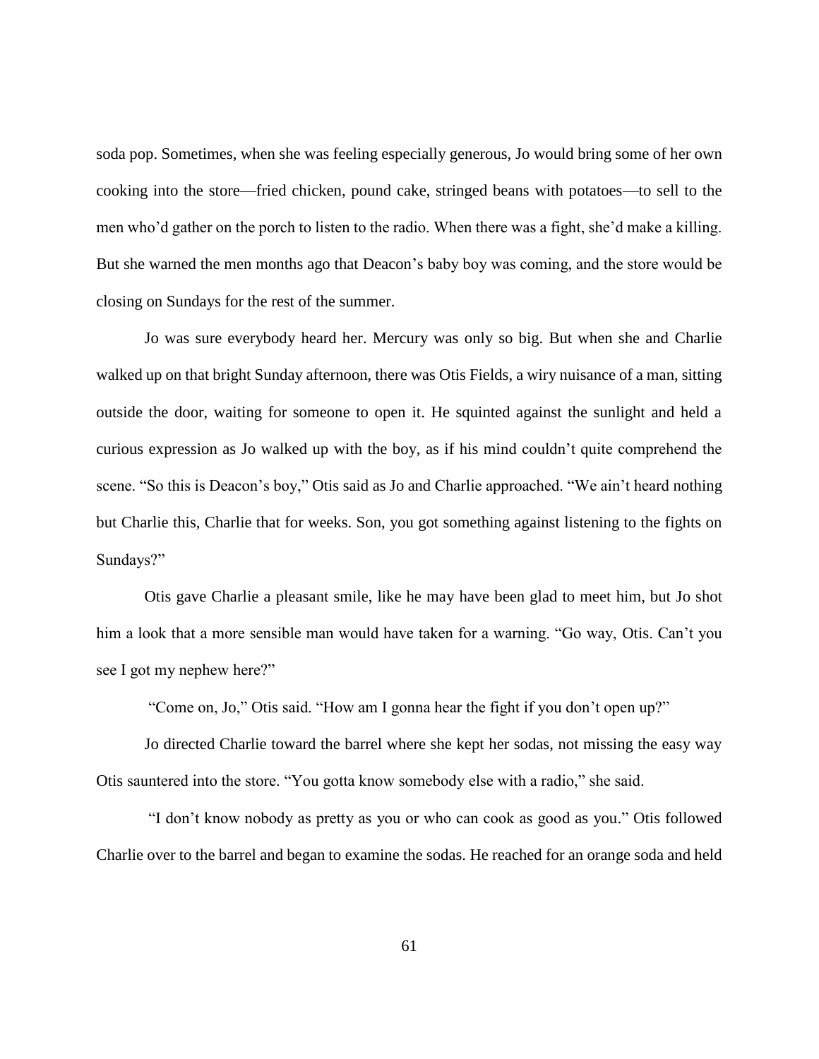soda pop. Sometimes, when she was feeling especially generous, Jo would bring some of her own cooking into the store—fried chicken, pound cake, stringed beans with potatoes—to sell to the men who'd gather on the porch to listen to the radio. When there was a fight, she'd make a killing. But she warned the men months ago that Deacon's baby boy was coming, and the store would be closing on Sundays for the rest of the summer.

Jo was sure everybody heard her. Mercury was only so big. But when she and Charlie walked up on that bright Sunday afternoon, there was Otis Fields, a wiry nuisance of a man, sitting outside the door, waiting for someone to open it. He squinted against the sunlight and held a curious expression as Jo walked up with the boy, as if his mind couldn't quite comprehend the scene. "So this is Deacon's boy," Otis said as Jo and Charlie approached. "We ain't heard nothing but Charlie this, Charlie that for weeks. Son, you got something against listening to the fights on Sundays?"

Otis gave Charlie a pleasant smile, like he may have been glad to meet him, but Jo shot him a look that a more sensible man would have taken for a warning. "Go way, Otis. Can't you see I got my nephew here?"

"Come on, Jo," Otis said. "How am I gonna hear the fight if you don't open up?"

Jo directed Charlie toward the barrel where she kept her sodas, not missing the easy way Otis sauntered into the store. "You gotta know somebody else with a radio," she said.

"I don't know nobody as pretty as you or who can cook as good as you." Otis followed Charlie over to the barrel and began to examine the sodas. He reached for an orange soda and held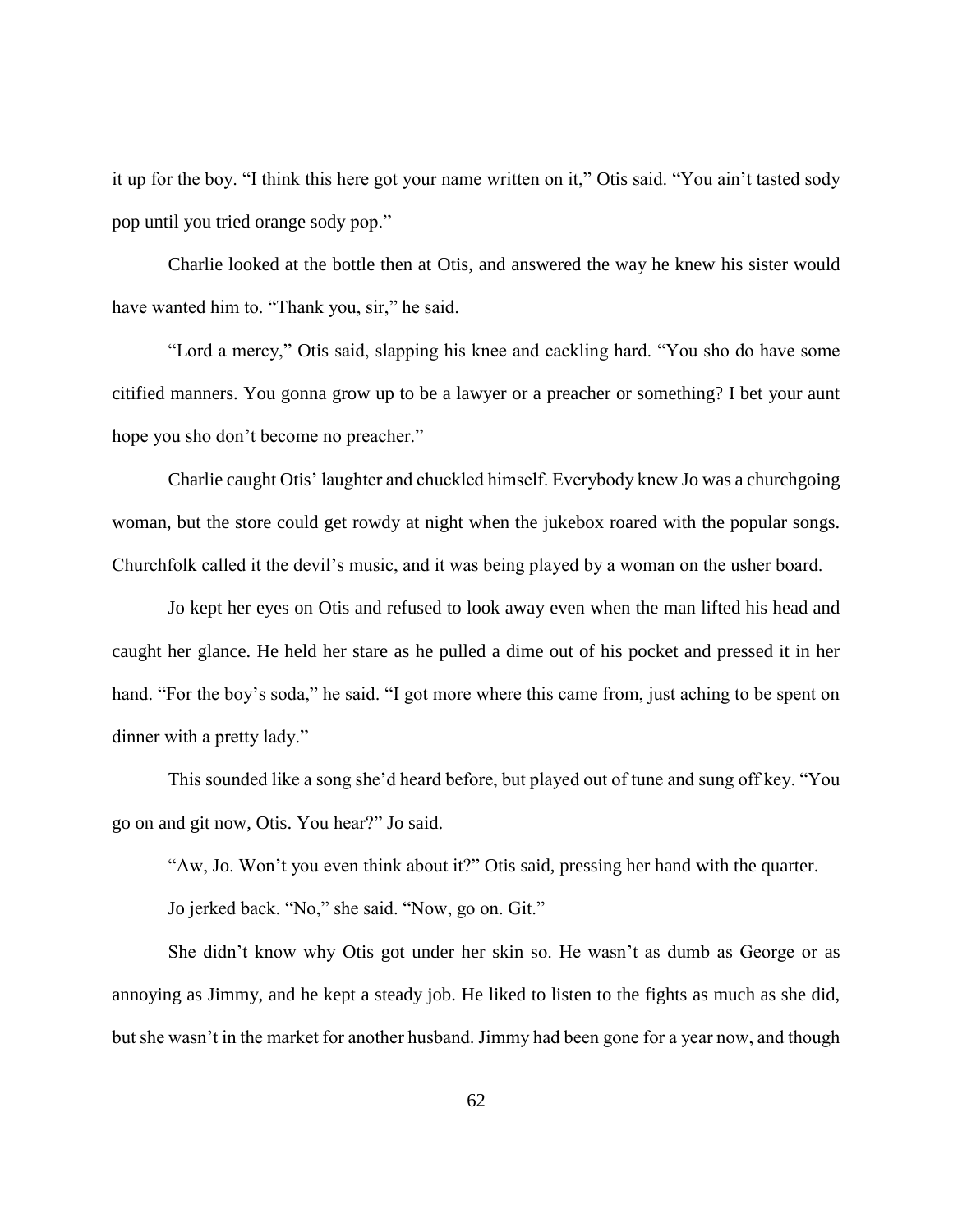it up for the boy. "I think this here got your name written on it," Otis said. "You ain't tasted sody pop until you tried orange sody pop."

Charlie looked at the bottle then at Otis, and answered the way he knew his sister would have wanted him to. "Thank you, sir," he said.

"Lord a mercy," Otis said, slapping his knee and cackling hard. "You sho do have some citified manners. You gonna grow up to be a lawyer or a preacher or something? I bet your aunt hope you sho don't become no preacher."

Charlie caught Otis' laughter and chuckled himself. Everybody knew Jo was a churchgoing woman, but the store could get rowdy at night when the jukebox roared with the popular songs. Churchfolk called it the devil's music, and it was being played by a woman on the usher board.

Jo kept her eyes on Otis and refused to look away even when the man lifted his head and caught her glance. He held her stare as he pulled a dime out of his pocket and pressed it in her hand. "For the boy's soda," he said. "I got more where this came from, just aching to be spent on dinner with a pretty lady."

This sounded like a song she'd heard before, but played out of tune and sung off key. "You go on and git now, Otis. You hear?" Jo said.

"Aw, Jo. Won't you even think about it?" Otis said, pressing her hand with the quarter.

Jo jerked back. "No," she said. "Now, go on. Git."

She didn't know why Otis got under her skin so. He wasn't as dumb as George or as annoying as Jimmy, and he kept a steady job. He liked to listen to the fights as much as she did, but she wasn't in the market for another husband. Jimmy had been gone for a year now, and though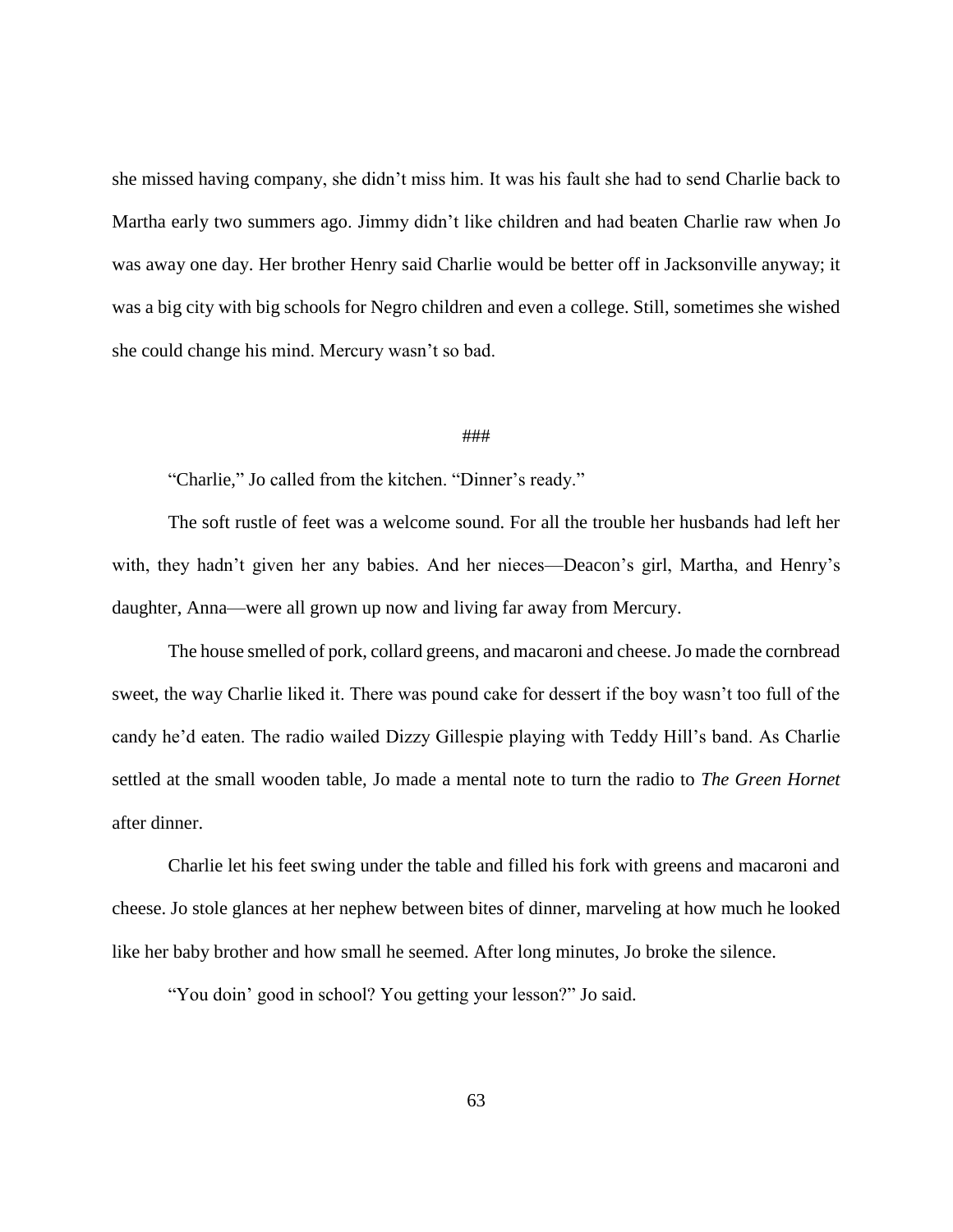she missed having company, she didn't miss him. It was his fault she had to send Charlie back to Martha early two summers ago. Jimmy didn't like children and had beaten Charlie raw when Jo was away one day. Her brother Henry said Charlie would be better off in Jacksonville anyway; it was a big city with big schools for Negro children and even a college. Still, sometimes she wished she could change his mind. Mercury wasn't so bad.

###

"Charlie," Jo called from the kitchen. "Dinner's ready."

The soft rustle of feet was a welcome sound. For all the trouble her husbands had left her with, they hadn't given her any babies. And her nieces—Deacon's girl, Martha, and Henry's daughter, Anna—were all grown up now and living far away from Mercury.

The house smelled of pork, collard greens, and macaroni and cheese. Jo made the cornbread sweet, the way Charlie liked it. There was pound cake for dessert if the boy wasn't too full of the candy he'd eaten. The radio wailed Dizzy Gillespie playing with Teddy Hill's band. As Charlie settled at the small wooden table, Jo made a mental note to turn the radio to *The Green Hornet* after dinner.

Charlie let his feet swing under the table and filled his fork with greens and macaroni and cheese. Jo stole glances at her nephew between bites of dinner, marveling at how much he looked like her baby brother and how small he seemed. After long minutes, Jo broke the silence.

"You doin' good in school? You getting your lesson?" Jo said.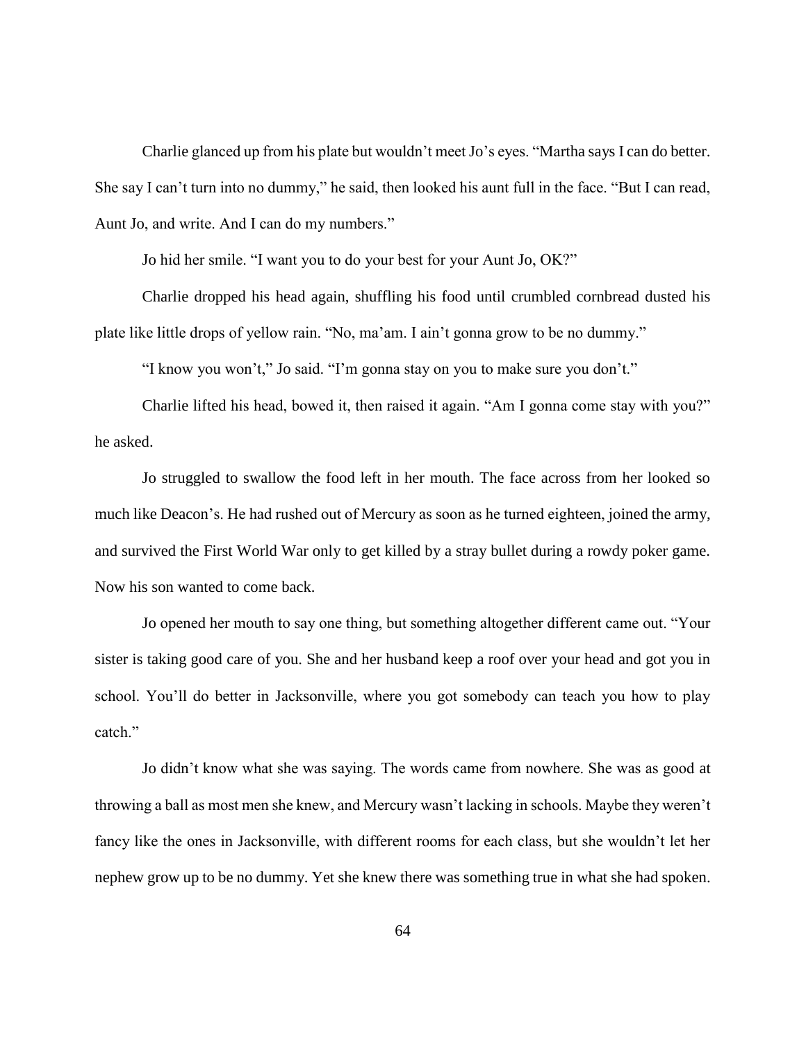Charlie glanced up from his plate but wouldn't meet Jo's eyes. "Martha says I can do better. She say I can't turn into no dummy," he said, then looked his aunt full in the face. "But I can read, Aunt Jo, and write. And I can do my numbers."

Jo hid her smile. "I want you to do your best for your Aunt Jo, OK?"

Charlie dropped his head again, shuffling his food until crumbled cornbread dusted his plate like little drops of yellow rain. "No, ma'am. I ain't gonna grow to be no dummy."

"I know you won't," Jo said. "I'm gonna stay on you to make sure you don't."

Charlie lifted his head, bowed it, then raised it again. "Am I gonna come stay with you?" he asked.

Jo struggled to swallow the food left in her mouth. The face across from her looked so much like Deacon's. He had rushed out of Mercury as soon as he turned eighteen, joined the army, and survived the First World War only to get killed by a stray bullet during a rowdy poker game. Now his son wanted to come back.

Jo opened her mouth to say one thing, but something altogether different came out. "Your sister is taking good care of you. She and her husband keep a roof over your head and got you in school. You'll do better in Jacksonville, where you got somebody can teach you how to play catch."

Jo didn't know what she was saying. The words came from nowhere. She was as good at throwing a ball as most men she knew, and Mercury wasn't lacking in schools. Maybe they weren't fancy like the ones in Jacksonville, with different rooms for each class, but she wouldn't let her nephew grow up to be no dummy. Yet she knew there was something true in what she had spoken.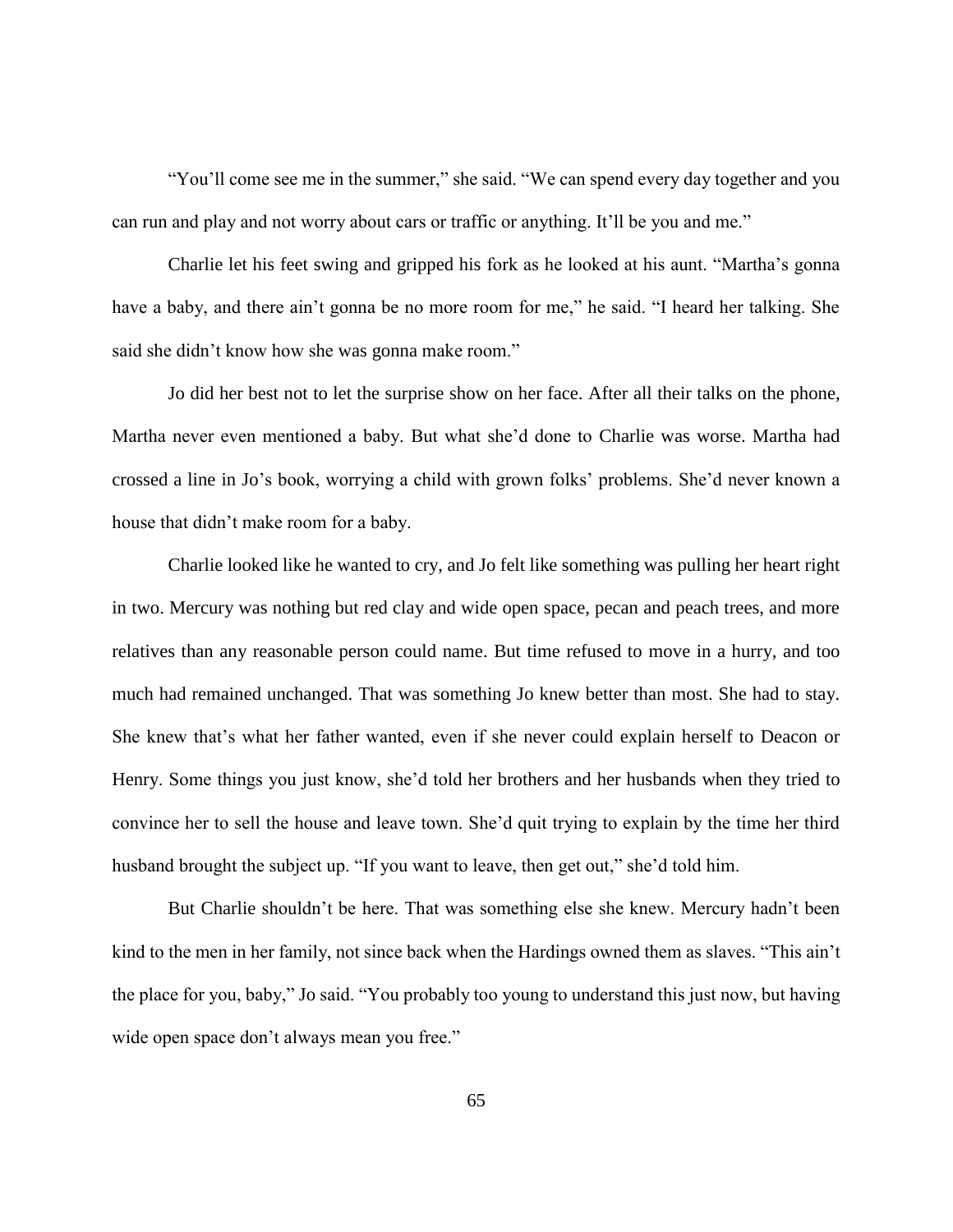"You'll come see me in the summer," she said. "We can spend every day together and you can run and play and not worry about cars or traffic or anything. It'll be you and me."

Charlie let his feet swing and gripped his fork as he looked at his aunt. "Martha's gonna have a baby, and there ain't gonna be no more room for me," he said. "I heard her talking. She said she didn't know how she was gonna make room."

Jo did her best not to let the surprise show on her face. After all their talks on the phone, Martha never even mentioned a baby. But what she'd done to Charlie was worse. Martha had crossed a line in Jo's book, worrying a child with grown folks' problems. She'd never known a house that didn't make room for a baby.

Charlie looked like he wanted to cry, and Jo felt like something was pulling her heart right in two. Mercury was nothing but red clay and wide open space, pecan and peach trees, and more relatives than any reasonable person could name. But time refused to move in a hurry, and too much had remained unchanged. That was something Jo knew better than most. She had to stay. She knew that's what her father wanted, even if she never could explain herself to Deacon or Henry. Some things you just know, she'd told her brothers and her husbands when they tried to convince her to sell the house and leave town. She'd quit trying to explain by the time her third husband brought the subject up. "If you want to leave, then get out," she'd told him.

But Charlie shouldn't be here. That was something else she knew. Mercury hadn't been kind to the men in her family, not since back when the Hardings owned them as slaves. "This ain't the place for you, baby," Jo said. "You probably too young to understand this just now, but having wide open space don't always mean you free."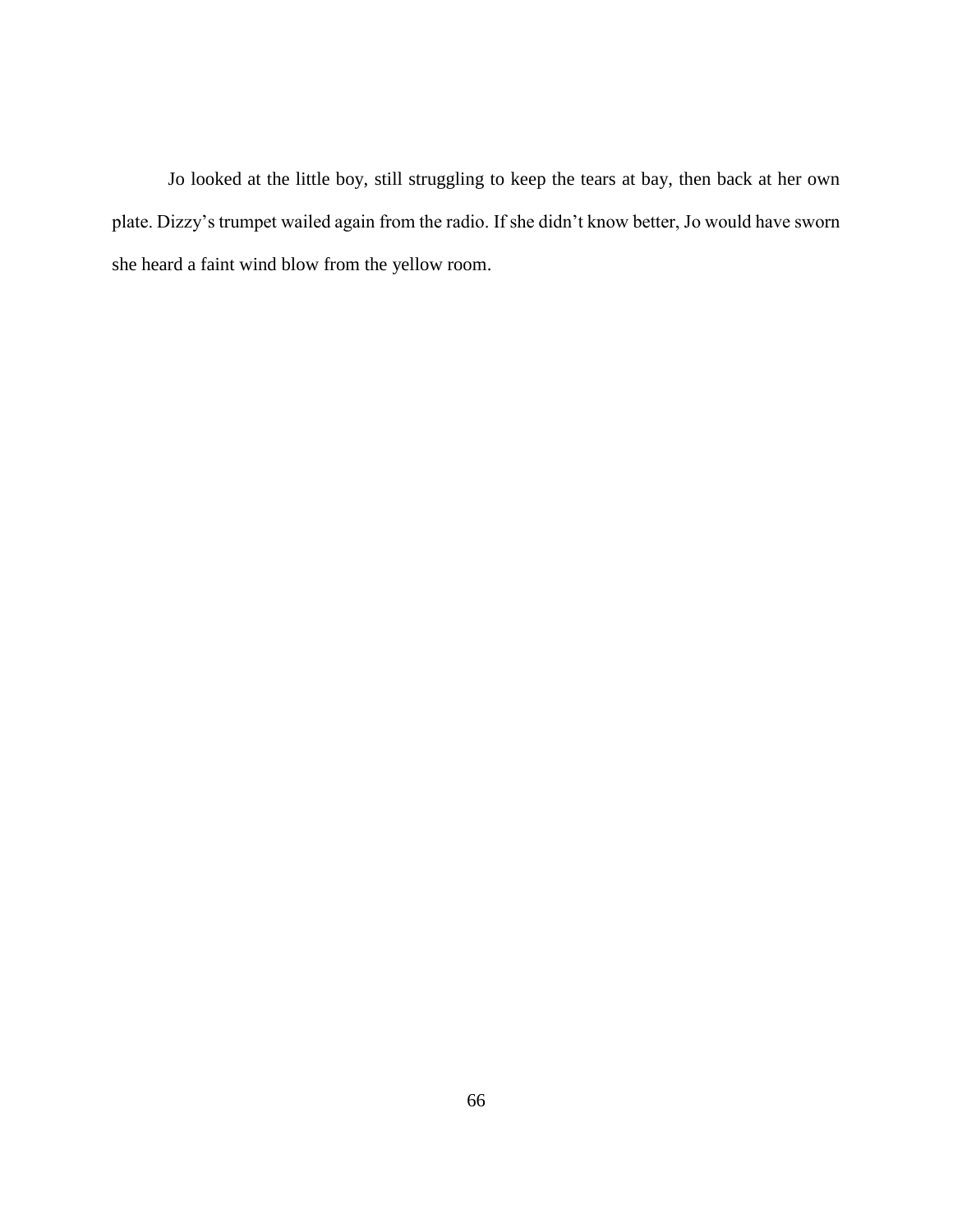Jo looked at the little boy, still struggling to keep the tears at bay, then back at her own plate. Dizzy's trumpet wailed again from the radio. If she didn't know better, Jo would have sworn she heard a faint wind blow from the yellow room.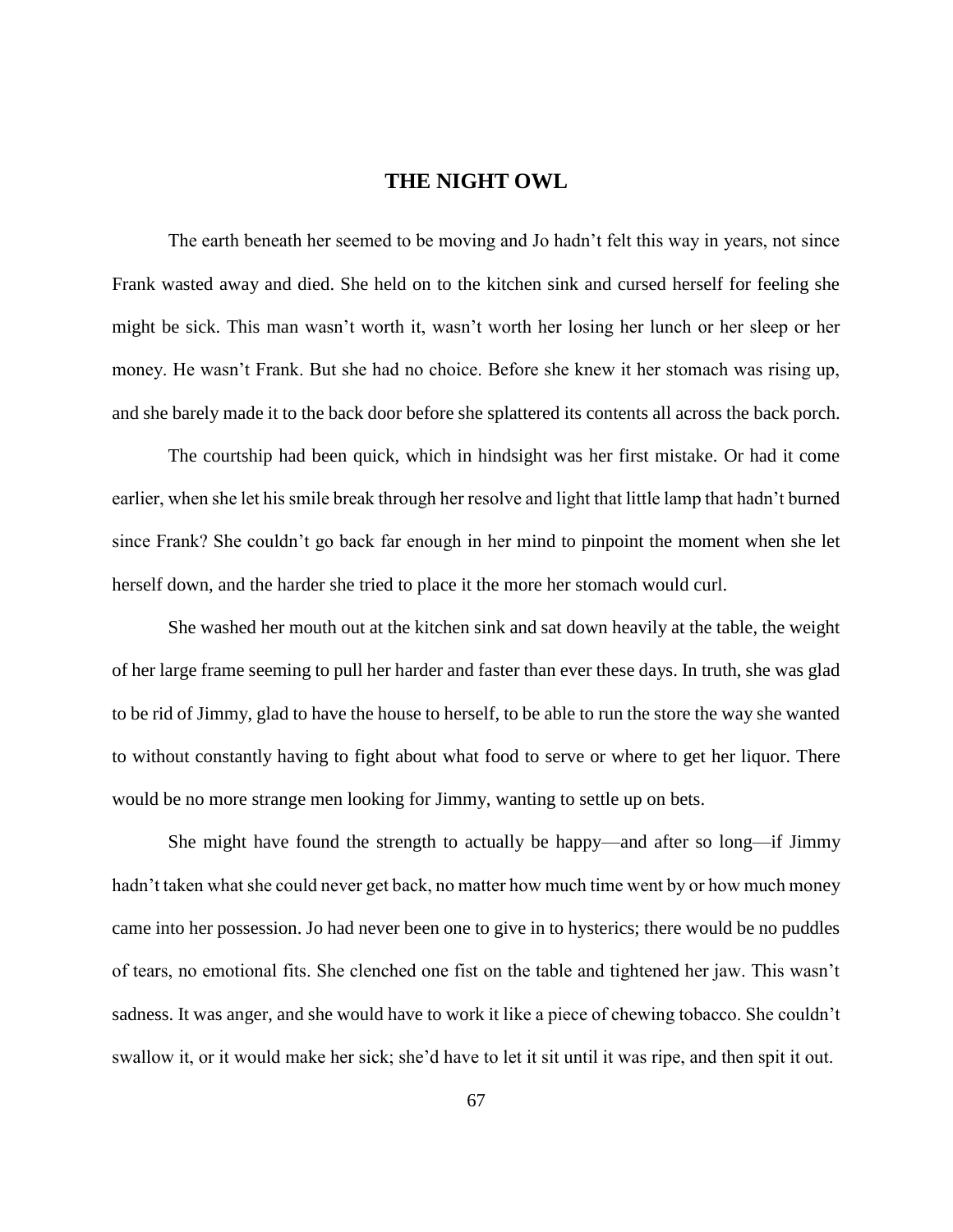# THE NIGHT OWL

The earth beneath her seemed to be moving and Jo hadn't felt this way in years, not since Frank wasted away and died. She held on to the kitchen sink and cursed herself for feeling she might be sick. This man wasn't worth it, wasn't worth her losing her lunch or her sleep or her money. He wasn't Frank. But she had no choice. Before she knew it her stomach was rising up, and she barely made it to the back door before she splattered its contents all across the back porch.

The courtship had been quick, which in hindsight was her first mistake. Or had it come earlier, when she let his smile break through her resolve and light that little lamp that hadn't burned since Frank? She couldn't go back far enough in her mind to pinpoint the moment when she let herself down, and the harder she tried to place it the more her stomach would curl.

She washed her mouth out at the kitchen sink and sat down heavily at the table, the weight of her large frame seeming to pull her harder and faster than ever these days. In truth, she was glad to be rid of Jimmy, glad to have the house to herself, to be able to run the store the way she wanted to without constantly having to fight about what food to serve or where to get her liquor. There would be no more strange men looking for Jimmy, wanting to settle up on bets.

She might have found the strength to actually be happy—and after so long—if Jimmy hadn't taken what she could never get back, no matter how much time went by or how much money came into her possession. Jo had never been one to give in to hysterics; there would be no puddles of tears, no emotional fits. She clenched one fist on the table and tightened her jaw. This wasn't sadness. It was anger, and she would have to work it like a piece of chewing tobacco. She couldn't swallow it, or it would make her sick; she'd have to let it sit until it was ripe, and then spit it out.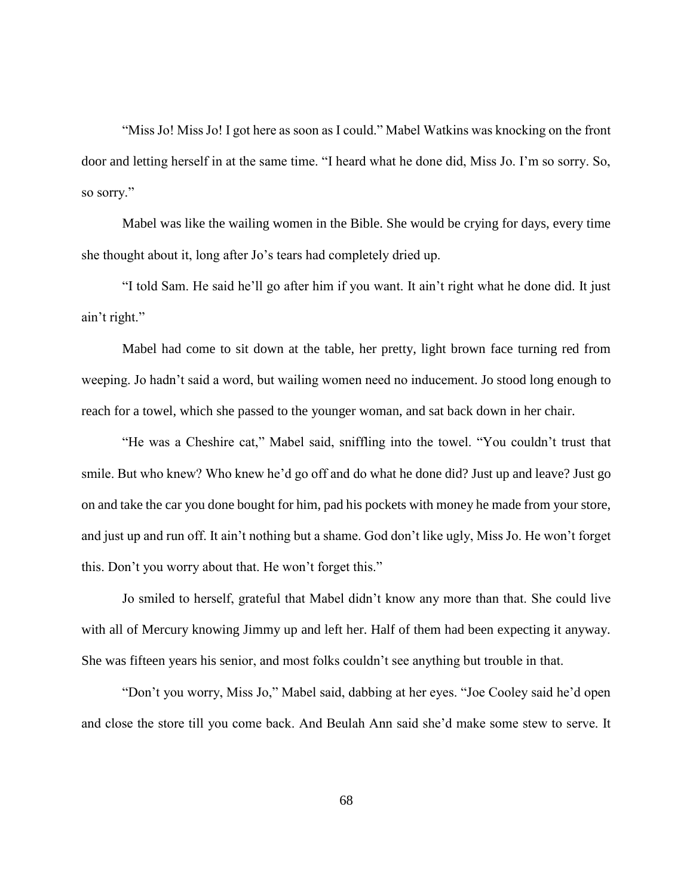"Miss Jo! Miss Jo! I got here as soon as I could." Mabel Watkins was knocking on the front door and letting herself in at the same time. "I heard what he done did, Miss Jo. I'm so sorry. So, so sorry."

Mabel was like the wailing women in the Bible. She would be crying for days, every time she thought about it, long after Jo's tears had completely dried up.

"I told Sam. He said he'll go after him if you want. It ain't right what he done did. It just ain't right."

Mabel had come to sit down at the table, her pretty, light brown face turning red from weeping. Jo hadn't said a word, but wailing women need no inducement. Jo stood long enough to reach for a towel, which she passed to the younger woman, and sat back down in her chair.

"He was a Cheshire cat," Mabel said, sniffling into the towel. "You couldn't trust that smile. But who knew? Who knew he'd go off and do what he done did? Just up and leave? Just go on and take the car you done bought for him, pad his pockets with money he made from your store, and just up and run off. It ain't nothing but a shame. God don't like ugly, Miss Jo. He won't forget this. Don't you worry about that. He won't forget this."

Jo smiled to herself, grateful that Mabel didn't know any more than that. She could live with all of Mercury knowing Jimmy up and left her. Half of them had been expecting it anyway. She was fifteen years his senior, and most folks couldn't see anything but trouble in that.

"Don't you worry, Miss Jo," Mabel said, dabbing at her eyes. "Joe Cooley said he'd open and close the store till you come back. And Beulah Ann said she'd make some stew to serve. It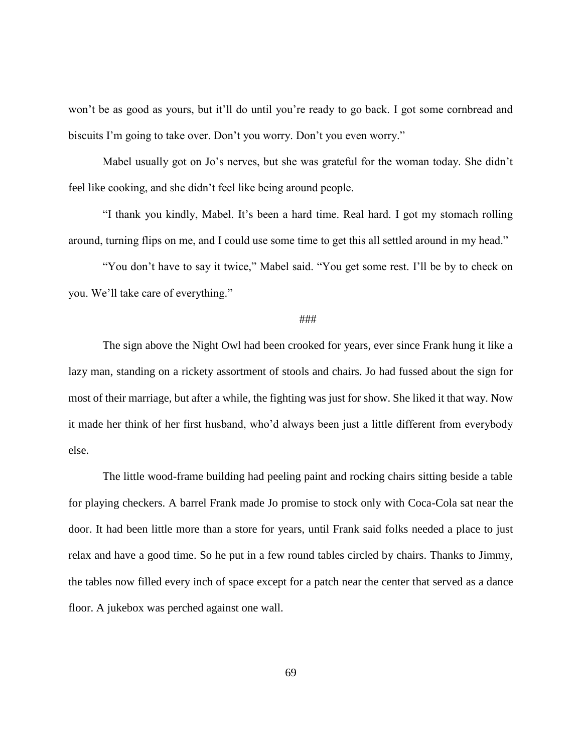won't be as good as yours, but it'll do until you're ready to go back. I got some cornbread and biscuits I'm going to take over. Don't you worry. Don't you even worry."

Mabel usually got on Jo's nerves, but she was grateful for the woman today. She didn't feel like cooking, and she didn't feel like being around people.

"I thank you kindly, Mabel. It's been a hard time. Real hard. I got my stomach rolling around, turning flips on me, and I could use some time to get this all settled around in my head."

"You don't have to say it twice," Mabel said. "You get some rest. I'll be by to check on you. We'll take care of everything."

###

The sign above the Night Owl had been crooked for years, ever since Frank hung it like a lazy man, standing on a rickety assortment of stools and chairs. Jo had fussed about the sign for most of their marriage, but after a while, the fighting was just for show. She liked it that way. Now it made her think of her first husband, who'd always been just a little different from everybody else.

The little wood-frame building had peeling paint and rocking chairs sitting beside a table for playing checkers. A barrel Frank made Jo promise to stock only with Coca-Cola sat near the door. It had been little more than a store for years, until Frank said folks needed a place to just relax and have a good time. So he put in a few round tables circled by chairs. Thanks to Jimmy, the tables now filled every inch of space except for a patch near the center that served as a dance floor. A jukebox was perched against one wall.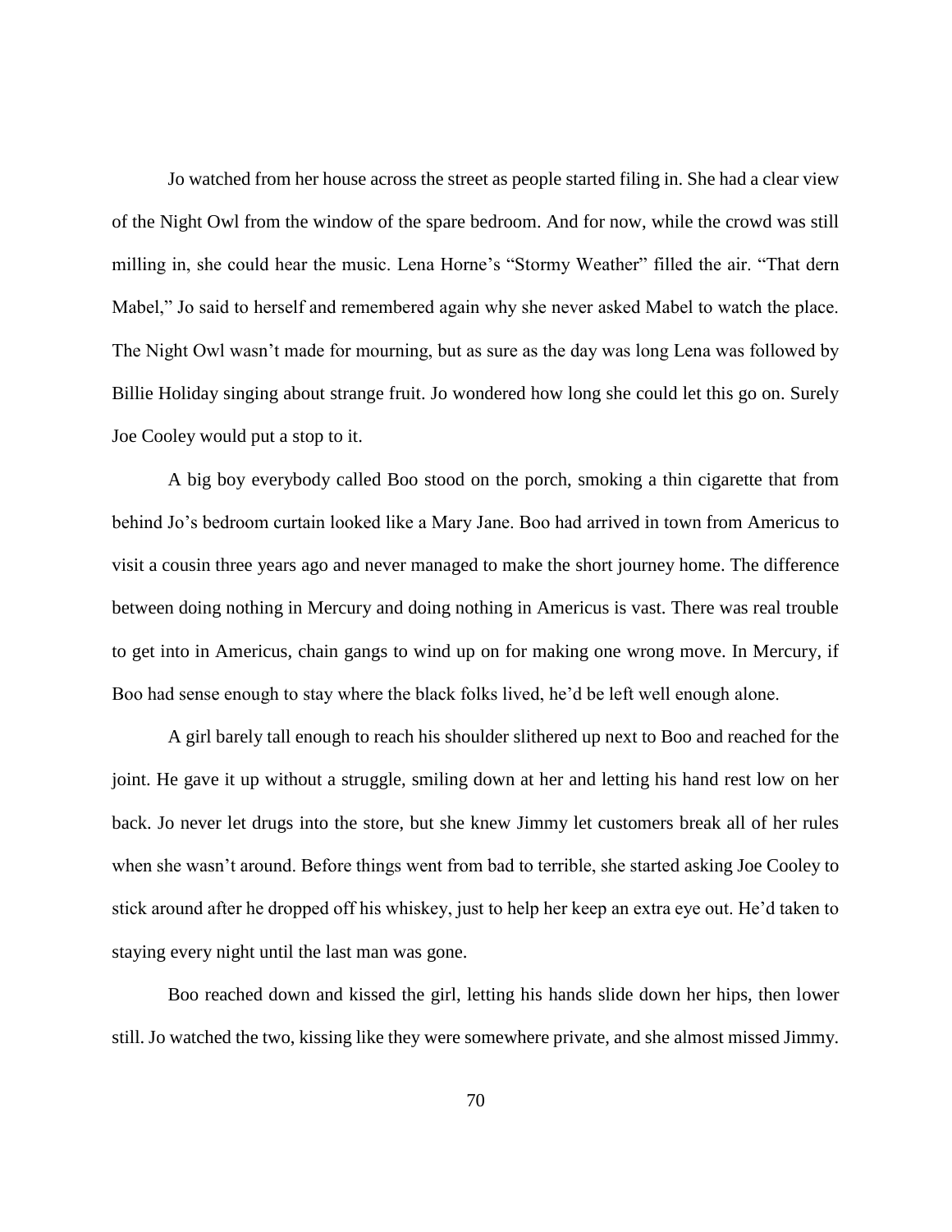Jo watched from her house across the street as people started filing in. She had a clear view of the Night Owl from the window of the spare bedroom. And for now, while the crowd was still milling in, she could hear the music. Lena Horne's "Stormy Weather" filled the air. "That dern Mabel," Jo said to herself and remembered again why she never asked Mabel to watch the place. The Night Owl wasn't made for mourning, but as sure as the day was long Lena was followed by Billie Holiday singing about strange fruit. Jo wondered how long she could let this go on. Surely Joe Cooley would put a stop to it.

A big boy everybody called Boo stood on the porch, smoking a thin cigarette that from behind Jo's bedroom curtain looked like a Mary Jane. Boo had arrived in town from Americus to visit a cousin three years ago and never managed to make the short journey home. The difference between doing nothing in Mercury and doing nothing in Americus is vast. There was real trouble to get into in Americus, chain gangs to wind up on for making one wrong move. In Mercury, if Boo had sense enough to stay where the black folks lived, he'd be left well enough alone.

A girl barely tall enough to reach his shoulder slithered up next to Boo and reached for the joint. He gave it up without a struggle, smiling down at her and letting his hand rest low on her back. Jo never let drugs into the store, but she knew Jimmy let customers break all of her rules when she wasn't around. Before things went from bad to terrible, she started asking Joe Cooley to stick around after he dropped off his whiskey, just to help her keep an extra eye out. He'd taken to staying every night until the last man was gone.

Boo reached down and kissed the girl, letting his hands slide down her hips, then lower still. Jo watched the two, kissing like they were somewhere private, and she almost missed Jimmy.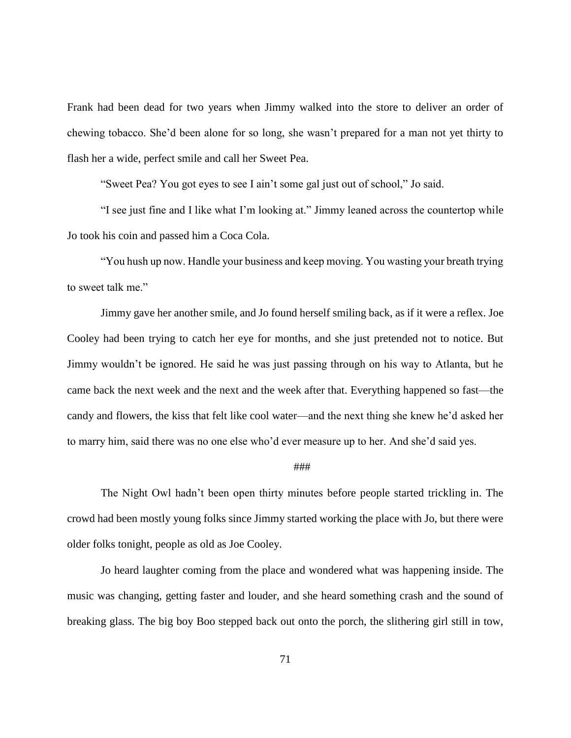Frank had been dead for two years when Jimmy walked into the store to deliver an order of chewing tobacco. She'd been alone for so long, she wasn't prepared for a man not yet thirty to flash her a wide, perfect smile and call her Sweet Pea.

"Sweet Pea? You got eyes to see I ain't some gal just out of school," Jo said.

"I see just fine and I like what I'm looking at." Jimmy leaned across the countertop while Jo took his coin and passed him a Coca Cola.

"You hush up now. Handle your business and keep moving. You wasting your breath trying to sweet talk me."

Jimmy gave her another smile, and Jo found herself smiling back, as if it were a reflex. Joe Cooley had been trying to catch her eye for months, and she just pretended not to notice. But Jimmy wouldn't be ignored. He said he was just passing through on his way to Atlanta, but he came back the next week and the next and the week after that. Everything happened so fast—the candy and flowers, the kiss that felt like cool water—and the next thing she knew he'd asked her to marry him, said there was no one else who'd ever measure up to her. And she'd said yes.

###

The Night Owl hadn't been open thirty minutes before people started trickling in. The crowd had been mostly young folks since Jimmy started working the place with Jo, but there were older folks tonight, people as old as Joe Cooley.

Jo heard laughter coming from the place and wondered what was happening inside. The music was changing, getting faster and louder, and she heard something crash and the sound of breaking glass. The big boy Boo stepped back out onto the porch, the slithering girl still in tow,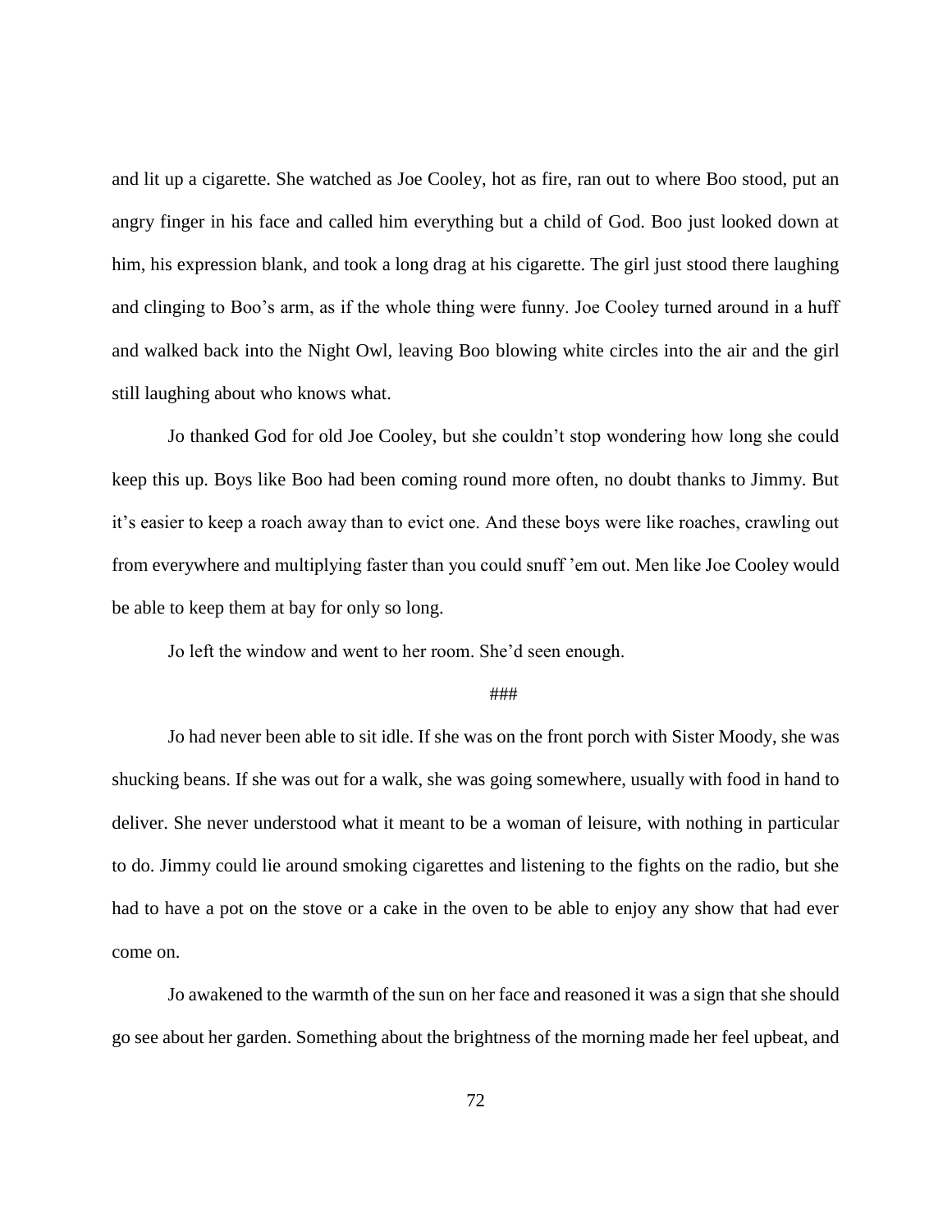and lit up a cigarette. She watched as Joe Cooley, hot as fire, ran out to where Boo stood, put an angry finger in his face and called him everything but a child of God. Boo just looked down at him, his expression blank, and took a long drag at his cigarette. The girl just stood there laughing and clinging to Boo's arm, as if the whole thing were funny. Joe Cooley turned around in a huff and walked back into the Night Owl, leaving Boo blowing white circles into the air and the girl still laughing about who knows what.

Jo thanked God for old Joe Cooley, but she couldn't stop wondering how long she could keep this up. Boys like Boo had been coming round more often, no doubt thanks to Jimmy. But it's easier to keep a roach away than to evict one. And these boys were like roaches, crawling out from everywhere and multiplying faster than you could snuff 'em out. Men like Joe Cooley would be able to keep them at bay for only so long.

Jo left the window and went to her room. She'd seen enough.

###

Jo had never been able to sit idle. If she was on the front porch with Sister Moody, she was shucking beans. If she was out for a walk, she was going somewhere, usually with food in hand to deliver. She never understood what it meant to be a woman of leisure, with nothing in particular to do. Jimmy could lie around smoking cigarettes and listening to the fights on the radio, but she had to have a pot on the stove or a cake in the oven to be able to enjoy any show that had ever come on.

Jo awakened to the warmth of the sun on her face and reasoned it was a sign that she should go see about her garden. Something about the brightness of the morning made her feel upbeat, and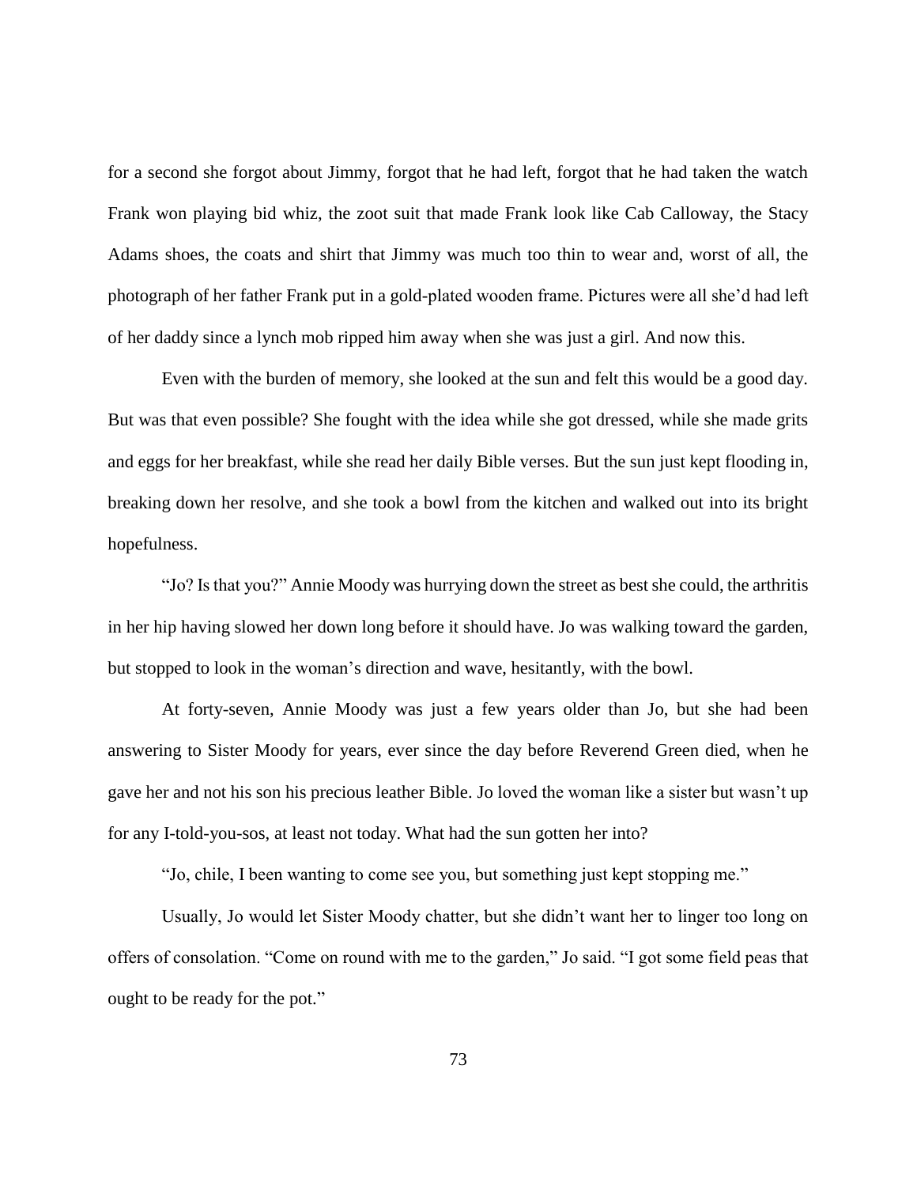for a second she forgot about Jimmy, forgot that he had left, forgot that he had taken the watch Frank won playing bid whiz, the zoot suit that made Frank look like Cab Calloway, the Stacy Adams shoes, the coats and shirt that Jimmy was much too thin to wear and, worst of all, the photograph of her father Frank put in a gold-plated wooden frame. Pictures were all she'd had left of her daddy since a lynch mob ripped him away when she was just a girl. And now this.

Even with the burden of memory, she looked at the sun and felt this would be a good day. But was that even possible? She fought with the idea while she got dressed, while she made grits and eggs for her breakfast, while she read her daily Bible verses. But the sun just kept flooding in, breaking down her resolve, and she took a bowl from the kitchen and walked out into its bright hopefulness.

"Jo? Is that you?" Annie Moody was hurrying down the street as best she could, the arthritis in her hip having slowed her down long before it should have. Jo was walking toward the garden, but stopped to look in the woman's direction and wave, hesitantly, with the bowl.

At forty-seven, Annie Moody was just a few years older than Jo, but she had been answering to Sister Moody for years, ever since the day before Reverend Green died, when he gave her and not his son his precious leather Bible. Jo loved the woman like a sister but wasn't up for any I-told-you-sos, at least not today. What had the sun gotten her into?

"Jo, chile, I been wanting to come see you, but something just kept stopping me."

Usually, Jo would let Sister Moody chatter, but she didn't want her to linger too long on offers of consolation. "Come on round with me to the garden," Jo said. "I got some field peas that ought to be ready for the pot."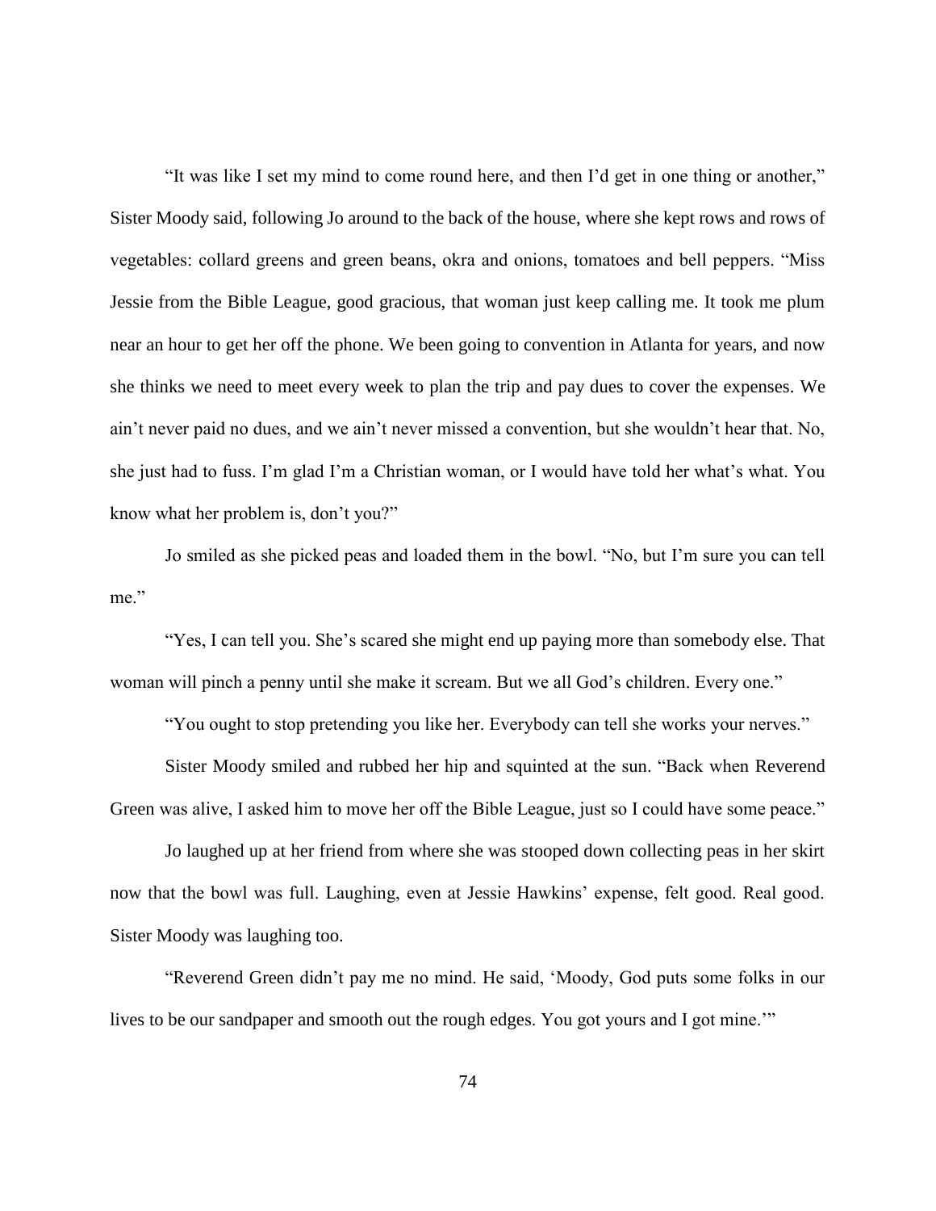"It was like I set my mind to come round here, and then I'd get in one thing or another," Sister Moody said, following Jo around to the back of the house, where she kept rows and rows of vegetables: collard greens and green beans, okra and onions, tomatoes and bell peppers. "Miss Jessie from the Bible League, good gracious, that woman just keep calling me. It took me plum near an hour to get her off the phone. We been going to convention in Atlanta for years, and now she thinks we need to meet every week to plan the trip and pay dues to cover the expenses. We ain't never paid no dues, and we ain't never missed a convention, but she wouldn't hear that. No, she just had to fuss. I'm glad I'm a Christian woman, or I would have told her what's what. You know what her problem is, don't you?"

Jo smiled as she picked peas and loaded them in the bowl. "No, but I'm sure you can tell me."

"Yes, I can tell you. She's scared she might end up paying more than somebody else. That woman will pinch a penny until she make it scream. But we all God's children. Every one."

"You ought to stop pretending you like her. Everybody can tell she works your nerves."

Sister Moody smiled and rubbed her hip and squinted at the sun. "Back when Reverend Green was alive, I asked him to move her off the Bible League, just so I could have some peace."

Jo laughed up at her friend from where she was stooped down collecting peas in her skirt now that the bowl was full. Laughing, even at Jessie Hawkins' expense, felt good. Real good. Sister Moody was laughing too.

"Reverend Green didn't pay me no mind. He said, 'Moody, God puts some folks in our lives to be our sandpaper and smooth out the rough edges. You got yours and I got mine.'"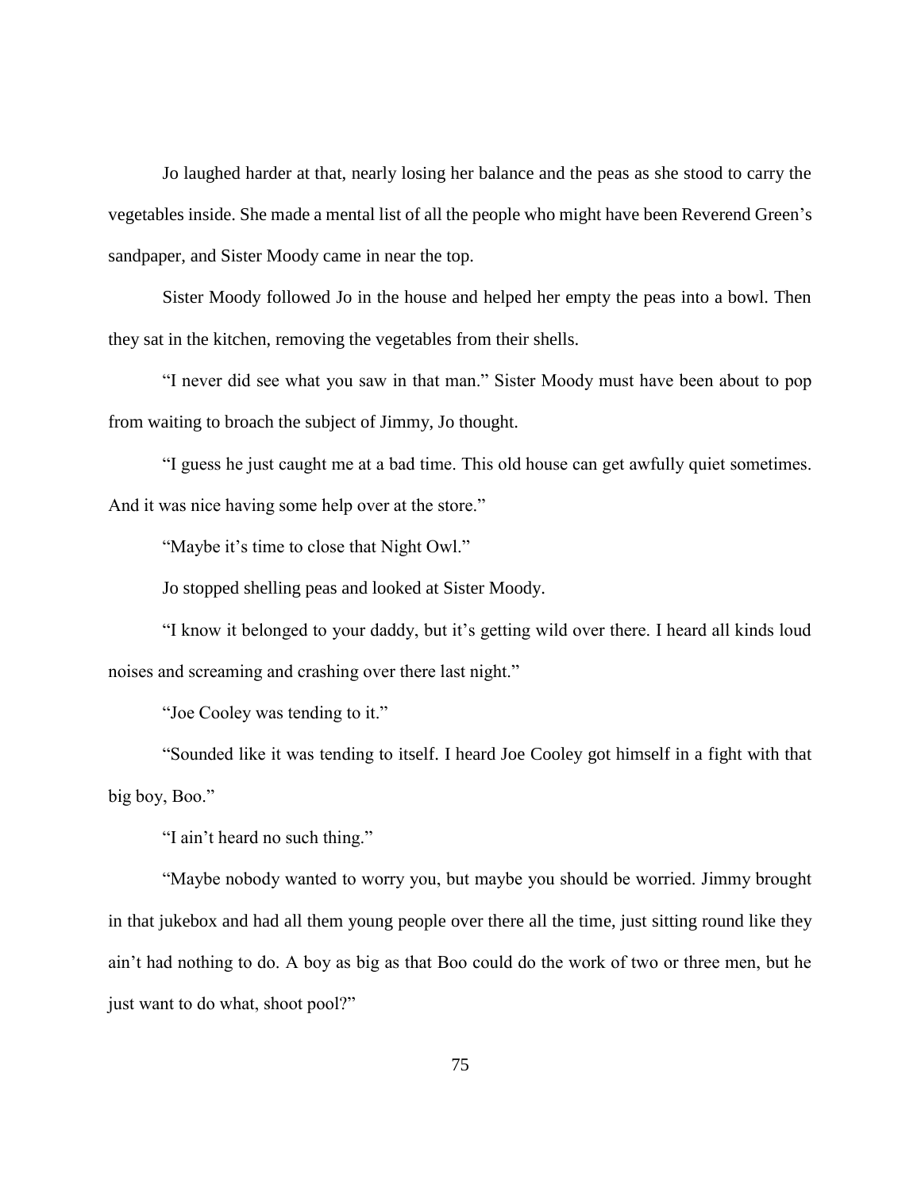Jo laughed harder at that, nearly losing her balance and the peas as she stood to carry the vegetables inside. She made a mental list of all the people who might have been Reverend Green's sandpaper, and Sister Moody came in near the top.

Sister Moody followed Jo in the house and helped her empty the peas into a bowl. Then they sat in the kitchen, removing the vegetables from their shells.

"I never did see what you saw in that man." Sister Moody must have been about to pop from waiting to broach the subject of Jimmy, Jo thought.

"I guess he just caught me at a bad time. This old house can get awfully quiet sometimes. And it was nice having some help over at the store."

"Maybe it's time to close that Night Owl."

Jo stopped shelling peas and looked at Sister Moody.

"I know it belonged to your daddy, but it's getting wild over there. I heard all kinds loud noises and screaming and crashing over there last night."

"Joe Cooley was tending to it."

"Sounded like it was tending to itself. I heard Joe Cooley got himself in a fight with that big boy, Boo."

"I ain't heard no such thing."

"Maybe nobody wanted to worry you, but maybe you should be worried. Jimmy brought in that jukebox and had all them young people over there all the time, just sitting round like they ain't had nothing to do. A boy as big as that Boo could do the work of two or three men, but he just want to do what, shoot pool?"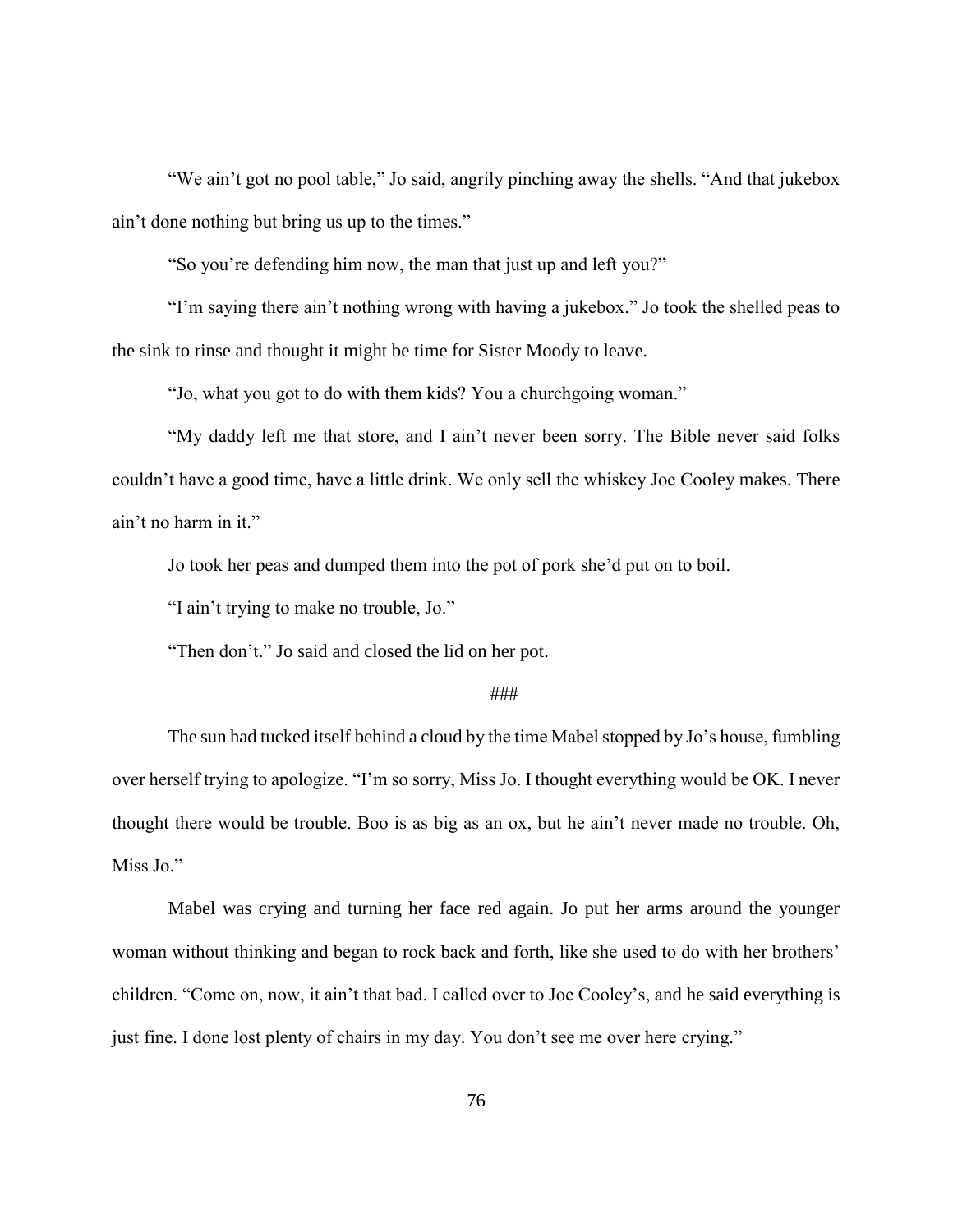"We ain't got no pool table," Jo said, angrily pinching away the shells. "And that jukebox ain't done nothing but bring us up to the times."

"So you're defending him now, the man that just up and left you?"

"I'm saying there ain't nothing wrong with having a jukebox." Jo took the shelled peas to the sink to rinse and thought it might be time for Sister Moody to leave.

"Jo, what you got to do with them kids? You a churchgoing woman."

"My daddy left me that store, and I ain't never been sorry. The Bible never said folks couldn't have a good time, have a little drink. We only sell the whiskey Joe Cooley makes. There ain't no harm in it."

Jo took her peas and dumped them into the pot of pork she'd put on to boil.

"I ain't trying to make no trouble, Jo."

"Then don't." Jo said and closed the lid on her pot.

###

The sun had tucked itself behind a cloud by the time Mabel stopped by Jo's house, fumbling over herself trying to apologize. "I'm so sorry, Miss Jo. I thought everything would be OK. I never thought there would be trouble. Boo is as big as an ox, but he ain't never made no trouble. Oh, Miss Jo."

Mabel was crying and turning her face red again. Jo put her arms around the younger woman without thinking and began to rock back and forth, like she used to do with her brothers' children. "Come on, now, it ain't that bad. I called over to Joe Cooley's, and he said everything is just fine. I done lost plenty of chairs in my day. You don't see me over here crying."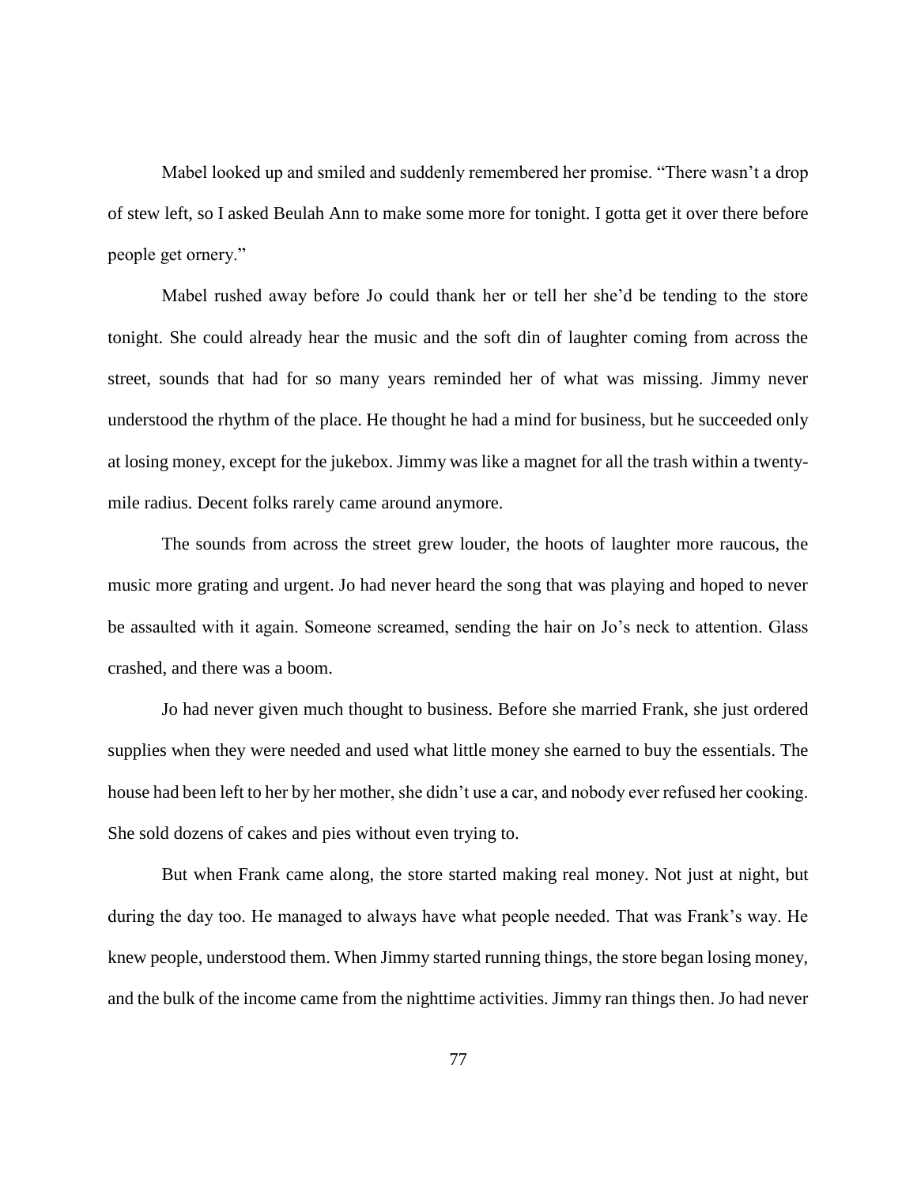Mabel looked up and smiled and suddenly remembered her promise. "There wasn't a drop of stew left, so I asked Beulah Ann to make some more for tonight. I gotta get it over there before people get ornery."

Mabel rushed away before Jo could thank her or tell her she'd be tending to the store tonight. She could already hear the music and the soft din of laughter coming from across the street, sounds that had for so many years reminded her of what was missing. Jimmy never understood the rhythm of the place. He thought he had a mind for business, but he succeeded only at losing money, except for the jukebox. Jimmy was like a magnet for all the trash within a twenty-mile radius. Decent folks rarely came around anymore.

The sounds from across the street grew louder, the hoots of laughter more raucous, the music more grating and urgent. Jo had never heard the song that was playing and hoped to never be assaulted with it again. Someone screamed, sending the hair on Jo's neck to attention. Glass crashed, and there was a boom.

Jo had never given much thought to business. Before she married Frank, she just ordered supplies when they were needed and used what little money she earned to buy the essentials. The house had been left to her by her mother, she didn't use a car, and nobody ever refused her cooking. She sold dozens of cakes and pies without even trying to.

But when Frank came along, the store started making real money. Not just at night, but during the day too. He managed to always have what people needed. That was Frank's way. He knew people, understood them. When Jimmy started running things, the store began losing money, and the bulk of the income came from the nighttime activities. Jimmy ran things then. Jo had never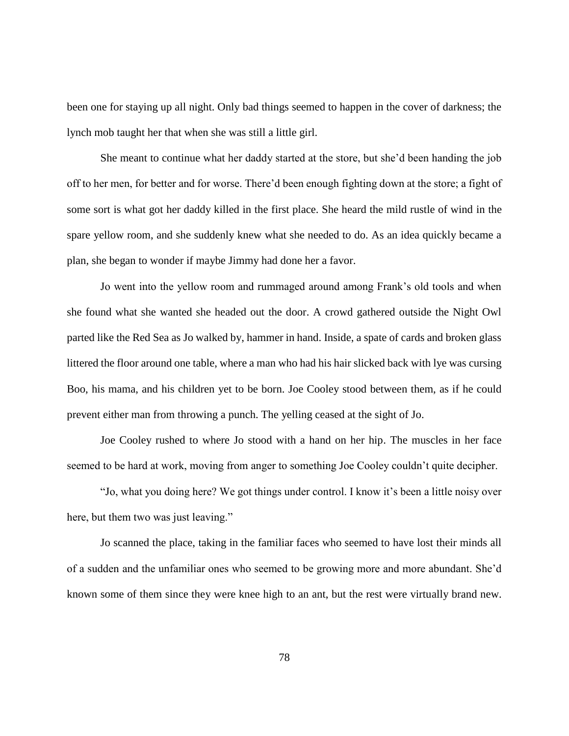been one for staying up all night. Only bad things seemed to happen in the cover of darkness; the lynch mob taught her that when she was still a little girl.

She meant to continue what her daddy started at the store, but she'd been handing the job off to her men, for better and for worse. There'd been enough fighting down at the store; a fight of some sort is what got her daddy killed in the first place. She heard the mild rustle of wind in the spare yellow room, and she suddenly knew what she needed to do. As an idea quickly became a plan, she began to wonder if maybe Jimmy had done her a favor.

Jo went into the yellow room and rummaged around among Frank's old tools and when she found what she wanted she headed out the door. A crowd gathered outside the Night Owl parted like the Red Sea as Jo walked by, hammer in hand. Inside, a spate of cards and broken glass littered the floor around one table, where a man who had his hair slicked back with lye was cursing Boo, his mama, and his children yet to be born. Joe Cooley stood between them, as if he could prevent either man from throwing a punch. The yelling ceased at the sight of Jo.

Joe Cooley rushed to where Jo stood with a hand on her hip. The muscles in her face seemed to be hard at work, moving from anger to something Joe Cooley couldn't quite decipher.

"Jo, what you doing here? We got things under control. I know it's been a little noisy over here, but them two was just leaving."

Jo scanned the place, taking in the familiar faces who seemed to have lost their minds all of a sudden and the unfamiliar ones who seemed to be growing more and more abundant. She'd known some of them since they were knee high to an ant, but the rest were virtually brand new.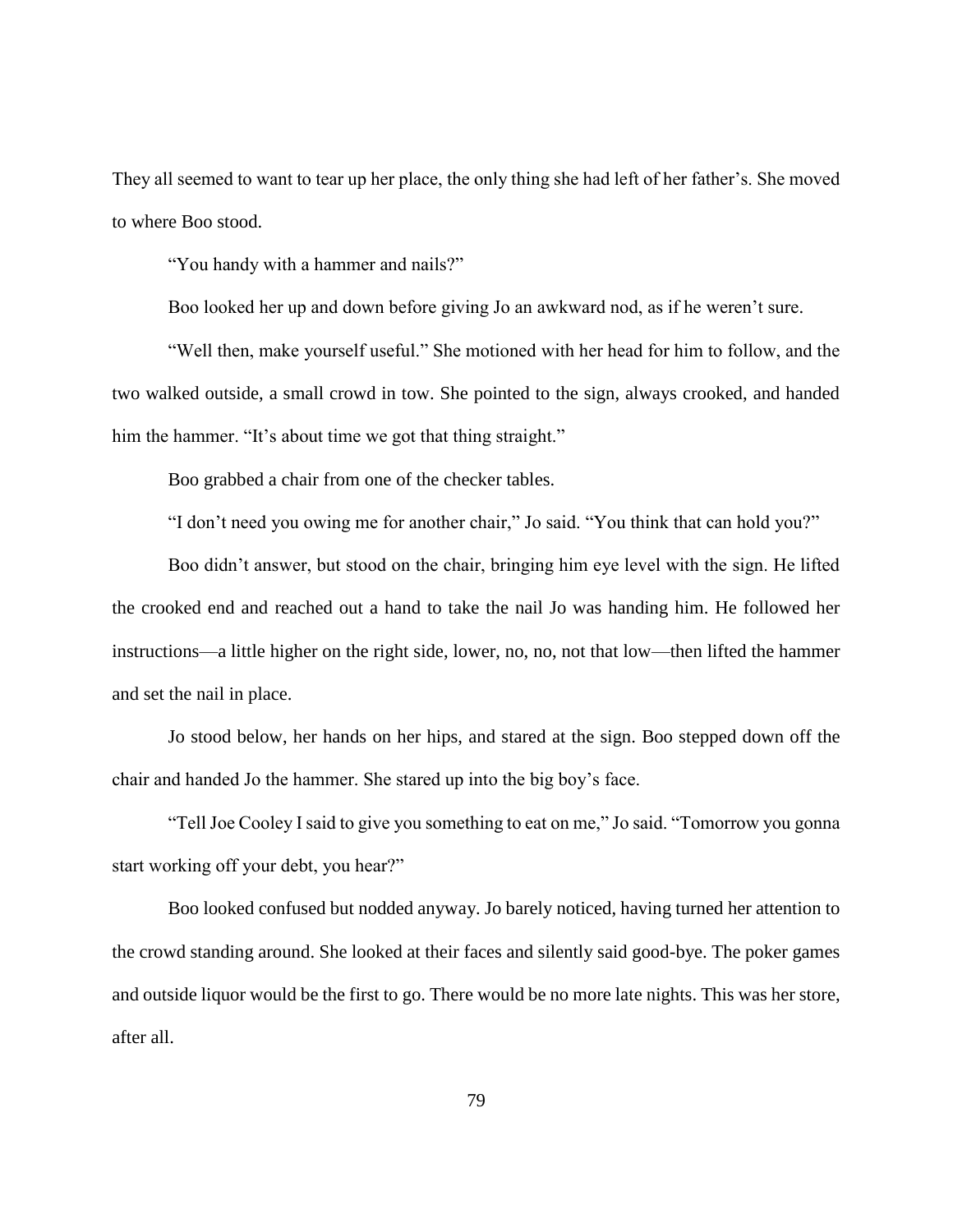They all seemed to want to tear up her place, the only thing she had left of her father's. She moved to where Boo stood.

"You handy with a hammer and nails?"

Boo looked her up and down before giving Jo an awkward nod, as if he weren't sure.

"Well then, make yourself useful." She motioned with her head for him to follow, and the two walked outside, a small crowd in tow. She pointed to the sign, always crooked, and handed him the hammer. "It's about time we got that thing straight."

Boo grabbed a chair from one of the checker tables.

"I don't need you owing me for another chair," Jo said. "You think that can hold you?"

Boo didn't answer, but stood on the chair, bringing him eye level with the sign. He lifted the crooked end and reached out a hand to take the nail Jo was handing him. He followed her instructions—a little higher on the right side, lower, no, no, not that low—then lifted the hammer and set the nail in place.

Jo stood below, her hands on her hips, and stared at the sign. Boo stepped down off the chair and handed Jo the hammer. She stared up into the big boy's face.

"Tell Joe Cooley I said to give you something to eat on me," Jo said. "Tomorrow you gonna start working off your debt, you hear?"

Boo looked confused but nodded anyway. Jo barely noticed, having turned her attention to the crowd standing around. She looked at their faces and silently said good-bye. The poker games and outside liquor would be the first to go. There would be no more late nights. This was her store, after all.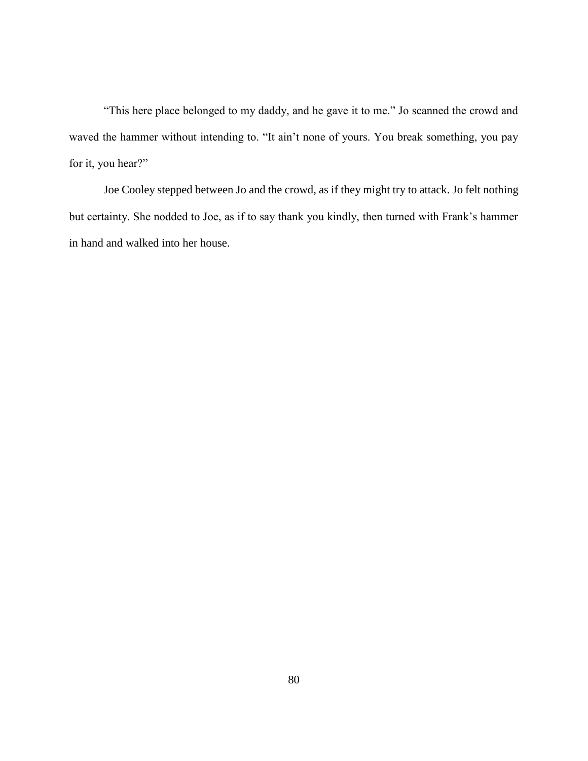"This here place belonged to my daddy, and he gave it to me." Jo scanned the crowd and waved the hammer without intending to. "It ain't none of yours. You break something, you pay for it, you hear?"

Joe Cooley stepped between Jo and the crowd, as if they might try to attack. Jo felt nothing but certainty. She nodded to Joe, as if to say thank you kindly, then turned with Frank's hammer in hand and walked into her house.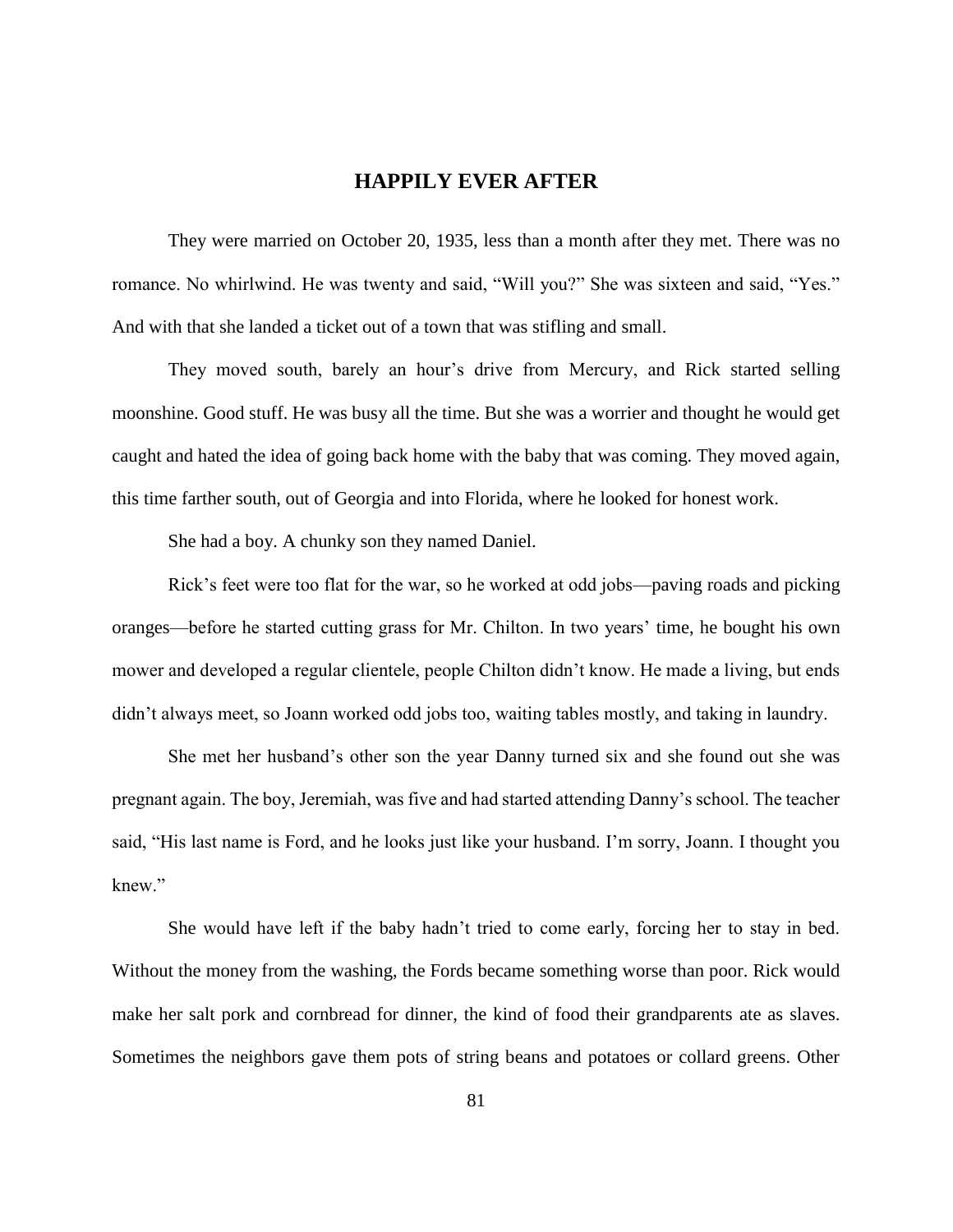# HAPPILY EVER AFTER

They were married on October 20, 1935, less than a month after they met. There was no romance. No whirlwind. He was twenty and said, "Will you?" She was sixteen and said, "Yes." And with that she landed a ticket out of a town that was stifling and small.

They moved south, barely an hour's drive from Mercury, and Rick started selling moonshine. Good stuff. He was busy all the time. But she was a worrier and thought he would get caught and hated the idea of going back home with the baby that was coming. They moved again, this time farther south, out of Georgia and into Florida, where he looked for honest work.

She had a boy. A chunky son they named Daniel.

Rick's feet were too flat for the war, so he worked at odd jobs—paving roads and picking oranges—before he started cutting grass for Mr. Chilton. In two years' time, he bought his own mower and developed a regular clientele, people Chilton didn't know. He made a living, but ends didn't always meet, so Joann worked odd jobs too, waiting tables mostly, and taking in laundry.

She met her husband's other son the year Danny turned six and she found out she was pregnant again. The boy, Jeremiah, was five and had started attending Danny's school. The teacher said, "His last name is Ford, and he looks just like your husband. I'm sorry, Joann. I thought you knew."

She would have left if the baby hadn't tried to come early, forcing her to stay in bed. Without the money from the washing, the Fords became something worse than poor. Rick would make her salt pork and cornbread for dinner, the kind of food their grandparents ate as slaves. Sometimes the neighbors gave them pots of string beans and potatoes or collard greens. Other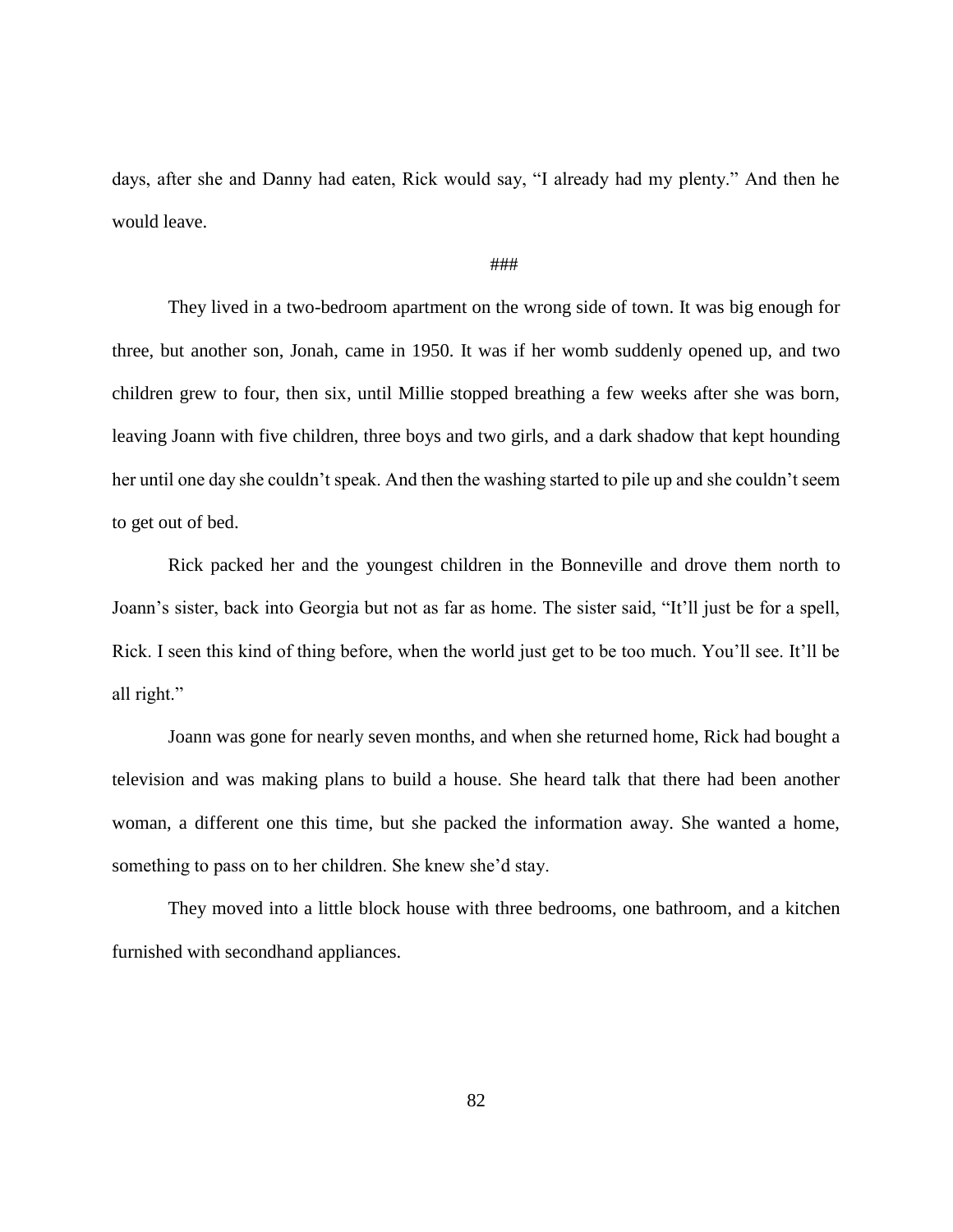days, after she and Danny had eaten, Rick would say, "I already had my plenty." And then he would leave.

###

They lived in a two-bedroom apartment on the wrong side of town. It was big enough for three, but another son, Jonah, came in 1950. It was if her womb suddenly opened up, and two children grew to four, then six, until Millie stopped breathing a few weeks after she was born, leaving Joann with five children, three boys and two girls, and a dark shadow that kept hounding her until one day she couldn't speak. And then the washing started to pile up and she couldn't seem to get out of bed.

Rick packed her and the youngest children in the Bonneville and drove them north to Joann's sister, back into Georgia but not as far as home. The sister said, "It'll just be for a spell, Rick. I seen this kind of thing before, when the world just get to be too much. You'll see. It'll be all right."

Joann was gone for nearly seven months, and when she returned home, Rick had bought a television and was making plans to build a house. She heard talk that there had been another woman, a different one this time, but she packed the information away. She wanted a home, something to pass on to her children. She knew she'd stay.

They moved into a little block house with three bedrooms, one bathroom, and a kitchen furnished with secondhand appliances.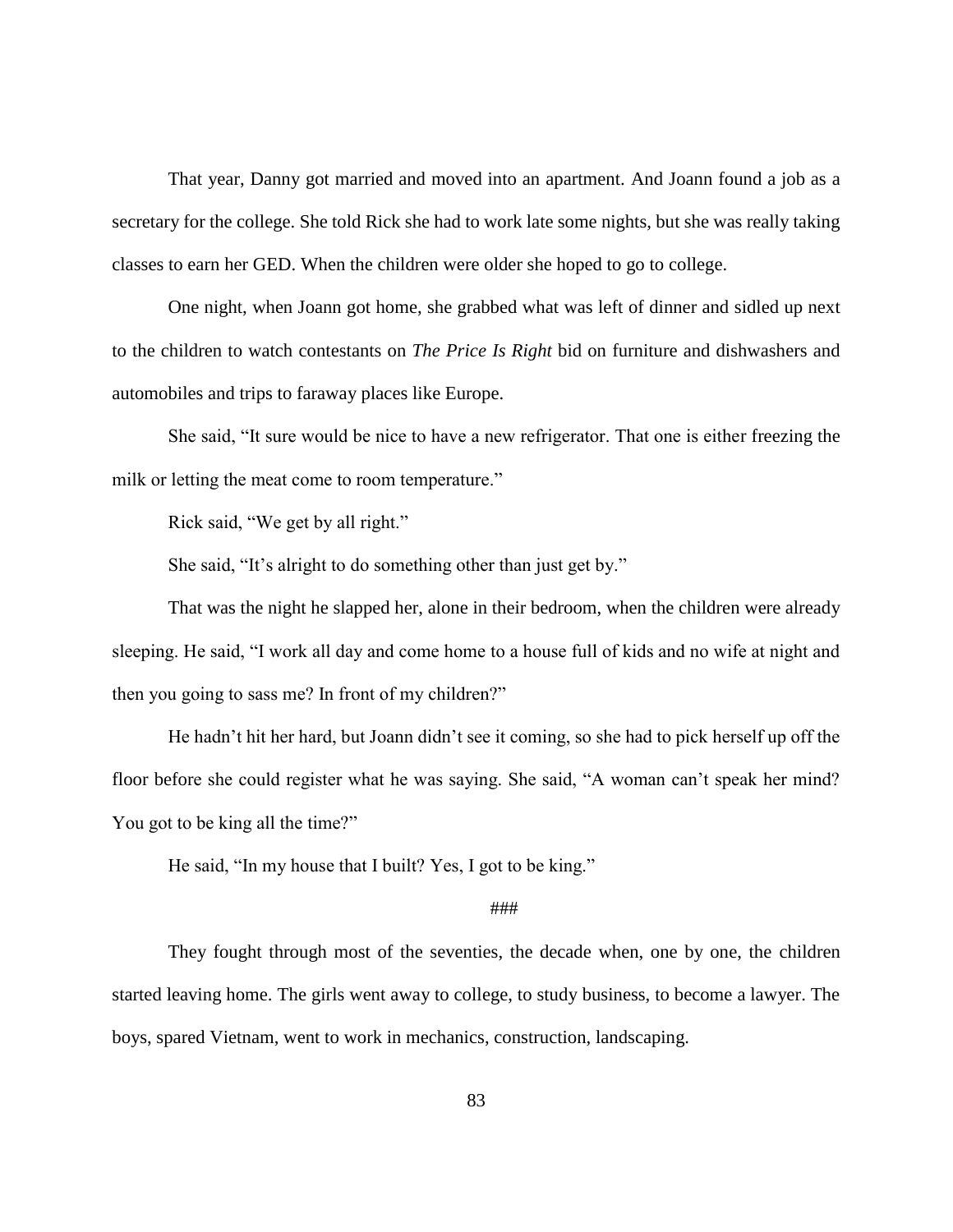That year, Danny got married and moved into an apartment. And Joann found a job as a secretary for the college. She told Rick she had to work late some nights, but she was really taking classes to earn her GED. When the children were older she hoped to go to college.

One night, when Joann got home, she grabbed what was left of dinner and sidled up next to the children to watch contestants on *The Price Is Right* bid on furniture and dishwashers and automobiles and trips to faraway places like Europe.

She said, "It sure would be nice to have a new refrigerator. That one is either freezing the milk or letting the meat come to room temperature."

Rick said, "We get by all right."

She said, "It's alright to do something other than just get by."

That was the night he slapped her, alone in their bedroom, when the children were already sleeping. He said, "I work all day and come home to a house full of kids and no wife at night and then you going to sass me? In front of my children?"

He hadn't hit her hard, but Joann didn't see it coming, so she had to pick herself up off the floor before she could register what he was saying. She said, "A woman can't speak her mind? You got to be king all the time?"

He said, "In my house that I built? Yes, I got to be king."

###

They fought through most of the seventies, the decade when, one by one, the children started leaving home. The girls went away to college, to study business, to become a lawyer. The boys, spared Vietnam, went to work in mechanics, construction, landscaping.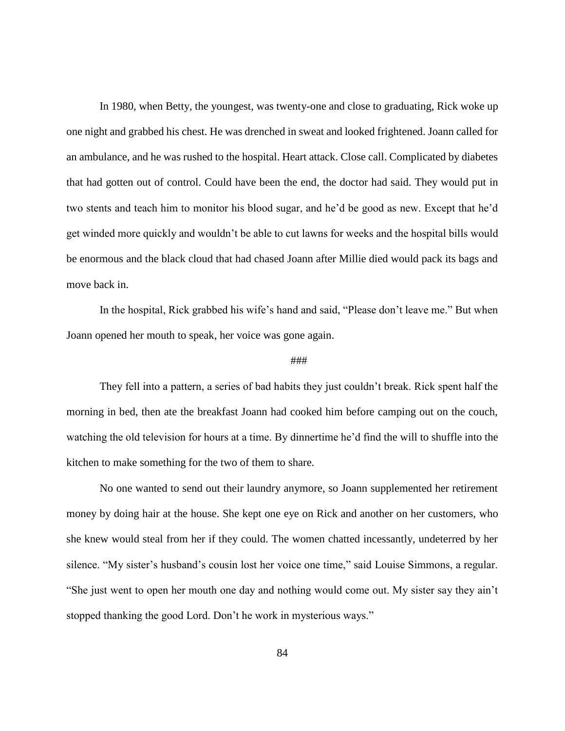In 1980, when Betty, the youngest, was twenty-one and close to graduating, Rick woke up one night and grabbed his chest. He was drenched in sweat and looked frightened. Joann called for an ambulance, and he was rushed to the hospital. Heart attack. Close call. Complicated by diabetes that had gotten out of control. Could have been the end, the doctor had said. They would put in two stents and teach him to monitor his blood sugar, and he'd be good as new. Except that he'd get winded more quickly and wouldn't be able to cut lawns for weeks and the hospital bills would be enormous and the black cloud that had chased Joann after Millie died would pack its bags and move back in.

In the hospital, Rick grabbed his wife's hand and said, "Please don't leave me." But when Joann opened her mouth to speak, her voice was gone again.

###

They fell into a pattern, a series of bad habits they just couldn't break. Rick spent half the morning in bed, then ate the breakfast Joann had cooked him before camping out on the couch, watching the old television for hours at a time. By dinnertime he'd find the will to shuffle into the kitchen to make something for the two of them to share.

No one wanted to send out their laundry anymore, so Joann supplemented her retirement money by doing hair at the house. She kept one eye on Rick and another on her customers, who she knew would steal from her if they could. The women chatted incessantly, undeterred by her silence. "My sister's husband's cousin lost her voice one time," said Louise Simmons, a regular. "She just went to open her mouth one day and nothing would come out. My sister say they ain't stopped thanking the good Lord. Don't he work in mysterious ways."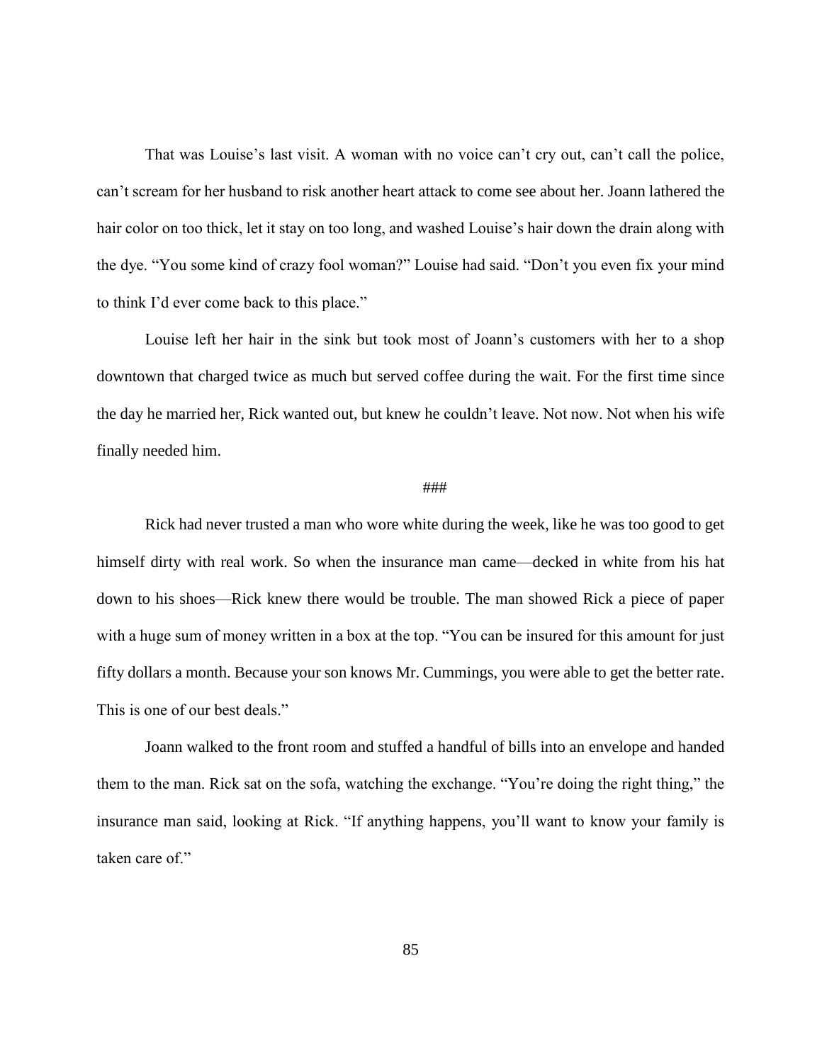That was Louise's last visit. A woman with no voice can't cry out, can't call the police, can't scream for her husband to risk another heart attack to come see about her. Joann lathered the hair color on too thick, let it stay on too long, and washed Louise's hair down the drain along with the dye. "You some kind of crazy fool woman?" Louise had said. "Don't you even fix your mind to think I'd ever come back to this place."

Louise left her hair in the sink but took most of Joann's customers with her to a shop downtown that charged twice as much but served coffee during the wait. For the first time since the day he married her, Rick wanted out, but knew he couldn't leave. Not now. Not when his wife finally needed him.

###

Rick had never trusted a man who wore white during the week, like he was too good to get himself dirty with real work. So when the insurance man came—decked in white from his hat down to his shoes—Rick knew there would be trouble. The man showed Rick a piece of paper with a huge sum of money written in a box at the top. "You can be insured for this amount for just fifty dollars a month. Because your son knows Mr. Cummings, you were able to get the better rate. This is one of our best deals."

Joann walked to the front room and stuffed a handful of bills into an envelope and handed them to the man. Rick sat on the sofa, watching the exchange. "You're doing the right thing," the insurance man said, looking at Rick. "If anything happens, you'll want to know your family is taken care of."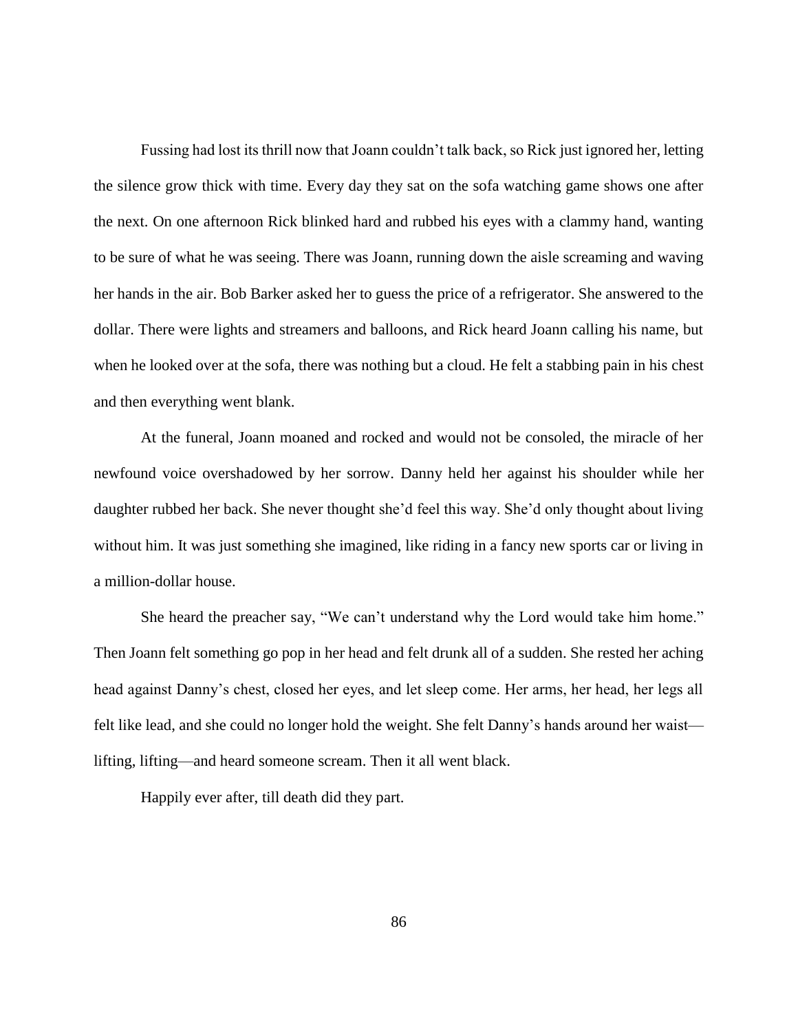Fussing had lost its thrill now that Joann couldn't talk back, so Rick just ignored her, letting the silence grow thick with time. Every day they sat on the sofa watching game shows one after the next. On one afternoon Rick blinked hard and rubbed his eyes with a clammy hand, wanting to be sure of what he was seeing. There was Joann, running down the aisle screaming and waving her hands in the air. Bob Barker asked her to guess the price of a refrigerator. She answered to the dollar. There were lights and streamers and balloons, and Rick heard Joann calling his name, but when he looked over at the sofa, there was nothing but a cloud. He felt a stabbing pain in his chest and then everything went blank.

At the funeral, Joann moaned and rocked and would not be consoled, the miracle of her newfound voice overshadowed by her sorrow. Danny held her against his shoulder while her daughter rubbed her back. She never thought she'd feel this way. She'd only thought about living without him. It was just something she imagined, like riding in a fancy new sports car or living in a million-dollar house.

She heard the preacher say, "We can't understand why the Lord would take him home." Then Joann felt something go pop in her head and felt drunk all of a sudden. She rested her aching head against Danny's chest, closed her eyes, and let sleep come. Her arms, her head, her legs all felt like lead, and she could no longer hold the weight. She felt Danny's hands around her waist—lifting, lifting—and heard someone scream. Then it all went black.

Happily ever after, till death did they part.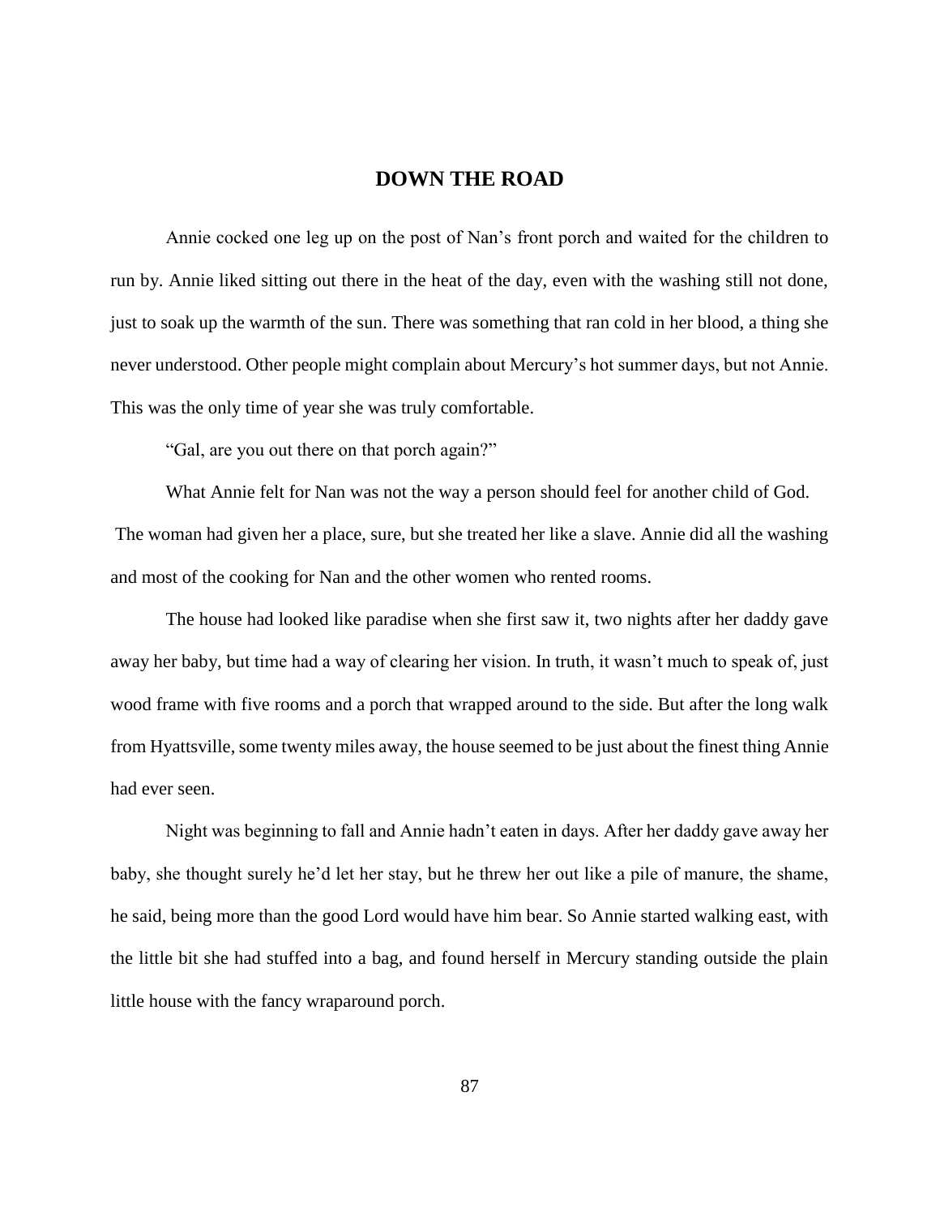## DOWN THE ROAD

Annie cocked one leg up on the post of Nan's front porch and waited for the children to run by. Annie liked sitting out there in the heat of the day, even with the washing still not done, just to soak up the warmth of the sun. There was something that ran cold in her blood, a thing she never understood. Other people might complain about Mercury's hot summer days, but not Annie. This was the only time of year she was truly comfortable.

"Gal, are you out there on that porch again?"

What Annie felt for Nan was not the way a person should feel for another child of God. The woman had given her a place, sure, but she treated her like a slave. Annie did all the washing and most of the cooking for Nan and the other women who rented rooms.

The house had looked like paradise when she first saw it, two nights after her daddy gave away her baby, but time had a way of clearing her vision. In truth, it wasn't much to speak of, just wood frame with five rooms and a porch that wrapped around to the side. But after the long walk from Hyattsville, some twenty miles away, the house seemed to be just about the finest thing Annie had ever seen.

Night was beginning to fall and Annie hadn't eaten in days. After her daddy gave away her baby, she thought surely he'd let her stay, but he threw her out like a pile of manure, the shame, he said, being more than the good Lord would have him bear. So Annie started walking east, with the little bit she had stuffed into a bag, and found herself in Mercury standing outside the plain little house with the fancy wraparound porch.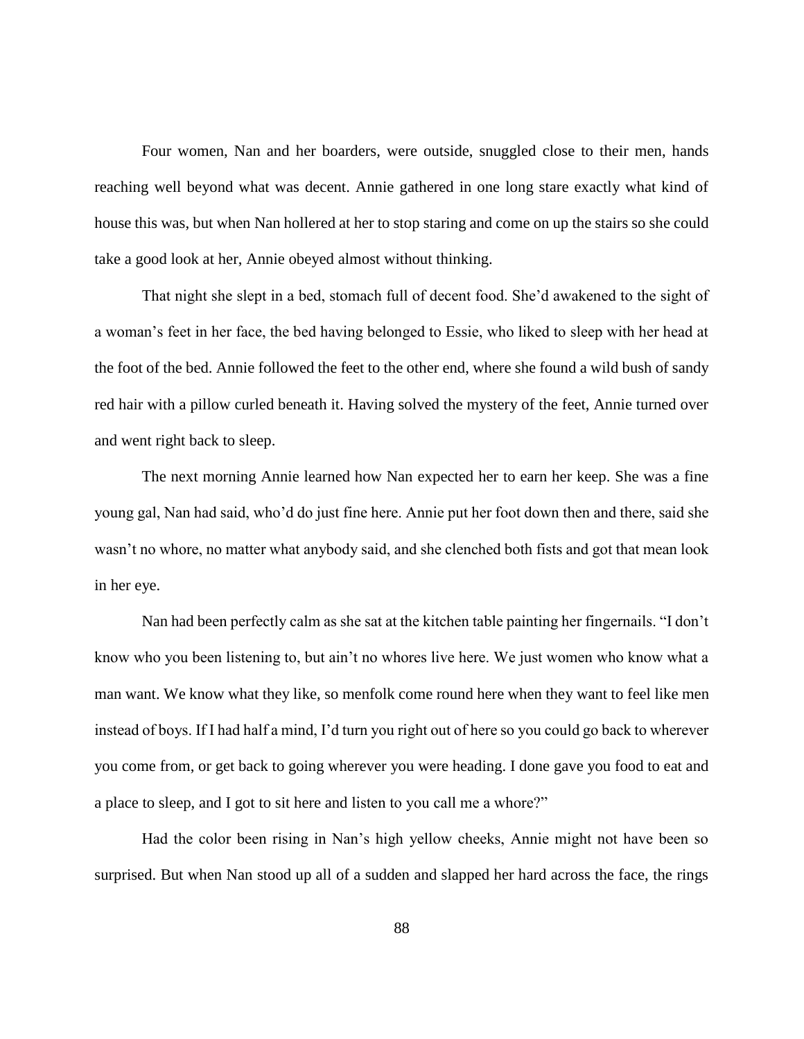Four women, Nan and her boarders, were outside, snuggled close to their men, hands reaching well beyond what was decent. Annie gathered in one long stare exactly what kind of house this was, but when Nan hollered at her to stop staring and come on up the stairs so she could take a good look at her, Annie obeyed almost without thinking.

That night she slept in a bed, stomach full of decent food. She'd awakened to the sight of a woman's feet in her face, the bed having belonged to Essie, who liked to sleep with her head at the foot of the bed. Annie followed the feet to the other end, where she found a wild bush of sandy red hair with a pillow curled beneath it. Having solved the mystery of the feet, Annie turned over and went right back to sleep.

The next morning Annie learned how Nan expected her to earn her keep. She was a fine young gal, Nan had said, who'd do just fine here. Annie put her foot down then and there, said she wasn't no whore, no matter what anybody said, and she clenched both fists and got that mean look in her eye.

Nan had been perfectly calm as she sat at the kitchen table painting her fingernails. "I don't know who you been listening to, but ain't no whores live here. We just women who know what a man want. We know what they like, so menfolk come round here when they want to feel like men instead of boys. If I had half a mind, I'd turn you right out of here so you could go back to wherever you come from, or get back to going wherever you were heading. I done gave you food to eat and a place to sleep, and I got to sit here and listen to you call me a whore?"

Had the color been rising in Nan's high yellow cheeks, Annie might not have been so surprised. But when Nan stood up all of a sudden and slapped her hard across the face, the rings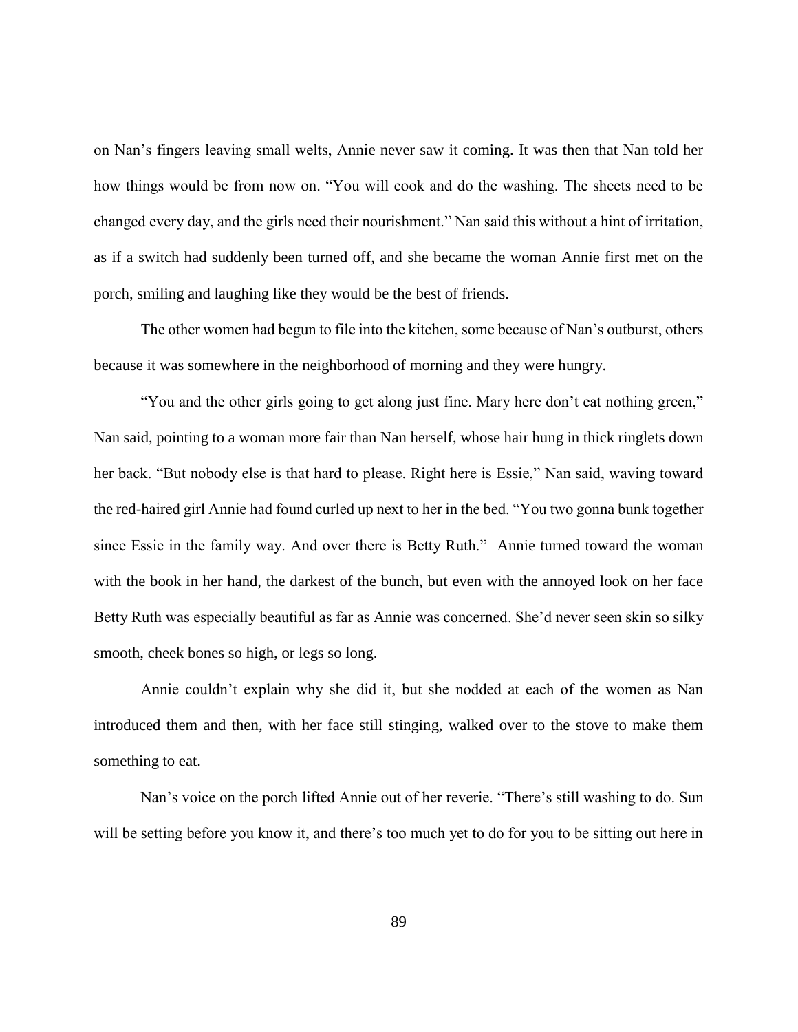on Nan's fingers leaving small welts, Annie never saw it coming. It was then that Nan told her how things would be from now on. "You will cook and do the washing. The sheets need to be changed every day, and the girls need their nourishment." Nan said this without a hint of irritation, as if a switch had suddenly been turned off, and she became the woman Annie first met on the porch, smiling and laughing like they would be the best of friends.

The other women had begun to file into the kitchen, some because of Nan's outburst, others because it was somewhere in the neighborhood of morning and they were hungry.

"You and the other girls going to get along just fine. Mary here don't eat nothing green," Nan said, pointing to a woman more fair than Nan herself, whose hair hung in thick ringlets down her back. "But nobody else is that hard to please. Right here is Essie," Nan said, waving toward the red-haired girl Annie had found curled up next to her in the bed. "You two gonna bunk together since Essie in the family way. And over there is Betty Ruth." Annie turned toward the woman with the book in her hand, the darkest of the bunch, but even with the annoyed look on her face Betty Ruth was especially beautiful as far as Annie was concerned. She'd never seen skin so silky smooth, cheek bones so high, or legs so long.

Annie couldn't explain why she did it, but she nodded at each of the women as Nan introduced them and then, with her face still stinging, walked over to the stove to make them something to eat.

Nan's voice on the porch lifted Annie out of her reverie. "There's still washing to do. Sun will be setting before you know it, and there's too much yet to do for you to be sitting out here in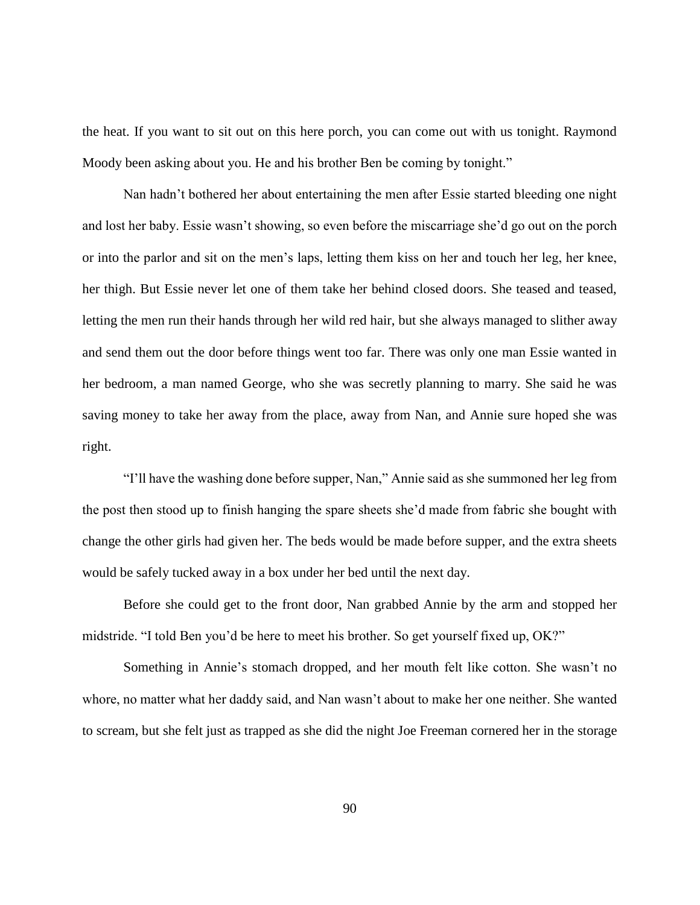the heat. If you want to sit out on this here porch, you can come out with us tonight. Raymond Moody been asking about you. He and his brother Ben be coming by tonight."

Nan hadn't bothered her about entertaining the men after Essie started bleeding one night and lost her baby. Essie wasn't showing, so even before the miscarriage she'd go out on the porch or into the parlor and sit on the men's laps, letting them kiss on her and touch her leg, her knee, her thigh. But Essie never let one of them take her behind closed doors. She teased and teased, letting the men run their hands through her wild red hair, but she always managed to slither away and send them out the door before things went too far. There was only one man Essie wanted in her bedroom, a man named George, who she was secretly planning to marry. She said he was saving money to take her away from the place, away from Nan, and Annie sure hoped she was right.

"I'll have the washing done before supper, Nan," Annie said as she summoned her leg from the post then stood up to finish hanging the spare sheets she'd made from fabric she bought with change the other girls had given her. The beds would be made before supper, and the extra sheets would be safely tucked away in a box under her bed until the next day.

Before she could get to the front door, Nan grabbed Annie by the arm and stopped her midstride. "I told Ben you'd be here to meet his brother. So get yourself fixed up, OK?"

Something in Annie's stomach dropped, and her mouth felt like cotton. She wasn't no whore, no matter what her daddy said, and Nan wasn't about to make her one neither. She wanted to scream, but she felt just as trapped as she did the night Joe Freeman cornered her in the storage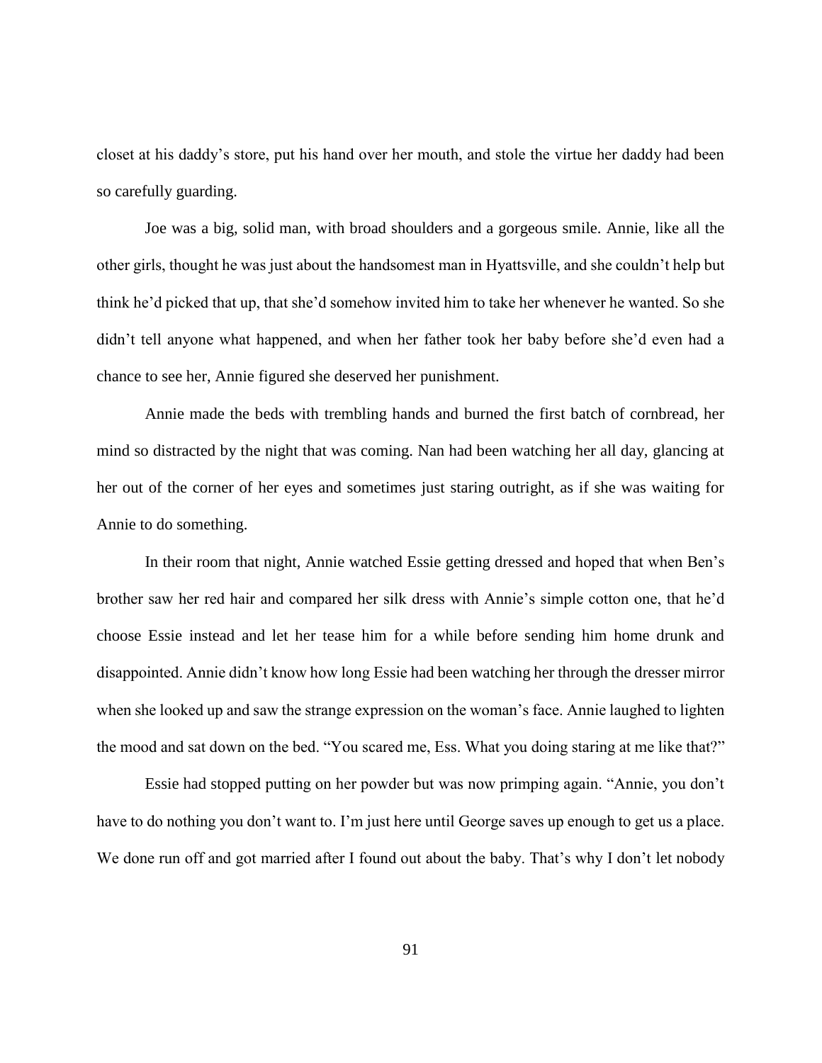closet at his daddy's store, put his hand over her mouth, and stole the virtue her daddy had been so carefully guarding.

Joe was a big, solid man, with broad shoulders and a gorgeous smile. Annie, like all the other girls, thought he was just about the handsomest man in Hyattsville, and she couldn't help but think he'd picked that up, that she'd somehow invited him to take her whenever he wanted. So she didn't tell anyone what happened, and when her father took her baby before she'd even had a chance to see her, Annie figured she deserved her punishment.

Annie made the beds with trembling hands and burned the first batch of cornbread, her mind so distracted by the night that was coming. Nan had been watching her all day, glancing at her out of the corner of her eyes and sometimes just staring outright, as if she was waiting for Annie to do something.

In their room that night, Annie watched Essie getting dressed and hoped that when Ben's brother saw her red hair and compared her silk dress with Annie's simple cotton one, that he'd choose Essie instead and let her tease him for a while before sending him home drunk and disappointed. Annie didn't know how long Essie had been watching her through the dresser mirror when she looked up and saw the strange expression on the woman's face. Annie laughed to lighten the mood and sat down on the bed. "You scared me, Ess. What you doing staring at me like that?"

Essie had stopped putting on her powder but was now primping again. "Annie, you don't have to do nothing you don't want to. I'm just here until George saves up enough to get us a place. We done run off and got married after I found out about the baby. That's why I don't let nobody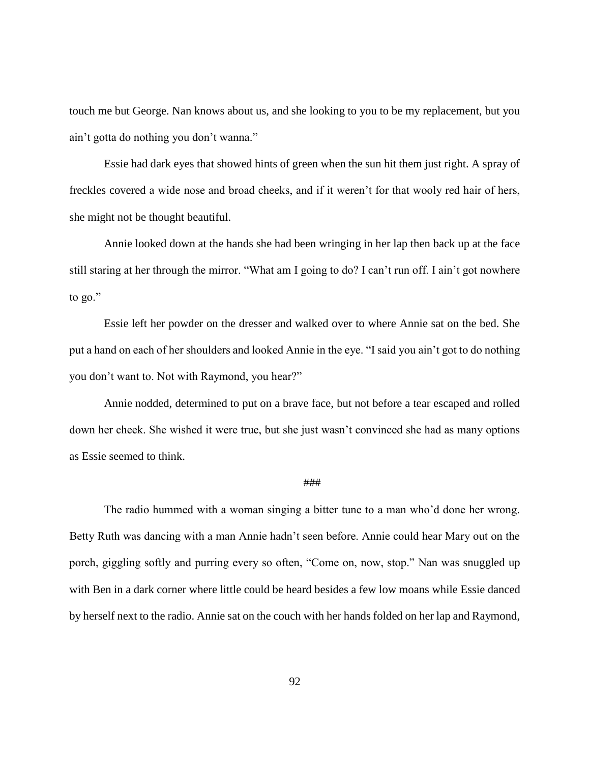touch me but George. Nan knows about us, and she looking to you to be my replacement, but you ain't gotta do nothing you don't wanna."

Essie had dark eyes that showed hints of green when the sun hit them just right. A spray of freckles covered a wide nose and broad cheeks, and if it weren't for that wooly red hair of hers, she might not be thought beautiful.

Annie looked down at the hands she had been wringing in her lap then back up at the face still staring at her through the mirror. "What am I going to do? I can't run off. I ain't got nowhere to go."

Essie left her powder on the dresser and walked over to where Annie sat on the bed. She put a hand on each of her shoulders and looked Annie in the eye. "I said you ain't got to do nothing you don't want to. Not with Raymond, you hear?"

Annie nodded, determined to put on a brave face, but not before a tear escaped and rolled down her cheek. She wished it were true, but she just wasn't convinced she had as many options as Essie seemed to think.

###

The radio hummed with a woman singing a bitter tune to a man who'd done her wrong. Betty Ruth was dancing with a man Annie hadn't seen before. Annie could hear Mary out on the porch, giggling softly and purring every so often, "Come on, now, stop." Nan was snuggled up with Ben in a dark corner where little could be heard besides a few low moans while Essie danced by herself next to the radio. Annie sat on the couch with her hands folded on her lap and Raymond,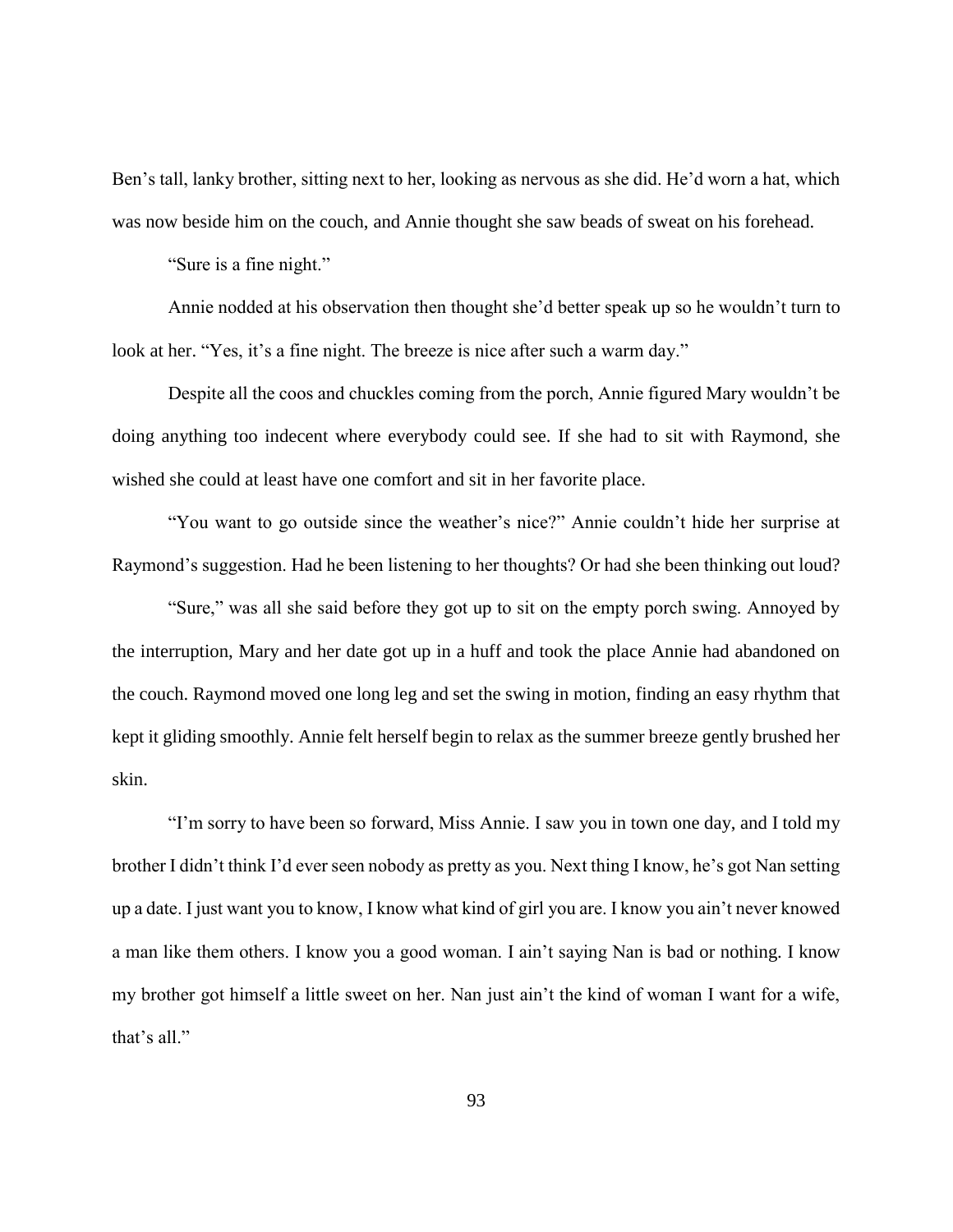Ben's tall, lanky brother, sitting next to her, looking as nervous as she did. He'd worn a hat, which was now beside him on the couch, and Annie thought she saw beads of sweat on his forehead.

"Sure is a fine night."

Annie nodded at his observation then thought she'd better speak up so he wouldn't turn to look at her. "Yes, it's a fine night. The breeze is nice after such a warm day."

Despite all the coos and chuckles coming from the porch, Annie figured Mary wouldn't be doing anything too indecent where everybody could see. If she had to sit with Raymond, she wished she could at least have one comfort and sit in her favorite place.

"You want to go outside since the weather's nice?" Annie couldn't hide her surprise at Raymond's suggestion. Had he been listening to her thoughts? Or had she been thinking out loud?

"Sure," was all she said before they got up to sit on the empty porch swing. Annoyed by the interruption, Mary and her date got up in a huff and took the place Annie had abandoned on the couch. Raymond moved one long leg and set the swing in motion, finding an easy rhythm that kept it gliding smoothly. Annie felt herself begin to relax as the summer breeze gently brushed her skin.

"I'm sorry to have been so forward, Miss Annie. I saw you in town one day, and I told my brother I didn't think I'd ever seen nobody as pretty as you. Next thing I know, he's got Nan setting up a date. I just want you to know, I know what kind of girl you are. I know you ain't never knowed a man like them others. I know you a good woman. I ain't saying Nan is bad or nothing. I know my brother got himself a little sweet on her. Nan just ain't the kind of woman I want for a wife, that's all."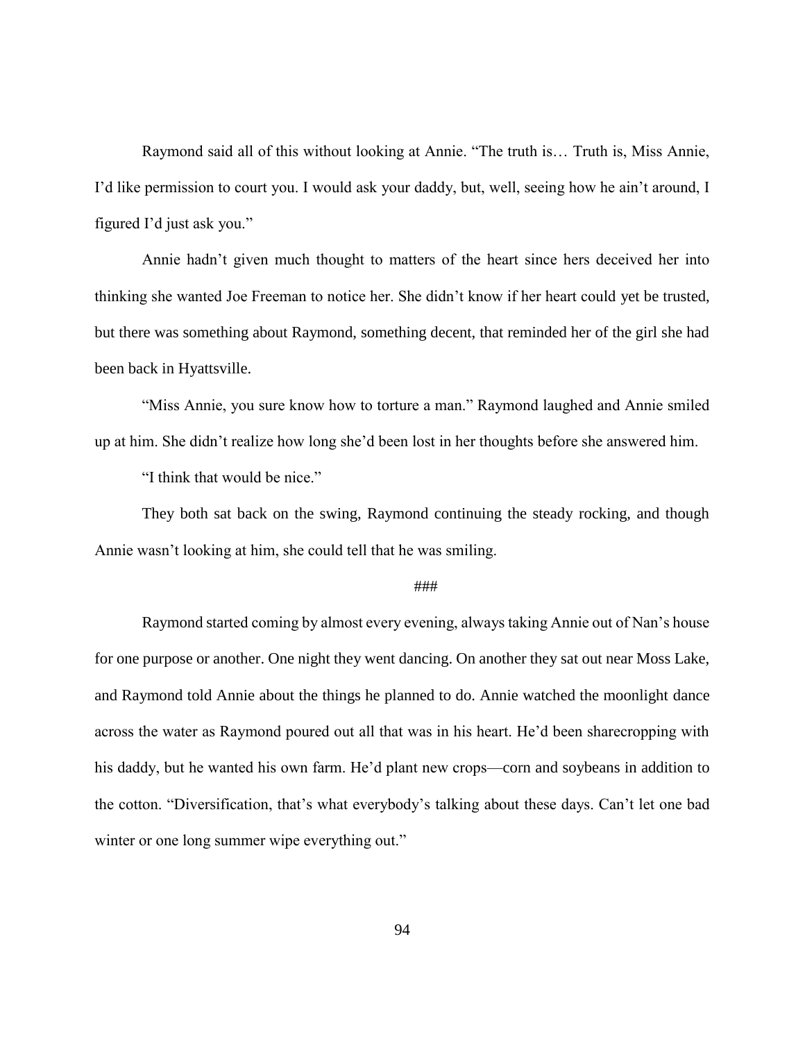Raymond said all of this without looking at Annie. "The truth is… Truth is, Miss Annie, I'd like permission to court you. I would ask your daddy, but, well, seeing how he ain't around, I figured I'd just ask you."

Annie hadn't given much thought to matters of the heart since hers deceived her into thinking she wanted Joe Freeman to notice her. She didn't know if her heart could yet be trusted, but there was something about Raymond, something decent, that reminded her of the girl she had been back in Hyattsville.

"Miss Annie, you sure know how to torture a man." Raymond laughed and Annie smiled up at him. She didn't realize how long she'd been lost in her thoughts before she answered him.

"I think that would be nice."

They both sat back on the swing, Raymond continuing the steady rocking, and though Annie wasn't looking at him, she could tell that he was smiling.

###

Raymond started coming by almost every evening, always taking Annie out of Nan's house for one purpose or another. One night they went dancing. On another they sat out near Moss Lake, and Raymond told Annie about the things he planned to do. Annie watched the moonlight dance across the water as Raymond poured out all that was in his heart. He'd been sharecropping with his daddy, but he wanted his own farm. He'd plant new crops—corn and soybeans in addition to the cotton. "Diversification, that's what everybody's talking about these days. Can't let one bad winter or one long summer wipe everything out."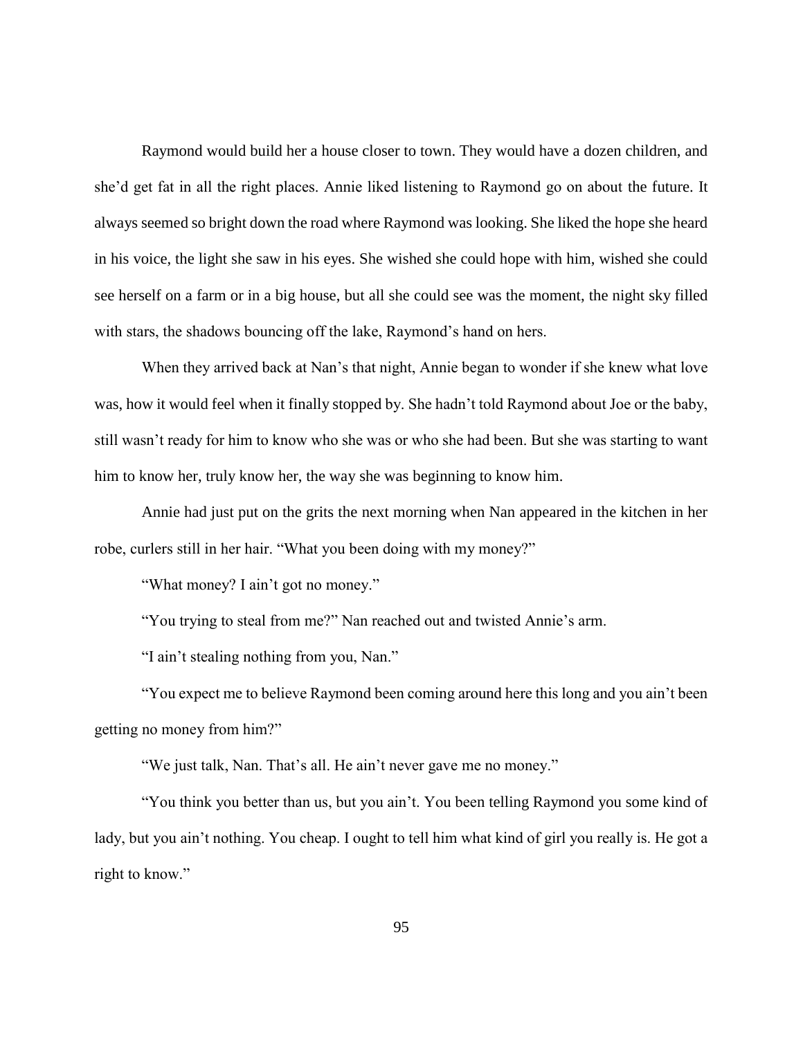Raymond would build her a house closer to town. They would have a dozen children, and she'd get fat in all the right places. Annie liked listening to Raymond go on about the future. It always seemed so bright down the road where Raymond was looking. She liked the hope she heard in his voice, the light she saw in his eyes. She wished she could hope with him, wished she could see herself on a farm or in a big house, but all she could see was the moment, the night sky filled with stars, the shadows bouncing off the lake, Raymond's hand on hers.

When they arrived back at Nan's that night, Annie began to wonder if she knew what love was, how it would feel when it finally stopped by. She hadn't told Raymond about Joe or the baby, still wasn't ready for him to know who she was or who she had been. But she was starting to want him to know her, truly know her, the way she was beginning to know him.

Annie had just put on the grits the next morning when Nan appeared in the kitchen in her robe, curlers still in her hair. "What you been doing with my money?"

"What money? I ain't got no money."

"You trying to steal from me?" Nan reached out and twisted Annie's arm.

"I ain't stealing nothing from you, Nan."

"You expect me to believe Raymond been coming around here this long and you ain't been getting no money from him?"

"We just talk, Nan. That's all. He ain't never gave me no money."

"You think you better than us, but you ain't. You been telling Raymond you some kind of lady, but you ain't nothing. You cheap. I ought to tell him what kind of girl you really is. He got a right to know."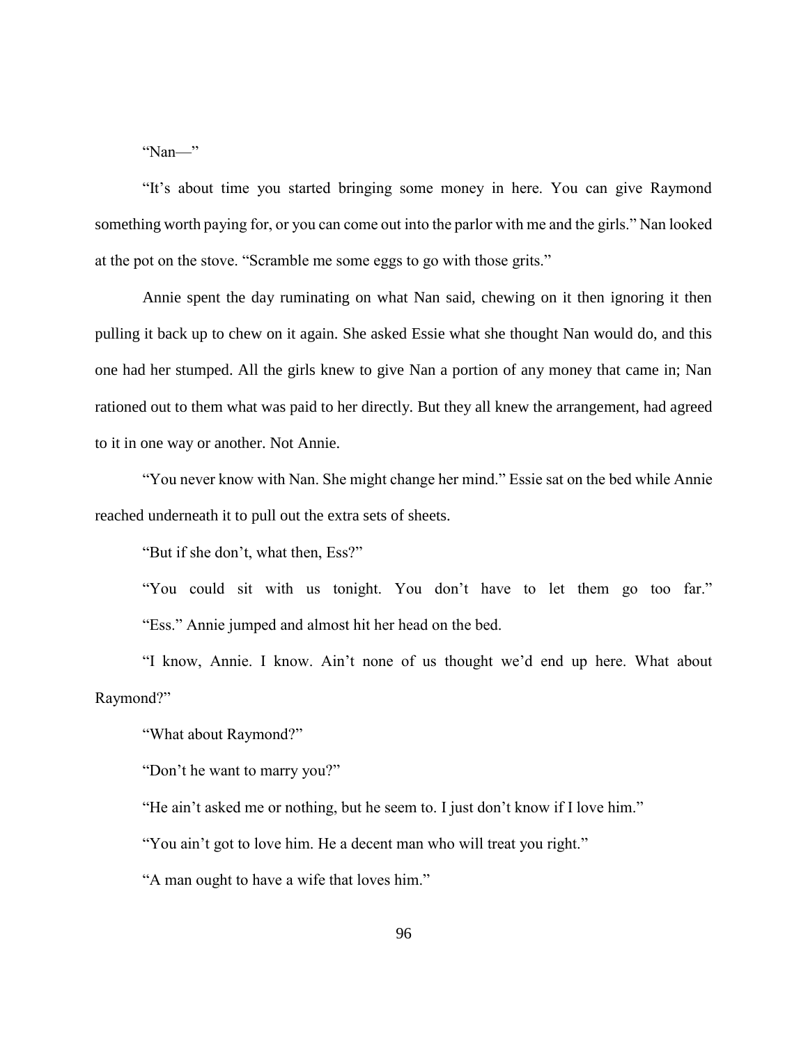"Nan—"

"It's about time you started bringing some money in here. You can give Raymond something worth paying for, or you can come out into the parlor with me and the girls." Nan looked at the pot on the stove. "Scramble me some eggs to go with those grits."

Annie spent the day ruminating on what Nan said, chewing on it then ignoring it then pulling it back up to chew on it again. She asked Essie what she thought Nan would do, and this one had her stumped. All the girls knew to give Nan a portion of any money that came in; Nan rationed out to them what was paid to her directly. But they all knew the arrangement, had agreed to it in one way or another. Not Annie.

"You never know with Nan. She might change her mind." Essie sat on the bed while Annie reached underneath it to pull out the extra sets of sheets.

"But if she don't, what then, Ess?"

"You could sit with us tonight. You don't have to let them go too far."

"Ess." Annie jumped and almost hit her head on the bed.

"I know, Annie. I know. Ain't none of us thought we'd end up here. What about Raymond?"

"What about Raymond?"

"Don't he want to marry you?"

"He ain't asked me or nothing, but he seem to. I just don't know if I love him."

"You ain't got to love him. He a decent man who will treat you right."

"A man ought to have a wife that loves him."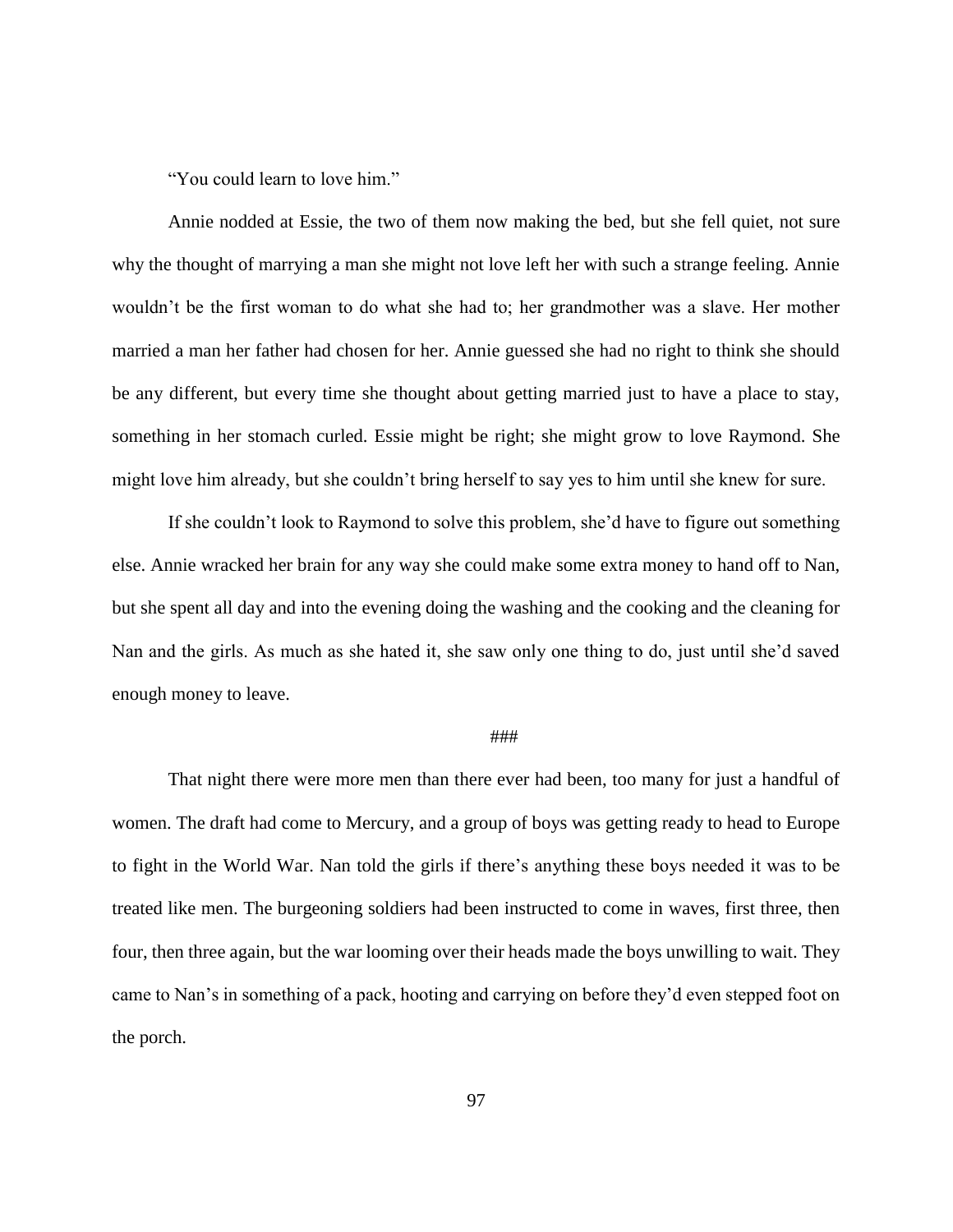"You could learn to love him."

Annie nodded at Essie, the two of them now making the bed, but she fell quiet, not sure why the thought of marrying a man she might not love left her with such a strange feeling. Annie wouldn't be the first woman to do what she had to; her grandmother was a slave. Her mother married a man her father had chosen for her. Annie guessed she had no right to think she should be any different, but every time she thought about getting married just to have a place to stay, something in her stomach curled. Essie might be right; she might grow to love Raymond. She might love him already, but she couldn't bring herself to say yes to him until she knew for sure.

If she couldn't look to Raymond to solve this problem, she'd have to figure out something else. Annie wracked her brain for any way she could make some extra money to hand off to Nan, but she spent all day and into the evening doing the washing and the cooking and the cleaning for Nan and the girls. As much as she hated it, she saw only one thing to do, just until she'd saved enough money to leave.

###

That night there were more men than there ever had been, too many for just a handful of women. The draft had come to Mercury, and a group of boys was getting ready to head to Europe to fight in the World War. Nan told the girls if there's anything these boys needed it was to be treated like men. The burgeoning soldiers had been instructed to come in waves, first three, then four, then three again, but the war looming over their heads made the boys unwilling to wait. They came to Nan's in something of a pack, hooting and carrying on before they'd even stepped foot on the porch.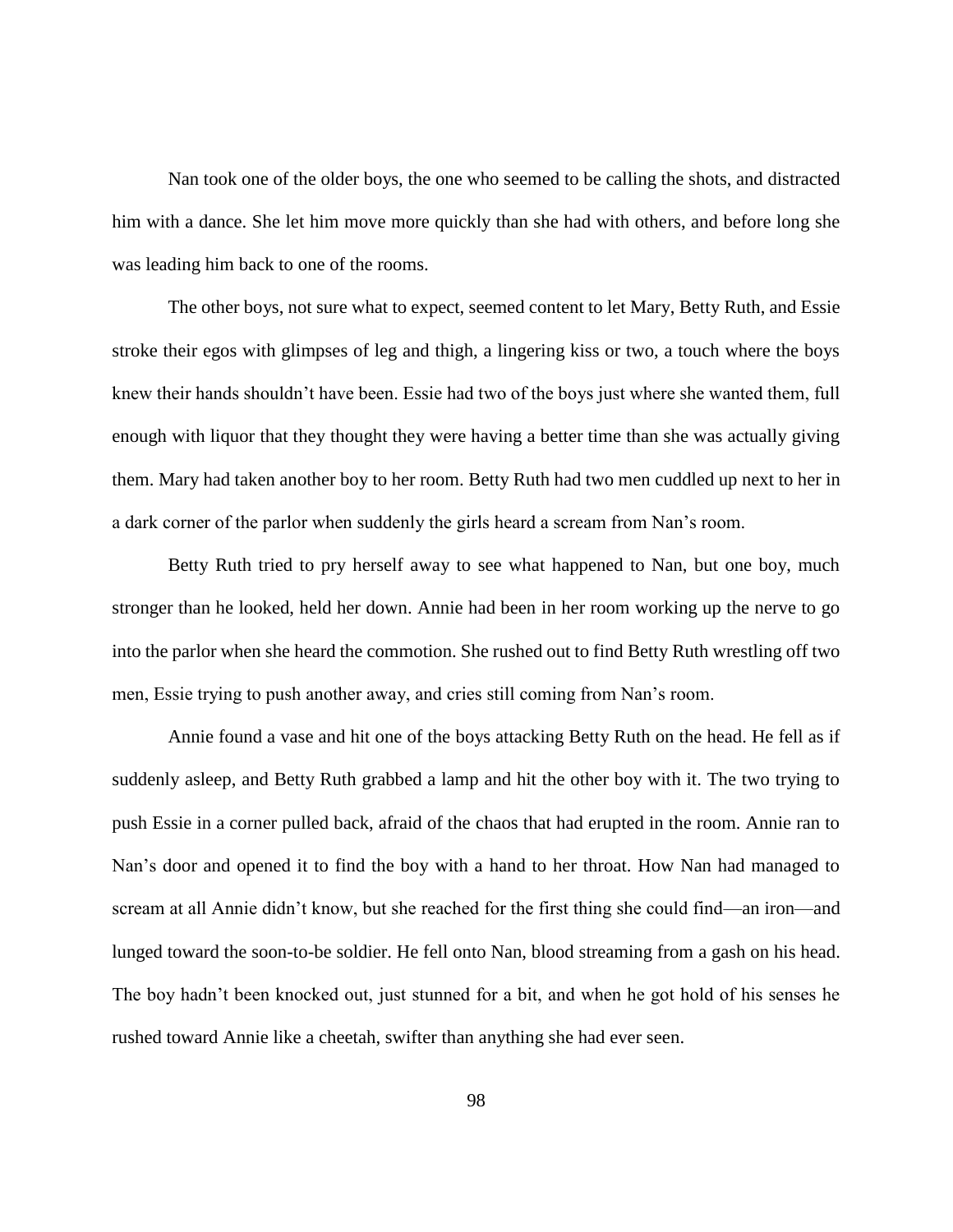Nan took one of the older boys, the one who seemed to be calling the shots, and distracted him with a dance. She let him move more quickly than she had with others, and before long she was leading him back to one of the rooms.

The other boys, not sure what to expect, seemed content to let Mary, Betty Ruth, and Essie stroke their egos with glimpses of leg and thigh, a lingering kiss or two, a touch where the boys knew their hands shouldn't have been. Essie had two of the boys just where she wanted them, full enough with liquor that they thought they were having a better time than she was actually giving them. Mary had taken another boy to her room. Betty Ruth had two men cuddled up next to her in a dark corner of the parlor when suddenly the girls heard a scream from Nan's room.

Betty Ruth tried to pry herself away to see what happened to Nan, but one boy, much stronger than he looked, held her down. Annie had been in her room working up the nerve to go into the parlor when she heard the commotion. She rushed out to find Betty Ruth wrestling off two men, Essie trying to push another away, and cries still coming from Nan's room.

Annie found a vase and hit one of the boys attacking Betty Ruth on the head. He fell as if suddenly asleep, and Betty Ruth grabbed a lamp and hit the other boy with it. The two trying to push Essie in a corner pulled back, afraid of the chaos that had erupted in the room. Annie ran to Nan's door and opened it to find the boy with a hand to her throat. How Nan had managed to scream at all Annie didn't know, but she reached for the first thing she could find—an iron—and lunged toward the soon-to-be soldier. He fell onto Nan, blood streaming from a gash on his head. The boy hadn't been knocked out, just stunned for a bit, and when he got hold of his senses he rushed toward Annie like a cheetah, swifter than anything she had ever seen.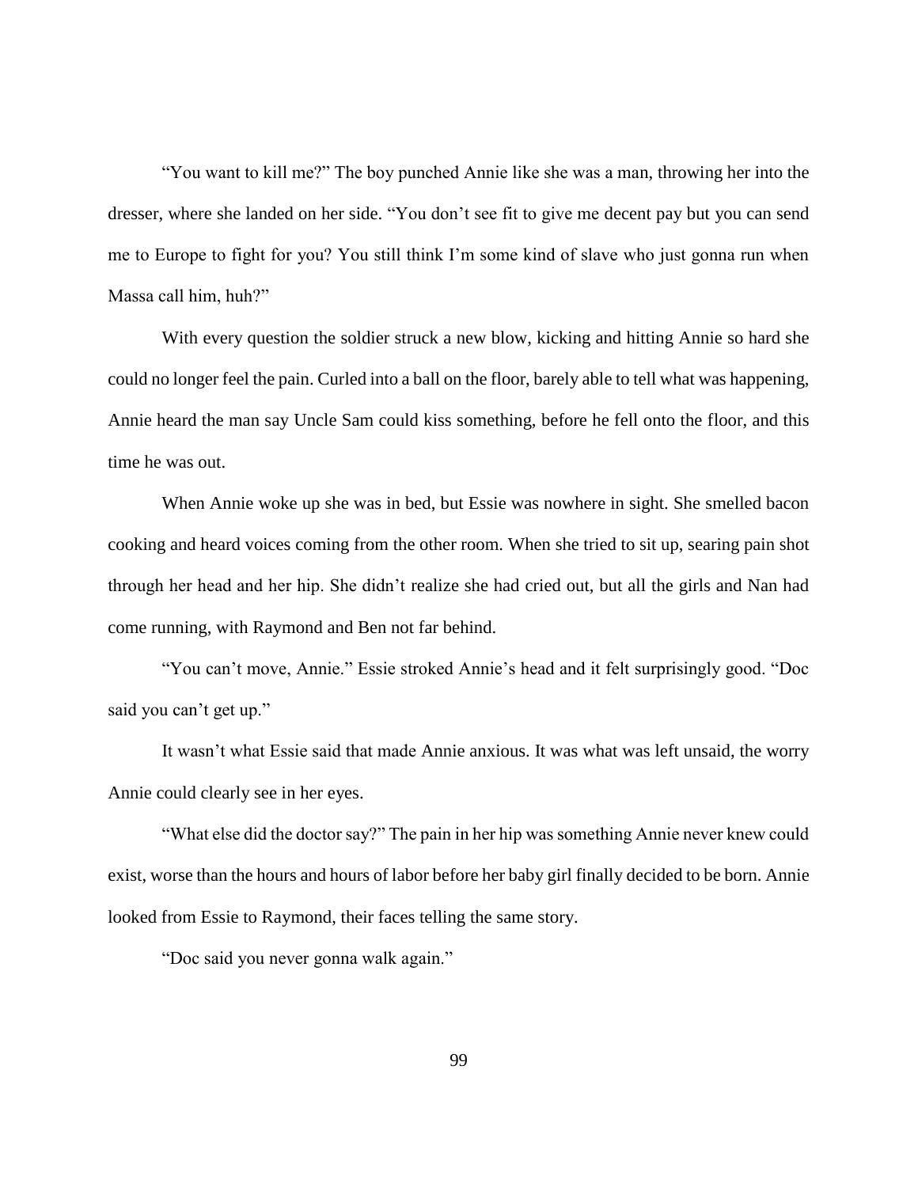"You want to kill me?" The boy punched Annie like she was a man, throwing her into the dresser, where she landed on her side. "You don't see fit to give me decent pay but you can send me to Europe to fight for you? You still think I'm some kind of slave who just gonna run when Massa call him, huh?"

With every question the soldier struck a new blow, kicking and hitting Annie so hard she could no longer feel the pain. Curled into a ball on the floor, barely able to tell what was happening, Annie heard the man say Uncle Sam could kiss something, before he fell onto the floor, and this time he was out.

When Annie woke up she was in bed, but Essie was nowhere in sight. She smelled bacon cooking and heard voices coming from the other room. When she tried to sit up, searing pain shot through her head and her hip. She didn't realize she had cried out, but all the girls and Nan had come running, with Raymond and Ben not far behind.

"You can't move, Annie." Essie stroked Annie's head and it felt surprisingly good. "Doc said you can't get up."

It wasn't what Essie said that made Annie anxious. It was what was left unsaid, the worry Annie could clearly see in her eyes.

"What else did the doctor say?" The pain in her hip was something Annie never knew could exist, worse than the hours and hours of labor before her baby girl finally decided to be born. Annie looked from Essie to Raymond, their faces telling the same story.

"Doc said you never gonna walk again."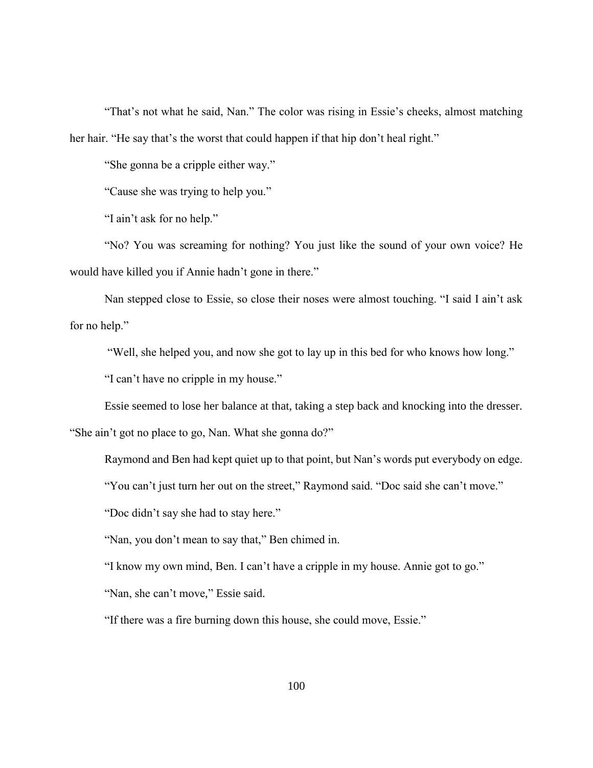"That's not what he said, Nan." The color was rising in Essie's cheeks, almost matching her hair. "He say that's the worst that could happen if that hip don't heal right."

"She gonna be a cripple either way."

"Cause she was trying to help you."

"I ain't ask for no help."

"No? You was screaming for nothing? You just like the sound of your own voice? He would have killed you if Annie hadn't gone in there."

Nan stepped close to Essie, so close their noses were almost touching. "I said I ain't ask for no help."

"Well, she helped you, and now she got to lay up in this bed for who knows how long."

"I can't have no cripple in my house."

Essie seemed to lose her balance at that, taking a step back and knocking into the dresser. "She ain't got no place to go, Nan. What she gonna do?"

Raymond and Ben had kept quiet up to that point, but Nan's words put everybody on edge.

"You can't just turn her out on the street," Raymond said. "Doc said she can't move."

"Doc didn't say she had to stay here."

"Nan, you don't mean to say that," Ben chimed in.

"I know my own mind, Ben. I can't have a cripple in my house. Annie got to go."

"Nan, she can't move," Essie said.

"If there was a fire burning down this house, she could move, Essie."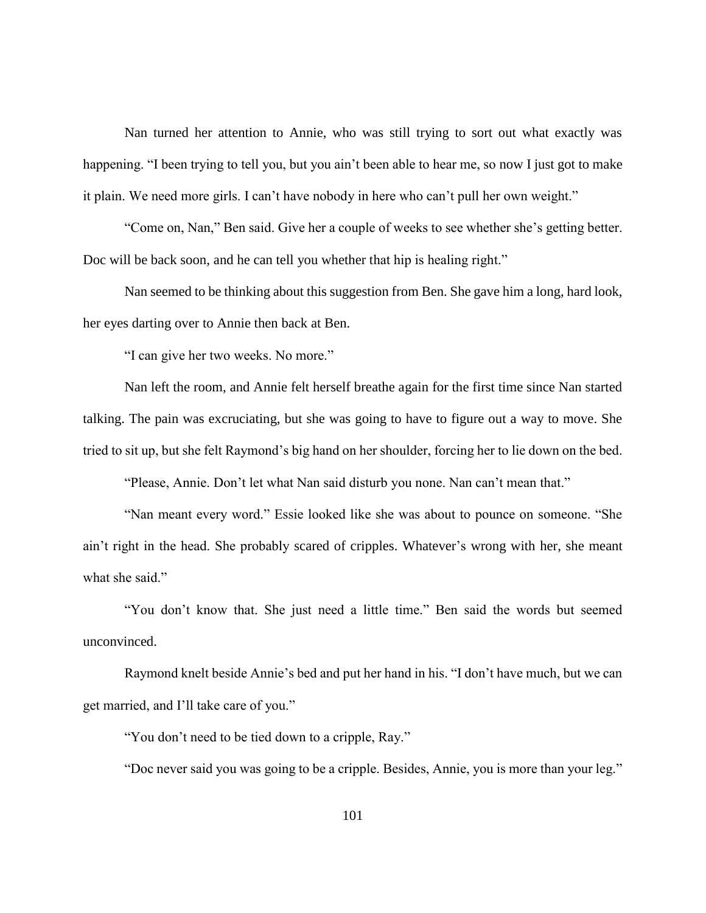Nan turned her attention to Annie, who was still trying to sort out what exactly was happening. “I been trying to tell you, but you ain’t been able to hear me, so now I just got to make it plain. We need more girls. I can’t have nobody in here who can’t pull her own weight.”

“Come on, Nan,” Ben said. Give her a couple of weeks to see whether she’s getting better. Doc will be back soon, and he can tell you whether that hip is healing right.”

Nan seemed to be thinking about this suggestion from Ben. She gave him a long, hard look, her eyes darting over to Annie then back at Ben.

“I can give her two weeks. No more.”

Nan left the room, and Annie felt herself breathe again for the first time since Nan started talking. The pain was excruciating, but she was going to have to figure out a way to move. She tried to sit up, but she felt Raymond’s big hand on her shoulder, forcing her to lie down on the bed.

“Please, Annie. Don’t let what Nan said disturb you none. Nan can’t mean that.”

“Nan meant every word.” Essie looked like she was about to pounce on someone. “She ain’t right in the head. She probably scared of cripples. Whatever’s wrong with her, she meant what she said.”

“You don’t know that. She just need a little time.” Ben said the words but seemed unconvinced.

Raymond knelt beside Annie’s bed and put her hand in his. “I don’t have much, but we can get married, and I’ll take care of you.”

“You don’t need to be tied down to a cripple, Ray.”

“Doc never said you was going to be a cripple. Besides, Annie, you is more than your leg.”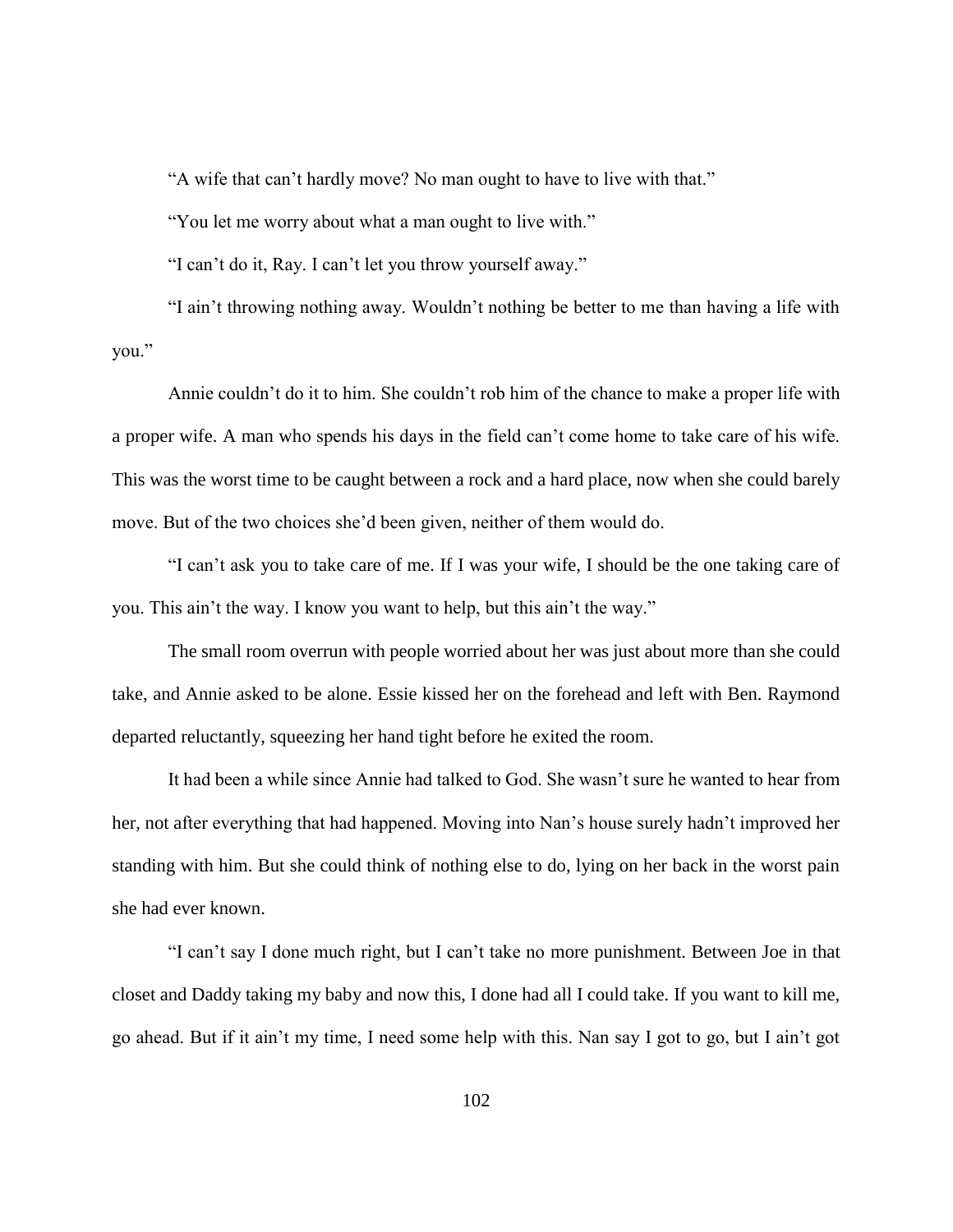"A wife that can't hardly move? No man ought to have to live with that."

"You let me worry about what a man ought to live with."

"I can't do it, Ray. I can't let you throw yourself away."

"I ain't throwing nothing away. Wouldn't nothing be better to me than having a life with you."

Annie couldn't do it to him. She couldn't rob him of the chance to make a proper life with a proper wife. A man who spends his days in the field can't come home to take care of his wife. This was the worst time to be caught between a rock and a hard place, now when she could barely move. But of the two choices she'd been given, neither of them would do.

"I can't ask you to take care of me. If I was your wife, I should be the one taking care of you. This ain't the way. I know you want to help, but this ain't the way."

The small room overrun with people worried about her was just about more than she could take, and Annie asked to be alone. Essie kissed her on the forehead and left with Ben. Raymond departed reluctantly, squeezing her hand tight before he exited the room.

It had been a while since Annie had talked to God. She wasn't sure he wanted to hear from her, not after everything that had happened. Moving into Nan's house surely hadn't improved her standing with him. But she could think of nothing else to do, lying on her back in the worst pain she had ever known.

"I can't say I done much right, but I can't take no more punishment. Between Joe in that closet and Daddy taking my baby and now this, I done had all I could take. If you want to kill me, go ahead. But if it ain't my time, I need some help with this. Nan say I got to go, but I ain't got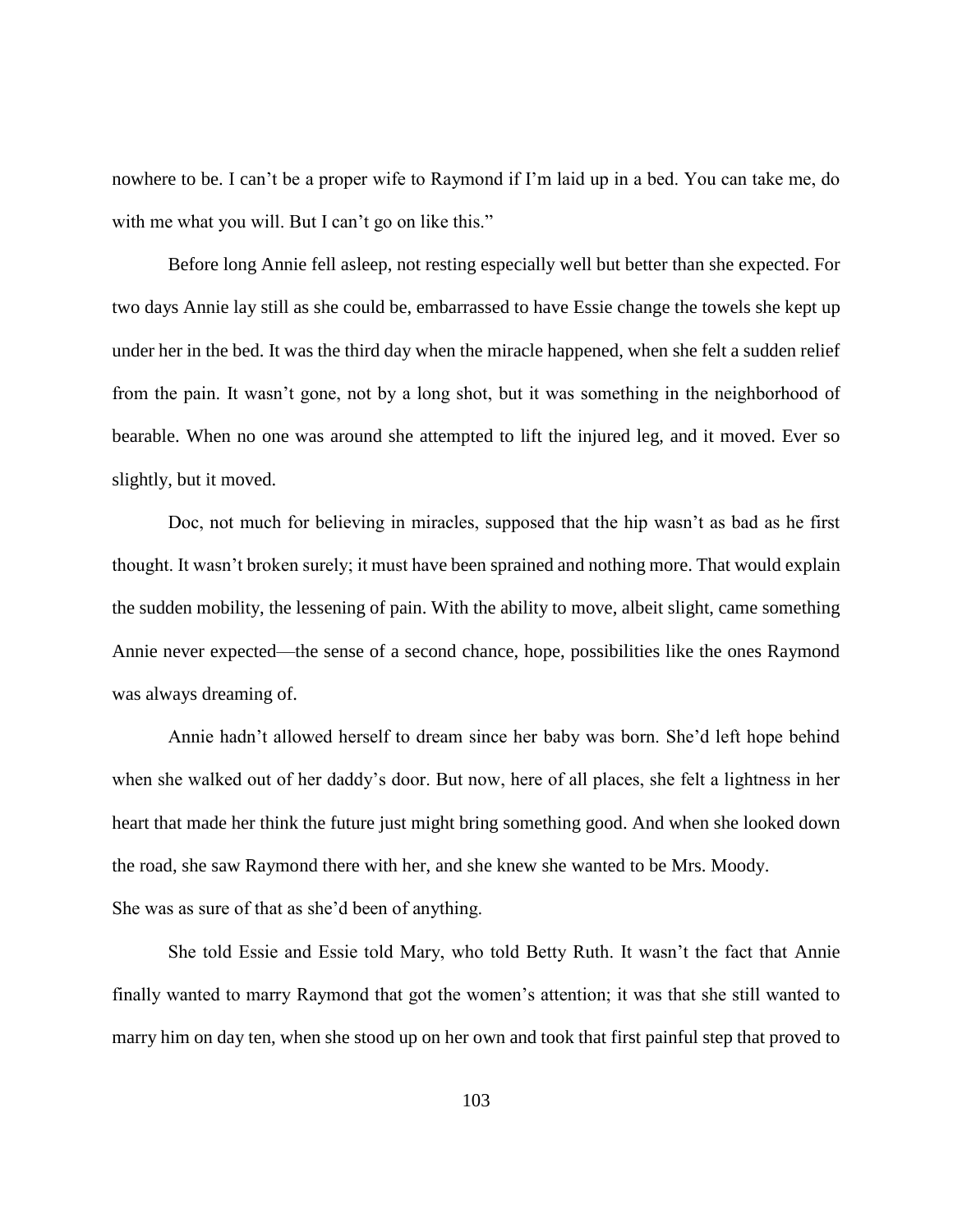nowhere to be. I can't be a proper wife to Raymond if I'm laid up in a bed. You can take me, do with me what you will. But I can't go on like this."

Before long Annie fell asleep, not resting especially well but better than she expected. For two days Annie lay still as she could be, embarrassed to have Essie change the towels she kept up under her in the bed. It was the third day when the miracle happened, when she felt a sudden relief from the pain. It wasn't gone, not by a long shot, but it was something in the neighborhood of bearable. When no one was around she attempted to lift the injured leg, and it moved. Ever so slightly, but it moved.

Doc, not much for believing in miracles, supposed that the hip wasn't as bad as he first thought. It wasn't broken surely; it must have been sprained and nothing more. That would explain the sudden mobility, the lessening of pain. With the ability to move, albeit slight, came something Annie never expected—the sense of a second chance, hope, possibilities like the ones Raymond was always dreaming of.

Annie hadn't allowed herself to dream since her baby was born. She'd left hope behind when she walked out of her daddy's door. But now, here of all places, she felt a lightness in her heart that made her think the future just might bring something good. And when she looked down the road, she saw Raymond there with her, and she knew she wanted to be Mrs. Moody.

She was as sure of that as she'd been of anything.

She told Essie and Essie told Mary, who told Betty Ruth. It wasn't the fact that Annie finally wanted to marry Raymond that got the women's attention; it was that she still wanted to marry him on day ten, when she stood up on her own and took that first painful step that proved to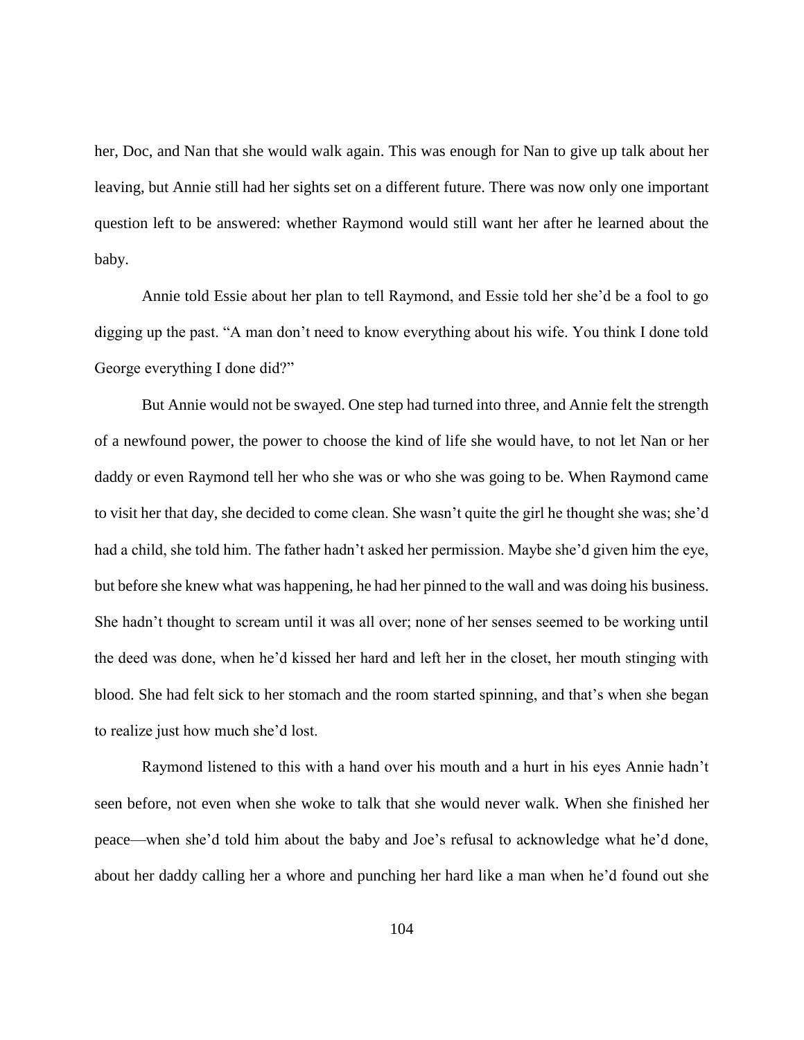her, Doc, and Nan that she would walk again. This was enough for Nan to give up talk about her leaving, but Annie still had her sights set on a different future. There was now only one important question left to be answered: whether Raymond would still want her after he learned about the baby.

Annie told Essie about her plan to tell Raymond, and Essie told her she'd be a fool to go digging up the past. "A man don't need to know everything about his wife. You think I done told George everything I done did?"

But Annie would not be swayed. One step had turned into three, and Annie felt the strength of a newfound power, the power to choose the kind of life she would have, to not let Nan or her daddy or even Raymond tell her who she was or who she was going to be. When Raymond came to visit her that day, she decided to come clean. She wasn't quite the girl he thought she was; she'd had a child, she told him. The father hadn't asked her permission. Maybe she'd given him the eye, but before she knew what was happening, he had her pinned to the wall and was doing his business. She hadn't thought to scream until it was all over; none of her senses seemed to be working until the deed was done, when he'd kissed her hard and left her in the closet, her mouth stinging with blood. She had felt sick to her stomach and the room started spinning, and that's when she began to realize just how much she'd lost.

Raymond listened to this with a hand over his mouth and a hurt in his eyes Annie hadn't seen before, not even when she woke to talk that she would never walk. When she finished her peace—when she'd told him about the baby and Joe's refusal to acknowledge what he'd done, about her daddy calling her a whore and punching her hard like a man when he'd found out she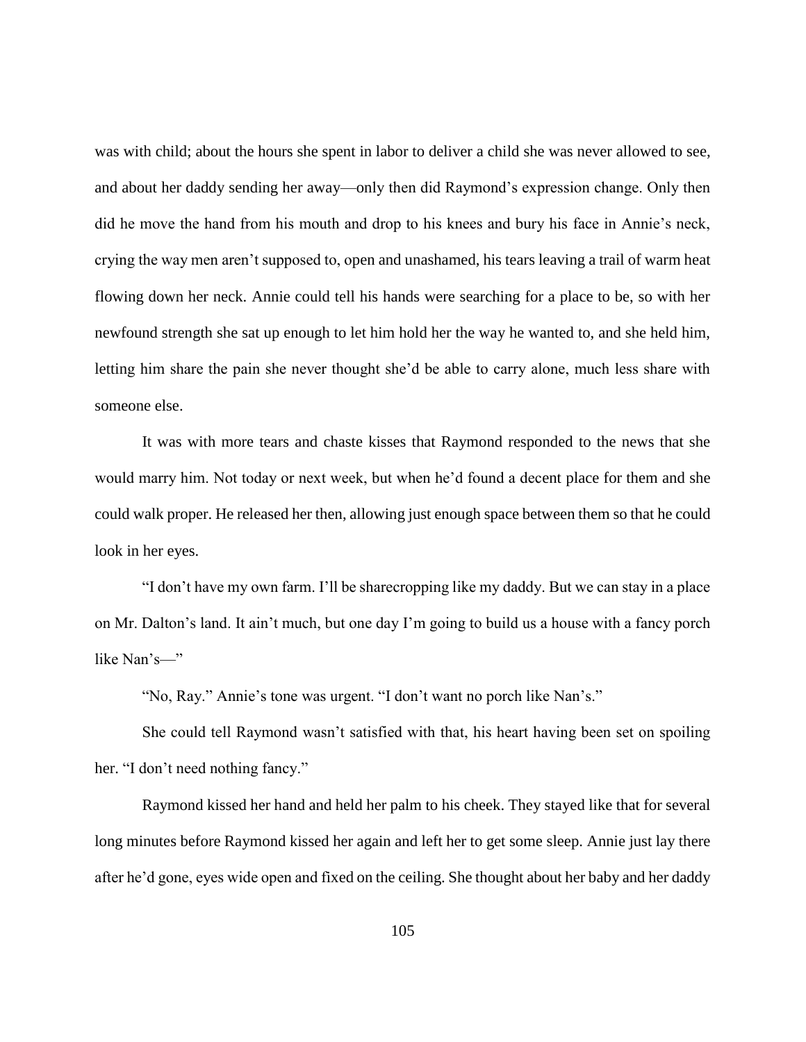was with child; about the hours she spent in labor to deliver a child she was never allowed to see, and about her daddy sending her away—only then did Raymond's expression change. Only then did he move the hand from his mouth and drop to his knees and bury his face in Annie's neck, crying the way men aren't supposed to, open and unashamed, his tears leaving a trail of warm heat flowing down her neck. Annie could tell his hands were searching for a place to be, so with her newfound strength she sat up enough to let him hold her the way he wanted to, and she held him, letting him share the pain she never thought she'd be able to carry alone, much less share with someone else.

It was with more tears and chaste kisses that Raymond responded to the news that she would marry him. Not today or next week, but when he'd found a decent place for them and she could walk proper. He released her then, allowing just enough space between them so that he could look in her eyes.

"I don't have my own farm. I'll be sharecropping like my daddy. But we can stay in a place on Mr. Dalton's land. It ain't much, but one day I'm going to build us a house with a fancy porch like Nan's—"

"No, Ray." Annie's tone was urgent. "I don't want no porch like Nan's."

She could tell Raymond wasn't satisfied with that, his heart having been set on spoiling her. "I don't need nothing fancy."

Raymond kissed her hand and held her palm to his cheek. They stayed like that for several long minutes before Raymond kissed her again and left her to get some sleep. Annie just lay there after he'd gone, eyes wide open and fixed on the ceiling. She thought about her baby and her daddy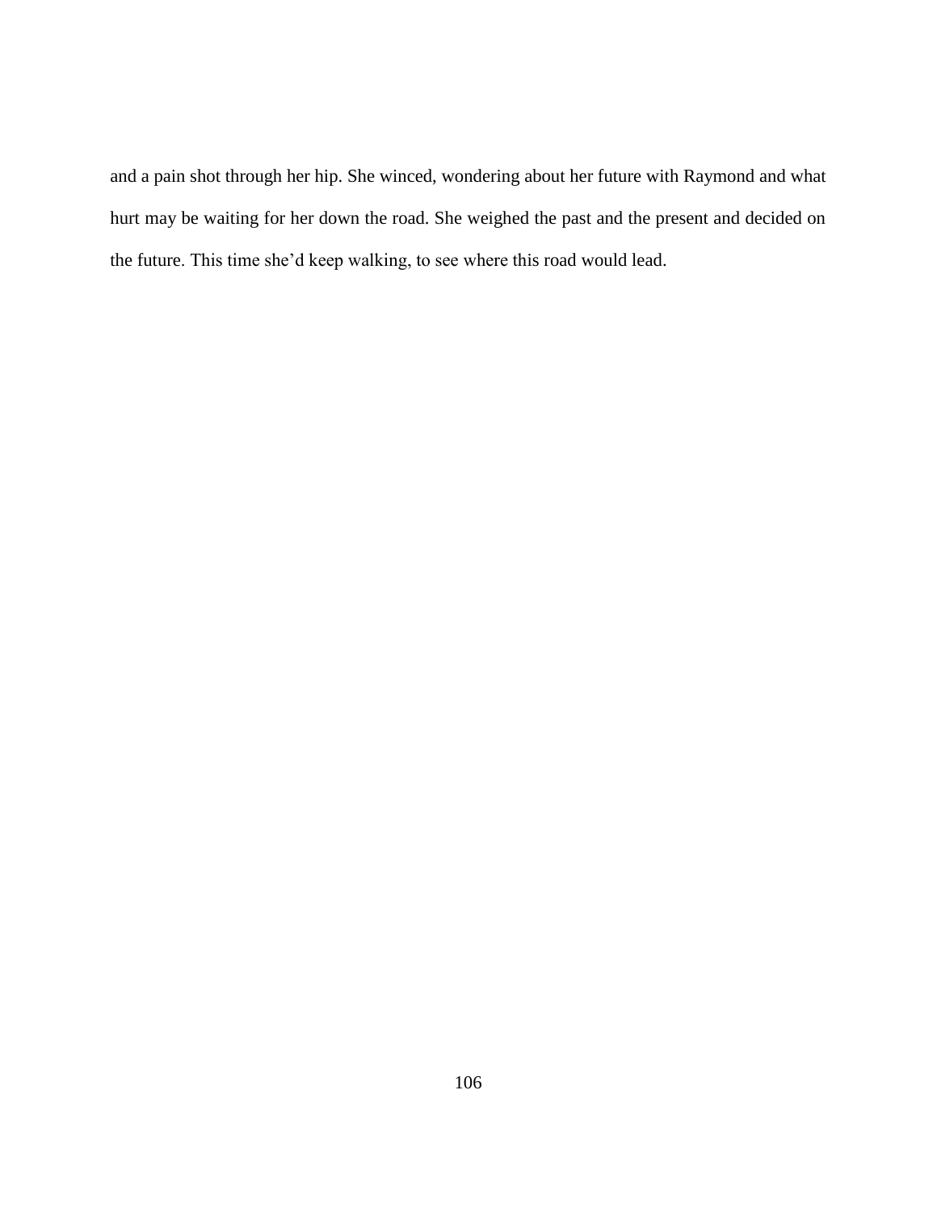and a pain shot through her hip. She winced, wondering about her future with Raymond and what hurt may be waiting for her down the road. She weighed the past and the present and decided on the future. This time she’d keep walking, to see where this road would lead.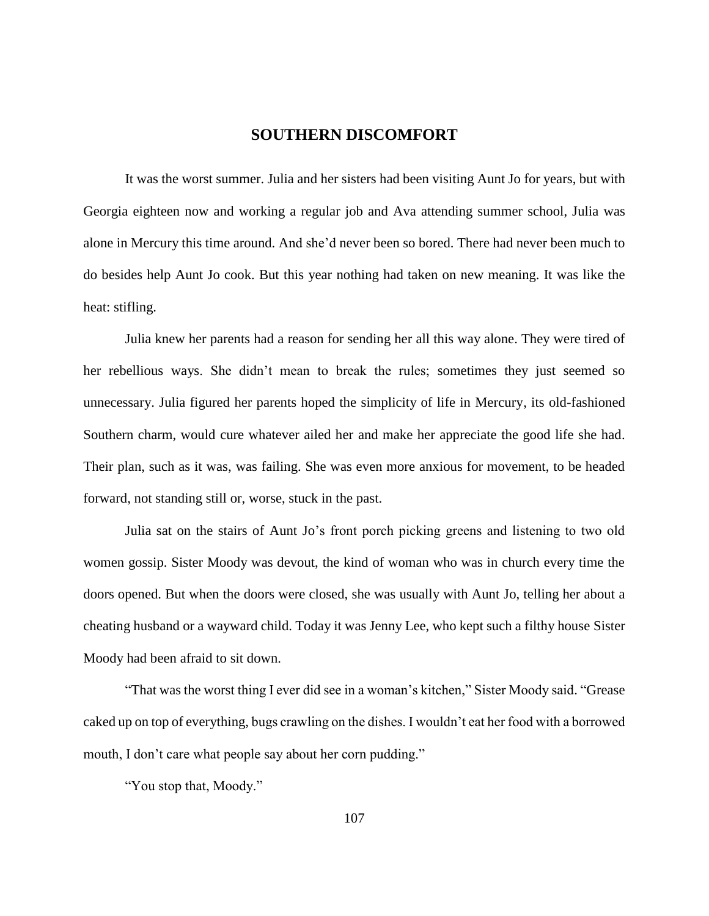## SOUTHERN DISCOMFORT

It was the worst summer. Julia and her sisters had been visiting Aunt Jo for years, but with Georgia eighteen now and working a regular job and Ava attending summer school, Julia was alone in Mercury this time around. And she'd never been so bored. There had never been much to do besides help Aunt Jo cook. But this year nothing had taken on new meaning. It was like the heat: stifling.

Julia knew her parents had a reason for sending her all this way alone. They were tired of her rebellious ways. She didn't mean to break the rules; sometimes they just seemed so unnecessary. Julia figured her parents hoped the simplicity of life in Mercury, its old-fashioned Southern charm, would cure whatever ailed her and make her appreciate the good life she had. Their plan, such as it was, was failing. She was even more anxious for movement, to be headed forward, not standing still or, worse, stuck in the past.

Julia sat on the stairs of Aunt Jo's front porch picking greens and listening to two old women gossip. Sister Moody was devout, the kind of woman who was in church every time the doors opened. But when the doors were closed, she was usually with Aunt Jo, telling her about a cheating husband or a wayward child. Today it was Jenny Lee, who kept such a filthy house Sister Moody had been afraid to sit down.

"That was the worst thing I ever did see in a woman's kitchen," Sister Moody said. "Grease caked up on top of everything, bugs crawling on the dishes. I wouldn't eat her food with a borrowed mouth, I don't care what people say about her corn pudding."

"You stop that, Moody."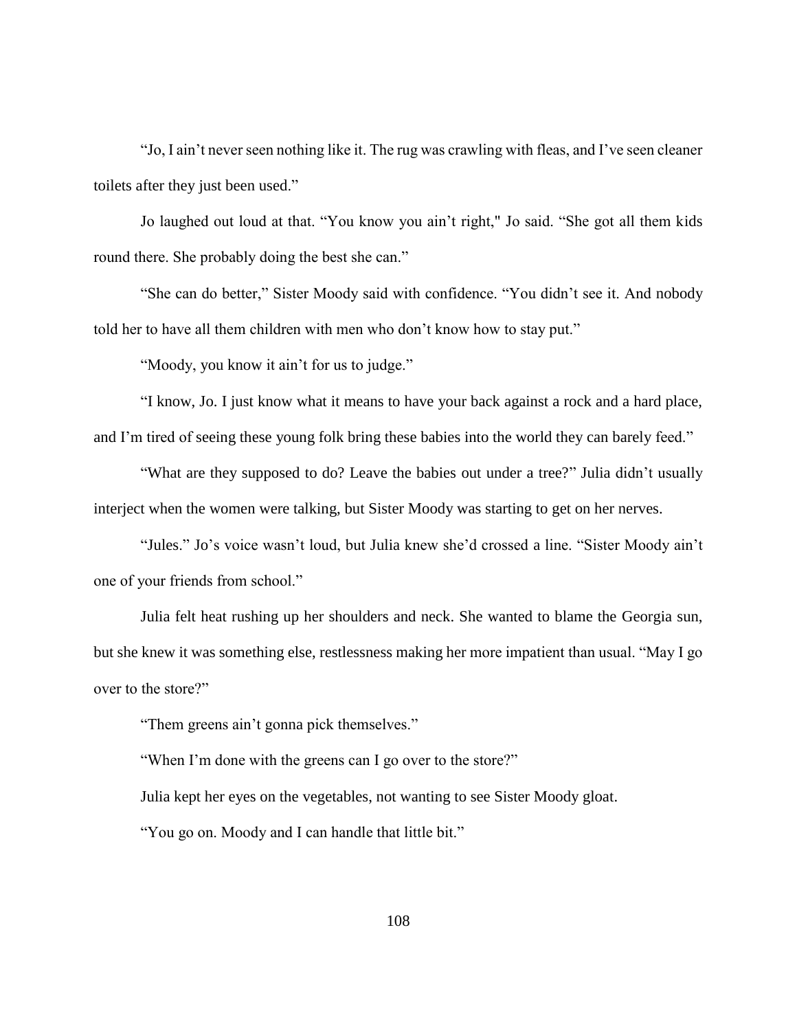"Jo, I ain't never seen nothing like it. The rug was crawling with fleas, and I've seen cleaner toilets after they just been used."

Jo laughed out loud at that. "You know you ain't right," Jo said. "She got all them kids round there. She probably doing the best she can."

"She can do better," Sister Moody said with confidence. "You didn't see it. And nobody told her to have all them children with men who don't know how to stay put."

"Moody, you know it ain't for us to judge."

"I know, Jo. I just know what it means to have your back against a rock and a hard place, and I'm tired of seeing these young folk bring these babies into the world they can barely feed."

"What are they supposed to do? Leave the babies out under a tree?" Julia didn't usually interject when the women were talking, but Sister Moody was starting to get on her nerves.

"Jules." Jo's voice wasn't loud, but Julia knew she'd crossed a line. "Sister Moody ain't one of your friends from school."

Julia felt heat rushing up her shoulders and neck. She wanted to blame the Georgia sun, but she knew it was something else, restlessness making her more impatient than usual. "May I go over to the store?"

"Them greens ain't gonna pick themselves."

"When I'm done with the greens can I go over to the store?"

Julia kept her eyes on the vegetables, not wanting to see Sister Moody gloat.

"You go on. Moody and I can handle that little bit."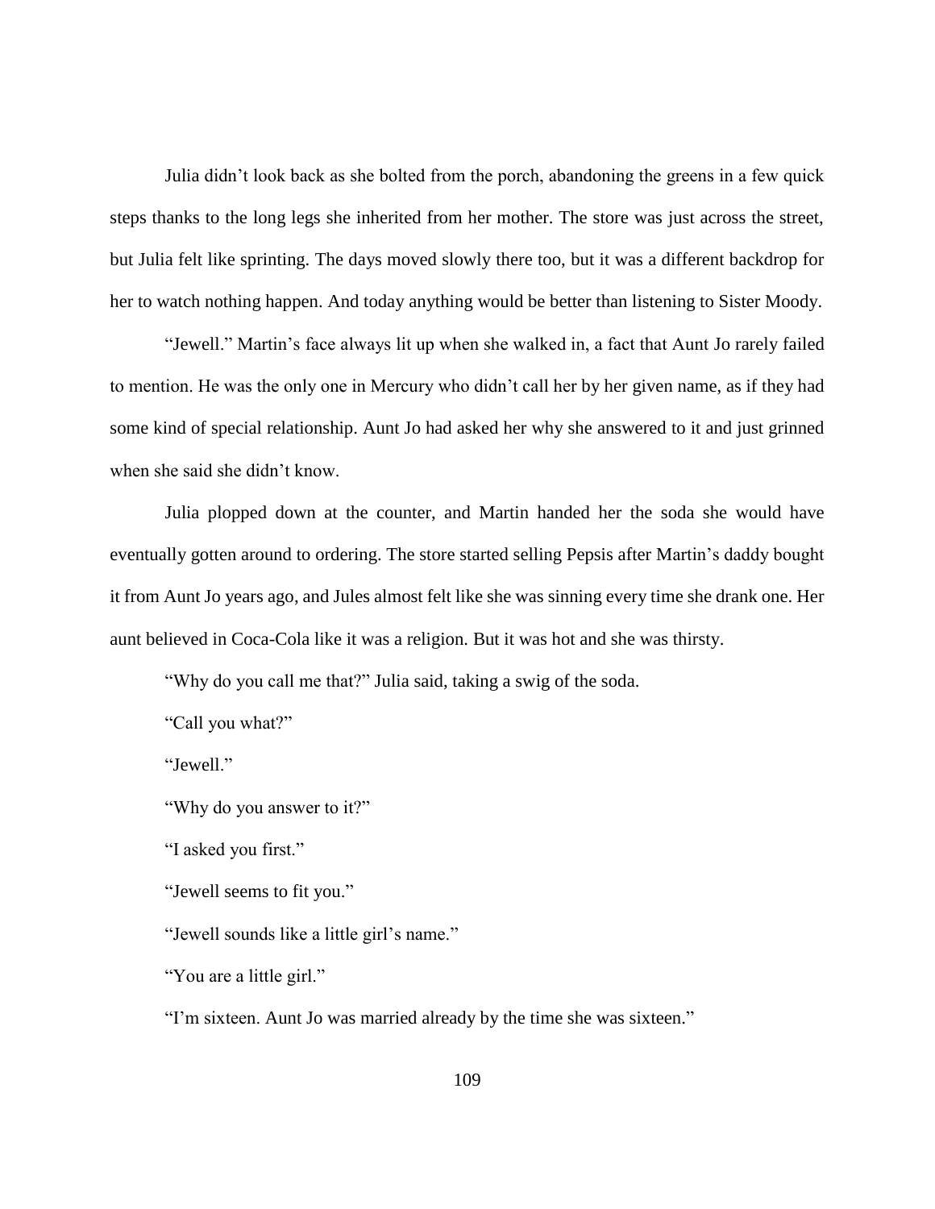Julia didn't look back as she bolted from the porch, abandoning the greens in a few quick steps thanks to the long legs she inherited from her mother. The store was just across the street, but Julia felt like sprinting. The days moved slowly there too, but it was a different backdrop for her to watch nothing happen. And today anything would be better than listening to Sister Moody.

"Jewell." Martin's face always lit up when she walked in, a fact that Aunt Jo rarely failed to mention. He was the only one in Mercury who didn't call her by her given name, as if they had some kind of special relationship. Aunt Jo had asked her why she answered to it and just grinned when she said she didn't know.

Julia plopped down at the counter, and Martin handed her the soda she would have eventually gotten around to ordering. The store started selling Pepsis after Martin's daddy bought it from Aunt Jo years ago, and Jules almost felt like she was sinning every time she drank one. Her aunt believed in Coca-Cola like it was a religion. But it was hot and she was thirsty.

"Why do you call me that?" Julia said, taking a swig of the soda.

"Call you what?"

"Jewell."

"Why do you answer to it?"

"I asked you first."

"Jewell seems to fit you."

"Jewell sounds like a little girl's name."

"You are a little girl."

"I'm sixteen. Aunt Jo was married already by the time she was sixteen."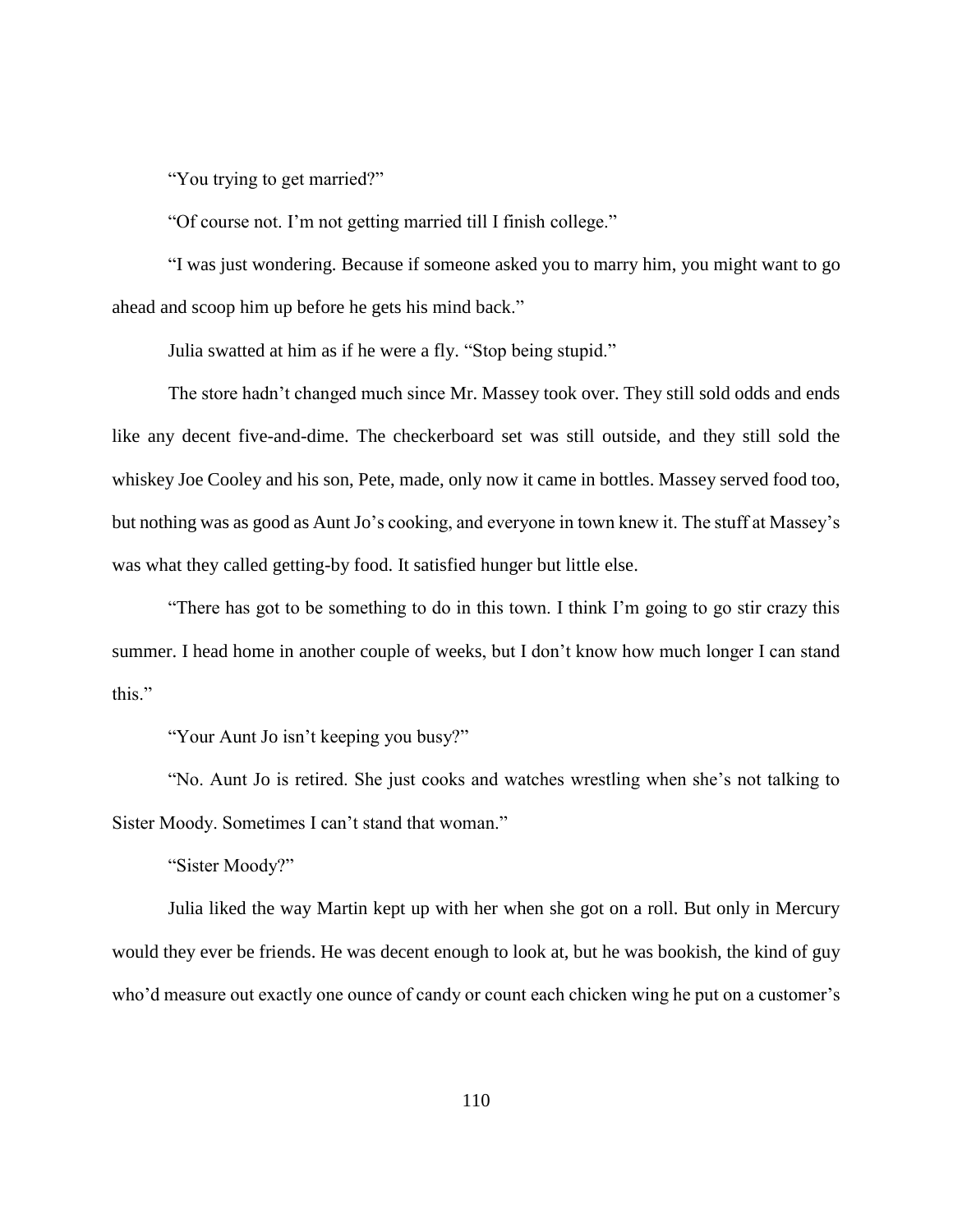"You trying to get married?"

"Of course not. I'm not getting married till I finish college."

"I was just wondering. Because if someone asked you to marry him, you might want to go ahead and scoop him up before he gets his mind back."

Julia swatted at him as if he were a fly. "Stop being stupid."

The store hadn't changed much since Mr. Massey took over. They still sold odds and ends like any decent five-and-dime. The checkerboard set was still outside, and they still sold the whiskey Joe Cooley and his son, Pete, made, only now it came in bottles. Massey served food too, but nothing was as good as Aunt Jo's cooking, and everyone in town knew it. The stuff at Massey's was what they called getting-by food. It satisfied hunger but little else.

"There has got to be something to do in this town. I think I'm going to go stir crazy this summer. I head home in another couple of weeks, but I don't know how much longer I can stand this."

"Your Aunt Jo isn't keeping you busy?"

"No. Aunt Jo is retired. She just cooks and watches wrestling when she's not talking to Sister Moody. Sometimes I can't stand that woman."

"Sister Moody?"

Julia liked the way Martin kept up with her when she got on a roll. But only in Mercury would they ever be friends. He was decent enough to look at, but he was bookish, the kind of guy who'd measure out exactly one ounce of candy or count each chicken wing he put on a customer's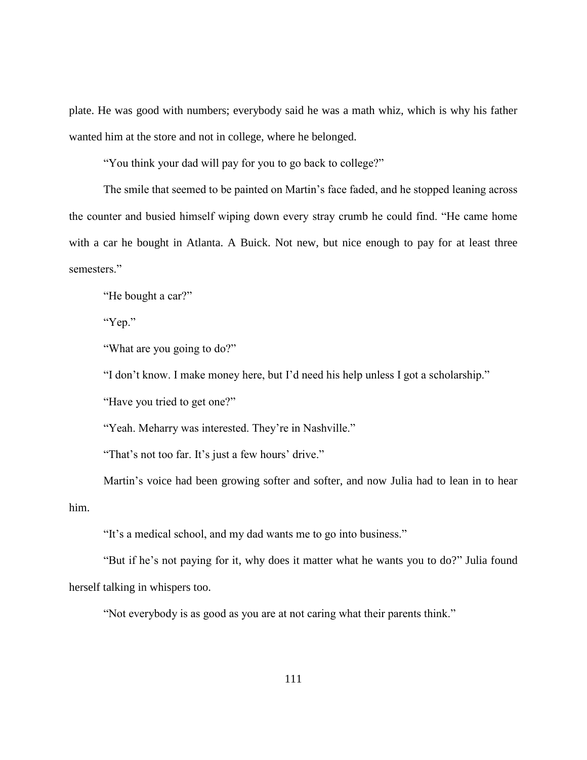plate. He was good with numbers; everybody said he was a math whiz, which is why his father wanted him at the store and not in college, where he belonged.

"You think your dad will pay for you to go back to college?"

The smile that seemed to be painted on Martin's face faded, and he stopped leaning across the counter and busied himself wiping down every stray crumb he could find. "He came home with a car he bought in Atlanta. A Buick. Not new, but nice enough to pay for at least three semesters."

"He bought a car?"

"Yep."

"What are you going to do?"

"I don't know. I make money here, but I'd need his help unless I got a scholarship."

"Have you tried to get one?"

"Yeah. Meharry was interested. They're in Nashville."

"That's not too far. It's just a few hours' drive."

Martin's voice had been growing softer and softer, and now Julia had to lean in to hear him.

"It's a medical school, and my dad wants me to go into business."

"But if he's not paying for it, why does it matter what he wants you to do?" Julia found herself talking in whispers too.

"Not everybody is as good as you are at not caring what their parents think."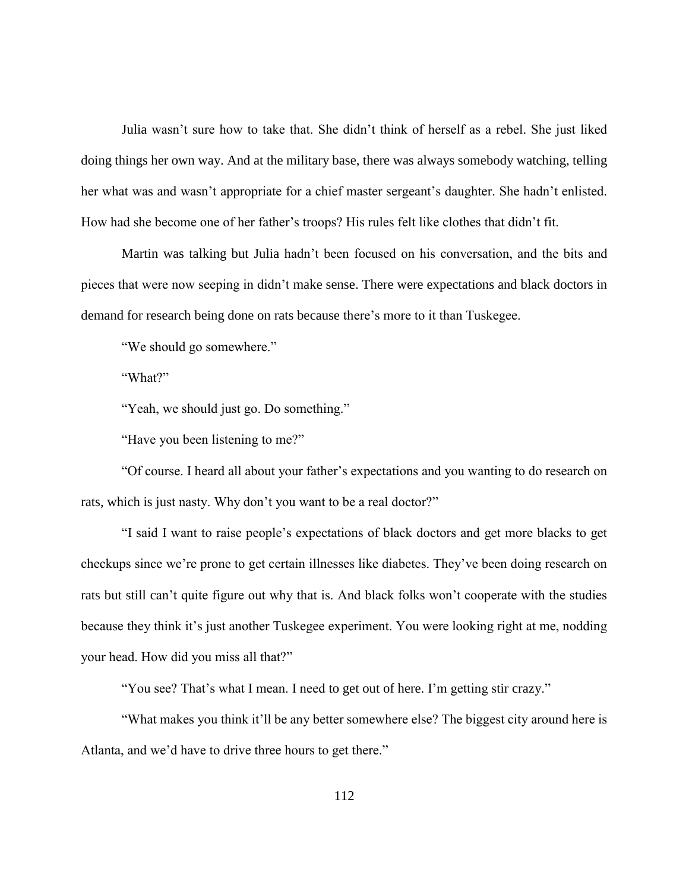Julia wasn't sure how to take that. She didn't think of herself as a rebel. She just liked doing things her own way. And at the military base, there was always somebody watching, telling her what was and wasn't appropriate for a chief master sergeant's daughter. She hadn't enlisted. How had she become one of her father's troops? His rules felt like clothes that didn't fit.

Martin was talking but Julia hadn't been focused on his conversation, and the bits and pieces that were now seeping in didn't make sense. There were expectations and black doctors in demand for research being done on rats because there's more to it than Tuskegee.

"We should go somewhere."

"What?"

"Yeah, we should just go. Do something."

"Have you been listening to me?"

"Of course. I heard all about your father's expectations and you wanting to do research on rats, which is just nasty. Why don't you want to be a real doctor?"

"I said I want to raise people's expectations of black doctors and get more blacks to get checkups since we're prone to get certain illnesses like diabetes. They've been doing research on rats but still can't quite figure out why that is. And black folks won't cooperate with the studies because they think it's just another Tuskegee experiment. You were looking right at me, nodding your head. How did you miss all that?"

"You see? That's what I mean. I need to get out of here. I'm getting stir crazy."

"What makes you think it'll be any better somewhere else? The biggest city around here is Atlanta, and we'd have to drive three hours to get there."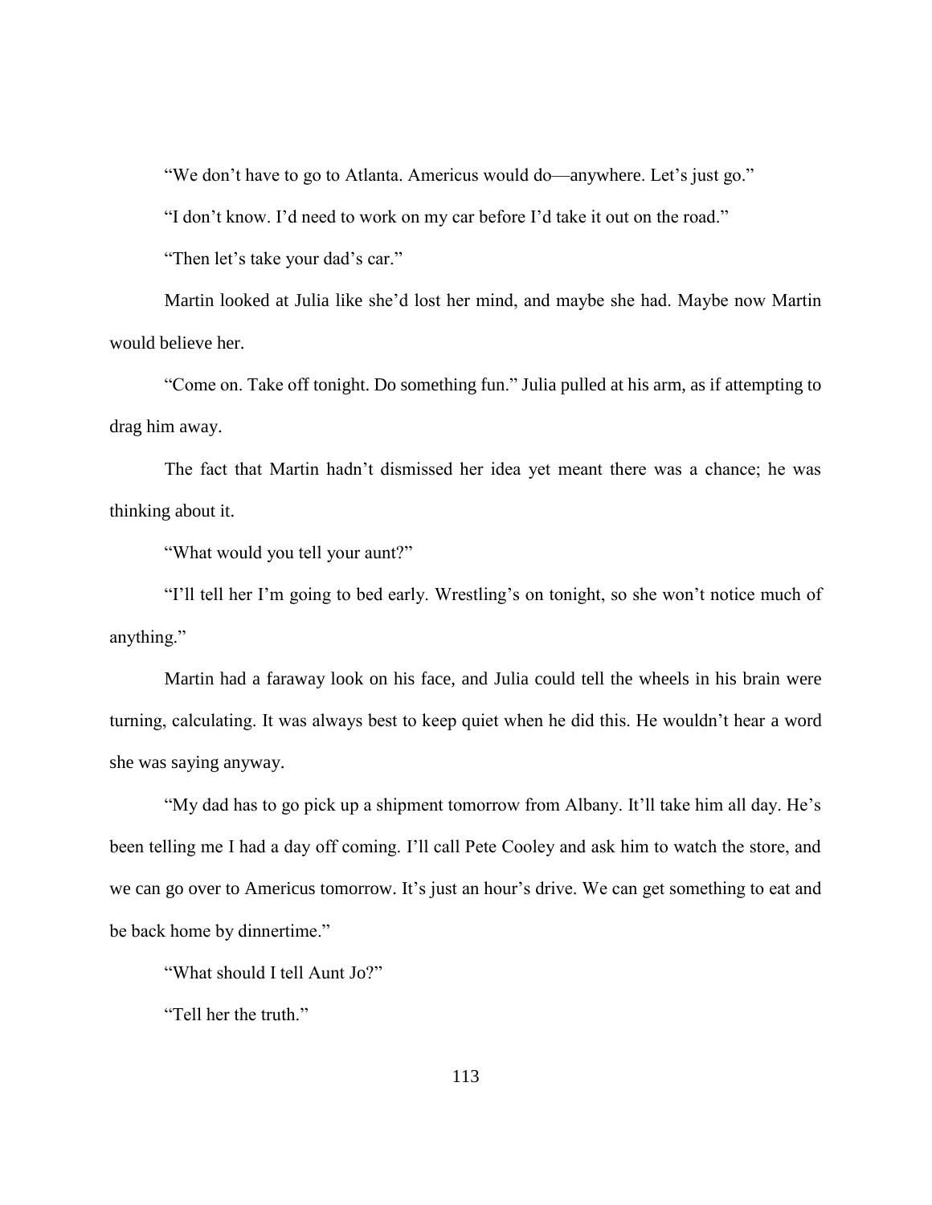"We don't have to go to Atlanta. Americus would do—anywhere. Let's just go."

"I don't know. I'd need to work on my car before I'd take it out on the road."

"Then let's take your dad's car."

Martin looked at Julia like she'd lost her mind, and maybe she had. Maybe now Martin would believe her.

"Come on. Take off tonight. Do something fun." Julia pulled at his arm, as if attempting to drag him away.

The fact that Martin hadn't dismissed her idea yet meant there was a chance; he was thinking about it.

"What would you tell your aunt?"

"I'll tell her I'm going to bed early. Wrestling's on tonight, so she won't notice much of anything."

Martin had a faraway look on his face, and Julia could tell the wheels in his brain were turning, calculating. It was always best to keep quiet when he did this. He wouldn't hear a word she was saying anyway.

"My dad has to go pick up a shipment tomorrow from Albany. It'll take him all day. He's been telling me I had a day off coming. I'll call Pete Cooley and ask him to watch the store, and we can go over to Americus tomorrow. It's just an hour's drive. We can get something to eat and be back home by dinnertime."

"What should I tell Aunt Jo?"

"Tell her the truth."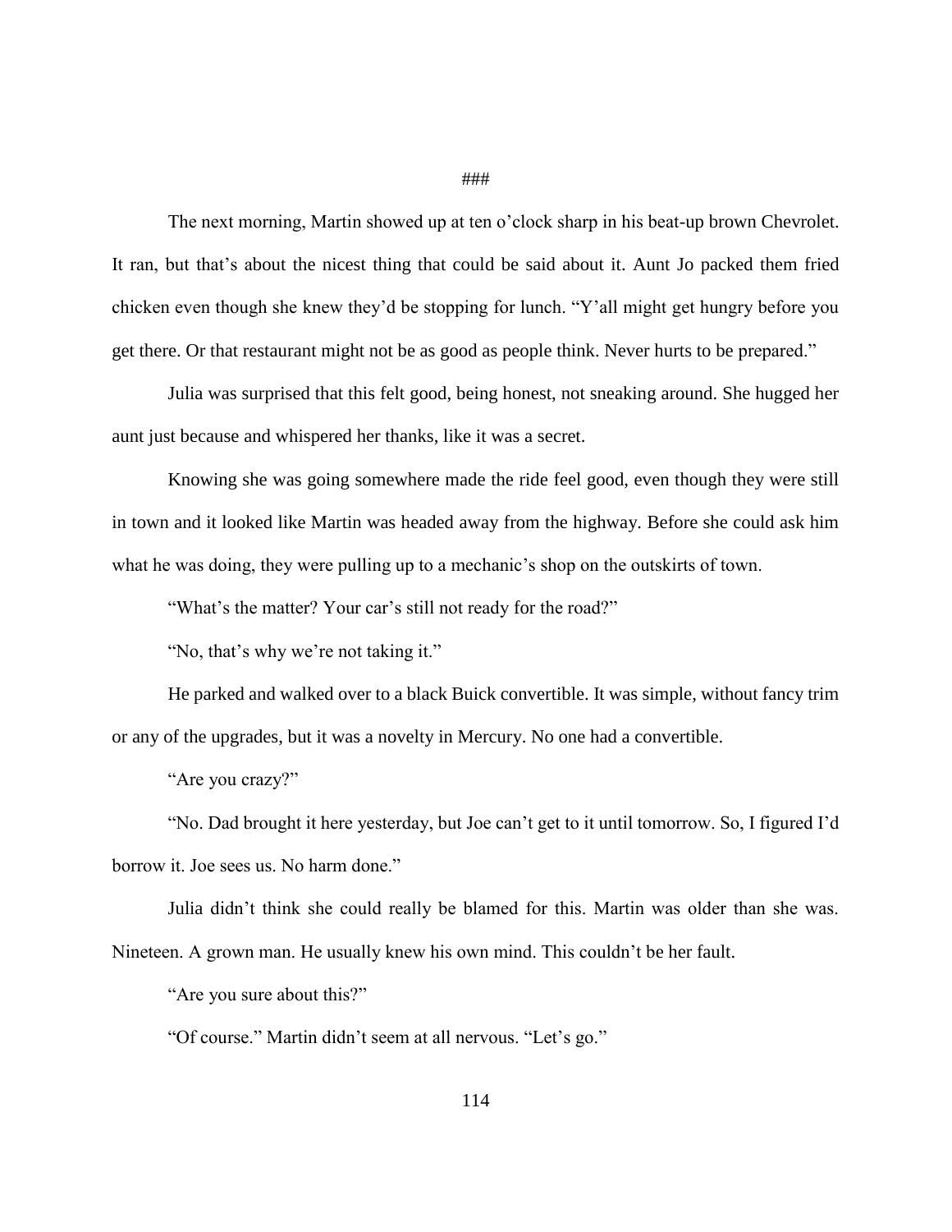###

The next morning, Martin showed up at ten o'clock sharp in his beat-up brown Chevrolet. It ran, but that's about the nicest thing that could be said about it. Aunt Jo packed them fried chicken even though she knew they'd be stopping for lunch. "Y'all might get hungry before you get there. Or that restaurant might not be as good as people think. Never hurts to be prepared."

Julia was surprised that this felt good, being honest, not sneaking around. She hugged her aunt just because and whispered her thanks, like it was a secret.

Knowing she was going somewhere made the ride feel good, even though they were still in town and it looked like Martin was headed away from the highway. Before she could ask him what he was doing, they were pulling up to a mechanic's shop on the outskirts of town.

"What's the matter? Your car's still not ready for the road?"

"No, that's why we're not taking it."

He parked and walked over to a black Buick convertible. It was simple, without fancy trim or any of the upgrades, but it was a novelty in Mercury. No one had a convertible.

"Are you crazy?"

"No. Dad brought it here yesterday, but Joe can't get to it until tomorrow. So, I figured I'd borrow it. Joe sees us. No harm done."

Julia didn't think she could really be blamed for this. Martin was older than she was. Nineteen. A grown man. He usually knew his own mind. This couldn't be her fault.

"Are you sure about this?"

"Of course." Martin didn't seem at all nervous. "Let's go."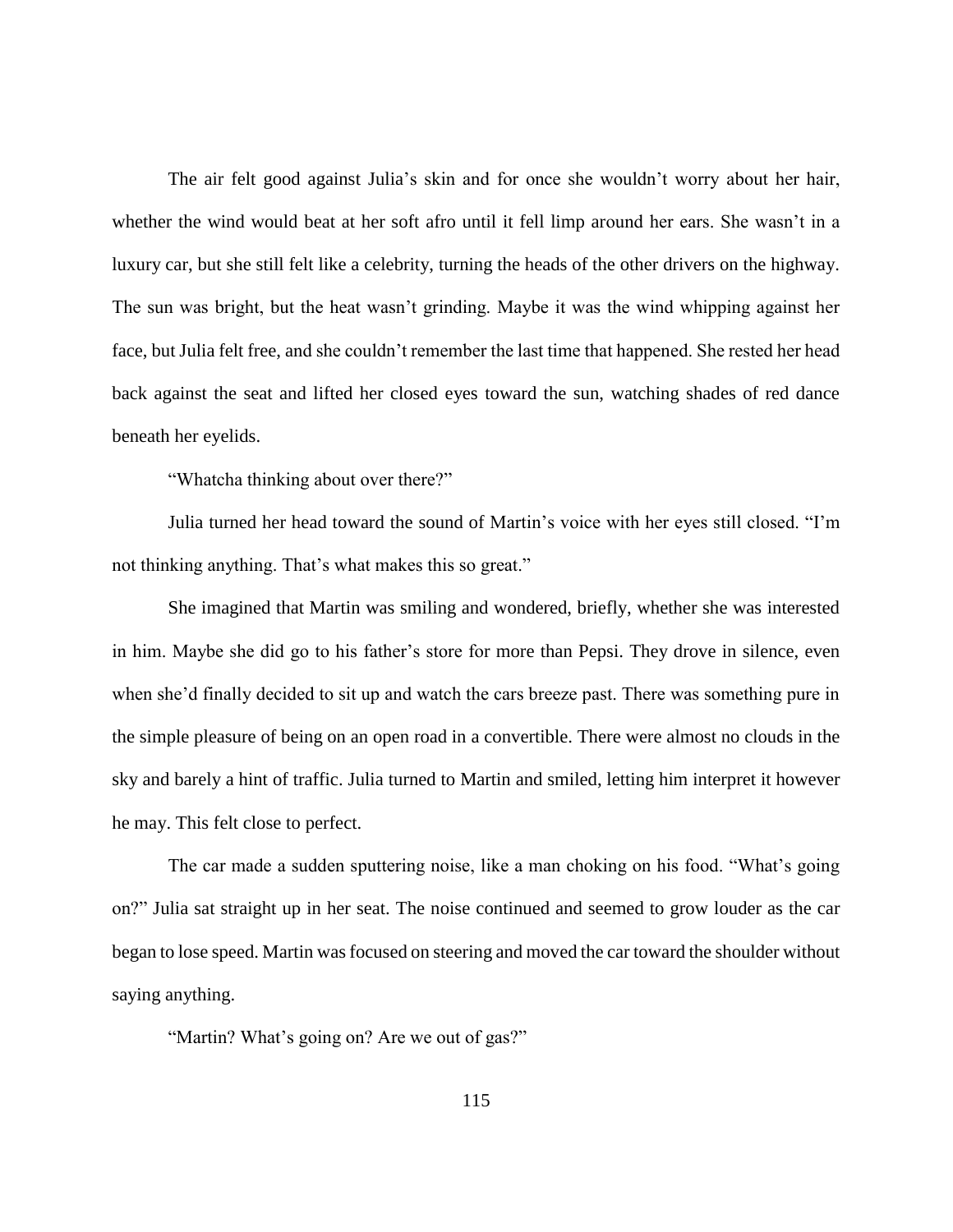The air felt good against Julia's skin and for once she wouldn't worry about her hair, whether the wind would beat at her soft afro until it fell limp around her ears. She wasn't in a luxury car, but she still felt like a celebrity, turning the heads of the other drivers on the highway. The sun was bright, but the heat wasn't grinding. Maybe it was the wind whipping against her face, but Julia felt free, and she couldn't remember the last time that happened. She rested her head back against the seat and lifted her closed eyes toward the sun, watching shades of red dance beneath her eyelids.

"Whatcha thinking about over there?"

Julia turned her head toward the sound of Martin's voice with her eyes still closed. "I'm not thinking anything. That's what makes this so great."

She imagined that Martin was smiling and wondered, briefly, whether she was interested in him. Maybe she did go to his father's store for more than Pepsi. They drove in silence, even when she'd finally decided to sit up and watch the cars breeze past. There was something pure in the simple pleasure of being on an open road in a convertible. There were almost no clouds in the sky and barely a hint of traffic. Julia turned to Martin and smiled, letting him interpret it however he may. This felt close to perfect.

The car made a sudden sputtering noise, like a man choking on his food. "What's going on?" Julia sat straight up in her seat. The noise continued and seemed to grow louder as the car began to lose speed. Martin was focused on steering and moved the car toward the shoulder without saying anything.

"Martin? What's going on? Are we out of gas?"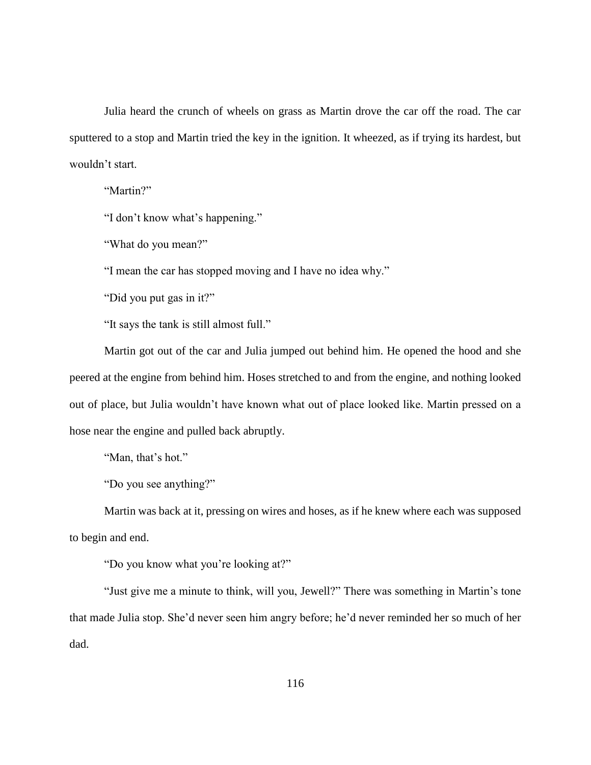Julia heard the crunch of wheels on grass as Martin drove the car off the road. The car sputtered to a stop and Martin tried the key in the ignition. It wheezed, as if trying its hardest, but wouldn't start.

"Martin?"

"I don't know what's happening."

"What do you mean?"

"I mean the car has stopped moving and I have no idea why."

"Did you put gas in it?"

"It says the tank is still almost full."

Martin got out of the car and Julia jumped out behind him. He opened the hood and she peered at the engine from behind him. Hoses stretched to and from the engine, and nothing looked out of place, but Julia wouldn't have known what out of place looked like. Martin pressed on a hose near the engine and pulled back abruptly.

"Man, that's hot."

"Do you see anything?"

Martin was back at it, pressing on wires and hoses, as if he knew where each was supposed to begin and end.

"Do you know what you're looking at?"

"Just give me a minute to think, will you, Jewell?" There was something in Martin's tone that made Julia stop. She'd never seen him angry before; he'd never reminded her so much of her dad.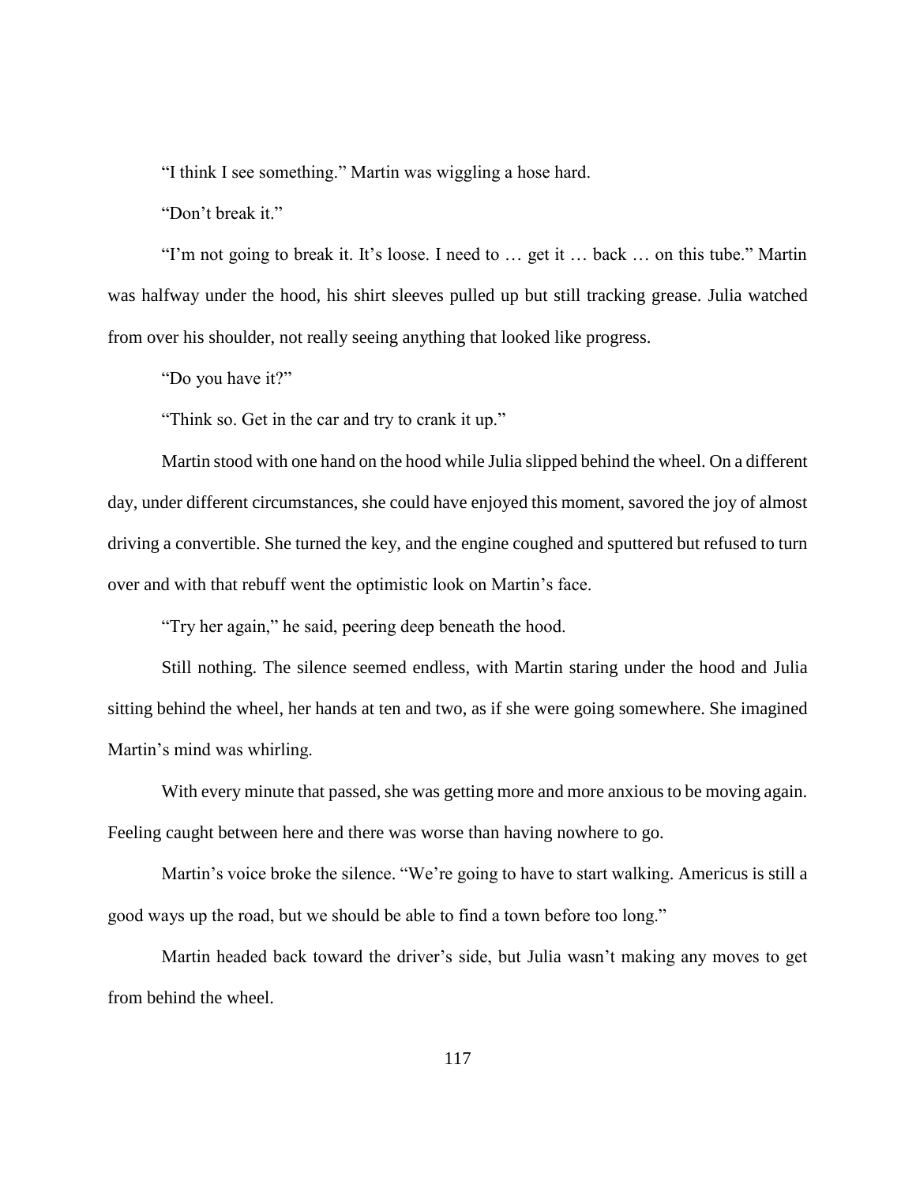"I think I see something." Martin was wiggling a hose hard.

"Don't break it."

"I'm not going to break it. It's loose. I need to … get it … back … on this tube." Martin was halfway under the hood, his shirt sleeves pulled up but still tracking grease. Julia watched from over his shoulder, not really seeing anything that looked like progress.

"Do you have it?"

"Think so. Get in the car and try to crank it up."

Martin stood with one hand on the hood while Julia slipped behind the wheel. On a different day, under different circumstances, she could have enjoyed this moment, savored the joy of almost driving a convertible. She turned the key, and the engine coughed and sputtered but refused to turn over and with that rebuff went the optimistic look on Martin's face.

"Try her again," he said, peering deep beneath the hood.

Still nothing. The silence seemed endless, with Martin staring under the hood and Julia sitting behind the wheel, her hands at ten and two, as if she were going somewhere. She imagined Martin's mind was whirling.

With every minute that passed, she was getting more and more anxious to be moving again. Feeling caught between here and there was worse than having nowhere to go.

Martin's voice broke the silence. "We're going to have to start walking. Americus is still a good ways up the road, but we should be able to find a town before too long."

Martin headed back toward the driver's side, but Julia wasn't making any moves to get from behind the wheel.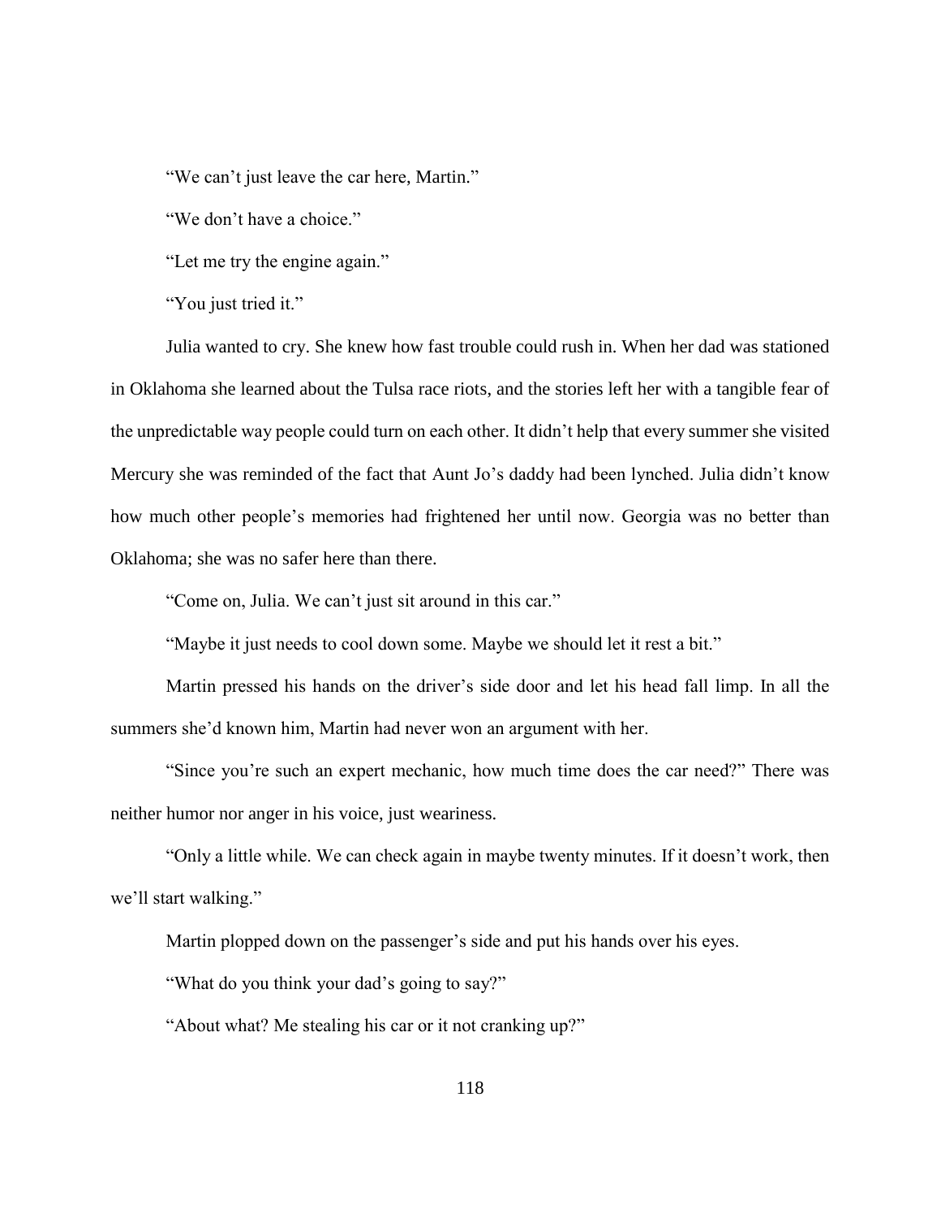"We can't just leave the car here, Martin."

"We don't have a choice."

"Let me try the engine again."

"You just tried it."

Julia wanted to cry. She knew how fast trouble could rush in. When her dad was stationed in Oklahoma she learned about the Tulsa race riots, and the stories left her with a tangible fear of the unpredictable way people could turn on each other. It didn't help that every summer she visited Mercury she was reminded of the fact that Aunt Jo's daddy had been lynched. Julia didn't know how much other people's memories had frightened her until now. Georgia was no better than Oklahoma; she was no safer here than there.

"Come on, Julia. We can't just sit around in this car."

"Maybe it just needs to cool down some. Maybe we should let it rest a bit."

Martin pressed his hands on the driver's side door and let his head fall limp. In all the summers she'd known him, Martin had never won an argument with her.

"Since you're such an expert mechanic, how much time does the car need?" There was neither humor nor anger in his voice, just weariness.

"Only a little while. We can check again in maybe twenty minutes. If it doesn't work, then we'll start walking."

Martin plopped down on the passenger's side and put his hands over his eyes.

"What do you think your dad's going to say?"

"About what? Me stealing his car or it not cranking up?"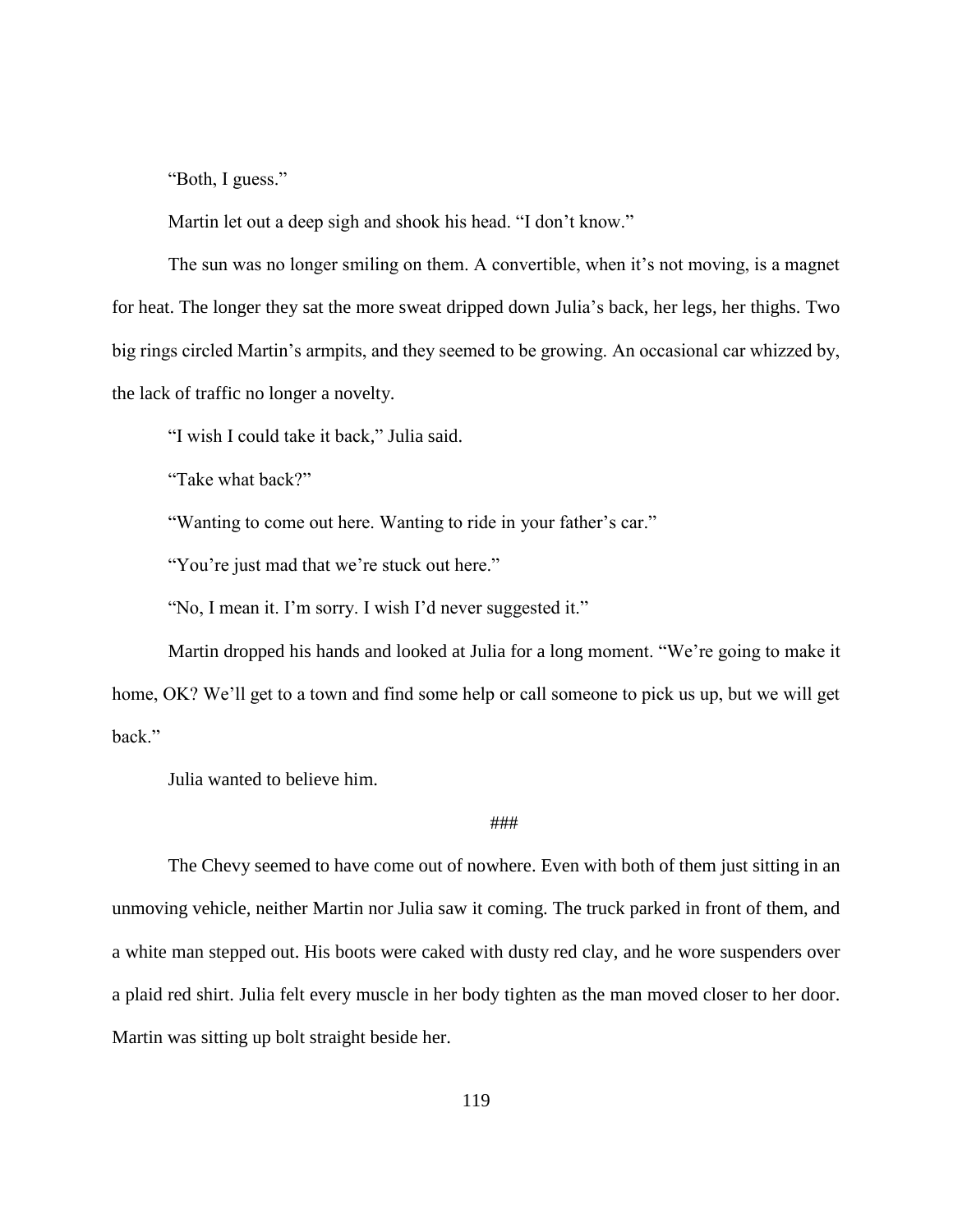"Both, I guess."

Martin let out a deep sigh and shook his head. "I don't know."

The sun was no longer smiling on them. A convertible, when it's not moving, is a magnet for heat. The longer they sat the more sweat dripped down Julia's back, her legs, her thighs. Two big rings circled Martin's armpits, and they seemed to be growing. An occasional car whizzed by, the lack of traffic no longer a novelty.

"I wish I could take it back," Julia said.

"Take what back?"

"Wanting to come out here. Wanting to ride in your father's car."

"You're just mad that we're stuck out here."

"No, I mean it. I'm sorry. I wish I'd never suggested it."

Martin dropped his hands and looked at Julia for a long moment. "We're going to make it home, OK? We'll get to a town and find some help or call someone to pick us up, but we will get back."

Julia wanted to believe him.

###

The Chevy seemed to have come out of nowhere. Even with both of them just sitting in an unmoving vehicle, neither Martin nor Julia saw it coming. The truck parked in front of them, and a white man stepped out. His boots were caked with dusty red clay, and he wore suspenders over a plaid red shirt. Julia felt every muscle in her body tighten as the man moved closer to her door. Martin was sitting up bolt straight beside her.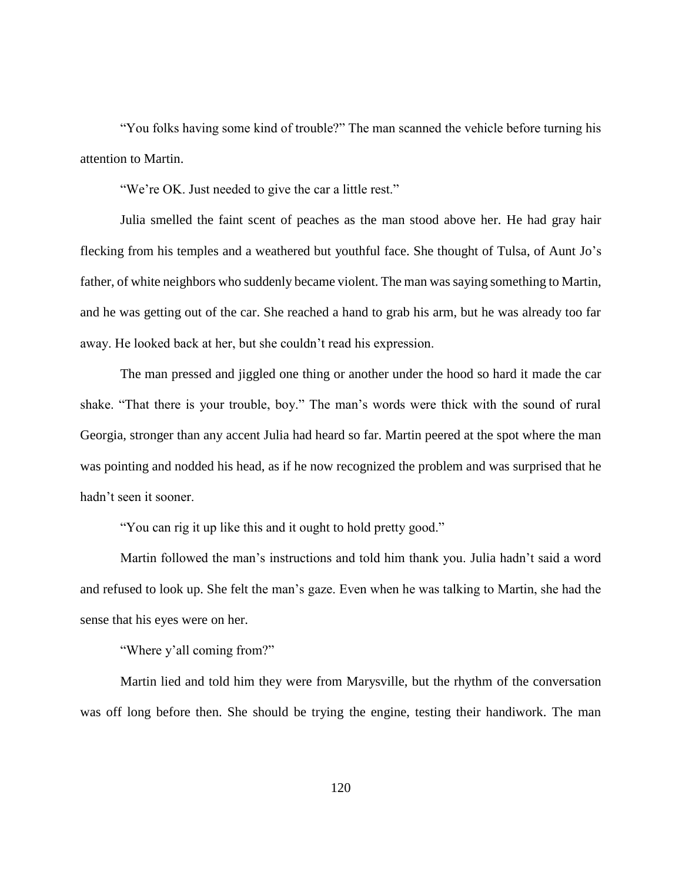"You folks having some kind of trouble?" The man scanned the vehicle before turning his attention to Martin.

"We're OK. Just needed to give the car a little rest."

Julia smelled the faint scent of peaches as the man stood above her. He had gray hair flecking from his temples and a weathered but youthful face. She thought of Tulsa, of Aunt Jo's father, of white neighbors who suddenly became violent. The man was saying something to Martin, and he was getting out of the car. She reached a hand to grab his arm, but he was already too far away. He looked back at her, but she couldn't read his expression.

The man pressed and jiggled one thing or another under the hood so hard it made the car shake. "That there is your trouble, boy." The man's words were thick with the sound of rural Georgia, stronger than any accent Julia had heard so far. Martin peered at the spot where the man was pointing and nodded his head, as if he now recognized the problem and was surprised that he hadn't seen it sooner.

"You can rig it up like this and it ought to hold pretty good."

Martin followed the man's instructions and told him thank you. Julia hadn't said a word and refused to look up. She felt the man's gaze. Even when he was talking to Martin, she had the sense that his eyes were on her.

"Where y'all coming from?"

Martin lied and told him they were from Marysville, but the rhythm of the conversation was off long before then. She should be trying the engine, testing their handiwork. The man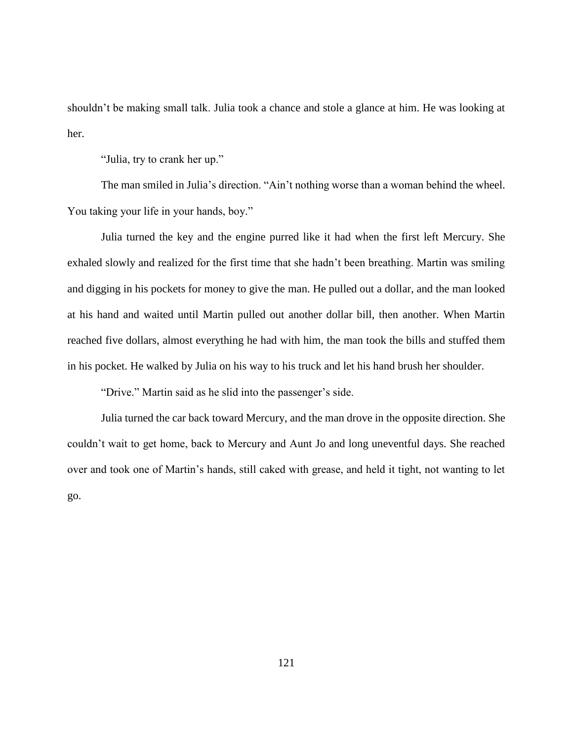shouldn't be making small talk. Julia took a chance and stole a glance at him. He was looking at her.

"Julia, try to crank her up."

The man smiled in Julia's direction. "Ain't nothing worse than a woman behind the wheel. You taking your life in your hands, boy."

Julia turned the key and the engine purred like it had when the first left Mercury. She exhaled slowly and realized for the first time that she hadn't been breathing. Martin was smiling and digging in his pockets for money to give the man. He pulled out a dollar, and the man looked at his hand and waited until Martin pulled out another dollar bill, then another. When Martin reached five dollars, almost everything he had with him, the man took the bills and stuffed them in his pocket. He walked by Julia on his way to his truck and let his hand brush her shoulder.

"Drive." Martin said as he slid into the passenger's side.

Julia turned the car back toward Mercury, and the man drove in the opposite direction. She couldn't wait to get home, back to Mercury and Aunt Jo and long uneventful days. She reached over and took one of Martin's hands, still caked with grease, and held it tight, not wanting to let go.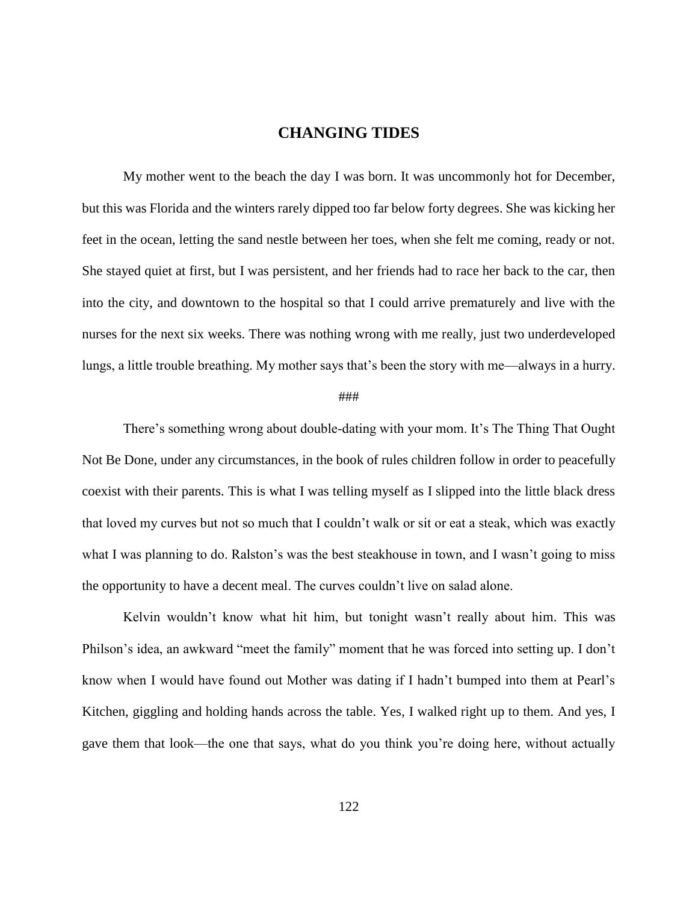# CHANGING TIDES

My mother went to the beach the day I was born. It was uncommonly hot for December, but this was Florida and the winters rarely dipped too far below forty degrees. She was kicking her feet in the ocean, letting the sand nestle between her toes, when she felt me coming, ready or not. She stayed quiet at first, but I was persistent, and her friends had to race her back to the car, then into the city, and downtown to the hospital so that I could arrive prematurely and live with the nurses for the next six weeks. There was nothing wrong with me really, just two underdeveloped lungs, a little trouble breathing. My mother says that's been the story with me—always in a hurry.

###

There's something wrong about double-dating with your mom. It's The Thing That Ought Not Be Done, under any circumstances, in the book of rules children follow in order to peacefully coexist with their parents. This is what I was telling myself as I slipped into the little black dress that loved my curves but not so much that I couldn't walk or sit or eat a steak, which was exactly what I was planning to do. Ralston's was the best steakhouse in town, and I wasn't going to miss the opportunity to have a decent meal. The curves couldn't live on salad alone.

Kelvin wouldn't know what hit him, but tonight wasn't really about him. This was Philson's idea, an awkward "meet the family" moment that he was forced into setting up. I don't know when I would have found out Mother was dating if I hadn't bumped into them at Pearl's Kitchen, giggling and holding hands across the table. Yes, I walked right up to them. And yes, I gave them that look—the one that says, what do you think you're doing here, without actually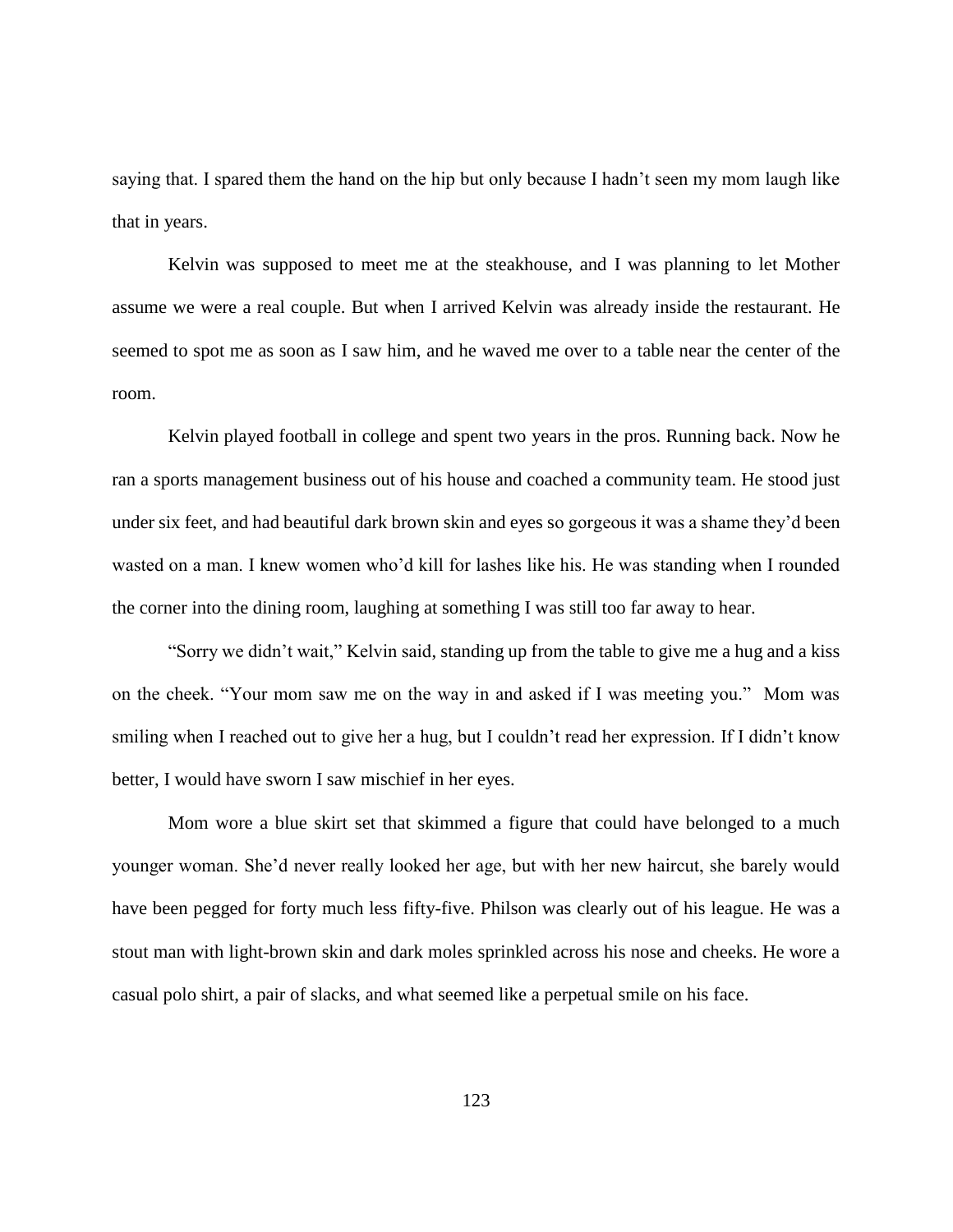saying that. I spared them the hand on the hip but only because I hadn't seen my mom laugh like that in years.

Kelvin was supposed to meet me at the steakhouse, and I was planning to let Mother assume we were a real couple. But when I arrived Kelvin was already inside the restaurant. He seemed to spot me as soon as I saw him, and he waved me over to a table near the center of the room.

Kelvin played football in college and spent two years in the pros. Running back. Now he ran a sports management business out of his house and coached a community team. He stood just under six feet, and had beautiful dark brown skin and eyes so gorgeous it was a shame they'd been wasted on a man. I knew women who'd kill for lashes like his. He was standing when I rounded the corner into the dining room, laughing at something I was still too far away to hear.

"Sorry we didn't wait," Kelvin said, standing up from the table to give me a hug and a kiss on the cheek. "Your mom saw me on the way in and asked if I was meeting you." Mom was smiling when I reached out to give her a hug, but I couldn't read her expression. If I didn't know better, I would have sworn I saw mischief in her eyes.

Mom wore a blue skirt set that skimmed a figure that could have belonged to a much younger woman. She'd never really looked her age, but with her new haircut, she barely would have been pegged for forty much less fifty-five. Philson was clearly out of his league. He was a stout man with light-brown skin and dark moles sprinkled across his nose and cheeks. He wore a casual polo shirt, a pair of slacks, and what seemed like a perpetual smile on his face.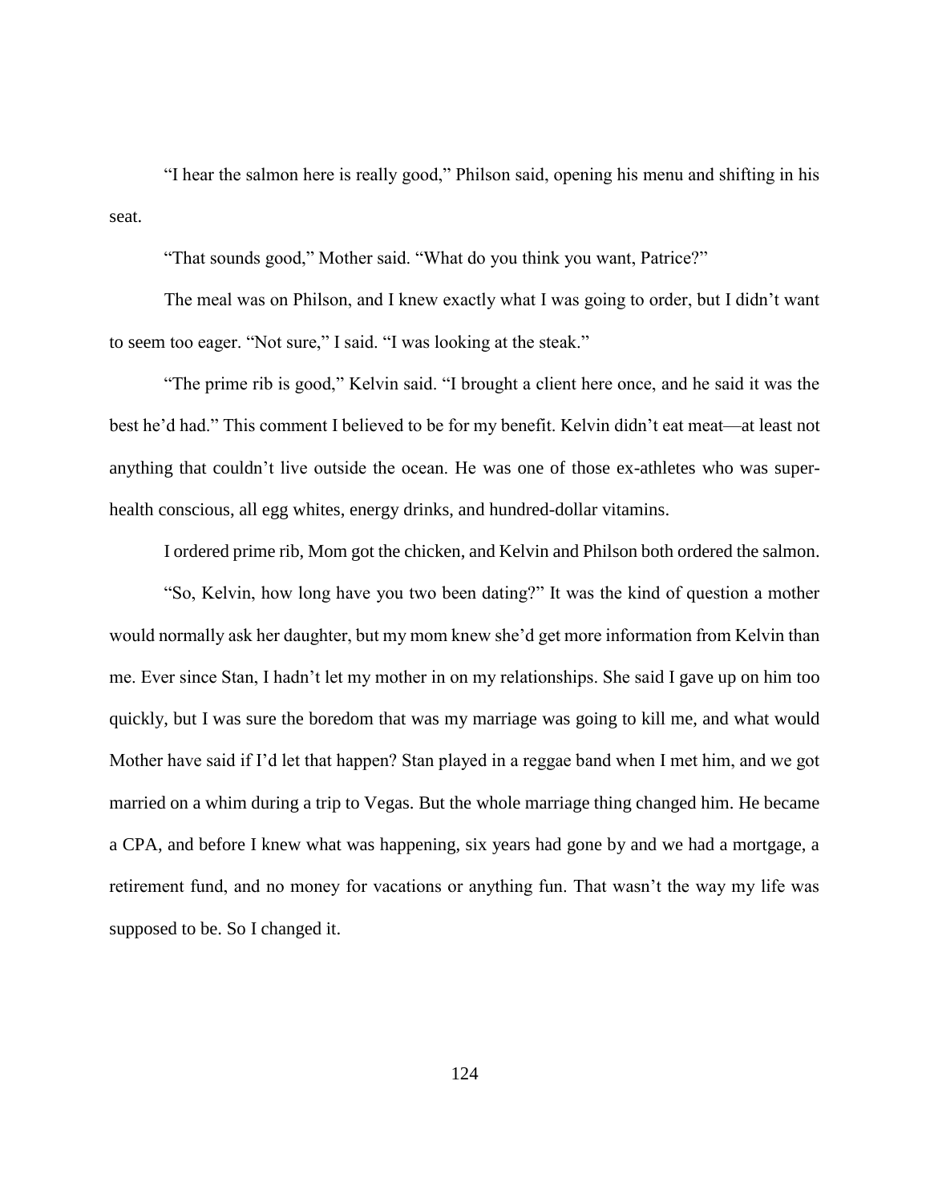"I hear the salmon here is really good," Philson said, opening his menu and shifting in his seat.

"That sounds good," Mother said. "What do you think you want, Patrice?"

The meal was on Philson, and I knew exactly what I was going to order, but I didn't want to seem too eager. "Not sure," I said. "I was looking at the steak."

"The prime rib is good," Kelvin said. "I brought a client here once, and he said it was the best he'd had." This comment I believed to be for my benefit. Kelvin didn't eat meat—at least not anything that couldn't live outside the ocean. He was one of those ex-athletes who was super-health conscious, all egg whites, energy drinks, and hundred-dollar vitamins.

I ordered prime rib, Mom got the chicken, and Kelvin and Philson both ordered the salmon.

"So, Kelvin, how long have you two been dating?" It was the kind of question a mother would normally ask her daughter, but my mom knew she'd get more information from Kelvin than me. Ever since Stan, I hadn't let my mother in on my relationships. She said I gave up on him too quickly, but I was sure the boredom that was my marriage was going to kill me, and what would Mother have said if I'd let that happen? Stan played in a reggae band when I met him, and we got married on a whim during a trip to Vegas. But the whole marriage thing changed him. He became a CPA, and before I knew what was happening, six years had gone by and we had a mortgage, a retirement fund, and no money for vacations or anything fun. That wasn't the way my life was supposed to be. So I changed it.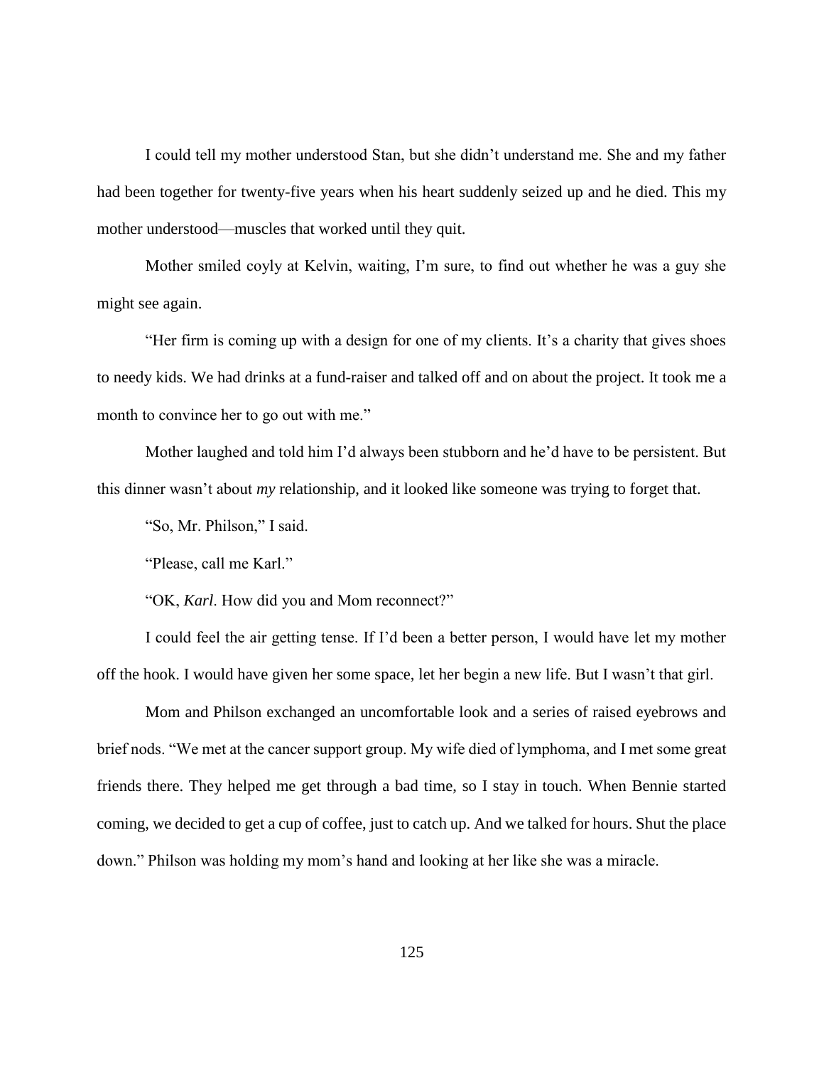I could tell my mother understood Stan, but she didn't understand me. She and my father had been together for twenty-five years when his heart suddenly seized up and he died. This my mother understood—muscles that worked until they quit.

Mother smiled coyly at Kelvin, waiting, I'm sure, to find out whether he was a guy she might see again.

"Her firm is coming up with a design for one of my clients. It's a charity that gives shoes to needy kids. We had drinks at a fund-raiser and talked off and on about the project. It took me a month to convince her to go out with me."

Mother laughed and told him I'd always been stubborn and he'd have to be persistent. But this dinner wasn't about *my* relationship, and it looked like someone was trying to forget that.

"So, Mr. Philson," I said.

"Please, call me Karl."

"OK, *Karl*. How did you and Mom reconnect?"

I could feel the air getting tense. If I'd been a better person, I would have let my mother off the hook. I would have given her some space, let her begin a new life. But I wasn't that girl.

Mom and Philson exchanged an uncomfortable look and a series of raised eyebrows and brief nods. "We met at the cancer support group. My wife died of lymphoma, and I met some great friends there. They helped me get through a bad time, so I stay in touch. When Bennie started coming, we decided to get a cup of coffee, just to catch up. And we talked for hours. Shut the place down." Philson was holding my mom's hand and looking at her like she was a miracle.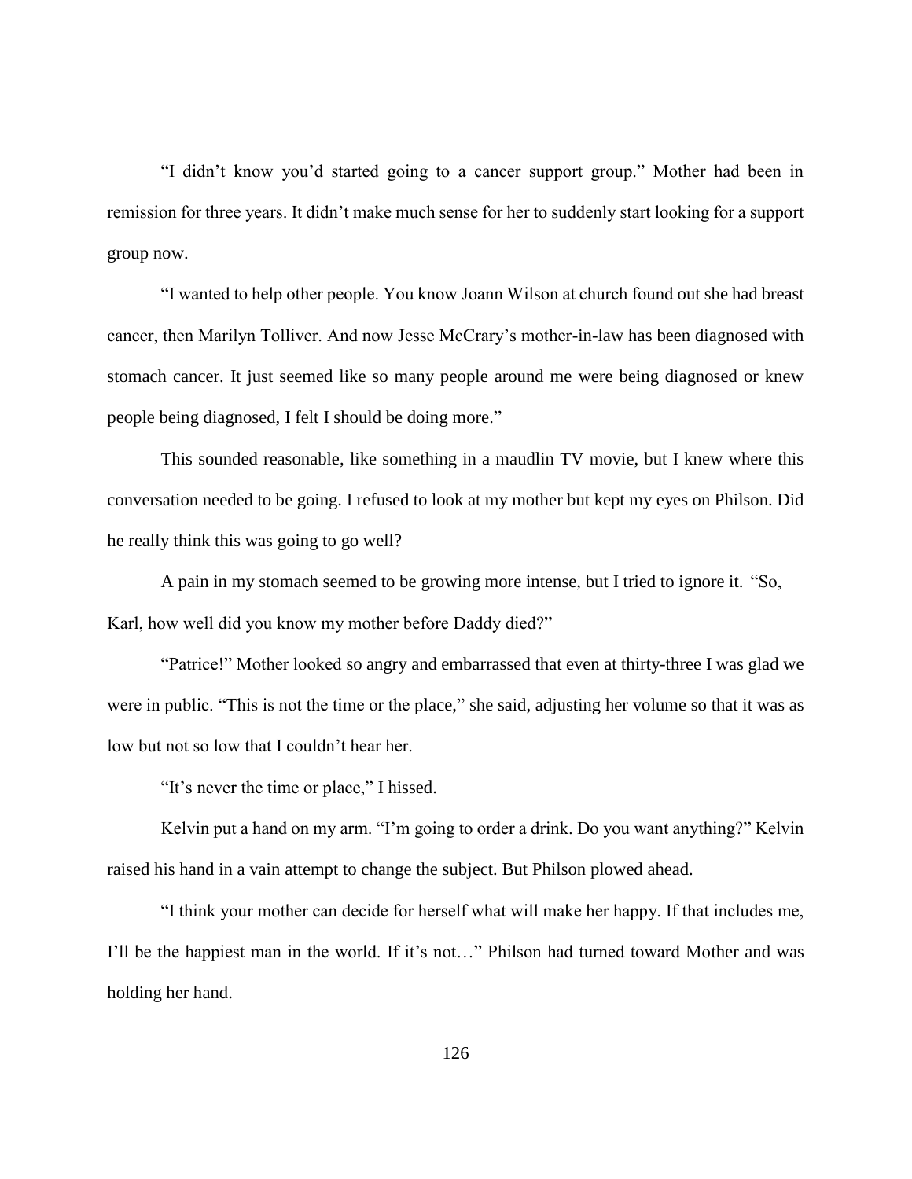"I didn't know you'd started going to a cancer support group." Mother had been in remission for three years. It didn't make much sense for her to suddenly start looking for a support group now.

"I wanted to help other people. You know Joann Wilson at church found out she had breast cancer, then Marilyn Tolliver. And now Jesse McCrary's mother-in-law has been diagnosed with stomach cancer. It just seemed like so many people around me were being diagnosed or knew people being diagnosed, I felt I should be doing more."

This sounded reasonable, like something in a maudlin TV movie, but I knew where this conversation needed to be going. I refused to look at my mother but kept my eyes on Philson. Did he really think this was going to go well?

A pain in my stomach seemed to be growing more intense, but I tried to ignore it. "So, Karl, how well did you know my mother before Daddy died?"

"Patrice!" Mother looked so angry and embarrassed that even at thirty-three I was glad we were in public. "This is not the time or the place," she said, adjusting her volume so that it was as low but not so low that I couldn't hear her.

"It's never the time or place," I hissed.

Kelvin put a hand on my arm. "I'm going to order a drink. Do you want anything?" Kelvin raised his hand in a vain attempt to change the subject. But Philson plowed ahead.

"I think your mother can decide for herself what will make her happy. If that includes me, I'll be the happiest man in the world. If it's not…" Philson had turned toward Mother and was holding her hand.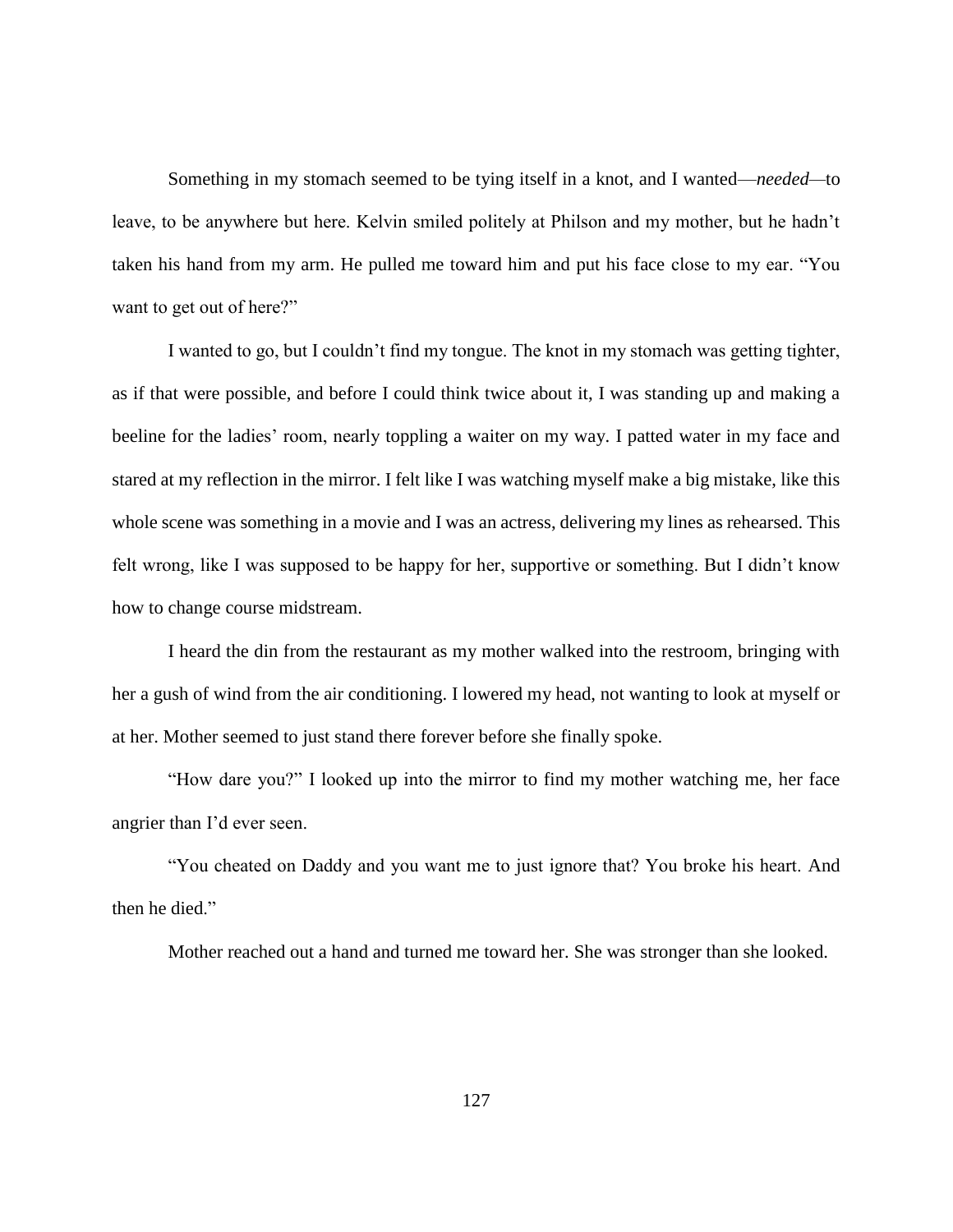Something in my stomach seemed to be tying itself in a knot, and I wanted—*needed*—to leave, to be anywhere but here. Kelvin smiled politely at Philson and my mother, but he hadn't taken his hand from my arm. He pulled me toward him and put his face close to my ear. "You want to get out of here?"

I wanted to go, but I couldn't find my tongue. The knot in my stomach was getting tighter, as if that were possible, and before I could think twice about it, I was standing up and making a beeline for the ladies' room, nearly toppling a waiter on my way. I patted water in my face and stared at my reflection in the mirror. I felt like I was watching myself make a big mistake, like this whole scene was something in a movie and I was an actress, delivering my lines as rehearsed. This felt wrong, like I was supposed to be happy for her, supportive or something. But I didn't know how to change course midstream.

I heard the din from the restaurant as my mother walked into the restroom, bringing with her a gush of wind from the air conditioning. I lowered my head, not wanting to look at myself or at her. Mother seemed to just stand there forever before she finally spoke.

"How dare you?" I looked up into the mirror to find my mother watching me, her face angrier than I'd ever seen.

"You cheated on Daddy and you want me to just ignore that? You broke his heart. And then he died."

Mother reached out a hand and turned me toward her. She was stronger than she looked.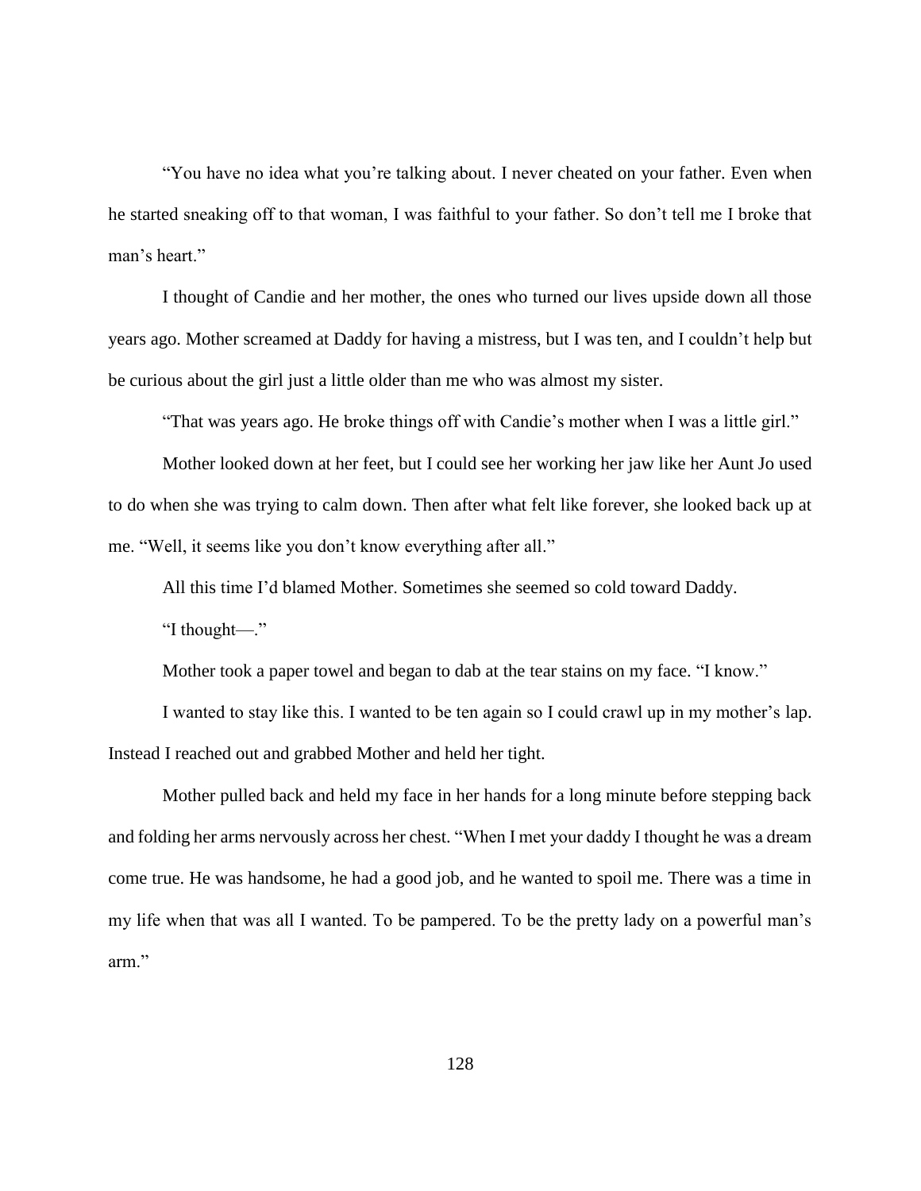"You have no idea what you're talking about. I never cheated on your father. Even when he started sneaking off to that woman, I was faithful to your father. So don't tell me I broke that man's heart."

I thought of Candie and her mother, the ones who turned our lives upside down all those years ago. Mother screamed at Daddy for having a mistress, but I was ten, and I couldn't help but be curious about the girl just a little older than me who was almost my sister.

"That was years ago. He broke things off with Candie's mother when I was a little girl."

Mother looked down at her feet, but I could see her working her jaw like her Aunt Jo used to do when she was trying to calm down. Then after what felt like forever, she looked back up at me. "Well, it seems like you don't know everything after all."

All this time I'd blamed Mother. Sometimes she seemed so cold toward Daddy.

"I thought—."

Mother took a paper towel and began to dab at the tear stains on my face. "I know."

I wanted to stay like this. I wanted to be ten again so I could crawl up in my mother's lap. Instead I reached out and grabbed Mother and held her tight.

Mother pulled back and held my face in her hands for a long minute before stepping back and folding her arms nervously across her chest. "When I met your daddy I thought he was a dream come true. He was handsome, he had a good job, and he wanted to spoil me. There was a time in my life when that was all I wanted. To be pampered. To be the pretty lady on a powerful man's arm."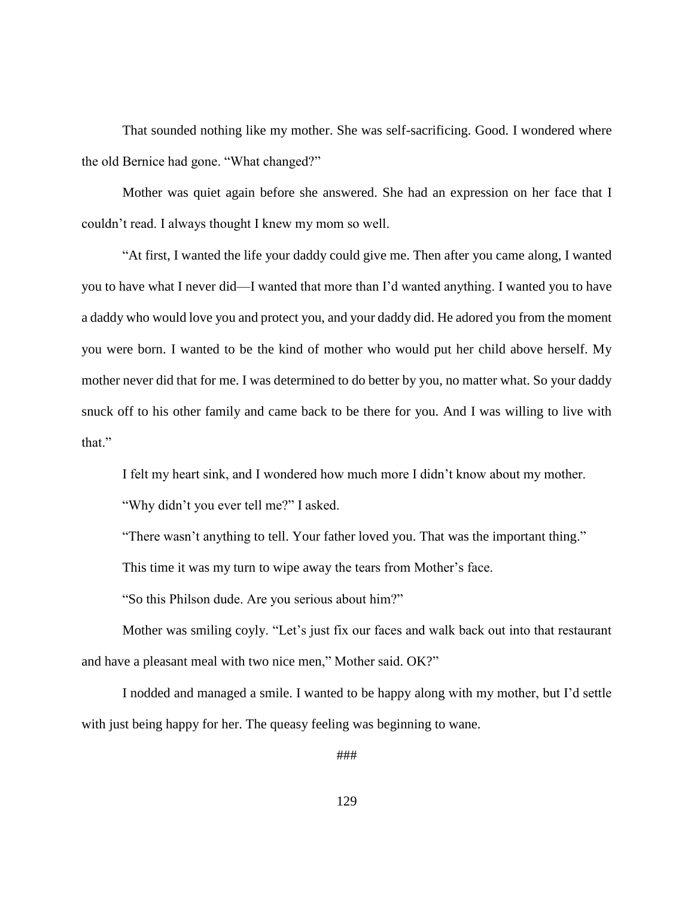That sounded nothing like my mother. She was self-sacrificing. Good. I wondered where the old Bernice had gone. "What changed?"

Mother was quiet again before she answered. She had an expression on her face that I couldn't read. I always thought I knew my mom so well.

"At first, I wanted the life your daddy could give me. Then after you came along, I wanted you to have what I never did—I wanted that more than I'd wanted anything. I wanted you to have a daddy who would love you and protect you, and your daddy did. He adored you from the moment you were born. I wanted to be the kind of mother who would put her child above herself. My mother never did that for me. I was determined to do better by you, no matter what. So your daddy snuck off to his other family and came back to be there for you. And I was willing to live with that."

I felt my heart sink, and I wondered how much more I didn't know about my mother.

"Why didn't you ever tell me?" I asked.

"There wasn't anything to tell. Your father loved you. That was the important thing."

This time it was my turn to wipe away the tears from Mother's face.

"So this Philson dude. Are you serious about him?"

Mother was smiling coyly. "Let's just fix our faces and walk back out into that restaurant and have a pleasant meal with two nice men," Mother said. OK?"

I nodded and managed a smile. I wanted to be happy along with my mother, but I'd settle with just being happy for her. The queasy feeling was beginning to wane.

###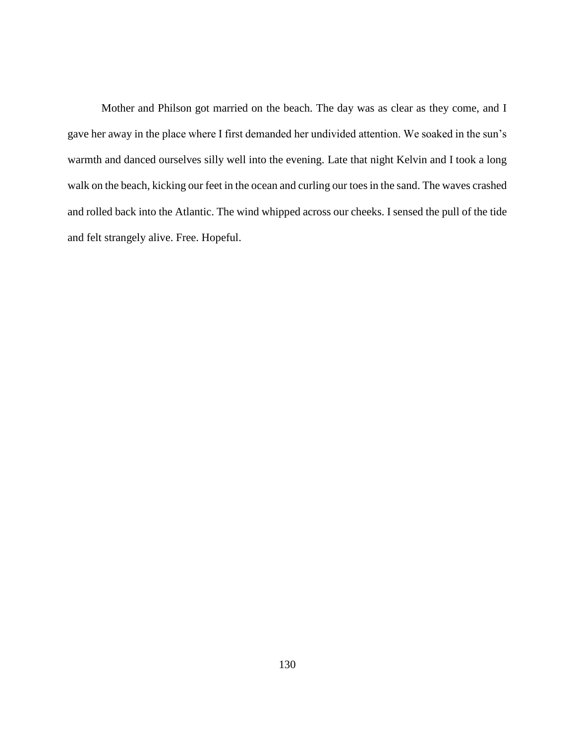Mother and Philson got married on the beach. The day was as clear as they come, and I gave her away in the place where I first demanded her undivided attention. We soaked in the sun's warmth and danced ourselves silly well into the evening. Late that night Kelvin and I took a long walk on the beach, kicking our feet in the ocean and curling our toes in the sand. The waves crashed and rolled back into the Atlantic. The wind whipped across our cheeks. I sensed the pull of the tide and felt strangely alive. Free. Hopeful.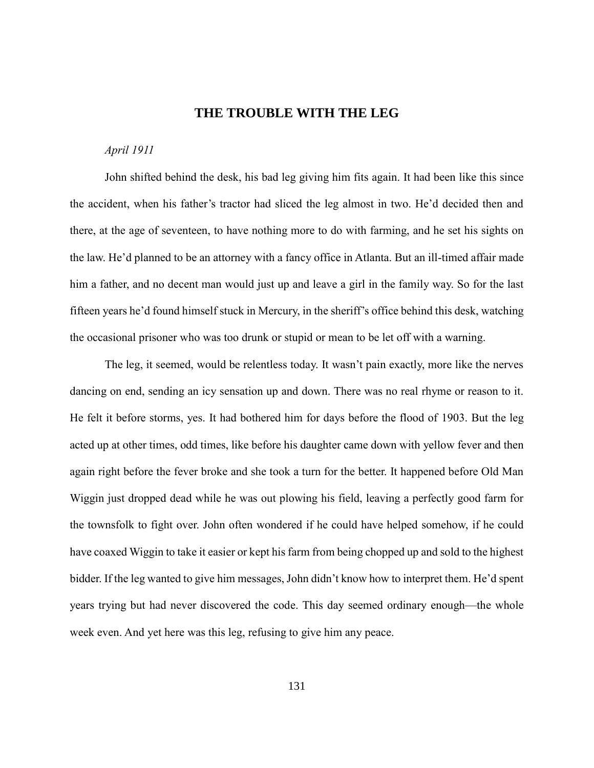# THE TROUBLE WITH THE LEG

*April 1911*

John shifted behind the desk, his bad leg giving him fits again. It had been like this since the accident, when his father's tractor had sliced the leg almost in two. He'd decided then and there, at the age of seventeen, to have nothing more to do with farming, and he set his sights on the law. He'd planned to be an attorney with a fancy office in Atlanta. But an ill-timed affair made him a father, and no decent man would just up and leave a girl in the family way. So for the last fifteen years he'd found himself stuck in Mercury, in the sheriff's office behind this desk, watching the occasional prisoner who was too drunk or stupid or mean to be let off with a warning.

The leg, it seemed, would be relentless today. It wasn't pain exactly, more like the nerves dancing on end, sending an icy sensation up and down. There was no real rhyme or reason to it. He felt it before storms, yes. It had bothered him for days before the flood of 1903. But the leg acted up at other times, odd times, like before his daughter came down with yellow fever and then again right before the fever broke and she took a turn for the better. It happened before Old Man Wiggin just dropped dead while he was out plowing his field, leaving a perfectly good farm for the townsfolk to fight over. John often wondered if he could have helped somehow, if he could have coaxed Wiggin to take it easier or kept his farm from being chopped up and sold to the highest bidder. If the leg wanted to give him messages, John didn't know how to interpret them. He'd spent years trying but had never discovered the code. This day seemed ordinary enough—the whole week even. And yet here was this leg, refusing to give him any peace.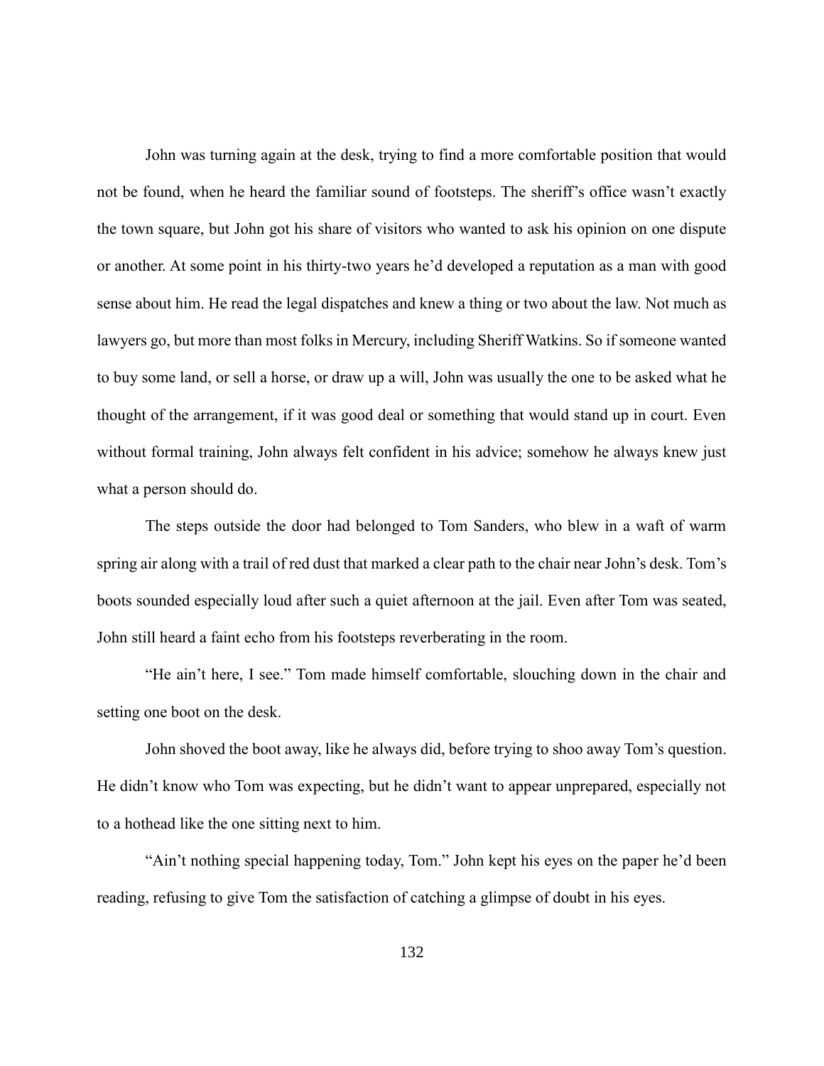John was turning again at the desk, trying to find a more comfortable position that would not be found, when he heard the familiar sound of footsteps. The sheriff's office wasn't exactly the town square, but John got his share of visitors who wanted to ask his opinion on one dispute or another. At some point in his thirty-two years he'd developed a reputation as a man with good sense about him. He read the legal dispatches and knew a thing or two about the law. Not much as lawyers go, but more than most folks in Mercury, including Sheriff Watkins. So if someone wanted to buy some land, or sell a horse, or draw up a will, John was usually the one to be asked what he thought of the arrangement, if it was good deal or something that would stand up in court. Even without formal training, John always felt confident in his advice; somehow he always knew just what a person should do.

The steps outside the door had belonged to Tom Sanders, who blew in a waft of warm spring air along with a trail of red dust that marked a clear path to the chair near John's desk. Tom's boots sounded especially loud after such a quiet afternoon at the jail. Even after Tom was seated, John still heard a faint echo from his footsteps reverberating in the room.

"He ain't here, I see." Tom made himself comfortable, slouching down in the chair and setting one boot on the desk.

John shoved the boot away, like he always did, before trying to shoo away Tom's question. He didn't know who Tom was expecting, but he didn't want to appear unprepared, especially not to a hothead like the one sitting next to him.

"Ain't nothing special happening today, Tom." John kept his eyes on the paper he'd been reading, refusing to give Tom the satisfaction of catching a glimpse of doubt in his eyes.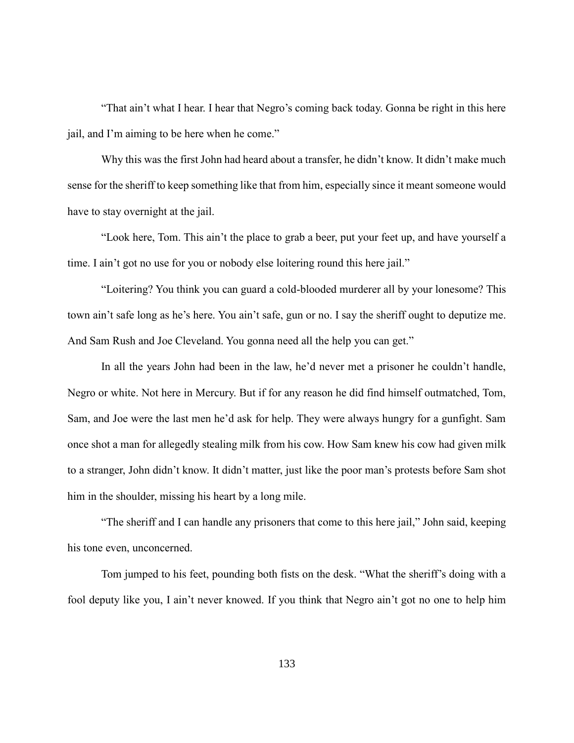"That ain't what I hear. I hear that Negro's coming back today. Gonna be right in this here jail, and I'm aiming to be here when he come."

Why this was the first John had heard about a transfer, he didn't know. It didn't make much sense for the sheriff to keep something like that from him, especially since it meant someone would have to stay overnight at the jail.

"Look here, Tom. This ain't the place to grab a beer, put your feet up, and have yourself a time. I ain't got no use for you or nobody else loitering round this here jail."

"Loitering? You think you can guard a cold-blooded murderer all by your lonesome? This town ain't safe long as he's here. You ain't safe, gun or no. I say the sheriff ought to deputize me. And Sam Rush and Joe Cleveland. You gonna need all the help you can get."

In all the years John had been in the law, he'd never met a prisoner he couldn't handle, Negro or white. Not here in Mercury. But if for any reason he did find himself outmatched, Tom, Sam, and Joe were the last men he'd ask for help. They were always hungry for a gunfight. Sam once shot a man for allegedly stealing milk from his cow. How Sam knew his cow had given milk to a stranger, John didn't know. It didn't matter, just like the poor man's protests before Sam shot him in the shoulder, missing his heart by a long mile.

"The sheriff and I can handle any prisoners that come to this here jail," John said, keeping his tone even, unconcerned.

Tom jumped to his feet, pounding both fists on the desk. "What the sheriff's doing with a fool deputy like you, I ain't never knowed. If you think that Negro ain't got no one to help him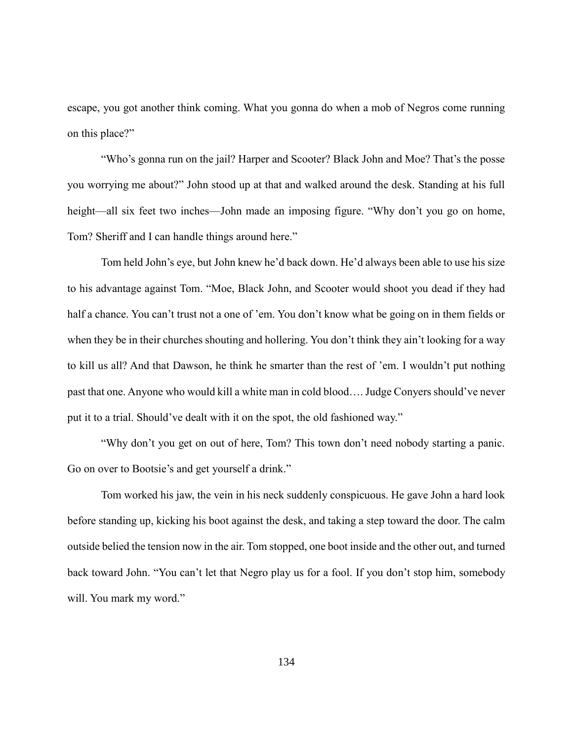escape, you got another think coming. What you gonna do when a mob of Negros come running on this place?"

"Who's gonna run on the jail? Harper and Scooter? Black John and Moe? That's the posse you worrying me about?" John stood up at that and walked around the desk. Standing at his full height—all six feet two inches—John made an imposing figure. "Why don't you go on home, Tom? Sheriff and I can handle things around here."

Tom held John's eye, but John knew he'd back down. He'd always been able to use his size to his advantage against Tom. "Moe, Black John, and Scooter would shoot you dead if they had half a chance. You can't trust not a one of 'em. You don't know what be going on in them fields or when they be in their churches shouting and hollering. You don't think they ain't looking for a way to kill us all? And that Dawson, he think he smarter than the rest of 'em. I wouldn't put nothing past that one. Anyone who would kill a white man in cold blood…. Judge Conyers should've never put it to a trial. Should've dealt with it on the spot, the old fashioned way."

"Why don't you get on out of here, Tom? This town don't need nobody starting a panic. Go on over to Bootsie's and get yourself a drink."

Tom worked his jaw, the vein in his neck suddenly conspicuous. He gave John a hard look before standing up, kicking his boot against the desk, and taking a step toward the door. The calm outside belied the tension now in the air. Tom stopped, one boot inside and the other out, and turned back toward John. "You can't let that Negro play us for a fool. If you don't stop him, somebody will. You mark my word."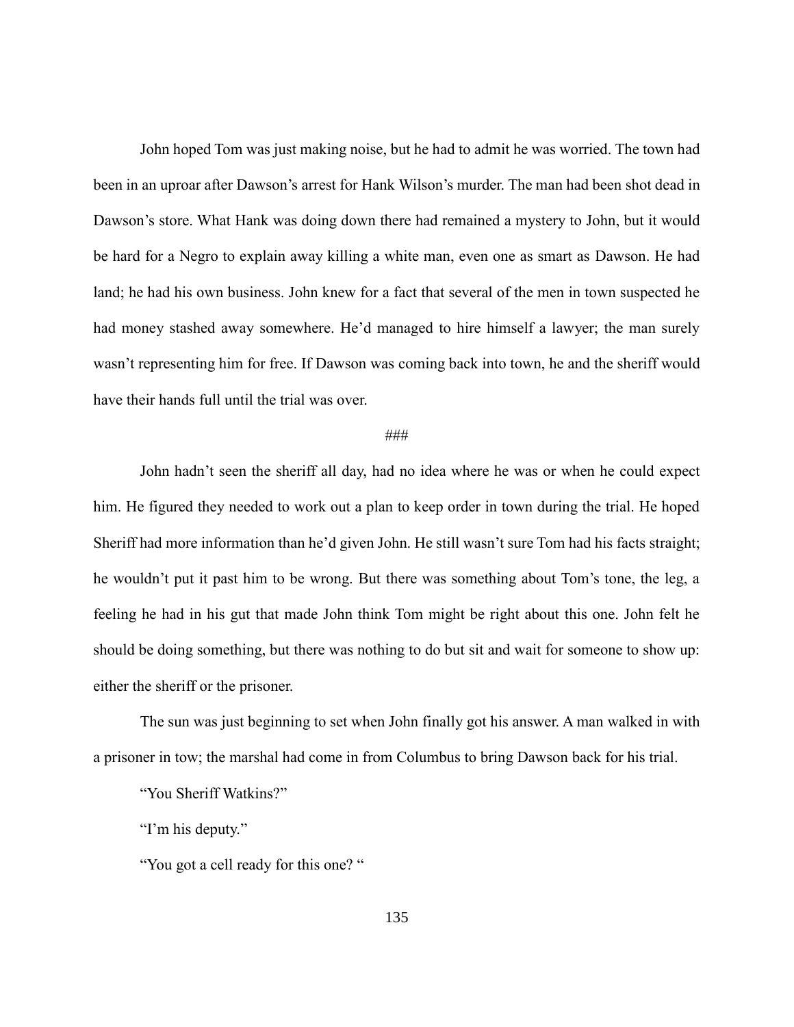John hoped Tom was just making noise, but he had to admit he was worried. The town had been in an uproar after Dawson's arrest for Hank Wilson's murder. The man had been shot dead in Dawson's store. What Hank was doing down there had remained a mystery to John, but it would be hard for a Negro to explain away killing a white man, even one as smart as Dawson. He had land; he had his own business. John knew for a fact that several of the men in town suspected he had money stashed away somewhere. He'd managed to hire himself a lawyer; the man surely wasn't representing him for free. If Dawson was coming back into town, he and the sheriff would have their hands full until the trial was over.

###

John hadn't seen the sheriff all day, had no idea where he was or when he could expect him. He figured they needed to work out a plan to keep order in town during the trial. He hoped Sheriff had more information than he'd given John. He still wasn't sure Tom had his facts straight; he wouldn't put it past him to be wrong. But there was something about Tom's tone, the leg, a feeling he had in his gut that made John think Tom might be right about this one. John felt he should be doing something, but there was nothing to do but sit and wait for someone to show up: either the sheriff or the prisoner.

The sun was just beginning to set when John finally got his answer. A man walked in with a prisoner in tow; the marshal had come in from Columbus to bring Dawson back for his trial.

"You Sheriff Watkins?"

"I'm his deputy."

"You got a cell ready for this one? "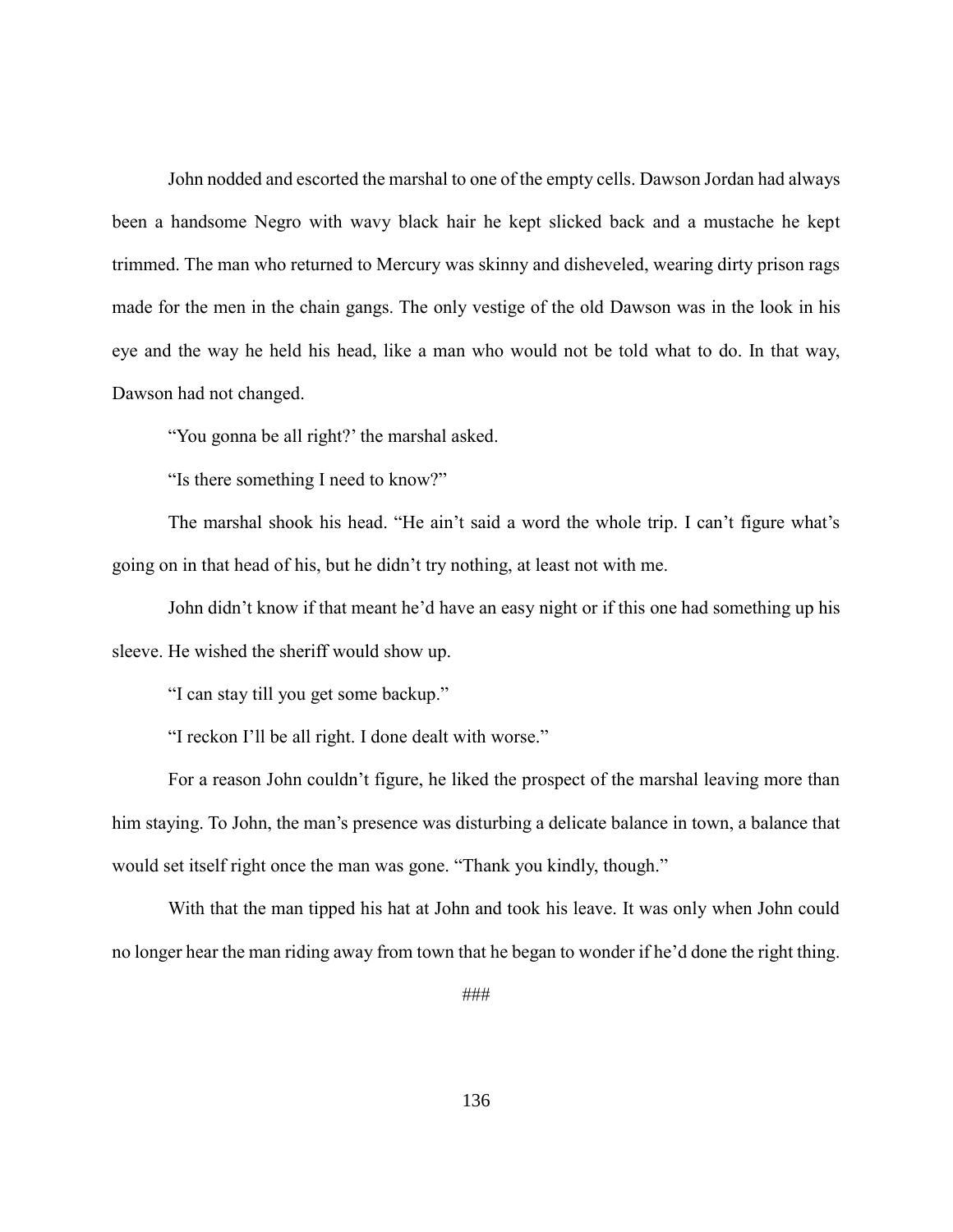John nodded and escorted the marshal to one of the empty cells. Dawson Jordan had always been a handsome Negro with wavy black hair he kept slicked back and a mustache he kept trimmed. The man who returned to Mercury was skinny and disheveled, wearing dirty prison rags made for the men in the chain gangs. The only vestige of the old Dawson was in the look in his eye and the way he held his head, like a man who would not be told what to do. In that way, Dawson had not changed.

"You gonna be all right?' the marshal asked.

"Is there something I need to know?"

The marshal shook his head. "He ain't said a word the whole trip. I can't figure what's going on in that head of his, but he didn't try nothing, at least not with me.

John didn't know if that meant he'd have an easy night or if this one had something up his sleeve. He wished the sheriff would show up.

"I can stay till you get some backup."

"I reckon I'll be all right. I done dealt with worse."

For a reason John couldn't figure, he liked the prospect of the marshal leaving more than him staying. To John, the man's presence was disturbing a delicate balance in town, a balance that would set itself right once the man was gone. "Thank you kindly, though."

With that the man tipped his hat at John and took his leave. It was only when John could no longer hear the man riding away from town that he began to wonder if he'd done the right thing.

###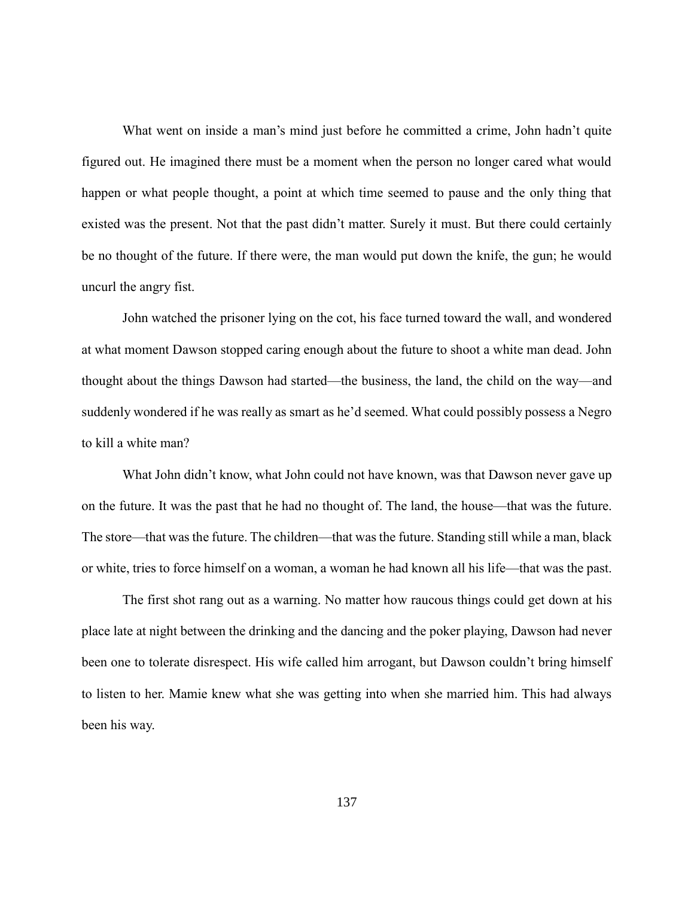What went on inside a man's mind just before he committed a crime, John hadn't quite figured out. He imagined there must be a moment when the person no longer cared what would happen or what people thought, a point at which time seemed to pause and the only thing that existed was the present. Not that the past didn't matter. Surely it must. But there could certainly be no thought of the future. If there were, the man would put down the knife, the gun; he would uncurl the angry fist.

John watched the prisoner lying on the cot, his face turned toward the wall, and wondered at what moment Dawson stopped caring enough about the future to shoot a white man dead. John thought about the things Dawson had started—the business, the land, the child on the way—and suddenly wondered if he was really as smart as he'd seemed. What could possibly possess a Negro to kill a white man?

What John didn't know, what John could not have known, was that Dawson never gave up on the future. It was the past that he had no thought of. The land, the house—that was the future. The store—that was the future. The children—that was the future. Standing still while a man, black or white, tries to force himself on a woman, a woman he had known all his life—that was the past.

The first shot rang out as a warning. No matter how raucous things could get down at his place late at night between the drinking and the dancing and the poker playing, Dawson had never been one to tolerate disrespect. His wife called him arrogant, but Dawson couldn't bring himself to listen to her. Mamie knew what she was getting into when she married him. This had always been his way.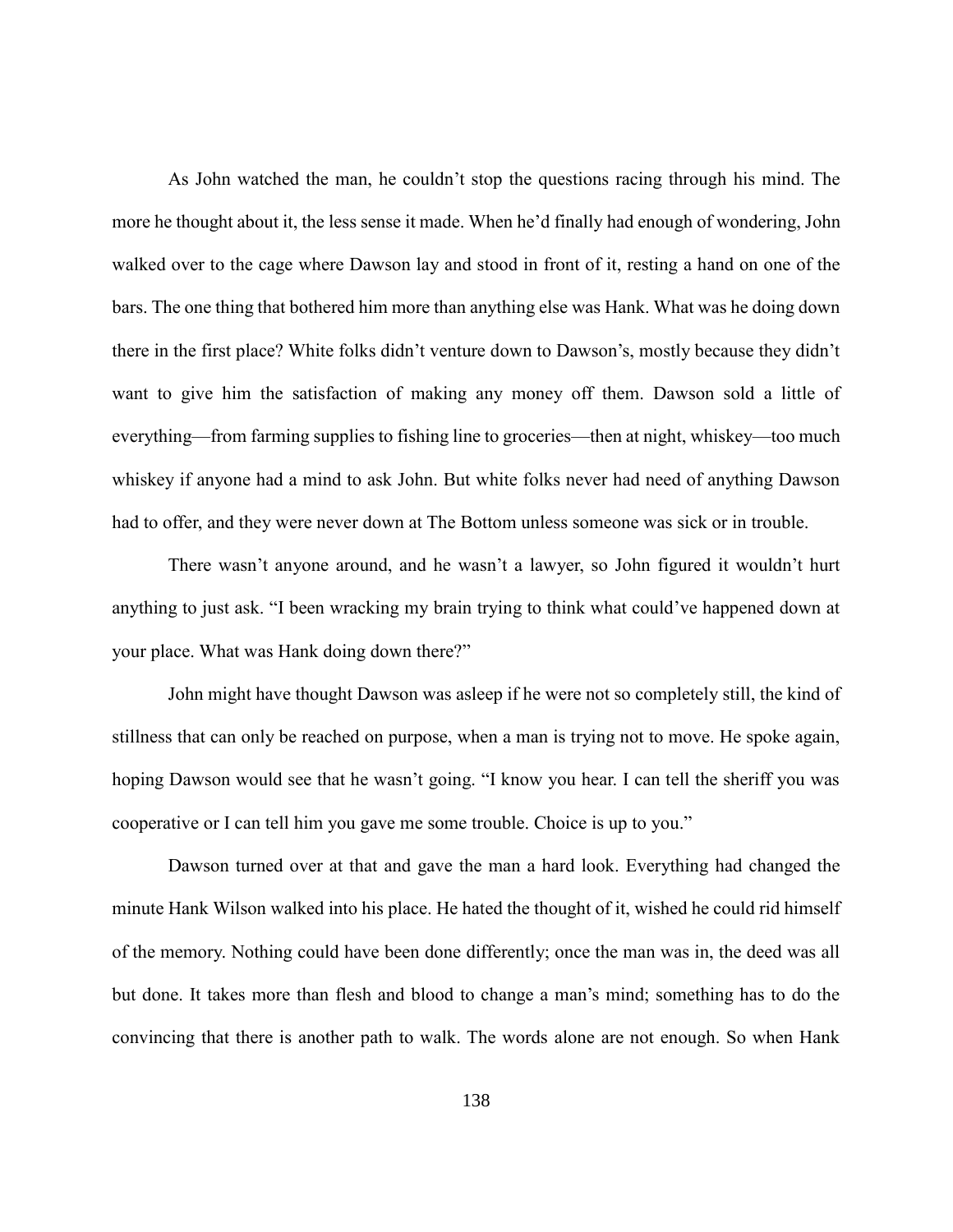As John watched the man, he couldn't stop the questions racing through his mind. The more he thought about it, the less sense it made. When he'd finally had enough of wondering, John walked over to the cage where Dawson lay and stood in front of it, resting a hand on one of the bars. The one thing that bothered him more than anything else was Hank. What was he doing down there in the first place? White folks didn't venture down to Dawson's, mostly because they didn't want to give him the satisfaction of making any money off them. Dawson sold a little of everything—from farming supplies to fishing line to groceries—then at night, whiskey—too much whiskey if anyone had a mind to ask John. But white folks never had need of anything Dawson had to offer, and they were never down at The Bottom unless someone was sick or in trouble.

There wasn't anyone around, and he wasn't a lawyer, so John figured it wouldn't hurt anything to just ask. "I been wracking my brain trying to think what could've happened down at your place. What was Hank doing down there?"

John might have thought Dawson was asleep if he were not so completely still, the kind of stillness that can only be reached on purpose, when a man is trying not to move. He spoke again, hoping Dawson would see that he wasn't going. "I know you hear. I can tell the sheriff you was cooperative or I can tell him you gave me some trouble. Choice is up to you."

Dawson turned over at that and gave the man a hard look. Everything had changed the minute Hank Wilson walked into his place. He hated the thought of it, wished he could rid himself of the memory. Nothing could have been done differently; once the man was in, the deed was all but done. It takes more than flesh and blood to change a man's mind; something has to do the convincing that there is another path to walk. The words alone are not enough. So when Hank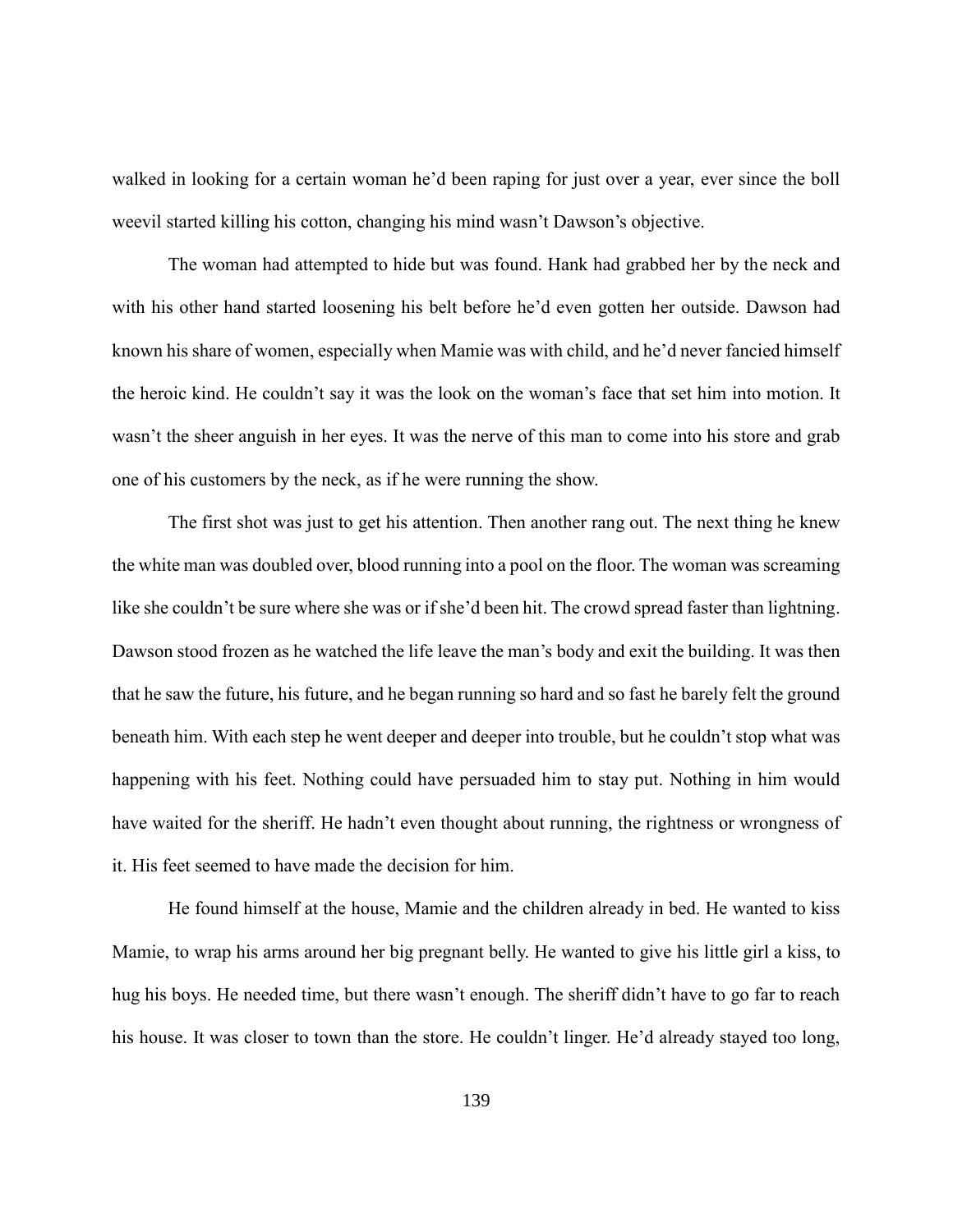walked in looking for a certain woman he'd been raping for just over a year, ever since the boll weevil started killing his cotton, changing his mind wasn't Dawson's objective.

The woman had attempted to hide but was found. Hank had grabbed her by the neck and with his other hand started loosening his belt before he'd even gotten her outside. Dawson had known his share of women, especially when Mamie was with child, and he'd never fancied himself the heroic kind. He couldn't say it was the look on the woman's face that set him into motion. It wasn't the sheer anguish in her eyes. It was the nerve of this man to come into his store and grab one of his customers by the neck, as if he were running the show.

The first shot was just to get his attention. Then another rang out. The next thing he knew the white man was doubled over, blood running into a pool on the floor. The woman was screaming like she couldn't be sure where she was or if she'd been hit. The crowd spread faster than lightning. Dawson stood frozen as he watched the life leave the man's body and exit the building. It was then that he saw the future, his future, and he began running so hard and so fast he barely felt the ground beneath him. With each step he went deeper and deeper into trouble, but he couldn't stop what was happening with his feet. Nothing could have persuaded him to stay put. Nothing in him would have waited for the sheriff. He hadn't even thought about running, the rightness or wrongness of it. His feet seemed to have made the decision for him.

He found himself at the house, Mamie and the children already in bed. He wanted to kiss Mamie, to wrap his arms around her big pregnant belly. He wanted to give his little girl a kiss, to hug his boys. He needed time, but there wasn't enough. The sheriff didn't have to go far to reach his house. It was closer to town than the store. He couldn't linger. He'd already stayed too long,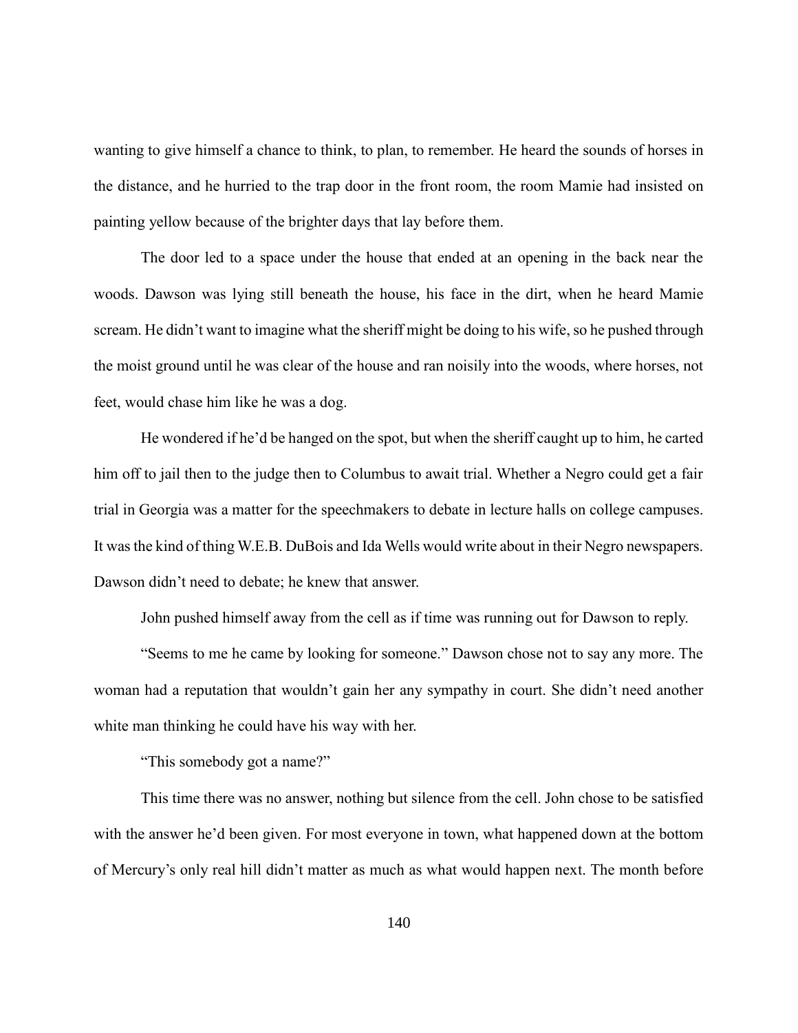wanting to give himself a chance to think, to plan, to remember. He heard the sounds of horses in the distance, and he hurried to the trap door in the front room, the room Mamie had insisted on painting yellow because of the brighter days that lay before them.

The door led to a space under the house that ended at an opening in the back near the woods. Dawson was lying still beneath the house, his face in the dirt, when he heard Mamie scream. He didn't want to imagine what the sheriff might be doing to his wife, so he pushed through the moist ground until he was clear of the house and ran noisily into the woods, where horses, not feet, would chase him like he was a dog.

He wondered if he'd be hanged on the spot, but when the sheriff caught up to him, he carted him off to jail then to the judge then to Columbus to await trial. Whether a Negro could get a fair trial in Georgia was a matter for the speechmakers to debate in lecture halls on college campuses. It was the kind of thing W.E.B. DuBois and Ida Wells would write about in their Negro newspapers. Dawson didn't need to debate; he knew that answer.

John pushed himself away from the cell as if time was running out for Dawson to reply.

"Seems to me he came by looking for someone." Dawson chose not to say any more. The woman had a reputation that wouldn't gain her any sympathy in court. She didn't need another white man thinking he could have his way with her.

"This somebody got a name?"

This time there was no answer, nothing but silence from the cell. John chose to be satisfied with the answer he'd been given. For most everyone in town, what happened down at the bottom of Mercury's only real hill didn't matter as much as what would happen next. The month before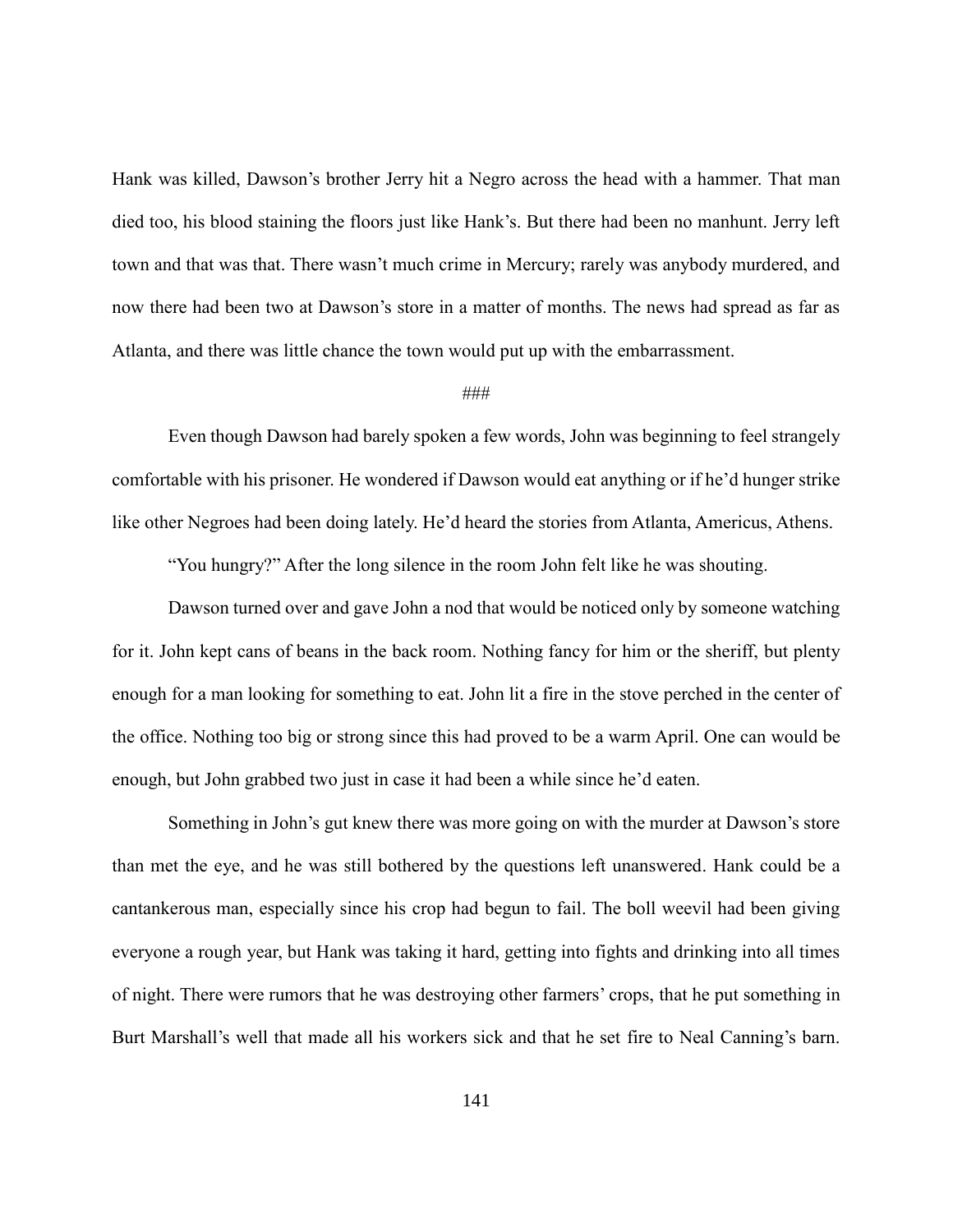Hank was killed, Dawson's brother Jerry hit a Negro across the head with a hammer. That man died too, his blood staining the floors just like Hank's. But there had been no manhunt. Jerry left town and that was that. There wasn't much crime in Mercury; rarely was anybody murdered, and now there had been two at Dawson's store in a matter of months. The news had spread as far as Atlanta, and there was little chance the town would put up with the embarrassment.

###

Even though Dawson had barely spoken a few words, John was beginning to feel strangely comfortable with his prisoner. He wondered if Dawson would eat anything or if he'd hunger strike like other Negroes had been doing lately. He'd heard the stories from Atlanta, Americus, Athens.

"You hungry?" After the long silence in the room John felt like he was shouting.

Dawson turned over and gave John a nod that would be noticed only by someone watching for it. John kept cans of beans in the back room. Nothing fancy for him or the sheriff, but plenty enough for a man looking for something to eat. John lit a fire in the stove perched in the center of the office. Nothing too big or strong since this had proved to be a warm April. One can would be enough, but John grabbed two just in case it had been a while since he'd eaten.

Something in John's gut knew there was more going on with the murder at Dawson's store than met the eye, and he was still bothered by the questions left unanswered. Hank could be a cantankerous man, especially since his crop had begun to fail. The boll weevil had been giving everyone a rough year, but Hank was taking it hard, getting into fights and drinking into all times of night. There were rumors that he was destroying other farmers' crops, that he put something in Burt Marshall's well that made all his workers sick and that he set fire to Neal Canning's barn.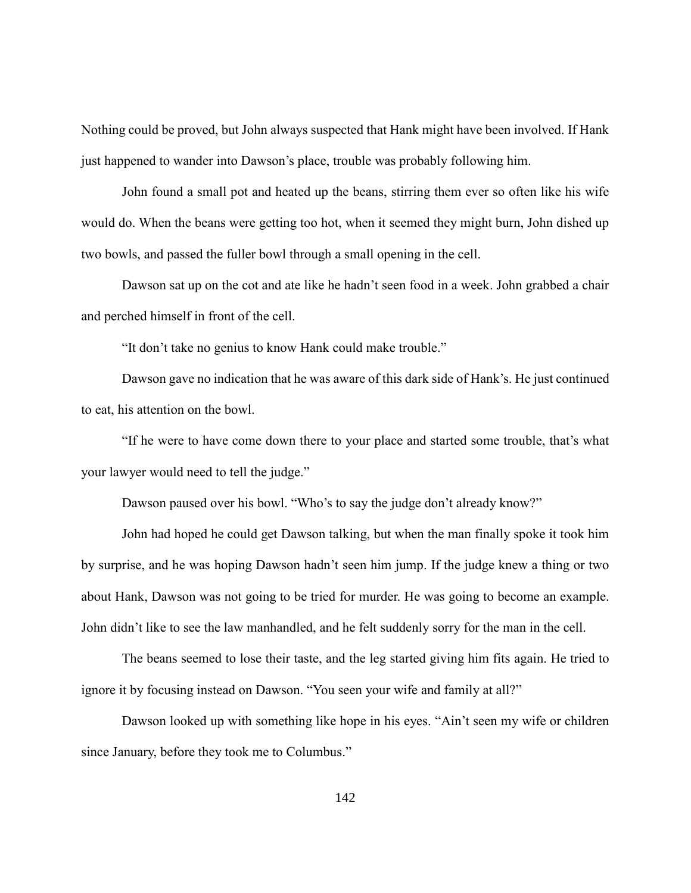Nothing could be proved, but John always suspected that Hank might have been involved. If Hank just happened to wander into Dawson's place, trouble was probably following him.

John found a small pot and heated up the beans, stirring them ever so often like his wife would do. When the beans were getting too hot, when it seemed they might burn, John dished up two bowls, and passed the fuller bowl through a small opening in the cell.

Dawson sat up on the cot and ate like he hadn't seen food in a week. John grabbed a chair and perched himself in front of the cell.

"It don't take no genius to know Hank could make trouble."

Dawson gave no indication that he was aware of this dark side of Hank's. He just continued to eat, his attention on the bowl.

"If he were to have come down there to your place and started some trouble, that's what your lawyer would need to tell the judge."

Dawson paused over his bowl. "Who's to say the judge don't already know?"

John had hoped he could get Dawson talking, but when the man finally spoke it took him by surprise, and he was hoping Dawson hadn't seen him jump. If the judge knew a thing or two about Hank, Dawson was not going to be tried for murder. He was going to become an example. John didn't like to see the law manhandled, and he felt suddenly sorry for the man in the cell.

The beans seemed to lose their taste, and the leg started giving him fits again. He tried to ignore it by focusing instead on Dawson. "You seen your wife and family at all?"

Dawson looked up with something like hope in his eyes. "Ain't seen my wife or children since January, before they took me to Columbus."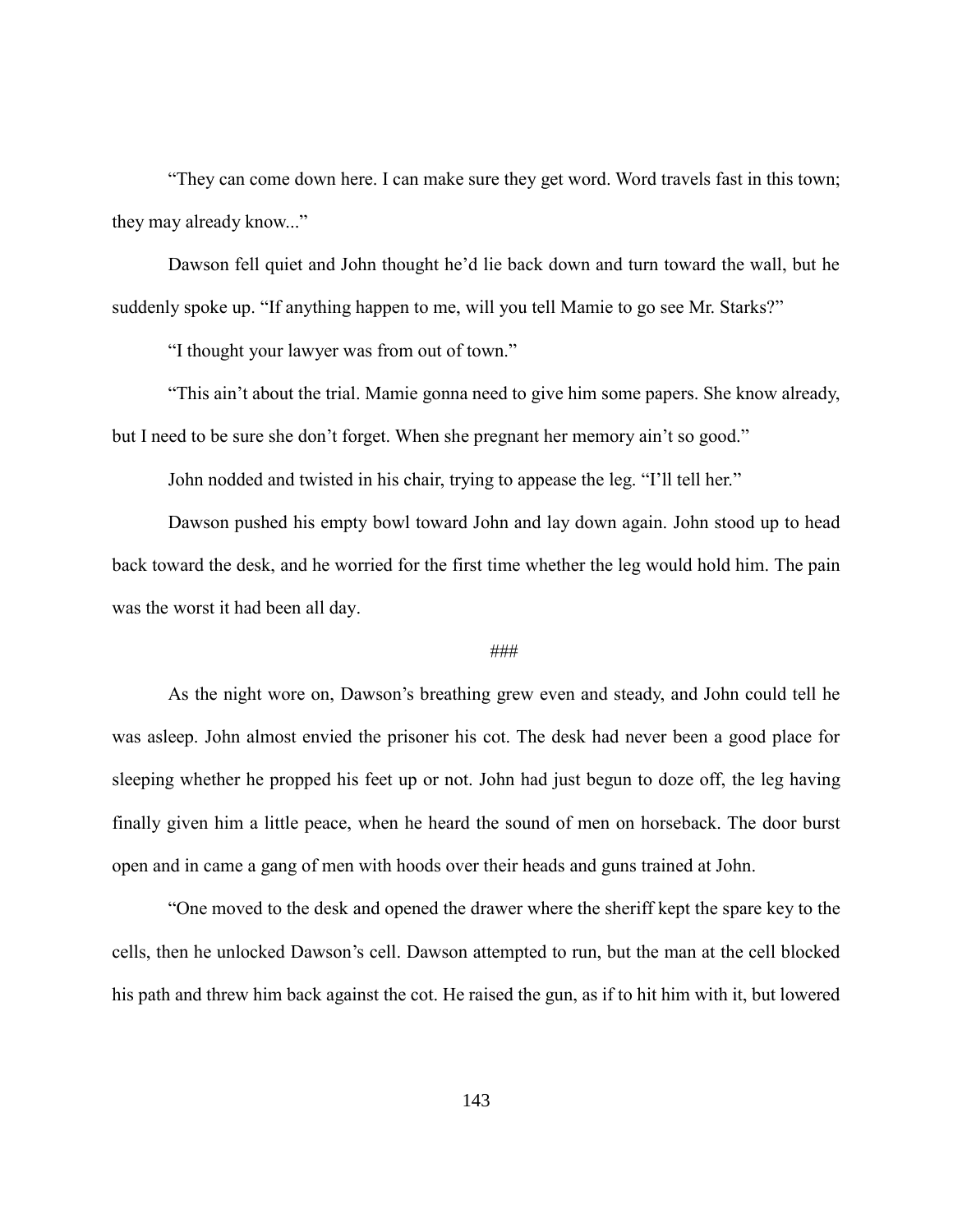"They can come down here. I can make sure they get word. Word travels fast in this town; they may already know..."

Dawson fell quiet and John thought he'd lie back down and turn toward the wall, but he suddenly spoke up. "If anything happen to me, will you tell Mamie to go see Mr. Starks?"

"I thought your lawyer was from out of town."

"This ain't about the trial. Mamie gonna need to give him some papers. She know already, but I need to be sure she don't forget. When she pregnant her memory ain't so good."

John nodded and twisted in his chair, trying to appease the leg. "I'll tell her."

Dawson pushed his empty bowl toward John and lay down again. John stood up to head back toward the desk, and he worried for the first time whether the leg would hold him. The pain was the worst it had been all day.

###

As the night wore on, Dawson's breathing grew even and steady, and John could tell he was asleep. John almost envied the prisoner his cot. The desk had never been a good place for sleeping whether he propped his feet up or not. John had just begun to doze off, the leg having finally given him a little peace, when he heard the sound of men on horseback. The door burst open and in came a gang of men with hoods over their heads and guns trained at John.

"One moved to the desk and opened the drawer where the sheriff kept the spare key to the cells, then he unlocked Dawson's cell. Dawson attempted to run, but the man at the cell blocked his path and threw him back against the cot. He raised the gun, as if to hit him with it, but lowered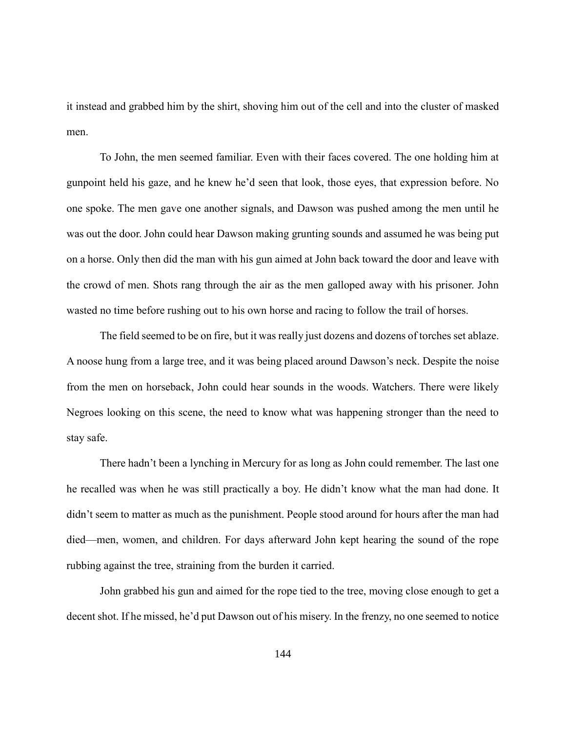it instead and grabbed him by the shirt, shoving him out of the cell and into the cluster of masked men.

To John, the men seemed familiar. Even with their faces covered. The one holding him at gunpoint held his gaze, and he knew he'd seen that look, those eyes, that expression before. No one spoke. The men gave one another signals, and Dawson was pushed among the men until he was out the door. John could hear Dawson making grunting sounds and assumed he was being put on a horse. Only then did the man with his gun aimed at John back toward the door and leave with the crowd of men. Shots rang through the air as the men galloped away with his prisoner. John wasted no time before rushing out to his own horse and racing to follow the trail of horses.

The field seemed to be on fire, but it was really just dozens and dozens of torches set ablaze. A noose hung from a large tree, and it was being placed around Dawson's neck. Despite the noise from the men on horseback, John could hear sounds in the woods. Watchers. There were likely Negroes looking on this scene, the need to know what was happening stronger than the need to stay safe.

There hadn't been a lynching in Mercury for as long as John could remember. The last one he recalled was when he was still practically a boy. He didn't know what the man had done. It didn't seem to matter as much as the punishment. People stood around for hours after the man had died—men, women, and children. For days afterward John kept hearing the sound of the rope rubbing against the tree, straining from the burden it carried.

John grabbed his gun and aimed for the rope tied to the tree, moving close enough to get a decent shot. If he missed, he'd put Dawson out of his misery. In the frenzy, no one seemed to notice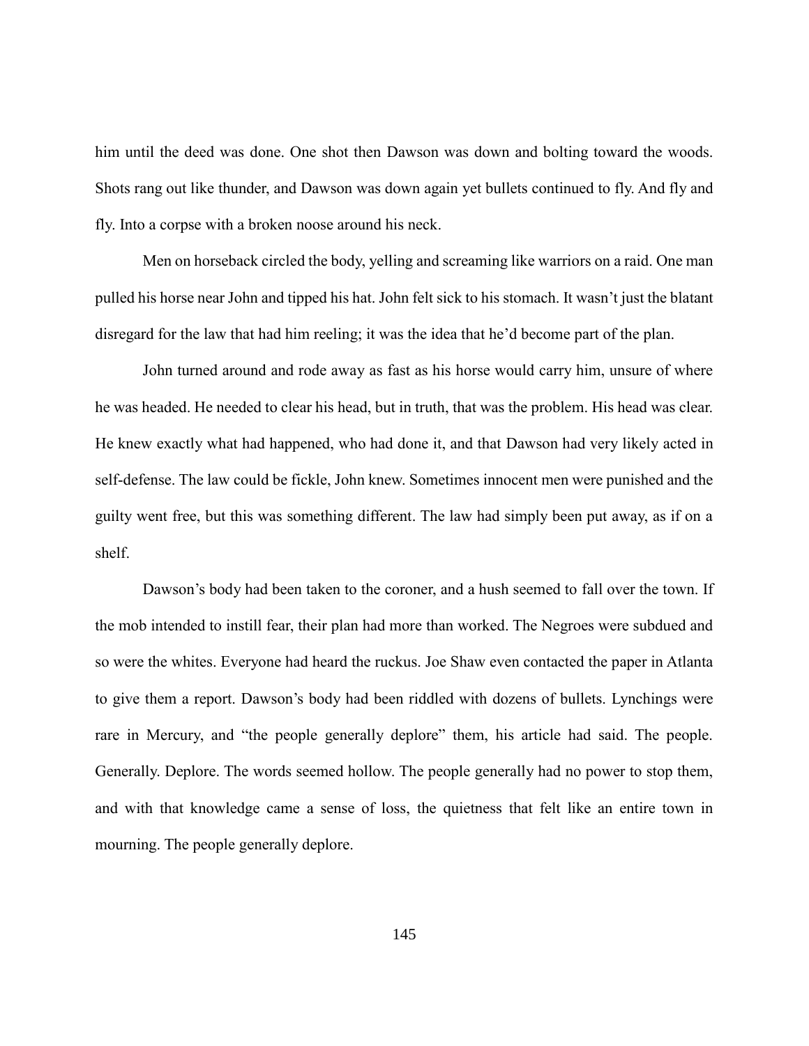him until the deed was done. One shot then Dawson was down and bolting toward the woods. Shots rang out like thunder, and Dawson was down again yet bullets continued to fly. And fly and fly. Into a corpse with a broken noose around his neck.

Men on horseback circled the body, yelling and screaming like warriors on a raid. One man pulled his horse near John and tipped his hat. John felt sick to his stomach. It wasn't just the blatant disregard for the law that had him reeling; it was the idea that he'd become part of the plan.

John turned around and rode away as fast as his horse would carry him, unsure of where he was headed. He needed to clear his head, but in truth, that was the problem. His head was clear. He knew exactly what had happened, who had done it, and that Dawson had very likely acted in self-defense. The law could be fickle, John knew. Sometimes innocent men were punished and the guilty went free, but this was something different. The law had simply been put away, as if on a shelf.

Dawson's body had been taken to the coroner, and a hush seemed to fall over the town. If the mob intended to instill fear, their plan had more than worked. The Negroes were subdued and so were the whites. Everyone had heard the ruckus. Joe Shaw even contacted the paper in Atlanta to give them a report. Dawson's body had been riddled with dozens of bullets. Lynchings were rare in Mercury, and "the people generally deplore" them, his article had said. The people. Generally. Deplore. The words seemed hollow. The people generally had no power to stop them, and with that knowledge came a sense of loss, the quietness that felt like an entire town in mourning. The people generally deplore.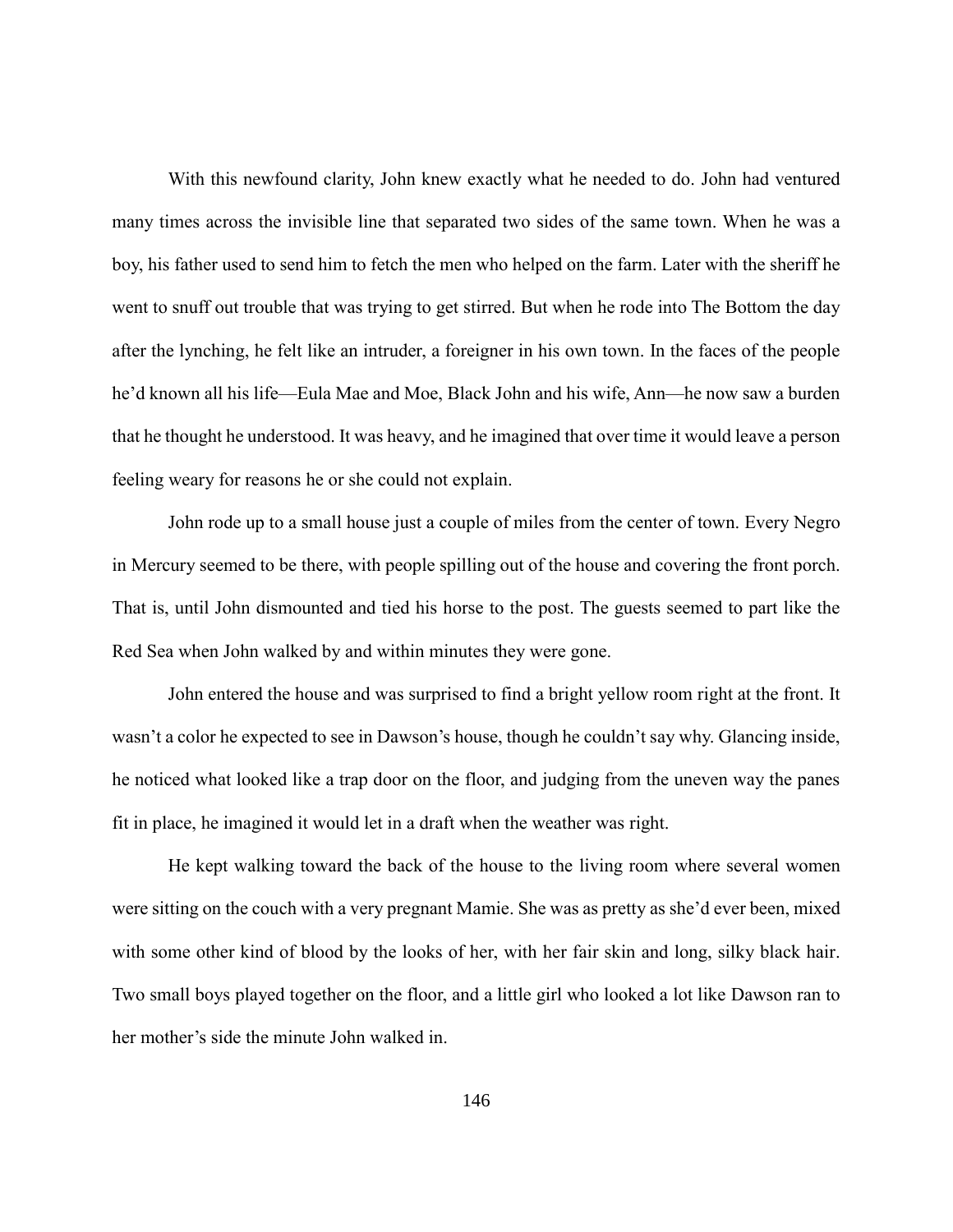With this newfound clarity, John knew exactly what he needed to do. John had ventured many times across the invisible line that separated two sides of the same town. When he was a boy, his father used to send him to fetch the men who helped on the farm. Later with the sheriff he went to snuff out trouble that was trying to get stirred. But when he rode into The Bottom the day after the lynching, he felt like an intruder, a foreigner in his own town. In the faces of the people he'd known all his life—Eula Mae and Moe, Black John and his wife, Ann—he now saw a burden that he thought he understood. It was heavy, and he imagined that over time it would leave a person feeling weary for reasons he or she could not explain.

John rode up to a small house just a couple of miles from the center of town. Every Negro in Mercury seemed to be there, with people spilling out of the house and covering the front porch. That is, until John dismounted and tied his horse to the post. The guests seemed to part like the Red Sea when John walked by and within minutes they were gone.

John entered the house and was surprised to find a bright yellow room right at the front. It wasn't a color he expected to see in Dawson's house, though he couldn't say why. Glancing inside, he noticed what looked like a trap door on the floor, and judging from the uneven way the panes fit in place, he imagined it would let in a draft when the weather was right.

He kept walking toward the back of the house to the living room where several women were sitting on the couch with a very pregnant Mamie. She was as pretty as she'd ever been, mixed with some other kind of blood by the looks of her, with her fair skin and long, silky black hair. Two small boys played together on the floor, and a little girl who looked a lot like Dawson ran to her mother's side the minute John walked in.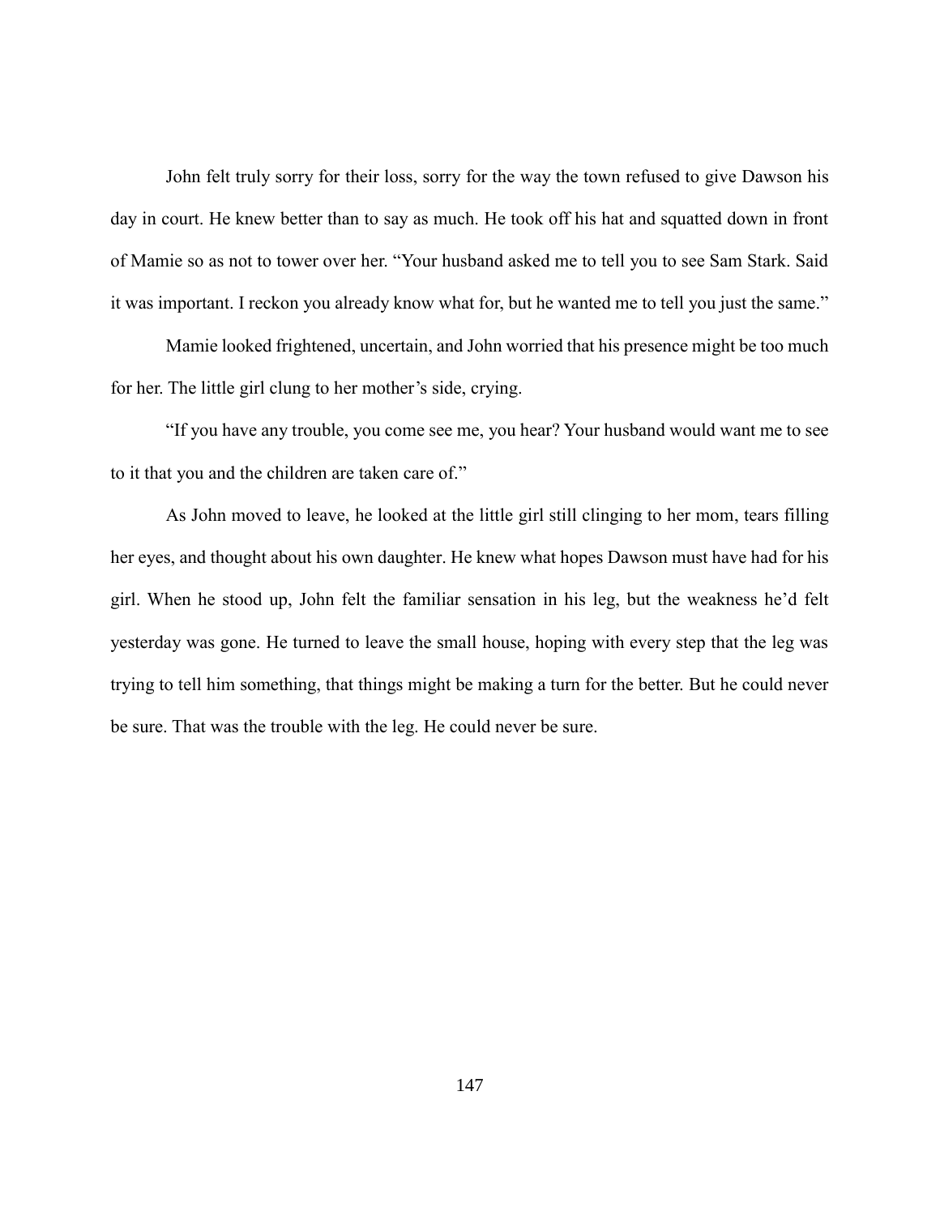John felt truly sorry for their loss, sorry for the way the town refused to give Dawson his day in court. He knew better than to say as much. He took off his hat and squatted down in front of Mamie so as not to tower over her. "Your husband asked me to tell you to see Sam Stark. Said it was important. I reckon you already know what for, but he wanted me to tell you just the same."

Mamie looked frightened, uncertain, and John worried that his presence might be too much for her. The little girl clung to her mother's side, crying.

"If you have any trouble, you come see me, you hear? Your husband would want me to see to it that you and the children are taken care of."

As John moved to leave, he looked at the little girl still clinging to her mom, tears filling her eyes, and thought about his own daughter. He knew what hopes Dawson must have had for his girl. When he stood up, John felt the familiar sensation in his leg, but the weakness he'd felt yesterday was gone. He turned to leave the small house, hoping with every step that the leg was trying to tell him something, that things might be making a turn for the better. But he could never be sure. That was the trouble with the leg. He could never be sure.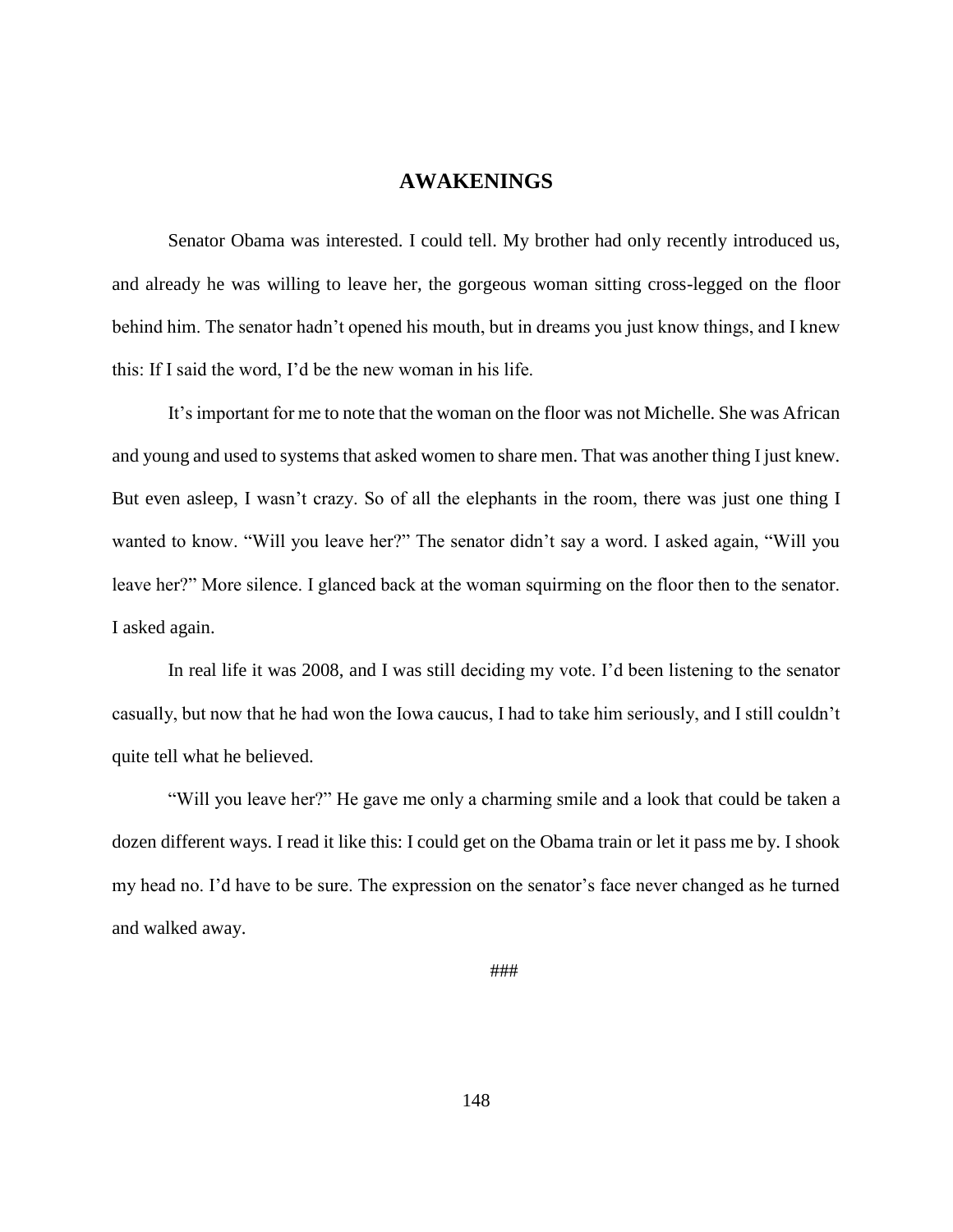## AWAKENINGS

Senator Obama was interested. I could tell. My brother had only recently introduced us, and already he was willing to leave her, the gorgeous woman sitting cross-legged on the floor behind him. The senator hadn't opened his mouth, but in dreams you just know things, and I knew this: If I said the word, I'd be the new woman in his life.

It's important for me to note that the woman on the floor was not Michelle. She was African and young and used to systems that asked women to share men. That was another thing I just knew. But even asleep, I wasn't crazy. So of all the elephants in the room, there was just one thing I wanted to know. "Will you leave her?" The senator didn't say a word. I asked again, "Will you leave her?" More silence. I glanced back at the woman squirming on the floor then to the senator. I asked again.

In real life it was 2008, and I was still deciding my vote. I'd been listening to the senator casually, but now that he had won the Iowa caucus, I had to take him seriously, and I still couldn't quite tell what he believed.

"Will you leave her?" He gave me only a charming smile and a look that could be taken a dozen different ways. I read it like this: I could get on the Obama train or let it pass me by. I shook my head no. I'd have to be sure. The expression on the senator's face never changed as he turned and walked away.

###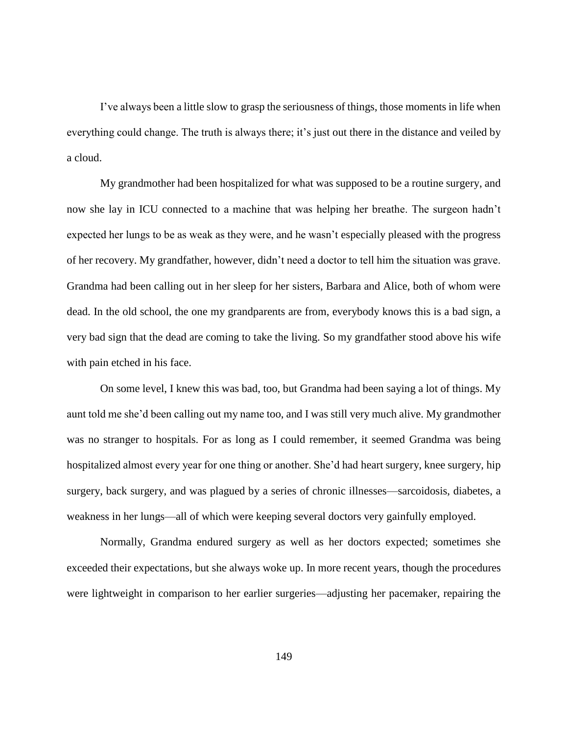I've always been a little slow to grasp the seriousness of things, those moments in life when everything could change. The truth is always there; it's just out there in the distance and veiled by a cloud.

My grandmother had been hospitalized for what was supposed to be a routine surgery, and now she lay in ICU connected to a machine that was helping her breathe. The surgeon hadn't expected her lungs to be as weak as they were, and he wasn't especially pleased with the progress of her recovery. My grandfather, however, didn't need a doctor to tell him the situation was grave. Grandma had been calling out in her sleep for her sisters, Barbara and Alice, both of whom were dead. In the old school, the one my grandparents are from, everybody knows this is a bad sign, a very bad sign that the dead are coming to take the living. So my grandfather stood above his wife with pain etched in his face.

On some level, I knew this was bad, too, but Grandma had been saying a lot of things. My aunt told me she'd been calling out my name too, and I was still very much alive. My grandmother was no stranger to hospitals. For as long as I could remember, it seemed Grandma was being hospitalized almost every year for one thing or another. She'd had heart surgery, knee surgery, hip surgery, back surgery, and was plagued by a series of chronic illnesses—sarcoidosis, diabetes, a weakness in her lungs—all of which were keeping several doctors very gainfully employed.

Normally, Grandma endured surgery as well as her doctors expected; sometimes she exceeded their expectations, but she always woke up. In more recent years, though the procedures were lightweight in comparison to her earlier surgeries—adjusting her pacemaker, repairing the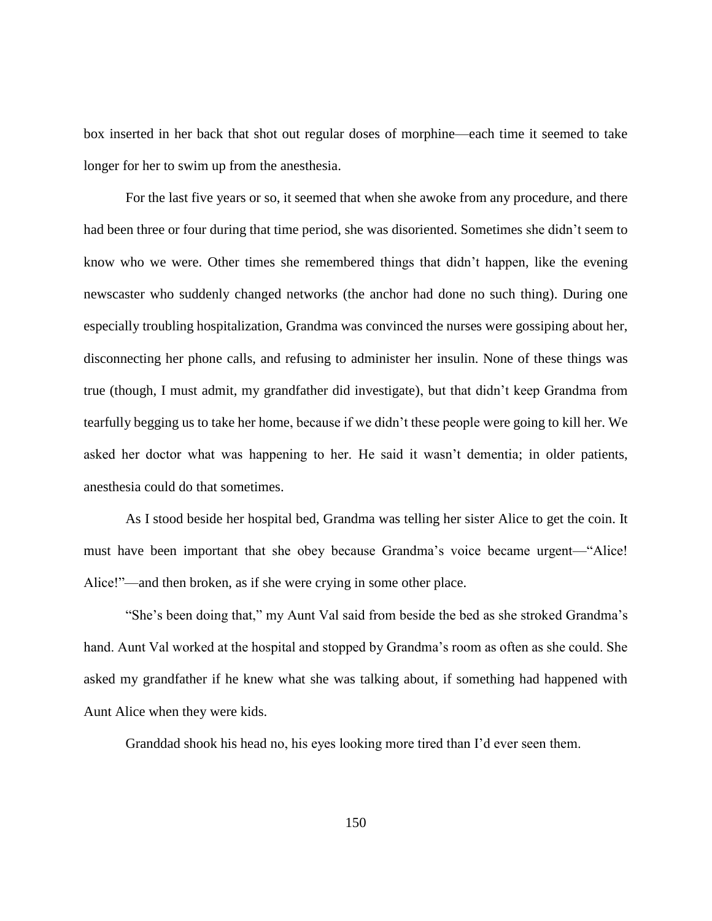box inserted in her back that shot out regular doses of morphine—each time it seemed to take longer for her to swim up from the anesthesia.

For the last five years or so, it seemed that when she awoke from any procedure, and there had been three or four during that time period, she was disoriented. Sometimes she didn't seem to know who we were. Other times she remembered things that didn't happen, like the evening newscaster who suddenly changed networks (the anchor had done no such thing). During one especially troubling hospitalization, Grandma was convinced the nurses were gossiping about her, disconnecting her phone calls, and refusing to administer her insulin. None of these things was true (though, I must admit, my grandfather did investigate), but that didn't keep Grandma from tearfully begging us to take her home, because if we didn't these people were going to kill her. We asked her doctor what was happening to her. He said it wasn't dementia; in older patients, anesthesia could do that sometimes.

As I stood beside her hospital bed, Grandma was telling her sister Alice to get the coin. It must have been important that she obey because Grandma's voice became urgent—"Alice! Alice!"—and then broken, as if she were crying in some other place.

"She's been doing that," my Aunt Val said from beside the bed as she stroked Grandma's hand. Aunt Val worked at the hospital and stopped by Grandma's room as often as she could. She asked my grandfather if he knew what she was talking about, if something had happened with Aunt Alice when they were kids.

Granddad shook his head no, his eyes looking more tired than I'd ever seen them.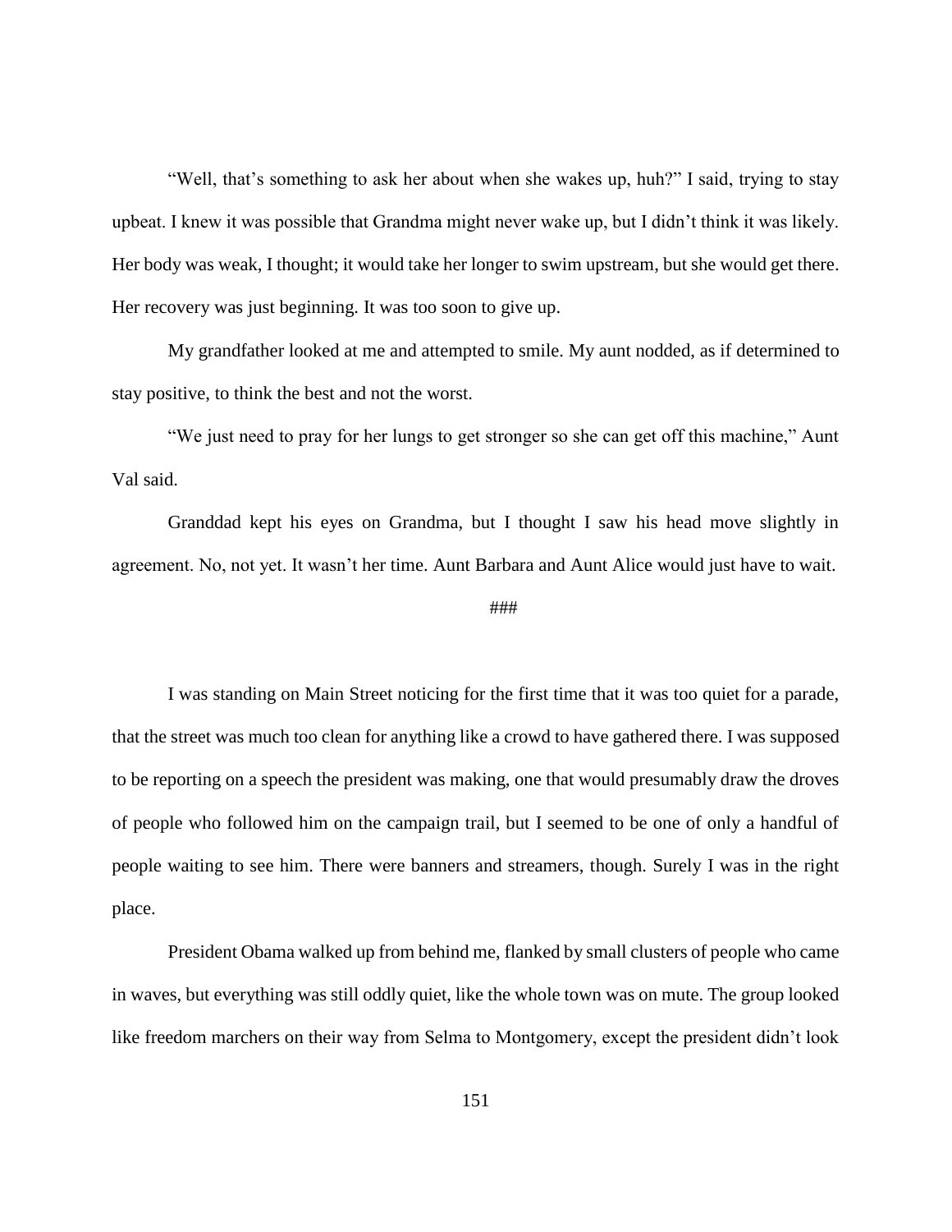"Well, that's something to ask her about when she wakes up, huh?" I said, trying to stay upbeat. I knew it was possible that Grandma might never wake up, but I didn't think it was likely. Her body was weak, I thought; it would take her longer to swim upstream, but she would get there. Her recovery was just beginning. It was too soon to give up.

My grandfather looked at me and attempted to smile. My aunt nodded, as if determined to stay positive, to think the best and not the worst.

"We just need to pray for her lungs to get stronger so she can get off this machine," Aunt Val said.

Granddad kept his eyes on Grandma, but I thought I saw his head move slightly in agreement. No, not yet. It wasn't her time. Aunt Barbara and Aunt Alice would just have to wait.

###

I was standing on Main Street noticing for the first time that it was too quiet for a parade, that the street was much too clean for anything like a crowd to have gathered there. I was supposed to be reporting on a speech the president was making, one that would presumably draw the droves of people who followed him on the campaign trail, but I seemed to be one of only a handful of people waiting to see him. There were banners and streamers, though. Surely I was in the right place.

President Obama walked up from behind me, flanked by small clusters of people who came in waves, but everything was still oddly quiet, like the whole town was on mute. The group looked like freedom marchers on their way from Selma to Montgomery, except the president didn't look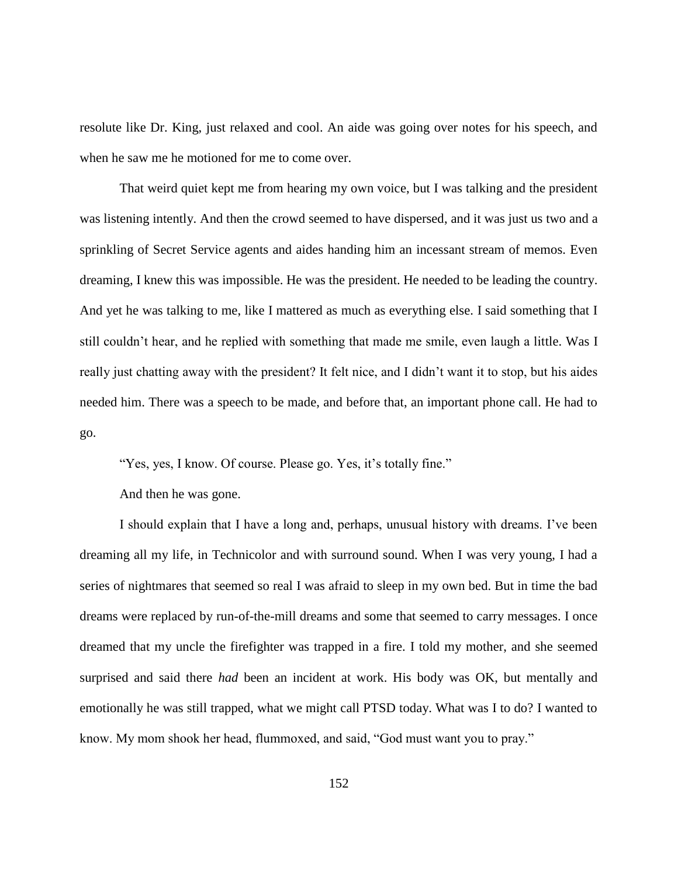resolute like Dr. King, just relaxed and cool. An aide was going over notes for his speech, and when he saw me he motioned for me to come over.

That weird quiet kept me from hearing my own voice, but I was talking and the president was listening intently. And then the crowd seemed to have dispersed, and it was just us two and a sprinkling of Secret Service agents and aides handing him an incessant stream of memos. Even dreaming, I knew this was impossible. He was the president. He needed to be leading the country. And yet he was talking to me, like I mattered as much as everything else. I said something that I still couldn't hear, and he replied with something that made me smile, even laugh a little. Was I really just chatting away with the president? It felt nice, and I didn't want it to stop, but his aides needed him. There was a speech to be made, and before that, an important phone call. He had to go.

"Yes, yes, I know. Of course. Please go. Yes, it's totally fine."

And then he was gone.

I should explain that I have a long and, perhaps, unusual history with dreams. I've been dreaming all my life, in Technicolor and with surround sound. When I was very young, I had a series of nightmares that seemed so real I was afraid to sleep in my own bed. But in time the bad dreams were replaced by run-of-the-mill dreams and some that seemed to carry messages. I once dreamed that my uncle the firefighter was trapped in a fire. I told my mother, and she seemed surprised and said there *had* been an incident at work. His body was OK, but mentally and emotionally he was still trapped, what we might call PTSD today. What was I to do? I wanted to know. My mom shook her head, flummoxed, and said, "God must want you to pray."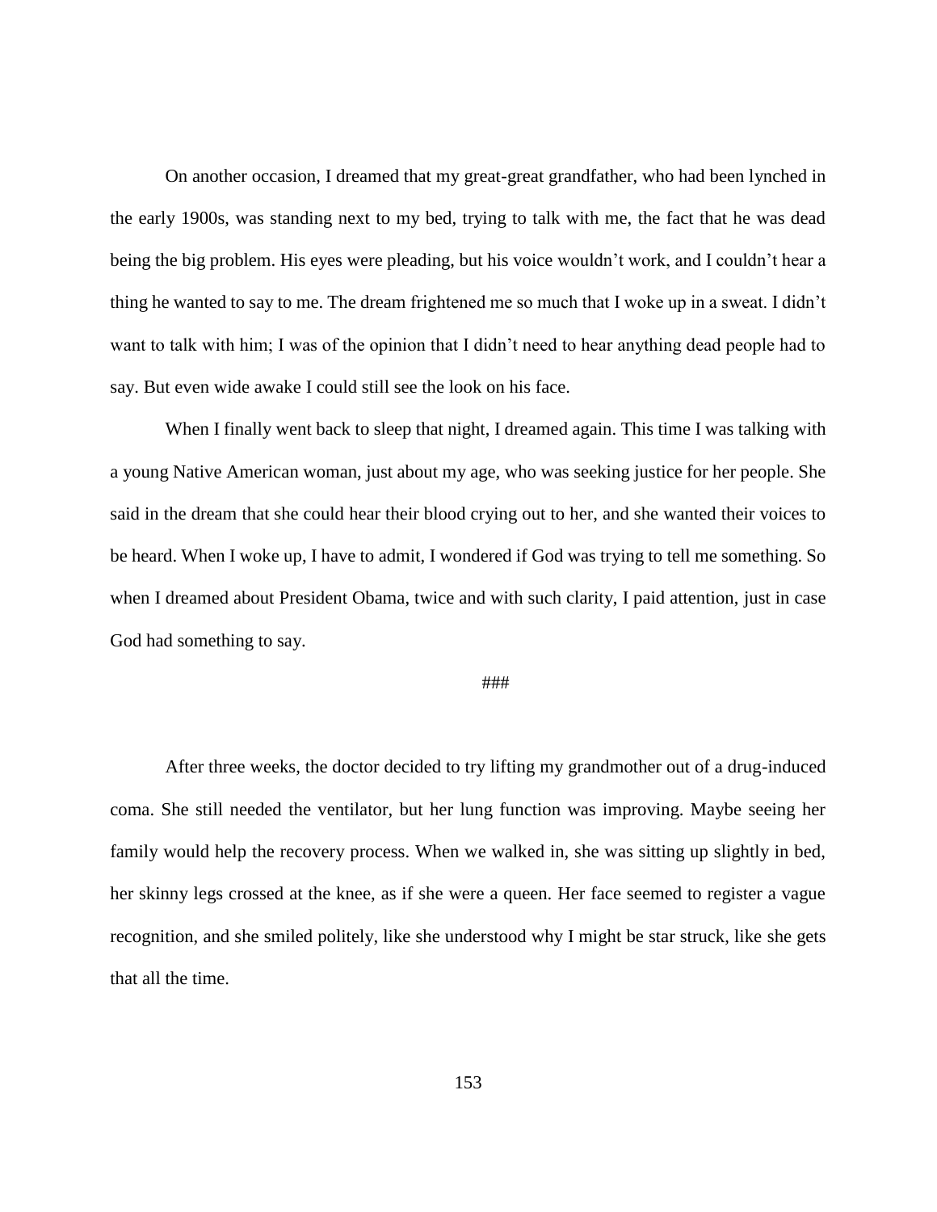On another occasion, I dreamed that my great-great grandfather, who had been lynched in the early 1900s, was standing next to my bed, trying to talk with me, the fact that he was dead being the big problem. His eyes were pleading, but his voice wouldn't work, and I couldn't hear a thing he wanted to say to me. The dream frightened me so much that I woke up in a sweat. I didn't want to talk with him; I was of the opinion that I didn't need to hear anything dead people had to say. But even wide awake I could still see the look on his face.

When I finally went back to sleep that night, I dreamed again. This time I was talking with a young Native American woman, just about my age, who was seeking justice for her people. She said in the dream that she could hear their blood crying out to her, and she wanted their voices to be heard. When I woke up, I have to admit, I wondered if God was trying to tell me something. So when I dreamed about President Obama, twice and with such clarity, I paid attention, just in case God had something to say.

###

After three weeks, the doctor decided to try lifting my grandmother out of a drug-induced coma. She still needed the ventilator, but her lung function was improving. Maybe seeing her family would help the recovery process. When we walked in, she was sitting up slightly in bed, her skinny legs crossed at the knee, as if she were a queen. Her face seemed to register a vague recognition, and she smiled politely, like she understood why I might be star struck, like she gets that all the time.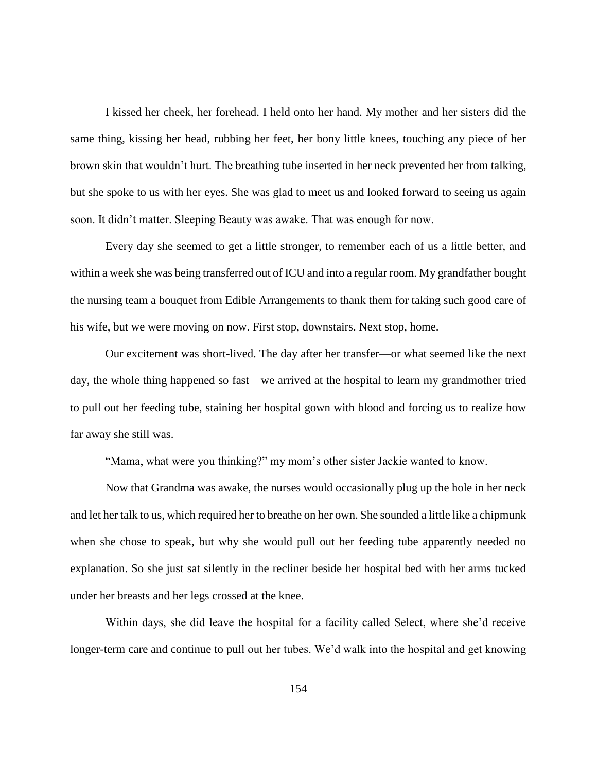I kissed her cheek, her forehead. I held onto her hand. My mother and her sisters did the same thing, kissing her head, rubbing her feet, her bony little knees, touching any piece of her brown skin that wouldn't hurt. The breathing tube inserted in her neck prevented her from talking, but she spoke to us with her eyes. She was glad to meet us and looked forward to seeing us again soon. It didn't matter. Sleeping Beauty was awake. That was enough for now.

Every day she seemed to get a little stronger, to remember each of us a little better, and within a week she was being transferred out of ICU and into a regular room. My grandfather bought the nursing team a bouquet from Edible Arrangements to thank them for taking such good care of his wife, but we were moving on now. First stop, downstairs. Next stop, home.

Our excitement was short-lived. The day after her transfer—or what seemed like the next day, the whole thing happened so fast—we arrived at the hospital to learn my grandmother tried to pull out her feeding tube, staining her hospital gown with blood and forcing us to realize how far away she still was.

"Mama, what were you thinking?" my mom's other sister Jackie wanted to know.

Now that Grandma was awake, the nurses would occasionally plug up the hole in her neck and let her talk to us, which required her to breathe on her own. She sounded a little like a chipmunk when she chose to speak, but why she would pull out her feeding tube apparently needed no explanation. So she just sat silently in the recliner beside her hospital bed with her arms tucked under her breasts and her legs crossed at the knee.

Within days, she did leave the hospital for a facility called Select, where she'd receive longer-term care and continue to pull out her tubes. We'd walk into the hospital and get knowing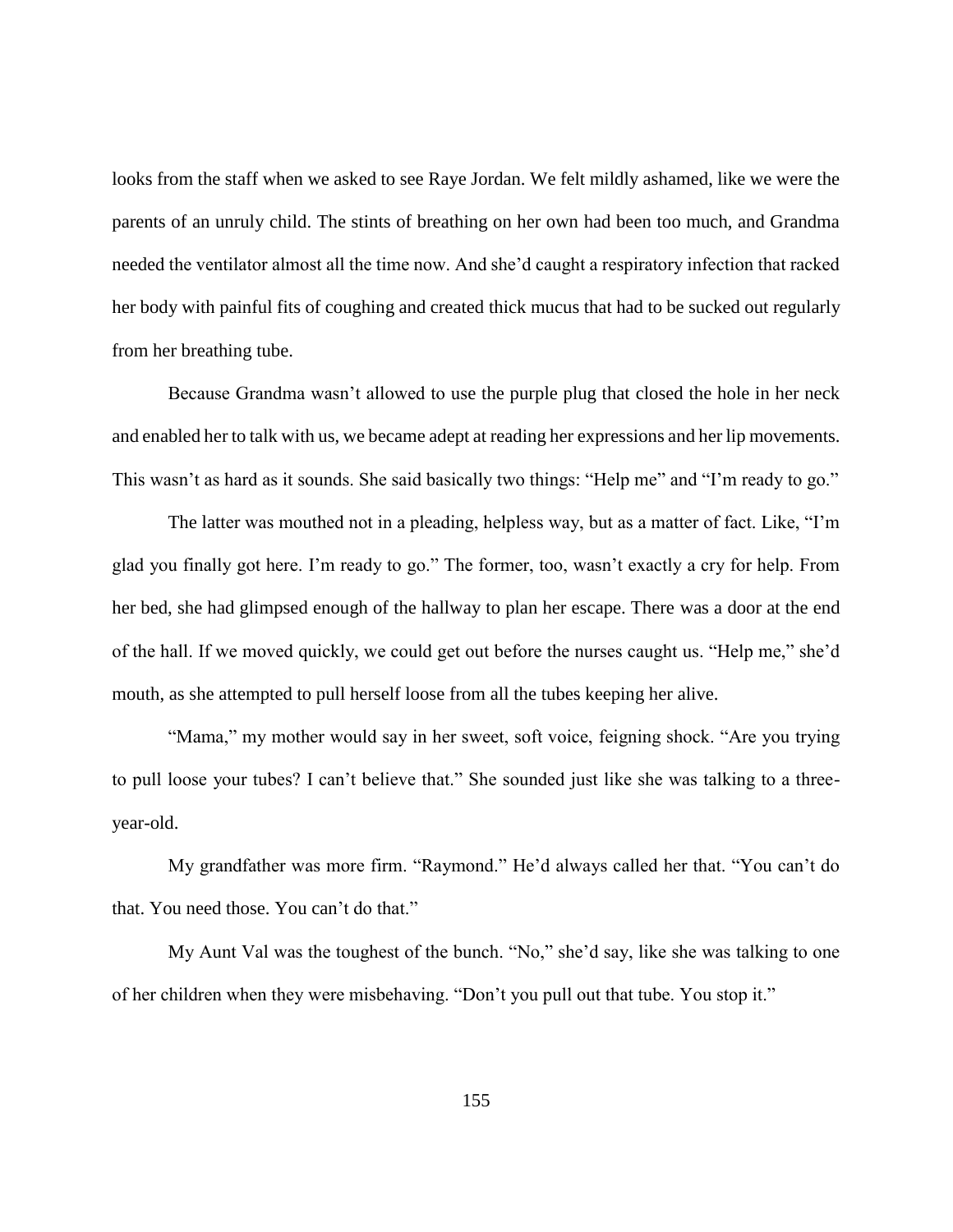looks from the staff when we asked to see Raye Jordan. We felt mildly ashamed, like we were the parents of an unruly child. The stints of breathing on her own had been too much, and Grandma needed the ventilator almost all the time now. And she'd caught a respiratory infection that racked her body with painful fits of coughing and created thick mucus that had to be sucked out regularly from her breathing tube.

Because Grandma wasn't allowed to use the purple plug that closed the hole in her neck and enabled her to talk with us, we became adept at reading her expressions and her lip movements. This wasn't as hard as it sounds. She said basically two things: "Help me" and "I'm ready to go."

The latter was mouthed not in a pleading, helpless way, but as a matter of fact. Like, "I'm glad you finally got here. I'm ready to go." The former, too, wasn't exactly a cry for help. From her bed, she had glimpsed enough of the hallway to plan her escape. There was a door at the end of the hall. If we moved quickly, we could get out before the nurses caught us. "Help me," she'd mouth, as she attempted to pull herself loose from all the tubes keeping her alive.

"Mama," my mother would say in her sweet, soft voice, feigning shock. "Are you trying to pull loose your tubes? I can't believe that." She sounded just like she was talking to a three-year-old.

My grandfather was more firm. "Raymond." He'd always called her that. "You can't do that. You need those. You can't do that."

My Aunt Val was the toughest of the bunch. "No," she'd say, like she was talking to one of her children when they were misbehaving. "Don't you pull out that tube. You stop it."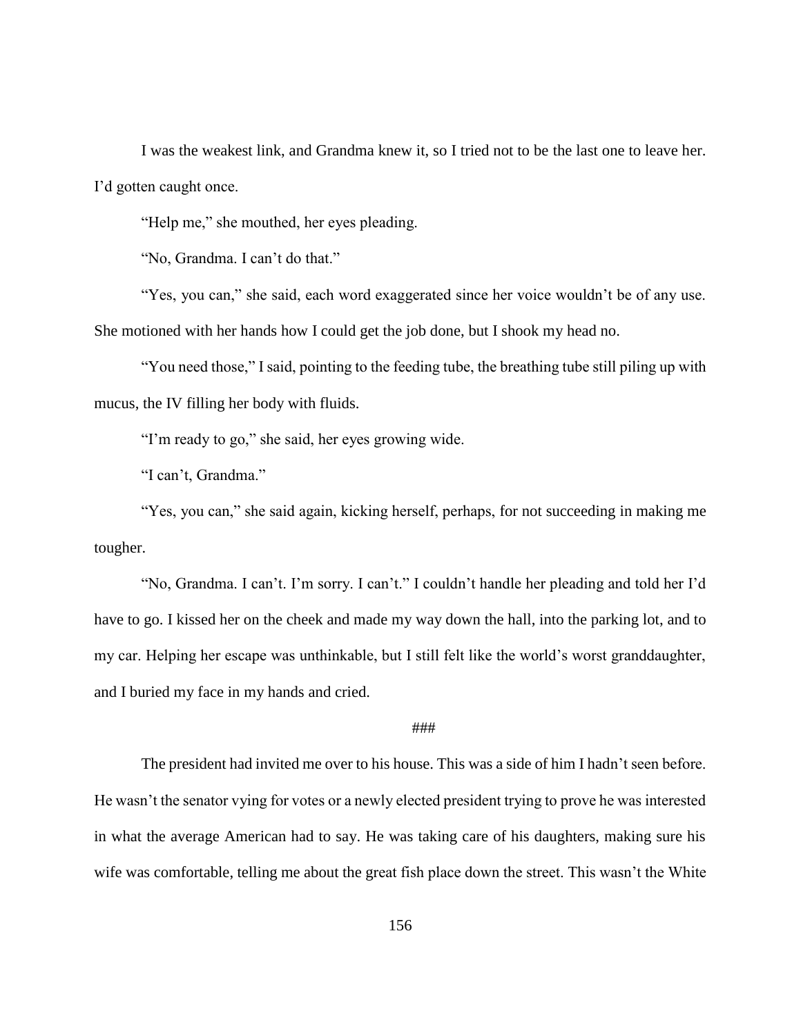I was the weakest link, and Grandma knew it, so I tried not to be the last one to leave her. I'd gotten caught once.

"Help me," she mouthed, her eyes pleading.

"No, Grandma. I can't do that."

"Yes, you can," she said, each word exaggerated since her voice wouldn't be of any use. She motioned with her hands how I could get the job done, but I shook my head no.

"You need those," I said, pointing to the feeding tube, the breathing tube still piling up with mucus, the IV filling her body with fluids.

"I'm ready to go," she said, her eyes growing wide.

"I can't, Grandma."

"Yes, you can," she said again, kicking herself, perhaps, for not succeeding in making me tougher.

"No, Grandma. I can't. I'm sorry. I can't." I couldn't handle her pleading and told her I'd have to go. I kissed her on the cheek and made my way down the hall, into the parking lot, and to my car. Helping her escape was unthinkable, but I still felt like the world's worst granddaughter, and I buried my face in my hands and cried.

###

The president had invited me over to his house. This was a side of him I hadn't seen before. He wasn't the senator vying for votes or a newly elected president trying to prove he was interested in what the average American had to say. He was taking care of his daughters, making sure his wife was comfortable, telling me about the great fish place down the street. This wasn't the White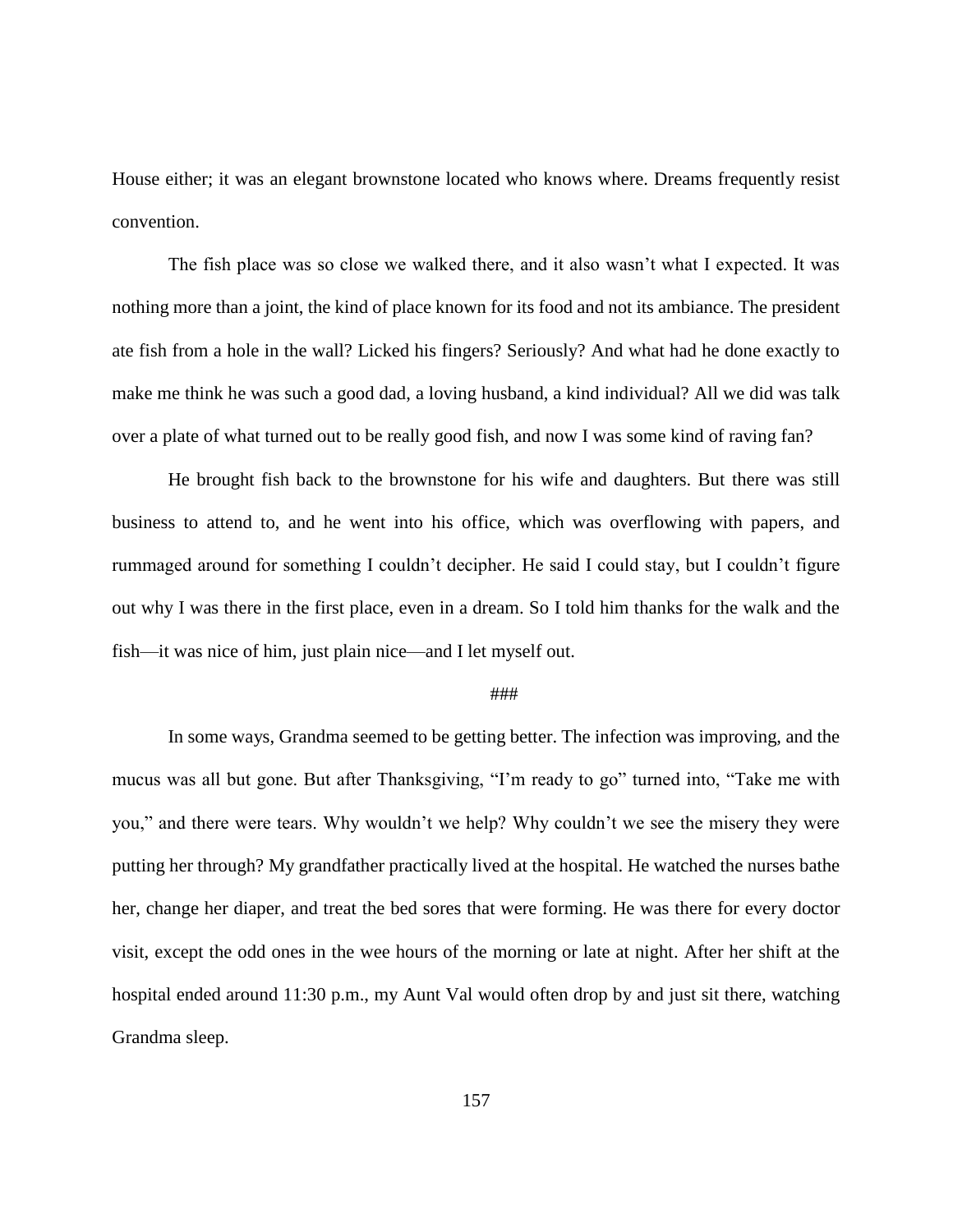House either; it was an elegant brownstone located who knows where. Dreams frequently resist convention.

The fish place was so close we walked there, and it also wasn't what I expected. It was nothing more than a joint, the kind of place known for its food and not its ambiance. The president ate fish from a hole in the wall? Licked his fingers? Seriously? And what had he done exactly to make me think he was such a good dad, a loving husband, a kind individual? All we did was talk over a plate of what turned out to be really good fish, and now I was some kind of raving fan?

He brought fish back to the brownstone for his wife and daughters. But there was still business to attend to, and he went into his office, which was overflowing with papers, and rummaged around for something I couldn't decipher. He said I could stay, but I couldn't figure out why I was there in the first place, even in a dream. So I told him thanks for the walk and the fish—it was nice of him, just plain nice—and I let myself out.

###

In some ways, Grandma seemed to be getting better. The infection was improving, and the mucus was all but gone. But after Thanksgiving, "I'm ready to go" turned into, "Take me with you," and there were tears. Why wouldn't we help? Why couldn't we see the misery they were putting her through? My grandfather practically lived at the hospital. He watched the nurses bathe her, change her diaper, and treat the bed sores that were forming. He was there for every doctor visit, except the odd ones in the wee hours of the morning or late at night. After her shift at the hospital ended around 11:30 p.m., my Aunt Val would often drop by and just sit there, watching Grandma sleep.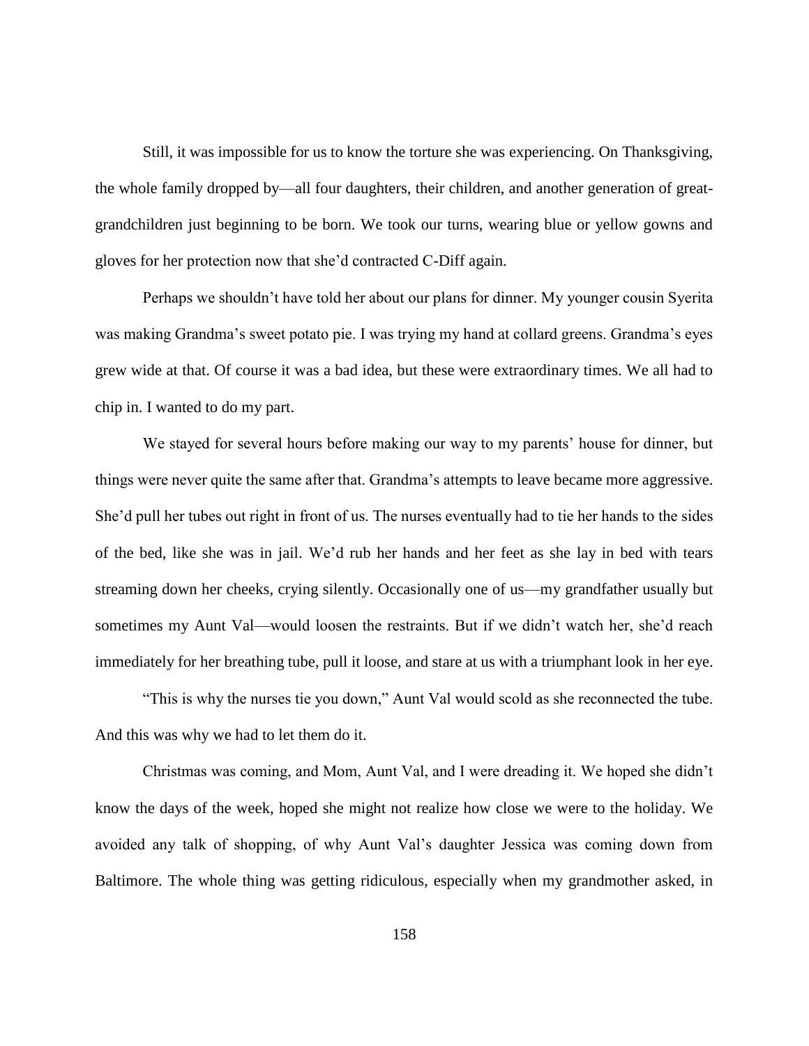Still, it was impossible for us to know the torture she was experiencing. On Thanksgiving, the whole family dropped by—all four daughters, their children, and another generation of great-grandchildren just beginning to be born. We took our turns, wearing blue or yellow gowns and gloves for her protection now that she'd contracted C-Diff again.

Perhaps we shouldn't have told her about our plans for dinner. My younger cousin Syerita was making Grandma's sweet potato pie. I was trying my hand at collard greens. Grandma's eyes grew wide at that. Of course it was a bad idea, but these were extraordinary times. We all had to chip in. I wanted to do my part.

We stayed for several hours before making our way to my parents' house for dinner, but things were never quite the same after that. Grandma's attempts to leave became more aggressive. She'd pull her tubes out right in front of us. The nurses eventually had to tie her hands to the sides of the bed, like she was in jail. We'd rub her hands and her feet as she lay in bed with tears streaming down her cheeks, crying silently. Occasionally one of us—my grandfather usually but sometimes my Aunt Val—would loosen the restraints. But if we didn't watch her, she'd reach immediately for her breathing tube, pull it loose, and stare at us with a triumphant look in her eye.

"This is why the nurses tie you down," Aunt Val would scold as she reconnected the tube. And this was why we had to let them do it.

Christmas was coming, and Mom, Aunt Val, and I were dreading it. We hoped she didn't know the days of the week, hoped she might not realize how close we were to the holiday. We avoided any talk of shopping, of why Aunt Val's daughter Jessica was coming down from Baltimore. The whole thing was getting ridiculous, especially when my grandmother asked, in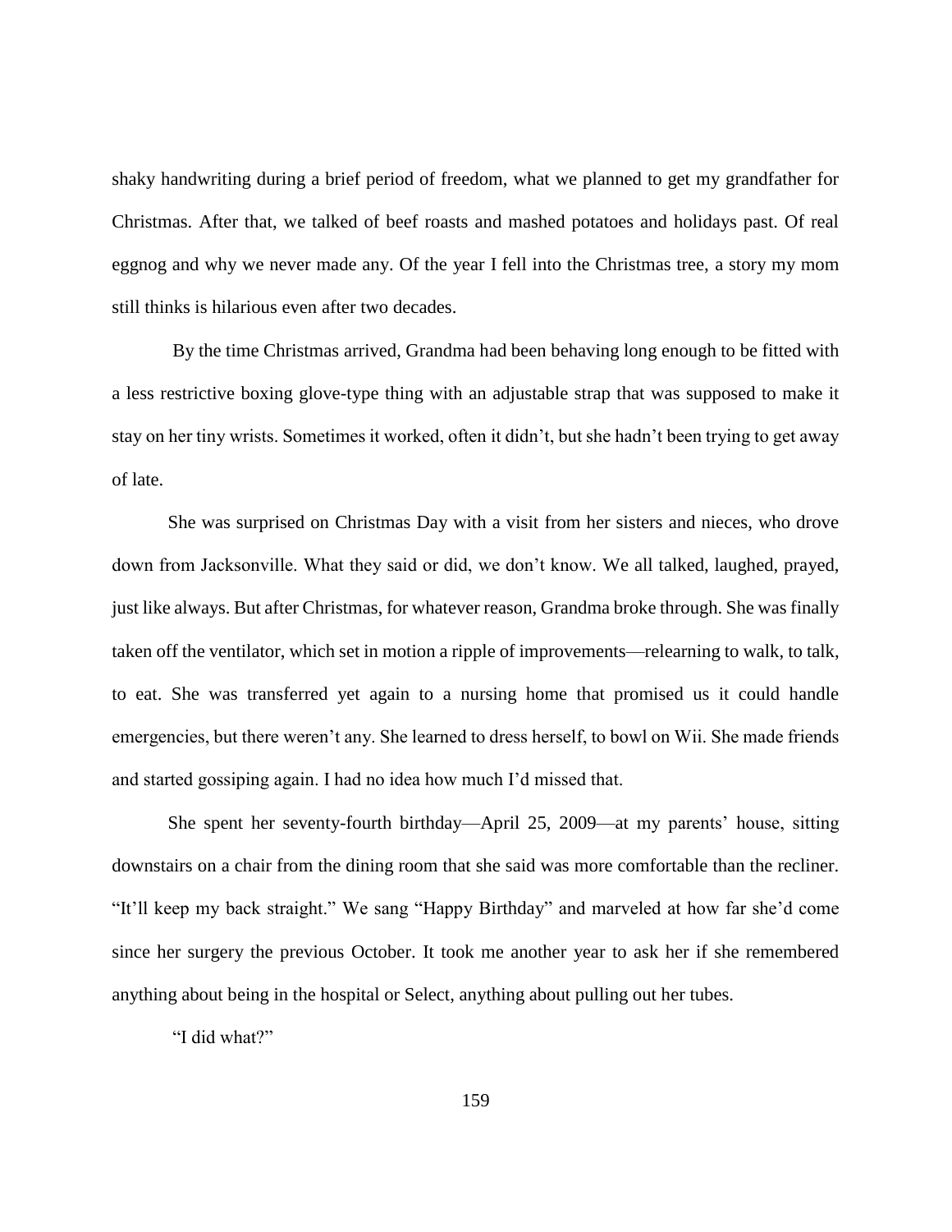shaky handwriting during a brief period of freedom, what we planned to get my grandfather for Christmas. After that, we talked of beef roasts and mashed potatoes and holidays past. Of real eggnog and why we never made any. Of the year I fell into the Christmas tree, a story my mom still thinks is hilarious even after two decades.

By the time Christmas arrived, Grandma had been behaving long enough to be fitted with a less restrictive boxing glove-type thing with an adjustable strap that was supposed to make it stay on her tiny wrists. Sometimes it worked, often it didn't, but she hadn't been trying to get away of late.

She was surprised on Christmas Day with a visit from her sisters and nieces, who drove down from Jacksonville. What they said or did, we don't know. We all talked, laughed, prayed, just like always. But after Christmas, for whatever reason, Grandma broke through. She was finally taken off the ventilator, which set in motion a ripple of improvements—relearning to walk, to talk, to eat. She was transferred yet again to a nursing home that promised us it could handle emergencies, but there weren't any. She learned to dress herself, to bowl on Wii. She made friends and started gossiping again. I had no idea how much I'd missed that.

She spent her seventy-fourth birthday—April 25, 2009—at my parents' house, sitting downstairs on a chair from the dining room that she said was more comfortable than the recliner. "It'll keep my back straight." We sang "Happy Birthday" and marveled at how far she'd come since her surgery the previous October. It took me another year to ask her if she remembered anything about being in the hospital or Select, anything about pulling out her tubes.

"I did what?"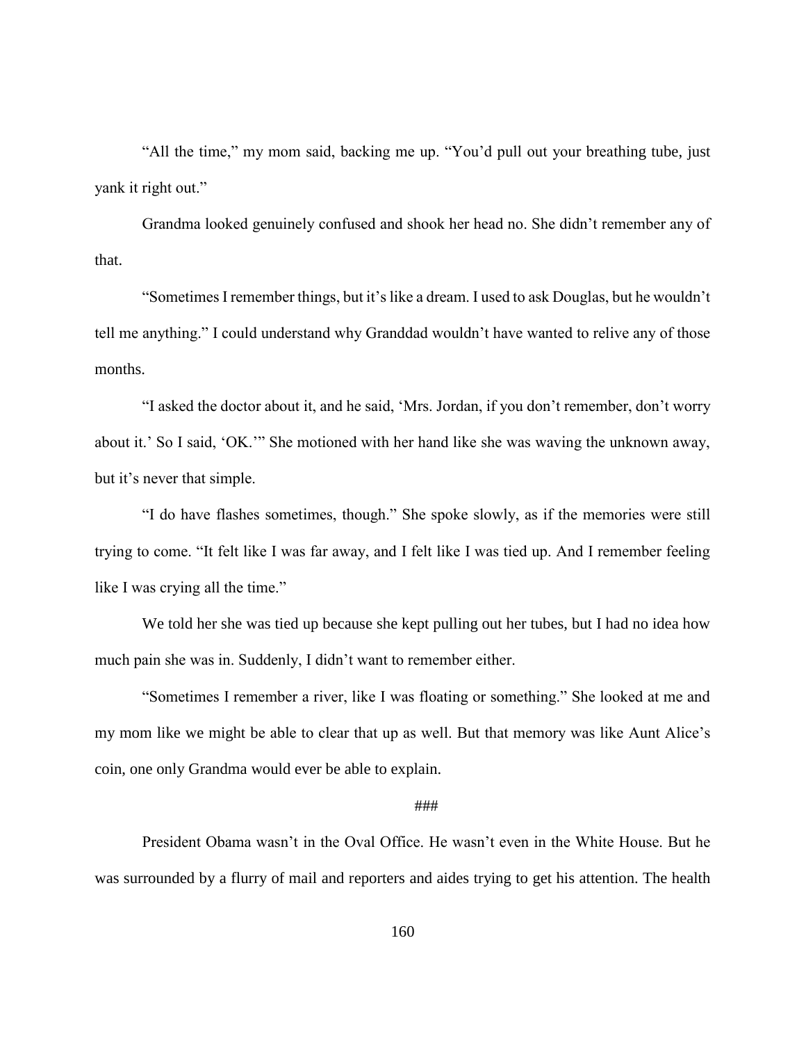"All the time," my mom said, backing me up. "You'd pull out your breathing tube, just yank it right out."

Grandma looked genuinely confused and shook her head no. She didn't remember any of that.

"Sometimes I remember things, but it's like a dream. I used to ask Douglas, but he wouldn't tell me anything." I could understand why Granddad wouldn't have wanted to relive any of those months.

"I asked the doctor about it, and he said, 'Mrs. Jordan, if you don't remember, don't worry about it.' So I said, 'OK.'" She motioned with her hand like she was waving the unknown away, but it's never that simple.

"I do have flashes sometimes, though." She spoke slowly, as if the memories were still trying to come. "It felt like I was far away, and I felt like I was tied up. And I remember feeling like I was crying all the time."

We told her she was tied up because she kept pulling out her tubes, but I had no idea how much pain she was in. Suddenly, I didn't want to remember either.

"Sometimes I remember a river, like I was floating or something." She looked at me and my mom like we might be able to clear that up as well. But that memory was like Aunt Alice's coin, one only Grandma would ever be able to explain.

###

President Obama wasn't in the Oval Office. He wasn't even in the White House. But he was surrounded by a flurry of mail and reporters and aides trying to get his attention. The health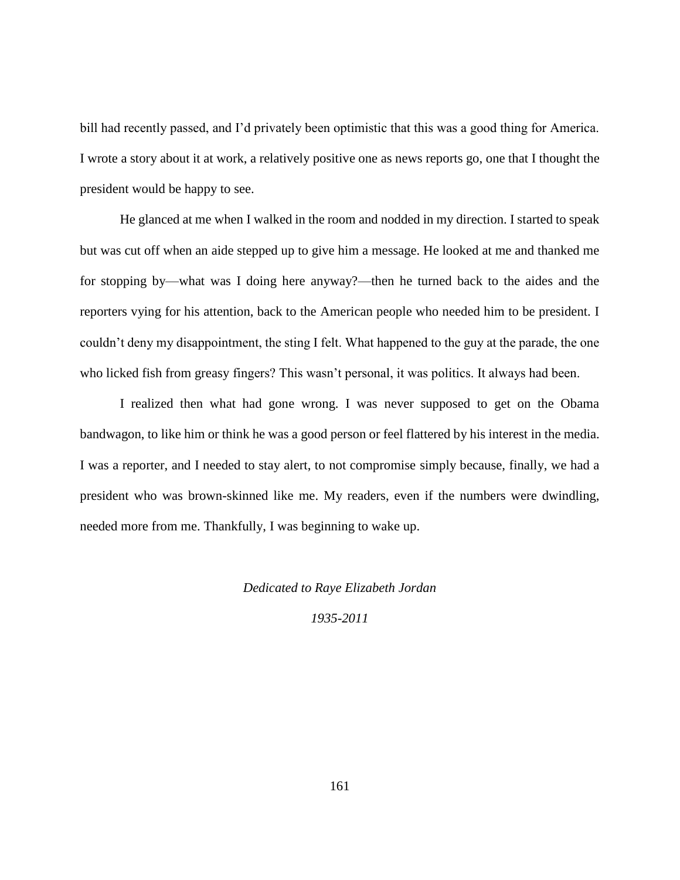bill had recently passed, and I'd privately been optimistic that this was a good thing for America. I wrote a story about it at work, a relatively positive one as news reports go, one that I thought the president would be happy to see.

He glanced at me when I walked in the room and nodded in my direction. I started to speak but was cut off when an aide stepped up to give him a message. He looked at me and thanked me for stopping by—what was I doing here anyway?—then he turned back to the aides and the reporters vying for his attention, back to the American people who needed him to be president. I couldn't deny my disappointment, the sting I felt. What happened to the guy at the parade, the one who licked fish from greasy fingers? This wasn't personal, it was politics. It always had been.

I realized then what had gone wrong. I was never supposed to get on the Obama bandwagon, to like him or think he was a good person or feel flattered by his interest in the media. I was a reporter, and I needed to stay alert, to not compromise simply because, finally, we had a president who was brown-skinned like me. My readers, even if the numbers were dwindling, needed more from me. Thankfully, I was beginning to wake up.

*Dedicated to Raye Elizabeth Jordan*

*1935-2011*